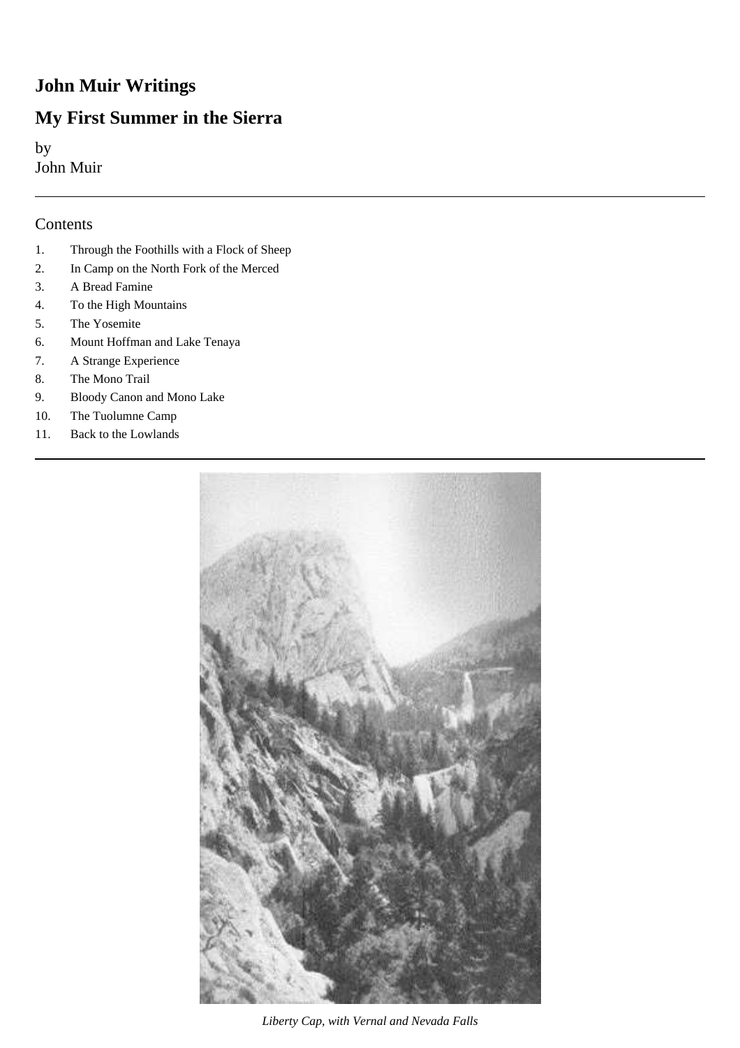## John Muir Writings

## My First Summer in the Sierra

by
John Muir

Contents

1. Through the Foothills with a Flock of Sheep
2. In Camp on the North Fork of the Merced
3. A Bread Famine
4. To the High Mountains
5. The Yosemite
6. Mount Hoffman and Lake Tenaya
7. A Strange Experience
8. The Mono Trail
9. Bloody Canon and Mono Lake
10. The Tuolumne Camp
11. Back to the Lowlands

*Liberty Cap, with Vernal and Nevada Falls*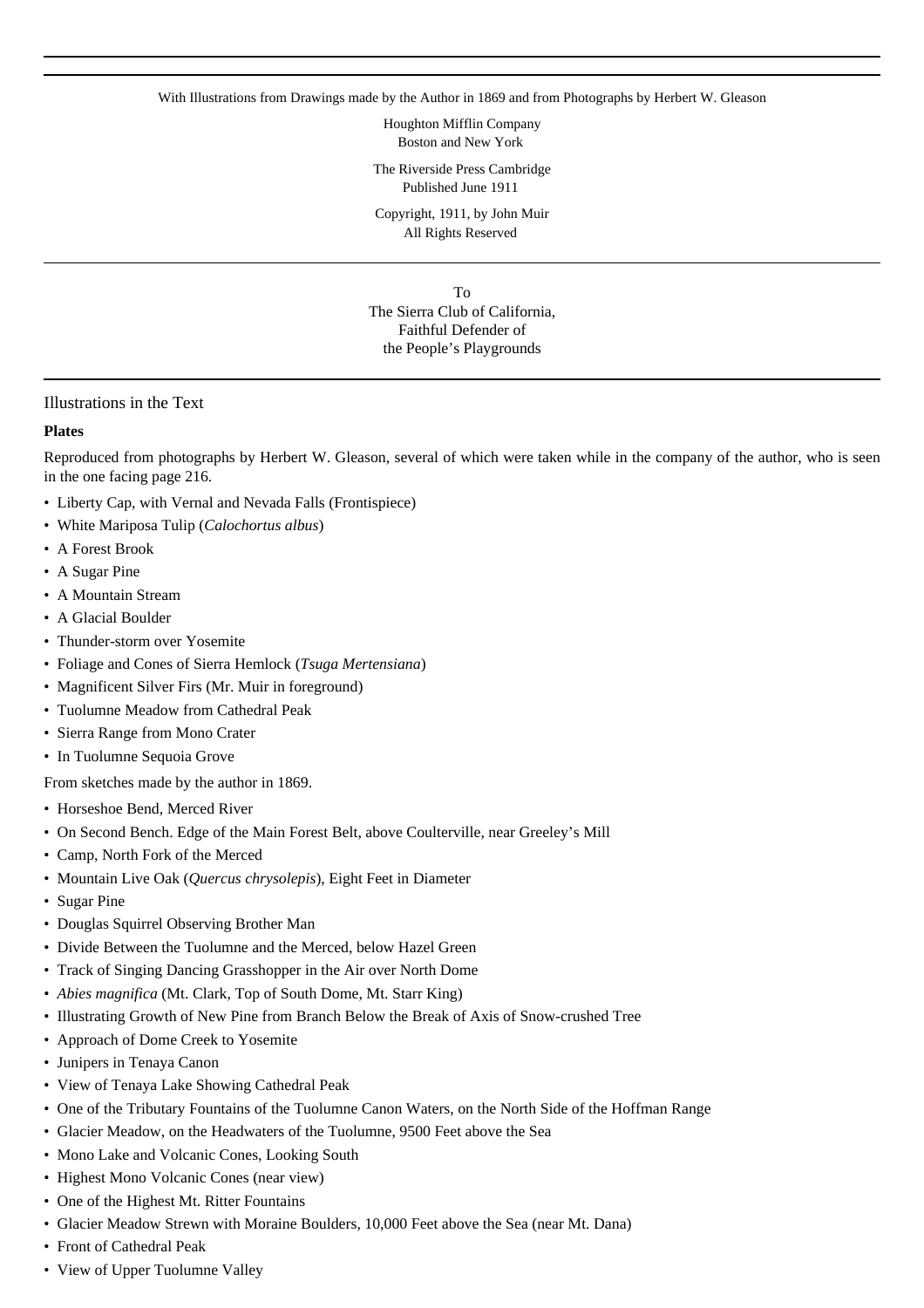With Illustrations from Drawings made by the Author in 1869 and from Photographs by Herbert W. Gleason

Houghton Mifflin Company
Boston and New York

The Riverside Press Cambridge
Published June 1911

Copyright, 1911, by John Muir
All Rights Reserved

---

To
The Sierra Club of California,
Faithful Defender of
the People's Playgrounds

---

## Illustrations in the Text

### Plates

Reproduced from photographs by Herbert W. Gleason, several of which were taken while in the company of the author, who is seen in the one facing page 216.

- Liberty Cap, with Vernal and Nevada Falls (Frontispiece)
- White Mariposa Tulip (*Calochortus albus*)
- A Forest Brook
- A Sugar Pine
- A Mountain Stream
- A Glacial Boulder
- Thunder-storm over Yosemite
- Foliage and Cones of Sierra Hemlock (*Tsuga Mertensiana*)
- Magnificent Silver Firs (Mr. Muir in foreground)
- Tuolumne Meadow from Cathedral Peak
- Sierra Range from Mono Crater
- In Tuolumne Sequoia Grove

From sketches made by the author in 1869.

- Horseshoe Bend, Merced River
- On Second Bench. Edge of the Main Forest Belt, above Coulterville, near Greeley's Mill
- Camp, North Fork of the Merced
- Mountain Live Oak (*Quercus chrysolepis*), Eight Feet in Diameter
- Sugar Pine
- Douglas Squirrel Observing Brother Man
- Divide Between the Tuolumne and the Merced, below Hazel Green
- Track of Singing Dancing Grasshopper in the Air over North Dome
- *Abies magnifica* (Mt. Clark, Top of South Dome, Mt. Starr King)
- Illustrating Growth of New Pine from Branch Below the Break of Axis of Snow-crushed Tree
- Approach of Dome Creek to Yosemite
- Junipers in Tenaya Canon
- View of Tenaya Lake Showing Cathedral Peak
- One of the Tributary Fountains of the Tuolumne Canon Waters, on the North Side of the Hoffman Range
- Glacier Meadow, on the Headwaters of the Tuolumne, 9500 Feet above the Sea
- Mono Lake and Volcanic Cones, Looking South
- Highest Mono Volcanic Cones (near view)
- One of the Highest Mt. Ritter Fountains
- Glacier Meadow Strewn with Moraine Boulders, 10,000 Feet above the Sea (near Mt. Dana)
- Front of Cathedral Peak
- View of Upper Tuolumne Valley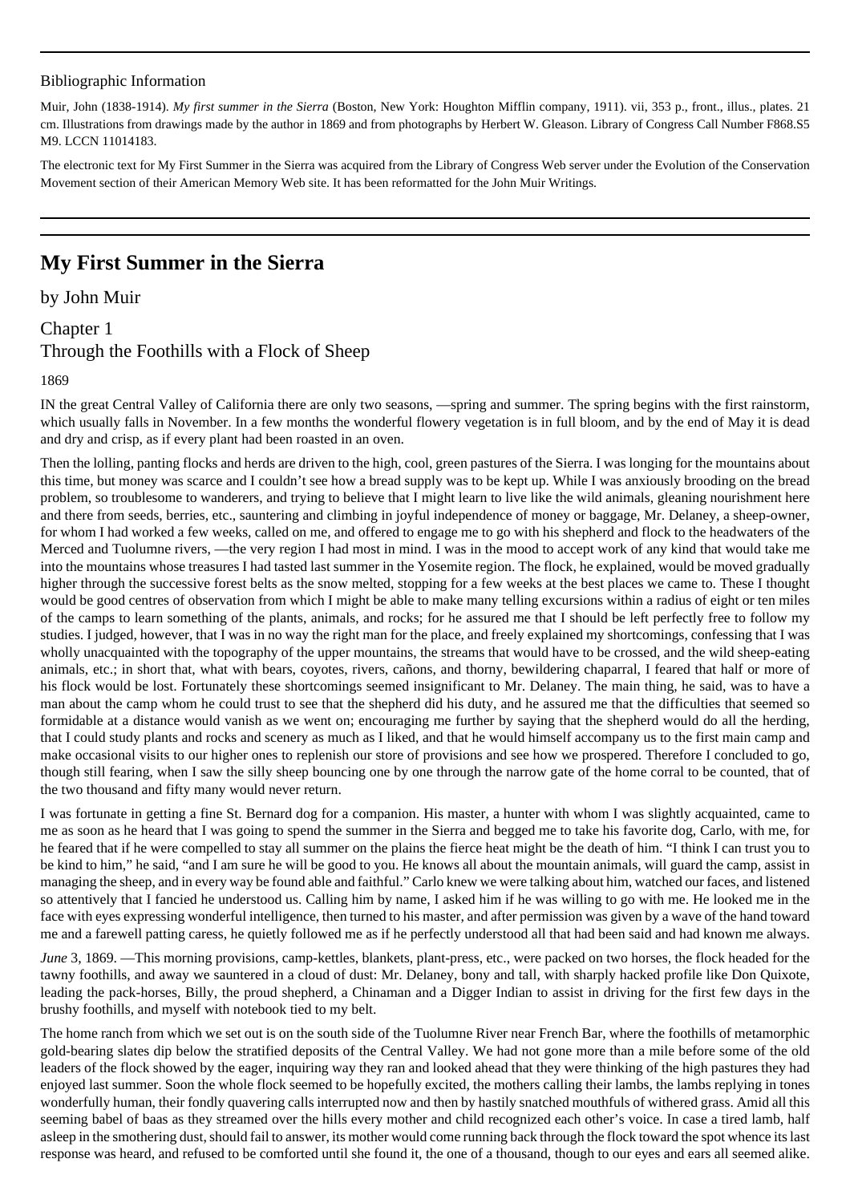Bibliographic Information

Muir, John (1838-1914). *My first summer in the Sierra* (Boston, New York: Houghton Mifflin company, 1911). vii, 353 p., front., illus., plates. 21 cm. Illustrations from drawings made by the author in 1869 and from photographs by Herbert W. Gleason. Library of Congress Call Number F868.S5 M9. LCCN 11014183.

The electronic text for My First Summer in the Sierra was acquired from the Library of Congress Web server under the Evolution of the Conservation Movement section of their American Memory Web site. It has been reformatted for the John Muir Writings.

---

# My First Summer in the Sierra

by John Muir

## Chapter 1
## Through the Foothills with a Flock of Sheep

1869

IN the great Central Valley of California there are only two seasons, —spring and summer. The spring begins with the first rainstorm, which usually falls in November. In a few months the wonderful flowery vegetation is in full bloom, and by the end of May it is dead and dry and crisp, as if every plant had been roasted in an oven.

Then the lolling, panting flocks and herds are driven to the high, cool, green pastures of the Sierra. I was longing for the mountains about this time, but money was scarce and I couldn't see how a bread supply was to be kept up. While I was anxiously brooding on the bread problem, so troublesome to wanderers, and trying to believe that I might learn to live like the wild animals, gleaning nourishment here and there from seeds, berries, etc., sauntering and climbing in joyful independence of money or baggage, Mr. Delaney, a sheep-owner, for whom I had worked a few weeks, called on me, and offered to engage me to go with his shepherd and flock to the headwaters of the Merced and Tuolumne rivers, —the very region I had most in mind. I was in the mood to accept work of any kind that would take me into the mountains whose treasures I had tasted last summer in the Yosemite region. The flock, he explained, would be moved gradually higher through the successive forest belts as the snow melted, stopping for a few weeks at the best places we came to. These I thought would be good centres of observation from which I might be able to make many telling excursions within a radius of eight or ten miles of the camps to learn something of the plants, animals, and rocks; for he assured me that I should be left perfectly free to follow my studies. I judged, however, that I was in no way the right man for the place, and freely explained my shortcomings, confessing that I was wholly unacquainted with the topography of the upper mountains, the streams that would have to be crossed, and the wild sheep-eating animals, etc.; in short that, what with bears, coyotes, rivers, cañons, and thorny, bewildering chaparral, I feared that half or more of his flock would be lost. Fortunately these shortcomings seemed insignificant to Mr. Delaney. The main thing, he said, was to have a man about the camp whom he could trust to see that the shepherd did his duty, and he assured me that the difficulties that seemed so formidable at a distance would vanish as we went on; encouraging me further by saying that the shepherd would do all the herding, that I could study plants and rocks and scenery as much as I liked, and that he would himself accompany us to the first main camp and make occasional visits to our higher ones to replenish our store of provisions and see how we prospered. Therefore I concluded to go, though still fearing, when I saw the silly sheep bouncing one by one through the narrow gate of the home corral to be counted, that of the two thousand and fifty many would never return.

I was fortunate in getting a fine St. Bernard dog for a companion. His master, a hunter with whom I was slightly acquainted, came to me as soon as he heard that I was going to spend the summer in the Sierra and begged me to take his favorite dog, Carlo, with me, for he feared that if he were compelled to stay all summer on the plains the fierce heat might be the death of him. "I think I can trust you to be kind to him," he said, "and I am sure he will be good to you. He knows all about the mountain animals, will guard the camp, assist in managing the sheep, and in every way be found able and faithful." Carlo knew we were talking about him, watched our faces, and listened so attentively that I fancied he understood us. Calling him by name, I asked him if he was willing to go with me. He looked me in the face with eyes expressing wonderful intelligence, then turned to his master, and after permission was given by a wave of the hand toward me and a farewell patting caress, he quietly followed me as if he perfectly understood all that had been said and had known me always.

*June* 3, 1869. —This morning provisions, camp-kettles, blankets, plant-press, etc., were packed on two horses, the flock headed for the tawny foothills, and away we sauntered in a cloud of dust: Mr. Delaney, bony and tall, with sharply hacked profile like Don Quixote, leading the pack-horses, Billy, the proud shepherd, a Chinaman and a Digger Indian to assist in driving for the first few days in the brushy foothills, and myself with notebook tied to my belt.

The home ranch from which we set out is on the south side of the Tuolumne River near French Bar, where the foothills of metamorphic gold-bearing slates dip below the stratified deposits of the Central Valley. We had not gone more than a mile before some of the old leaders of the flock showed by the eager, inquiring way they ran and looked ahead that they were thinking of the high pastures they had enjoyed last summer. Soon the whole flock seemed to be hopefully excited, the mothers calling their lambs, the lambs replying in tones wonderfully human, their fondly quavering calls interrupted now and then by hastily snatched mouthfuls of withered grass. Amid all this seeming babel of baas as they streamed over the hills every mother and child recognized each other's voice. In case a tired lamb, half asleep in the smothering dust, should fail to answer, its mother would come running back through the flock toward the spot whence its last response was heard, and refused to be comforted until she found it, the one of a thousand, though to our eyes and ears all seemed alike.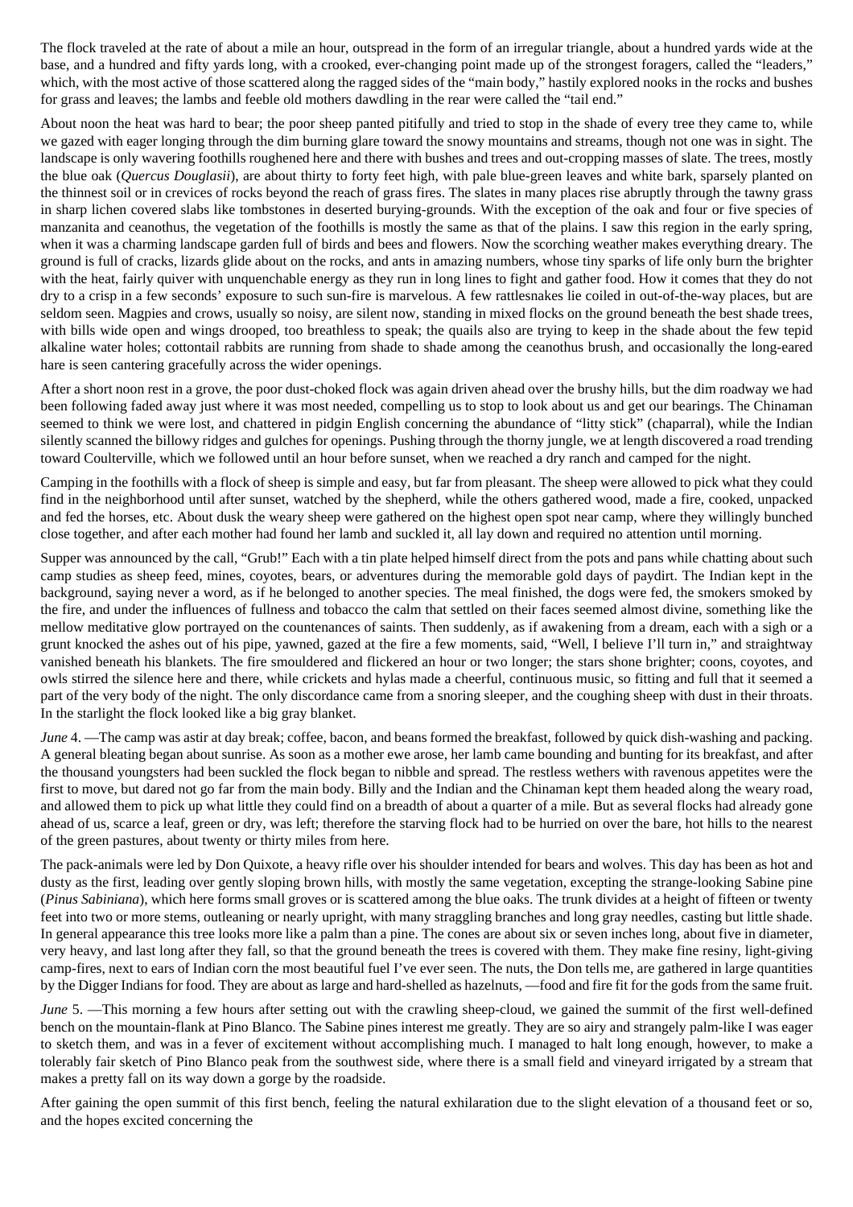The flock traveled at the rate of about a mile an hour, outspread in the form of an irregular triangle, about a hundred yards wide at the base, and a hundred and fifty yards long, with a crooked, ever-changing point made up of the strongest foragers, called the "leaders," which, with the most active of those scattered along the ragged sides of the "main body," hastily explored nooks in the rocks and bushes for grass and leaves; the lambs and feeble old mothers dawdling in the rear were called the "tail end."

About noon the heat was hard to bear; the poor sheep panted pitifully and tried to stop in the shade of every tree they came to, while we gazed with eager longing through the dim burning glare toward the snowy mountains and streams, though not one was in sight. The landscape is only wavering foothills roughened here and there with bushes and trees and out-cropping masses of slate. The trees, mostly the blue oak (*Quercus Douglasii*), are about thirty to forty feet high, with pale blue-green leaves and white bark, sparsely planted on the thinnest soil or in crevices of rocks beyond the reach of grass fires. The slates in many places rise abruptly through the tawny grass in sharp lichen covered slabs like tombstones in deserted burying-grounds. With the exception of the oak and four or five species of manzanita and ceanothus, the vegetation of the foothills is mostly the same as that of the plains. I saw this region in the early spring, when it was a charming landscape garden full of birds and bees and flowers. Now the scorching weather makes everything dreary. The ground is full of cracks, lizards glide about on the rocks, and ants in amazing numbers, whose tiny sparks of life only burn the brighter with the heat, fairly quiver with unquenchable energy as they run in long lines to fight and gather food. How it comes that they do not dry to a crisp in a few seconds' exposure to such sun-fire is marvelous. A few rattlesnakes lie coiled in out-of-the-way places, but are seldom seen. Magpies and crows, usually so noisy, are silent now, standing in mixed flocks on the ground beneath the best shade trees, with bills wide open and wings drooped, too breathless to speak; the quails also are trying to keep in the shade about the few tepid alkaline water holes; cottontail rabbits are running from shade to shade among the ceanothus brush, and occasionally the long-eared hare is seen cantering gracefully across the wider openings.

After a short noon rest in a grove, the poor dust-choked flock was again driven ahead over the brushy hills, but the dim roadway we had been following faded away just where it was most needed, compelling us to stop to look about us and get our bearings. The Chinaman seemed to think we were lost, and chattered in pidgin English concerning the abundance of "litty stick" (chaparral), while the Indian silently scanned the billowy ridges and gulches for openings. Pushing through the thorny jungle, we at length discovered a road trending toward Coulterville, which we followed until an hour before sunset, when we reached a dry ranch and camped for the night.

Camping in the foothills with a flock of sheep is simple and easy, but far from pleasant. The sheep were allowed to pick what they could find in the neighborhood until after sunset, watched by the shepherd, while the others gathered wood, made a fire, cooked, unpacked and fed the horses, etc. About dusk the weary sheep were gathered on the highest open spot near camp, where they willingly bunched close together, and after each mother had found her lamb and suckled it, all lay down and required no attention until morning.

Supper was announced by the call, "Grub!" Each with a tin plate helped himself direct from the pots and pans while chatting about such camp studies as sheep feed, mines, coyotes, bears, or adventures during the memorable gold days of paydirt. The Indian kept in the background, saying never a word, as if he belonged to another species. The meal finished, the dogs were fed, the smokers smoked by the fire, and under the influences of fullness and tobacco the calm that settled on their faces seemed almost divine, something like the mellow meditative glow portrayed on the countenances of saints. Then suddenly, as if awakening from a dream, each with a sigh or a grunt knocked the ashes out of his pipe, yawned, gazed at the fire a few moments, said, "Well, I believe I'll turn in," and straightway vanished beneath his blankets. The fire smouldered and flickered an hour or two longer; the stars shone brighter; coons, coyotes, and owls stirred the silence here and there, while crickets and hylas made a cheerful, continuous music, so fitting and full that it seemed a part of the very body of the night. The only discordance came from a snoring sleeper, and the coughing sheep with dust in their throats. In the starlight the flock looked like a big gray blanket.

*June* 4. —The camp was astir at day break; coffee, bacon, and beans formed the breakfast, followed by quick dish-washing and packing. A general bleating began about sunrise. As soon as a mother ewe arose, her lamb came bounding and bunting for its breakfast, and after the thousand youngsters had been suckled the flock began to nibble and spread. The restless wethers with ravenous appetites were the first to move, but dared not go far from the main body. Billy and the Indian and the Chinaman kept them headed along the weary road, and allowed them to pick up what little they could find on a breadth of about a quarter of a mile. But as several flocks had already gone ahead of us, scarce a leaf, green or dry, was left; therefore the starving flock had to be hurried on over the bare, hot hills to the nearest of the green pastures, about twenty or thirty miles from here.

The pack-animals were led by Don Quixote, a heavy rifle over his shoulder intended for bears and wolves. This day has been as hot and dusty as the first, leading over gently sloping brown hills, with mostly the same vegetation, excepting the strange-looking Sabine pine (*Pinus Sabiniana*), which here forms small groves or is scattered among the blue oaks. The trunk divides at a height of fifteen or twenty feet into two or more stems, outleaning or nearly upright, with many straggling branches and long gray needles, casting but little shade. In general appearance this tree looks more like a palm than a pine. The cones are about six or seven inches long, about five in diameter, very heavy, and last long after they fall, so that the ground beneath the trees is covered with them. They make fine resiny, light-giving camp-fires, next to ears of Indian corn the most beautiful fuel I've ever seen. The nuts, the Don tells me, are gathered in large quantities by the Digger Indians for food. They are about as large and hard-shelled as hazelnuts, —food and fire fit for the gods from the same fruit.

*June* 5. —This morning a few hours after setting out with the crawling sheep-cloud, we gained the summit of the first well-defined bench on the mountain-flank at Pino Blanco. The Sabine pines interest me greatly. They are so airy and strangely palm-like I was eager to sketch them, and was in a fever of excitement without accomplishing much. I managed to halt long enough, however, to make a tolerably fair sketch of Pino Blanco peak from the southwest side, where there is a small field and vineyard irrigated by a stream that makes a pretty fall on its way down a gorge by the roadside.

After gaining the open summit of this first bench, feeling the natural exhilaration due to the slight elevation of a thousand feet or so, and the hopes excited concerning the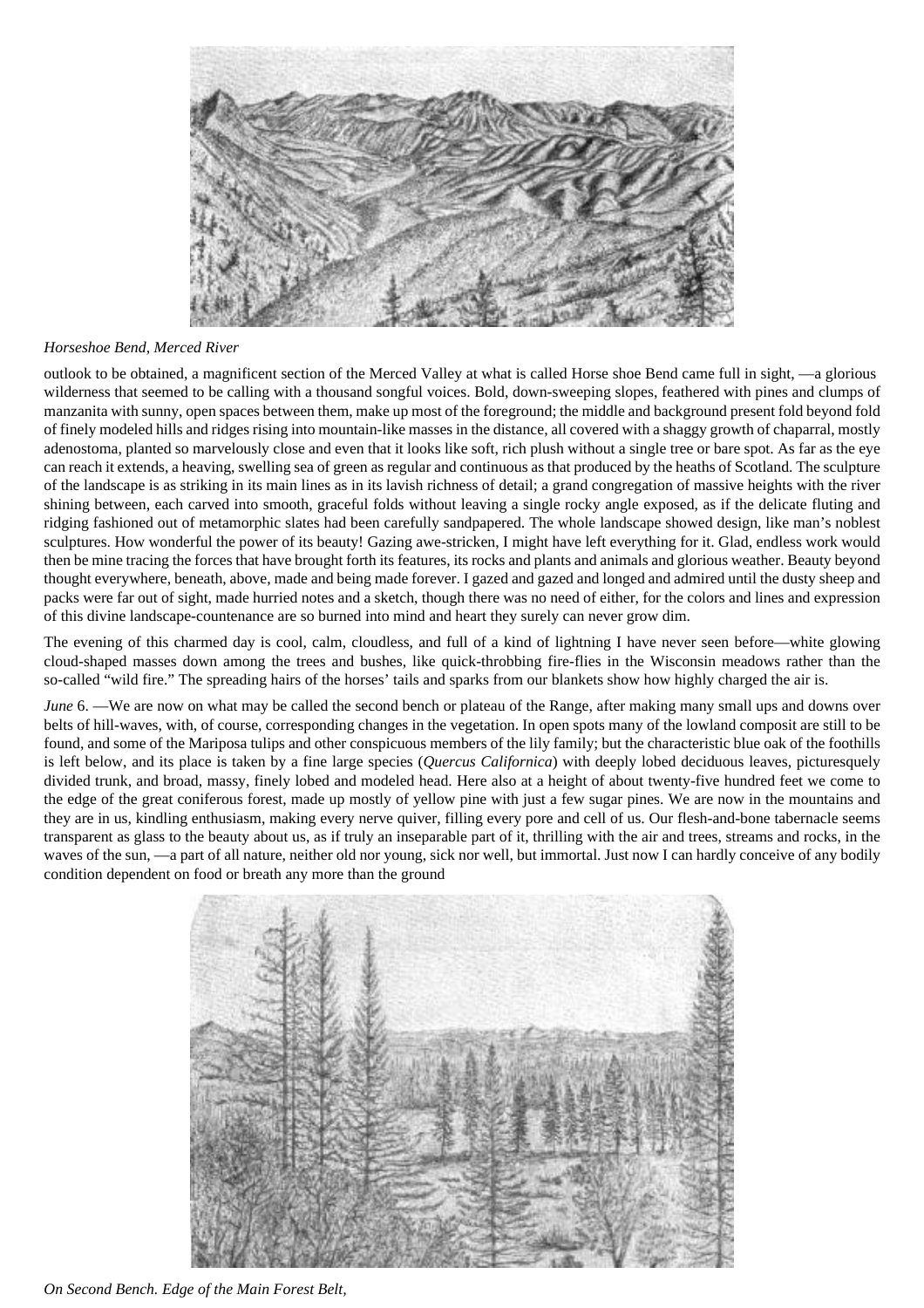*Horseshoe Bend, Merced River*

outlook to be obtained, a magnificent section of the Merced Valley at what is called Horse shoe Bend came full in sight, —a glorious wilderness that seemed to be calling with a thousand songful voices. Bold, down-sweeping slopes, feathered with pines and clumps of manzanita with sunny, open spaces between them, make up most of the foreground; the middle and background present fold beyond fold of finely modeled hills and ridges rising into mountain-like masses in the distance, all covered with a shaggy growth of chaparral, mostly adenostoma, planted so marvelously close and even that it looks like soft, rich plush without a single tree or bare spot. As far as the eye can reach it extends, a heaving, swelling sea of green as regular and continuous as that produced by the heaths of Scotland. The sculpture of the landscape is as striking in its main lines as in its lavish richness of detail; a grand congregation of massive heights with the river shining between, each carved into smooth, graceful folds without leaving a single rocky angle exposed, as if the delicate fluting and ridging fashioned out of metamorphic slates had been carefully sandpapered. The whole landscape showed design, like man's noblest sculptures. How wonderful the power of its beauty! Gazing awe-stricken, I might have left everything for it. Glad, endless work would then be mine tracing the forces that have brought forth its features, its rocks and plants and animals and glorious weather. Beauty beyond thought everywhere, beneath, above, made and being made forever. I gazed and gazed and longed and admired until the dusty sheep and packs were far out of sight, made hurried notes and a sketch, though there was no need of either, for the colors and lines and expression of this divine landscape-countenance are so burned into mind and heart they surely can never grow dim.

The evening of this charmed day is cool, calm, cloudless, and full of a kind of lightning I have never seen before—white glowing cloud-shaped masses down among the trees and bushes, like quick-throbbing fire-flies in the Wisconsin meadows rather than the so-called "wild fire." The spreading hairs of the horses' tails and sparks from our blankets show how highly charged the air is.

*June* 6. —We are now on what may be called the second bench or plateau of the Range, after making many small ups and downs over belts of hill-waves, with, of course, corresponding changes in the vegetation. In open spots many of the lowland composit are still to be found, and some of the Mariposa tulips and other conspicuous members of the lily family; but the characteristic blue oak of the foothills is left below, and its place is taken by a fine large species (*Quercus Californica*) with deeply lobed deciduous leaves, picturesquely divided trunk, and broad, massy, finely lobed and modeled head. Here also at a height of about twenty-five hundred feet we come to the edge of the great coniferous forest, made up mostly of yellow pine with just a few sugar pines. We are now in the mountains and they are in us, kindling enthusiasm, making every nerve quiver, filling every pore and cell of us. Our flesh-and-bone tabernacle seems transparent as glass to the beauty about us, as if truly an inseparable part of it, thrilling with the air and trees, streams and rocks, in the waves of the sun, —a part of all nature, neither old nor young, sick nor well, but immortal. Just now I can hardly conceive of any bodily condition dependent on food or breath any more than the ground

*On Second Bench. Edge of the Main Forest Belt,*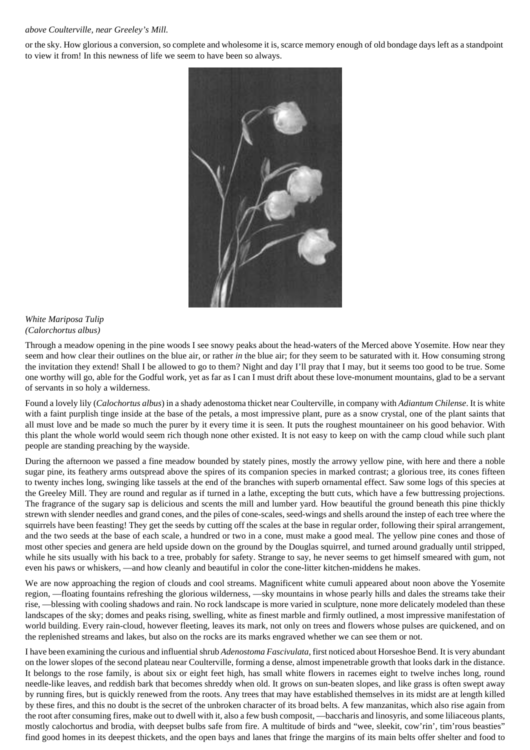*above Coulterville, near Greeley's Mill.*

or the sky. How glorious a conversion, so complete and wholesome it is, scarce memory enough of old bondage days left as a standpoint to view it from! In this newness of life we seem to have been so always.

*White Mariposa Tulip*
*(Calorchortus albus)*

Through a meadow opening in the pine woods I see snowy peaks about the head-waters of the Merced above Yosemite. How near they seem and how clear their outlines on the blue air, or rather *in* the blue air; for they seem to be saturated with it. How consuming strong the invitation they extend! Shall I be allowed to go to them? Night and day I'll pray that I may, but it seems too good to be true. Some one worthy will go, able for the Godful work, yet as far as I can I must drift about these love-monument mountains, glad to be a servant of servants in so holy a wilderness.

Found a lovely lily (*Calochortus albus*) in a shady adenostoma thicket near Coulterville, in company with *Adiantum Chilense*. It is white with a faint purplish tinge inside at the base of the petals, a most impressive plant, pure as a snow crystal, one of the plant saints that all must love and be made so much the purer by it every time it is seen. It puts the roughest mountaineer on his good behavior. With this plant the whole world would seem rich though none other existed. It is not easy to keep on with the camp cloud while such plant people are standing preaching by the wayside.

During the afternoon we passed a fine meadow bounded by stately pines, mostly the arrowy yellow pine, with here and there a noble sugar pine, its feathery arms outspread above the spires of its companion species in marked contrast; a glorious tree, its cones fifteen to twenty inches long, swinging like tassels at the end of the branches with superb ornamental effect. Saw some logs of this species at the Greeley Mill. They are round and regular as if turned in a lathe, excepting the butt cuts, which have a few buttressing projections. The fragrance of the sugary sap is delicious and scents the mill and lumber yard. How beautiful the ground beneath this pine thickly strewn with slender needles and grand cones, and the piles of cone-scales, seed-wings and shells around the instep of each tree where the squirrels have been feasting! They get the seeds by cutting off the scales at the base in regular order, following their spiral arrangement, and the two seeds at the base of each scale, a hundred or two in a cone, must make a good meal. The yellow pine cones and those of most other species and genera are held upside down on the ground by the Douglas squirrel, and turned around gradually until stripped, while he sits usually with his back to a tree, probably for safety. Strange to say, he never seems to get himself smeared with gum, not even his paws or whiskers, —and how cleanly and beautiful in color the cone-litter kitchen-middens he makes.

We are now approaching the region of clouds and cool streams. Magnificent white cumuli appeared about noon above the Yosemite region, —floating fountains refreshing the glorious wilderness, —sky mountains in whose pearly hills and dales the streams take their rise, —blessing with cooling shadows and rain. No rock landscape is more varied in sculpture, none more delicately modeled than these landscapes of the sky; domes and peaks rising, swelling, white as finest marble and firmly outlined, a most impressive manifestation of world building. Every rain-cloud, however fleeting, leaves its mark, not only on trees and flowers whose pulses are quickened, and on the replenished streams and lakes, but also on the rocks are its marks engraved whether we can see them or not.

I have been examining the curious and influential shrub *Adenostoma Fascivulata*, first noticed about Horseshoe Bend. It is very abundant on the lower slopes of the second plateau near Coulterville, forming a dense, almost impenetrable growth that looks dark in the distance. It belongs to the rose family, is about six or eight feet high, has small white flowers in racemes eight to twelve inches long, round needle-like leaves, and reddish bark that becomes shreddy when old. It grows on sun-beaten slopes, and like grass is often swept away by running fires, but is quickly renewed from the roots. Any trees that may have established themselves in its midst are at length killed by these fires, and this no doubt is the secret of the unbroken character of its broad belts. A few manzanitas, which also rise again from the root after consuming fires, make out to dwell with it, also a few bush composit, —baccharis and linosyris, and some liliaceous plants, mostly calochortus and brodia, with deepset bulbs safe from fire. A multitude of birds and "wee, sleekit, cow'rin', tim'rous beasties" find good homes in its deepest thickets, and the open bays and lanes that fringe the margins of its main belts offer shelter and food to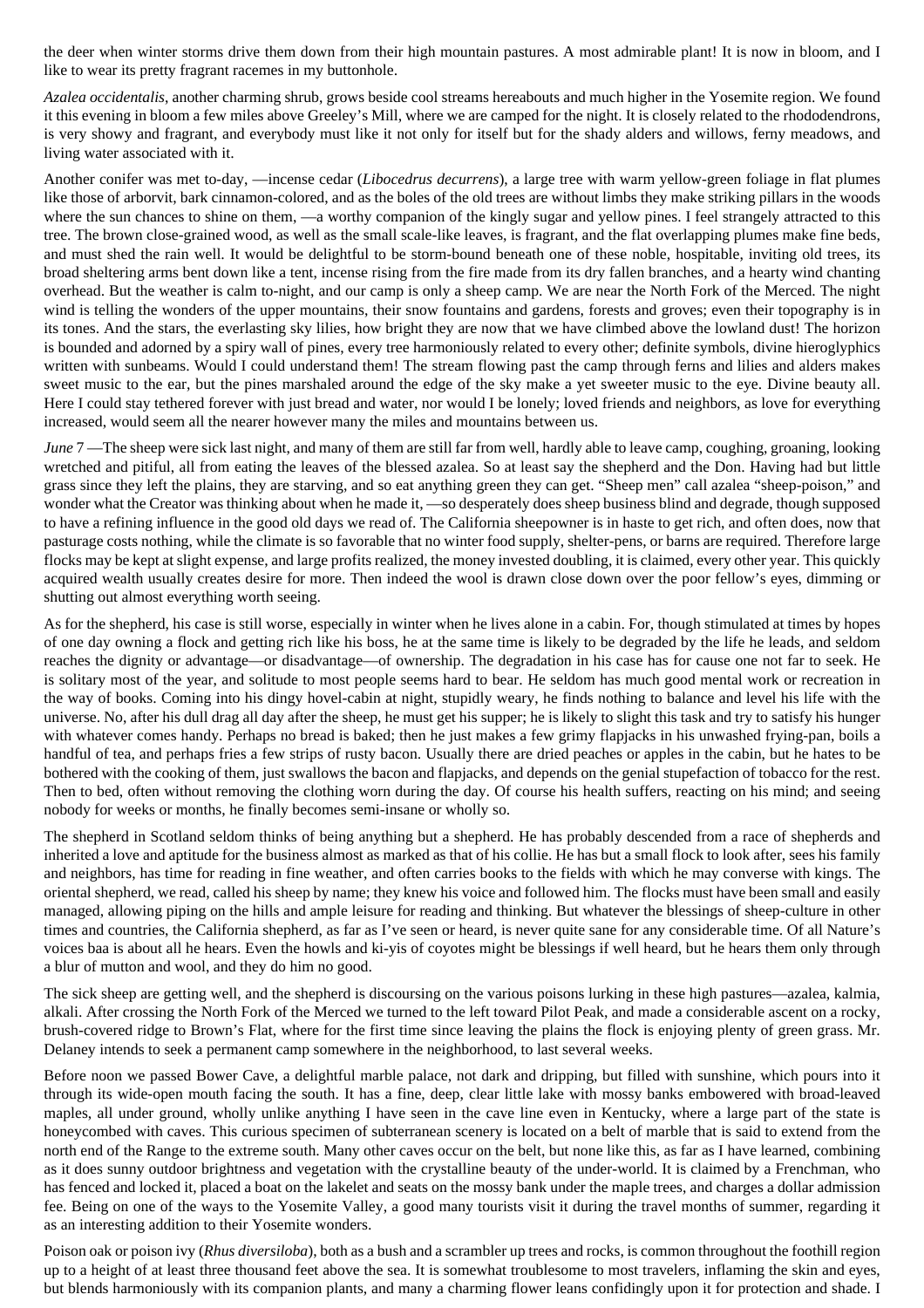the deer when winter storms drive them down from their high mountain pastures. A most admirable plant! It is now in bloom, and I like to wear its pretty fragrant racemes in my buttonhole.

*Azalea occidentalis*, another charming shrub, grows beside cool streams hereabouts and much higher in the Yosemite region. We found it this evening in bloom a few miles above Greeley's Mill, where we are camped for the night. It is closely related to the rhododendrons, is very showy and fragrant, and everybody must like it not only for itself but for the shady alders and willows, ferny meadows, and living water associated with it.

Another conifer was met to-day, —incense cedar (*Libocedrus decurrens*), a large tree with warm yellow-green foliage in flat plumes like those of arborvit, bark cinnamon-colored, and as the boles of the old trees are without limbs they make striking pillars in the woods where the sun chances to shine on them, —a worthy companion of the kingly sugar and yellow pines. I feel strangely attracted to this tree. The brown close-grained wood, as well as the small scale-like leaves, is fragrant, and the flat overlapping plumes make fine beds, and must shed the rain well. It would be delightful to be storm-bound beneath one of these noble, hospitable, inviting old trees, its broad sheltering arms bent down like a tent, incense rising from the fire made from its dry fallen branches, and a hearty wind chanting overhead. But the weather is calm to-night, and our camp is only a sheep camp. We are near the North Fork of the Merced. The night wind is telling the wonders of the upper mountains, their snow fountains and gardens, forests and groves; even their topography is in its tones. And the stars, the everlasting sky lilies, how bright they are now that we have climbed above the lowland dust! The horizon is bounded and adorned by a spiry wall of pines, every tree harmoniously related to every other; definite symbols, divine hieroglyphics written with sunbeams. Would I could understand them! The stream flowing past the camp through ferns and lilies and alders makes sweet music to the ear, but the pines marshaled around the edge of the sky make a yet sweeter music to the eye. Divine beauty all. Here I could stay tethered forever with just bread and water, nor would I be lonely; loved friends and neighbors, as love for everything increased, would seem all the nearer however many the miles and mountains between us.

*June* 7 —The sheep were sick last night, and many of them are still far from well, hardly able to leave camp, coughing, groaning, looking wretched and pitiful, all from eating the leaves of the blessed azalea. So at least say the shepherd and the Don. Having had but little grass since they left the plains, they are starving, and so eat anything green they can get. "Sheep men" call azalea "sheep-poison," and wonder what the Creator was thinking about when he made it, —so desperately does sheep business blind and degrade, though supposed to have a refining influence in the good old days we read of. The California sheepowner is in haste to get rich, and often does, now that pasturage costs nothing, while the climate is so favorable that no winter food supply, shelter-pens, or barns are required. Therefore large flocks may be kept at slight expense, and large profits realized, the money invested doubling, it is claimed, every other year. This quickly acquired wealth usually creates desire for more. Then indeed the wool is drawn close down over the poor fellow's eyes, dimming or shutting out almost everything worth seeing.

As for the shepherd, his case is still worse, especially in winter when he lives alone in a cabin. For, though stimulated at times by hopes of one day owning a flock and getting rich like his boss, he at the same time is likely to be degraded by the life he leads, and seldom reaches the dignity or advantage—or disadvantage—of ownership. The degradation in his case has for cause one not far to seek. He is solitary most of the year, and solitude to most people seems hard to bear. He seldom has much good mental work or recreation in the way of books. Coming into his dingy hovel-cabin at night, stupidly weary, he finds nothing to balance and level his life with the universe. No, after his dull drag all day after the sheep, he must get his supper; he is likely to slight this task and try to satisfy his hunger with whatever comes handy. Perhaps no bread is baked; then he just makes a few grimy flapjacks in his unwashed frying-pan, boils a handful of tea, and perhaps fries a few strips of rusty bacon. Usually there are dried peaches or apples in the cabin, but he hates to be bothered with the cooking of them, just swallows the bacon and flapjacks, and depends on the genial stupefaction of tobacco for the rest. Then to bed, often without removing the clothing worn during the day. Of course his health suffers, reacting on his mind; and seeing nobody for weeks or months, he finally becomes semi-insane or wholly so.

The shepherd in Scotland seldom thinks of being anything but a shepherd. He has probably descended from a race of shepherds and inherited a love and aptitude for the business almost as marked as that of his collie. He has but a small flock to look after, sees his family and neighbors, has time for reading in fine weather, and often carries books to the fields with which he may converse with kings. The oriental shepherd, we read, called his sheep by name; they knew his voice and followed him. The flocks must have been small and easily managed, allowing piping on the hills and ample leisure for reading and thinking. But whatever the blessings of sheep-culture in other times and countries, the California shepherd, as far as I've seen or heard, is never quite sane for any considerable time. Of all Nature's voices baa is about all he hears. Even the howls and ki-yis of coyotes might be blessings if well heard, but he hears them only through a blur of mutton and wool, and they do him no good.

The sick sheep are getting well, and the shepherd is discoursing on the various poisons lurking in these high pastures—azalea, kalmia, alkali. After crossing the North Fork of the Merced we turned to the left toward Pilot Peak, and made a considerable ascent on a rocky, brush-covered ridge to Brown's Flat, where for the first time since leaving the plains the flock is enjoying plenty of green grass. Mr. Delaney intends to seek a permanent camp somewhere in the neighborhood, to last several weeks.

Before noon we passed Bower Cave, a delightful marble palace, not dark and dripping, but filled with sunshine, which pours into it through its wide-open mouth facing the south. It has a fine, deep, clear little lake with mossy banks embowered with broad-leaved maples, all under ground, wholly unlike anything I have seen in the cave line even in Kentucky, where a large part of the state is honeycombed with caves. This curious specimen of subterranean scenery is located on a belt of marble that is said to extend from the north end of the Range to the extreme south. Many other caves occur on the belt, but none like this, as far as I have learned, combining as it does sunny outdoor brightness and vegetation with the crystalline beauty of the under-world. It is claimed by a Frenchman, who has fenced and locked it, placed a boat on the lakelet and seats on the mossy bank under the maple trees, and charges a dollar admission fee. Being on one of the ways to the Yosemite Valley, a good many tourists visit it during the travel months of summer, regarding it as an interesting addition to their Yosemite wonders.

Poison oak or poison ivy (*Rhus diversiloba*), both as a bush and a scrambler up trees and rocks, is common throughout the foothill region up to a height of at least three thousand feet above the sea. It is somewhat troublesome to most travelers, inflaming the skin and eyes, but blends harmoniously with its companion plants, and many a charming flower leans confidingly upon it for protection and shade. I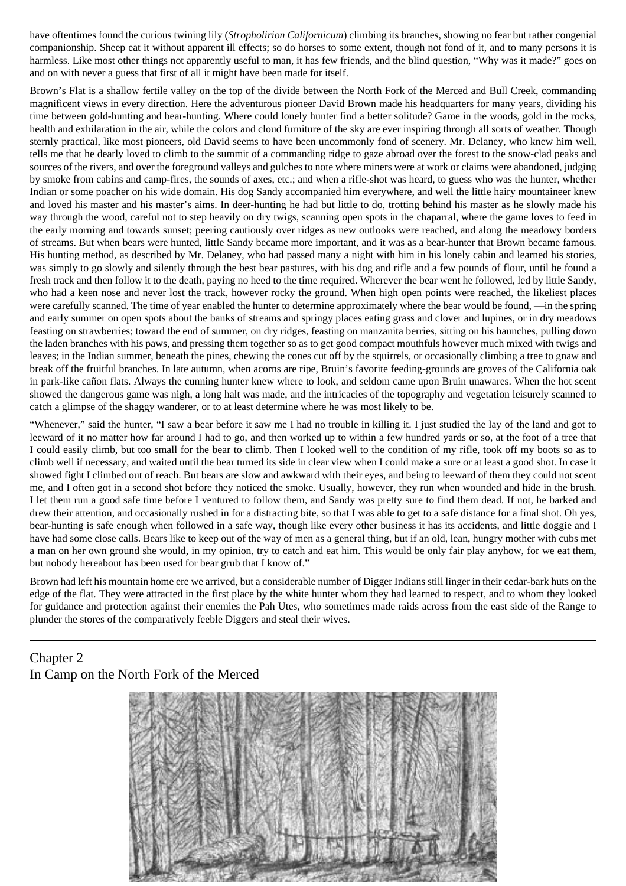have oftentimes found the curious twining lily (*Stropholirion Californicum*) climbing its branches, showing no fear but rather congenial companionship. Sheep eat it without apparent ill effects; so do horses to some extent, though not fond of it, and to many persons it is harmless. Like most other things not apparently useful to man, it has few friends, and the blind question, "Why was it made?" goes on and on with never a guess that first of all it might have been made for itself.

Brown's Flat is a shallow fertile valley on the top of the divide between the North Fork of the Merced and Bull Creek, commanding magnificent views in every direction. Here the adventurous pioneer David Brown made his headquarters for many years, dividing his time between gold-hunting and bear-hunting. Where could lonely hunter find a better solitude? Game in the woods, gold in the rocks, health and exhilaration in the air, while the colors and cloud furniture of the sky are ever inspiring through all sorts of weather. Though sternly practical, like most pioneers, old David seems to have been uncommonly fond of scenery. Mr. Delaney, who knew him well, tells me that he dearly loved to climb to the summit of a commanding ridge to gaze abroad over the forest to the snow-clad peaks and sources of the rivers, and over the foreground valleys and gulches to note where miners were at work or claims were abandoned, judging by smoke from cabins and camp-fires, the sounds of axes, etc.; and when a rifle-shot was heard, to guess who was the hunter, whether Indian or some poacher on his wide domain. His dog Sandy accompanied him everywhere, and well the little hairy mountaineer knew and loved his master and his master's aims. In deer-hunting he had but little to do, trotting behind his master as he slowly made his way through the wood, careful not to step heavily on dry twigs, scanning open spots in the chaparral, where the game loves to feed in the early morning and towards sunset; peering cautiously over ridges as new outlooks were reached, and along the meadowy borders of streams. But when bears were hunted, little Sandy became more important, and it was as a bear-hunter that Brown became famous. His hunting method, as described by Mr. Delaney, who had passed many a night with him in his lonely cabin and learned his stories, was simply to go slowly and silently through the best bear pastures, with his dog and rifle and a few pounds of flour, until he found a fresh track and then follow it to the death, paying no heed to the time required. Wherever the bear went he followed, led by little Sandy, who had a keen nose and never lost the track, however rocky the ground. When high open points were reached, the likeliest places were carefully scanned. The time of year enabled the hunter to determine approximately where the bear would be found, —in the spring and early summer on open spots about the banks of streams and springy places eating grass and clover and lupines, or in dry meadows feasting on strawberries; toward the end of summer, on dry ridges, feasting on manzanita berries, sitting on his haunches, pulling down the laden branches with his paws, and pressing them together so as to get good compact mouthfuls however much mixed with twigs and leaves; in the Indian summer, beneath the pines, chewing the cones cut off by the squirrels, or occasionally climbing a tree to gnaw and break off the fruitful branches. In late autumn, when acorns are ripe, Bruin's favorite feeding-grounds are groves of the California oak in park-like cañon flats. Always the cunning hunter knew where to look, and seldom came upon Bruin unawares. When the hot scent showed the dangerous game was nigh, a long halt was made, and the intricacies of the topography and vegetation leisurely scanned to catch a glimpse of the shaggy wanderer, or to at least determine where he was most likely to be.

"Whenever," said the hunter, "I saw a bear before it saw me I had no trouble in killing it. I just studied the lay of the land and got to leeward of it no matter how far around I had to go, and then worked up to within a few hundred yards or so, at the foot of a tree that I could easily climb, but too small for the bear to climb. Then I looked well to the condition of my rifle, took off my boots so as to climb well if necessary, and waited until the bear turned its side in clear view when I could make a sure or at least a good shot. In case it showed fight I climbed out of reach. But bears are slow and awkward with their eyes, and being to leeward of them they could not scent me, and I often got in a second shot before they noticed the smoke. Usually, however, they run when wounded and hide in the brush. I let them run a good safe time before I ventured to follow them, and Sandy was pretty sure to find them dead. If not, he barked and drew their attention, and occasionally rushed in for a distracting bite, so that I was able to get to a safe distance for a final shot. Oh yes, bear-hunting is safe enough when followed in a safe way, though like every other business it has its accidents, and little doggie and I have had some close calls. Bears like to keep out of the way of men as a general thing, but if an old, lean, hungry mother with cubs met a man on her own ground she would, in my opinion, try to catch and eat him. This would be only fair play anyhow, for we eat them, but nobody hereabout has been used for bear grub that I know of."

Brown had left his mountain home ere we arrived, but a considerable number of Digger Indians still linger in their cedar-bark huts on the edge of the flat. They were attracted in the first place by the white hunter whom they had learned to respect, and to whom they looked for guidance and protection against their enemies the Pah Utes, who sometimes made raids across from the east side of the Range to plunder the stores of the comparatively feeble Diggers and steal their wives.

---

## Chapter 2
## In Camp on the North Fork of the Merced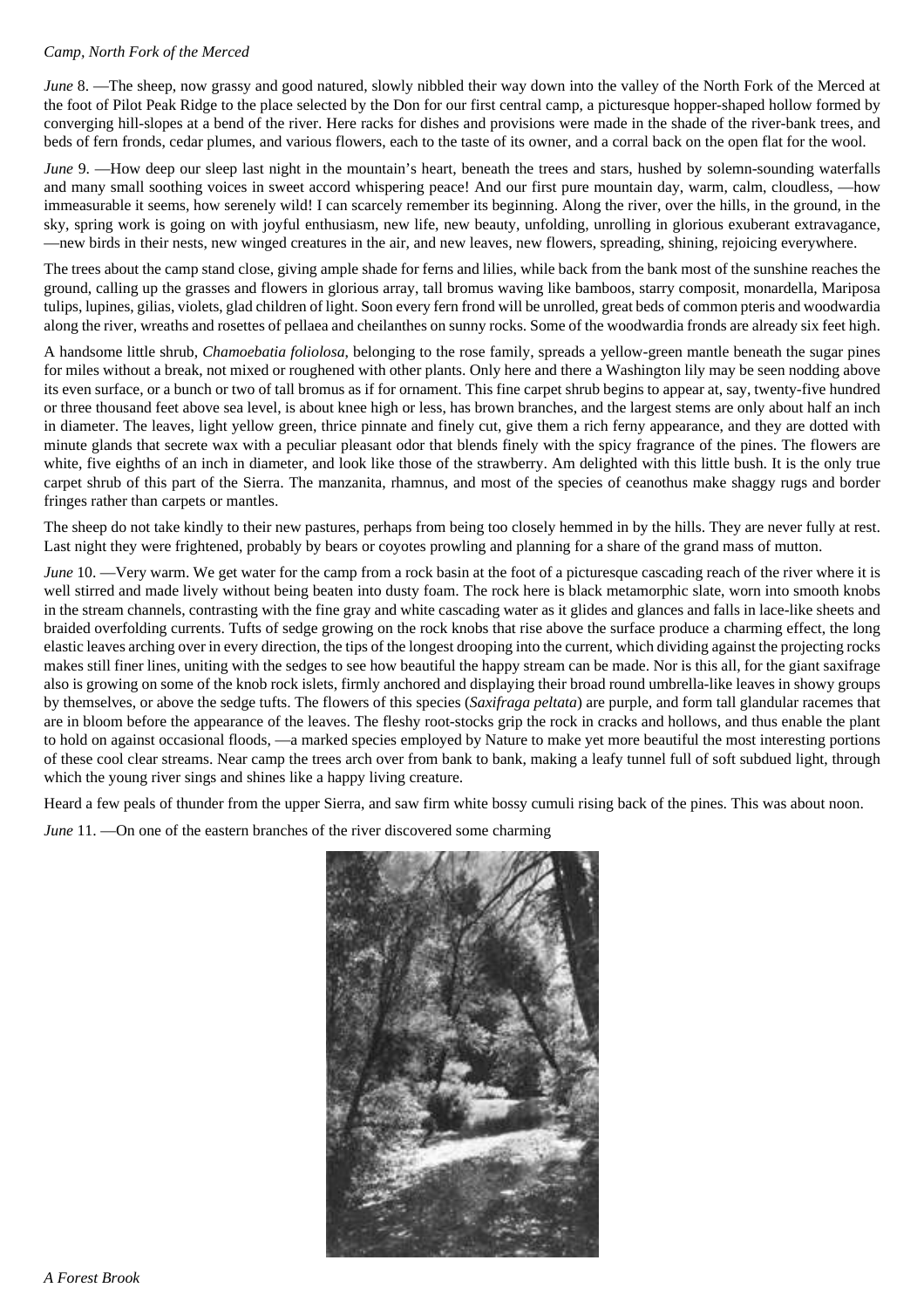*Camp, North Fork of the Merced*

*June* 8. —The sheep, now grassy and good natured, slowly nibbled their way down into the valley of the North Fork of the Merced at the foot of Pilot Peak Ridge to the place selected by the Don for our first central camp, a picturesque hopper-shaped hollow formed by converging hill-slopes at a bend of the river. Here racks for dishes and provisions were made in the shade of the river-bank trees, and beds of fern fronds, cedar plumes, and various flowers, each to the taste of its owner, and a corral back on the open flat for the wool.

*June* 9. —How deep our sleep last night in the mountain's heart, beneath the trees and stars, hushed by solemn-sounding waterfalls and many small soothing voices in sweet accord whispering peace! And our first pure mountain day, warm, calm, cloudless, —how immeasurable it seems, how serenely wild! I can scarcely remember its beginning. Along the river, over the hills, in the ground, in the sky, spring work is going on with joyful enthusiasm, new life, new beauty, unfolding, unrolling in glorious exuberant extravagance, —new birds in their nests, new winged creatures in the air, and new leaves, new flowers, spreading, shining, rejoicing everywhere.

The trees about the camp stand close, giving ample shade for ferns and lilies, while back from the bank most of the sunshine reaches the ground, calling up the grasses and flowers in glorious array, tall bromus waving like bamboos, starry composit, monardella, Mariposa tulips, lupines, gilias, violets, glad children of light. Soon every fern frond will be unrolled, great beds of common pteris and woodwardia along the river, wreaths and rosettes of pellaea and cheilanthes on sunny rocks. Some of the woodwardia fronds are already six feet high.

A handsome little shrub, *Chamoebatia foliolosa*, belonging to the rose family, spreads a yellow-green mantle beneath the sugar pines for miles without a break, not mixed or roughened with other plants. Only here and there a Washington lily may be seen nodding above its even surface, or a bunch or two of tall bromus as if for ornament. This fine carpet shrub begins to appear at, say, twenty-five hundred or three thousand feet above sea level, is about knee high or less, has brown branches, and the largest stems are only about half an inch in diameter. The leaves, light yellow green, thrice pinnate and finely cut, give them a rich ferny appearance, and they are dotted with minute glands that secrete wax with a peculiar pleasant odor that blends finely with the spicy fragrance of the pines. The flowers are white, five eighths of an inch in diameter, and look like those of the strawberry. Am delighted with this little bush. It is the only true carpet shrub of this part of the Sierra. The manzanita, rhamnus, and most of the species of ceanothus make shaggy rugs and border fringes rather than carpets or mantles.

The sheep do not take kindly to their new pastures, perhaps from being too closely hemmed in by the hills. They are never fully at rest. Last night they were frightened, probably by bears or coyotes prowling and planning for a share of the grand mass of mutton.

*June* 10. —Very warm. We get water for the camp from a rock basin at the foot of a picturesque cascading reach of the river where it is well stirred and made lively without being beaten into dusty foam. The rock here is black metamorphic slate, worn into smooth knobs in the stream channels, contrasting with the fine gray and white cascading water as it glides and glances and falls in lace-like sheets and braided overfolding currents. Tufts of sedge growing on the rock knobs that rise above the surface produce a charming effect, the long elastic leaves arching over in every direction, the tips of the longest drooping into the current, which dividing against the projecting rocks makes still finer lines, uniting with the sedges to see how beautiful the happy stream can be made. Nor is this all, for the giant saxifrage also is growing on some of the knob rock islets, firmly anchored and displaying their broad round umbrella-like leaves in showy groups by themselves, or above the sedge tufts. The flowers of this species (*Saxifraga peltata*) are purple, and form tall glandular racemes that are in bloom before the appearance of the leaves. The fleshy root-stocks grip the rock in cracks and hollows, and thus enable the plant to hold on against occasional floods, —a marked species employed by Nature to make yet more beautiful the most interesting portions of these cool clear streams. Near camp the trees arch over from bank to bank, making a leafy tunnel full of soft subdued light, through which the young river sings and shines like a happy living creature.

Heard a few peals of thunder from the upper Sierra, and saw firm white bossy cumuli rising back of the pines. This was about noon.

*June* 11. —On one of the eastern branches of the river discovered some charming

*A Forest Brook*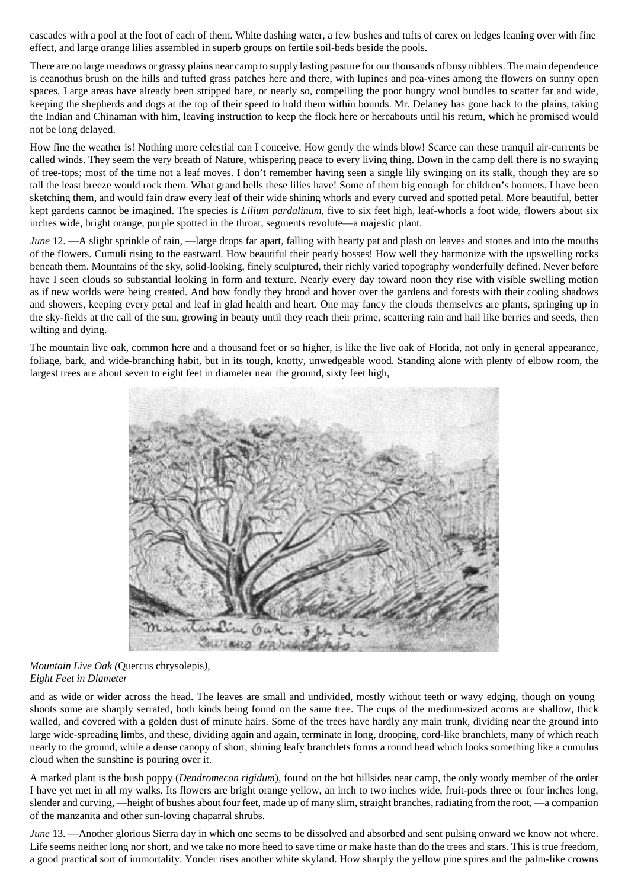cascades with a pool at the foot of each of them. White dashing water, a few bushes and tufts of carex on ledges leaning over with fine effect, and large orange lilies assembled in superb groups on fertile soil-beds beside the pools.

There are no large meadows or grassy plains near camp to supply lasting pasture for our thousands of busy nibblers. The main dependence is ceanothus brush on the hills and tufted grass patches here and there, with lupines and pea-vines among the flowers on sunny open spaces. Large areas have already been stripped bare, or nearly so, compelling the poor hungry wool bundles to scatter far and wide, keeping the shepherds and dogs at the top of their speed to hold them within bounds. Mr. Delaney has gone back to the plains, taking the Indian and Chinaman with him, leaving instruction to keep the flock here or hereabouts until his return, which he promised would not be long delayed.

How fine the weather is! Nothing more celestial can I conceive. How gently the winds blow! Scarce can these tranquil air-currents be called winds. They seem the very breath of Nature, whispering peace to every living thing. Down in the camp dell there is no swaying of tree-tops; most of the time not a leaf moves. I don't remember having seen a single lily swinging on its stalk, though they are so tall the least breeze would rock them. What grand bells these lilies have! Some of them big enough for children's bonnets. I have been sketching them, and would fain draw every leaf of their wide shining whorls and every curved and spotted petal. More beautiful, better kept gardens cannot be imagined. The species is *Lilium pardalinum*, five to six feet high, leaf-whorls a foot wide, flowers about six inches wide, bright orange, purple spotted in the throat, segments revolute—a majestic plant.

*June* 12. —A slight sprinkle of rain, —large drops far apart, falling with hearty pat and plash on leaves and stones and into the mouths of the flowers. Cumuli rising to the eastward. How beautiful their pearly bosses! How well they harmonize with the upswelling rocks beneath them. Mountains of the sky, solid-looking, finely sculptured, their richly varied topography wonderfully defined. Never before have I seen clouds so substantial looking in form and texture. Nearly every day toward noon they rise with visible swelling motion as if new worlds were being created. And how fondly they brood and hover over the gardens and forests with their cooling shadows and showers, keeping every petal and leaf in glad health and heart. One may fancy the clouds themselves are plants, springing up in the sky-fields at the call of the sun, growing in beauty until they reach their prime, scattering rain and hail like berries and seeds, then wilting and dying.

The mountain live oak, common here and a thousand feet or so higher, is like the live oak of Florida, not only in general appearance, foliage, bark, and wide-branching habit, but in its tough, knotty, unwedgeable wood. Standing alone with plenty of elbow room, the largest trees are about seven to eight feet in diameter near the ground, sixty feet high,

*Mountain Live Oak (*Quercus chrysolepis*), Eight Feet in Diameter*

and as wide or wider across the head. The leaves are small and undivided, mostly without teeth or wavy edging, though on young shoots some are sharply serrated, both kinds being found on the same tree. The cups of the medium-sized acorns are shallow, thick walled, and covered with a golden dust of minute hairs. Some of the trees have hardly any main trunk, dividing near the ground into large wide-spreading limbs, and these, dividing again and again, terminate in long, drooping, cord-like branchlets, many of which reach nearly to the ground, while a dense canopy of short, shining leafy branchlets forms a round head which looks something like a cumulus cloud when the sunshine is pouring over it.

A marked plant is the bush poppy (*Dendromecon rigidum*), found on the hot hillsides near camp, the only woody member of the order I have yet met in all my walks. Its flowers are bright orange yellow, an inch to two inches wide, fruit-pods three or four inches long, slender and curving, —height of bushes about four feet, made up of many slim, straight branches, radiating from the root, —a companion of the manzanita and other sun-loving chaparral shrubs.

*June* 13. —Another glorious Sierra day in which one seems to be dissolved and absorbed and sent pulsing onward we know not where. Life seems neither long nor short, and we take no more heed to save time or make haste than do the trees and stars. This is true freedom, a good practical sort of immortality. Yonder rises another white skyland. How sharply the yellow pine spires and the palm-like crowns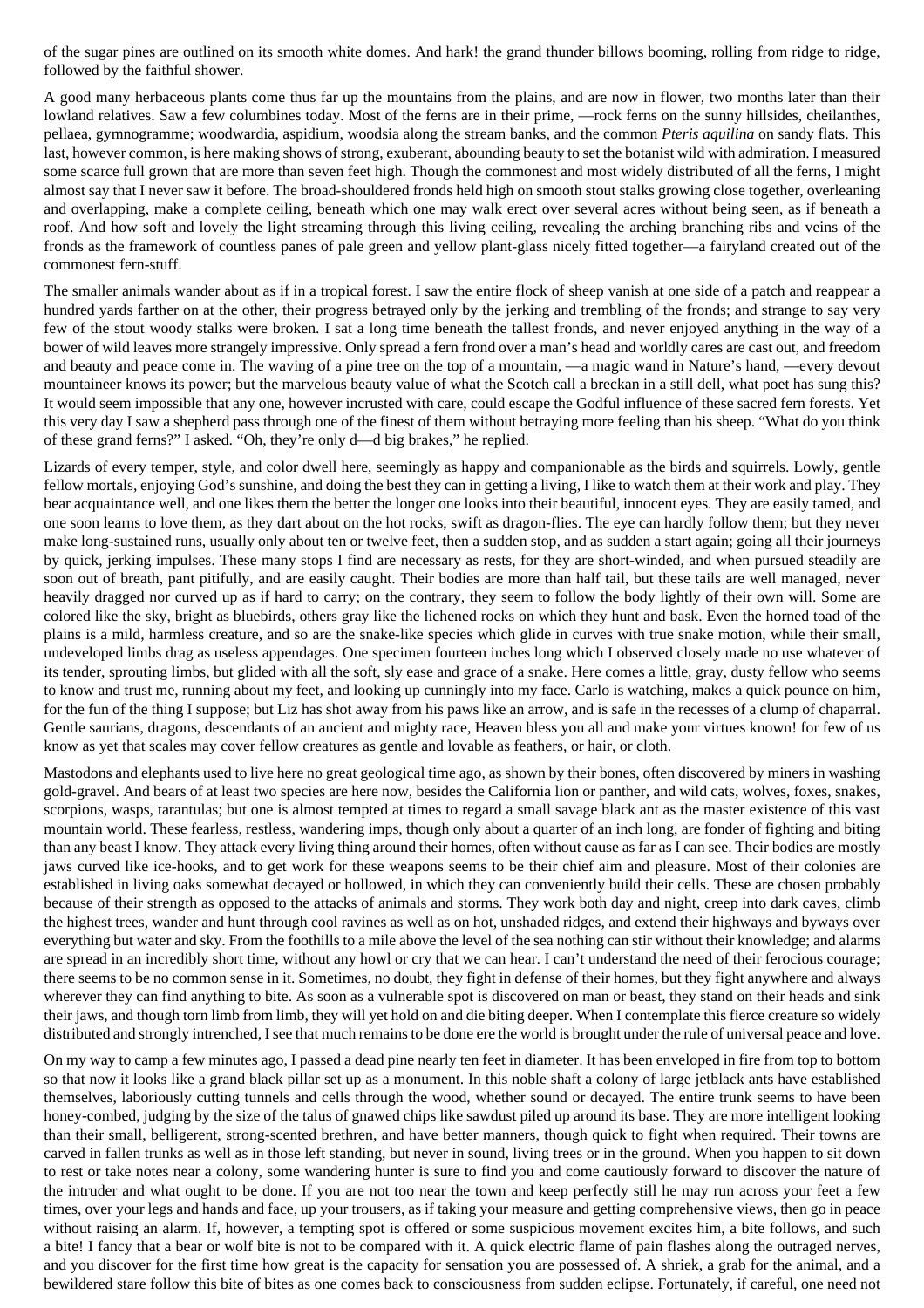of the sugar pines are outlined on its smooth white domes. And hark! the grand thunder billows booming, rolling from ridge to ridge, followed by the faithful shower.

A good many herbaceous plants come thus far up the mountains from the plains, and are now in flower, two months later than their lowland relatives. Saw a few columbines today. Most of the ferns are in their prime, —rock ferns on the sunny hillsides, cheilanthes, pellaea, gymnogramme; woodwardia, aspidium, woodsia along the stream banks, and the common *Pteris aquilina* on sandy flats. This last, however common, is here making shows of strong, exuberant, abounding beauty to set the botanist wild with admiration. I measured some scarce full grown that are more than seven feet high. Though the commonest and most widely distributed of all the ferns, I might almost say that I never saw it before. The broad-shouldered fronds held high on smooth stout stalks growing close together, overleaning and overlapping, make a complete ceiling, beneath which one may walk erect over several acres without being seen, as if beneath a roof. And how soft and lovely the light streaming through this living ceiling, revealing the arching branching ribs and veins of the fronds as the framework of countless panes of pale green and yellow plant-glass nicely fitted together—a fairyland created out of the commonest fern-stuff.

The smaller animals wander about as if in a tropical forest. I saw the entire flock of sheep vanish at one side of a patch and reappear a hundred yards farther on at the other, their progress betrayed only by the jerking and trembling of the fronds; and strange to say very few of the stout woody stalks were broken. I sat a long time beneath the tallest fronds, and never enjoyed anything in the way of a bower of wild leaves more strangely impressive. Only spread a fern frond over a man's head and worldly cares are cast out, and freedom and beauty and peace come in. The waving of a pine tree on the top of a mountain, —a magic wand in Nature's hand, —every devout mountaineer knows its power; but the marvelous beauty value of what the Scotch call a breckan in a still dell, what poet has sung this? It would seem impossible that any one, however incrusted with care, could escape the Godful influence of these sacred fern forests. Yet this very day I saw a shepherd pass through one of the finest of them without betraying more feeling than his sheep. "What do you think of these grand ferns?" I asked. "Oh, they're only d—d big brakes," he replied.

Lizards of every temper, style, and color dwell here, seemingly as happy and companionable as the birds and squirrels. Lowly, gentle fellow mortals, enjoying God's sunshine, and doing the best they can in getting a living, I like to watch them at their work and play. They bear acquaintance well, and one likes them the better the longer one looks into their beautiful, innocent eyes. They are easily tamed, and one soon learns to love them, as they dart about on the hot rocks, swift as dragon-flies. The eye can hardly follow them; but they never make long-sustained runs, usually only about ten or twelve feet, then a sudden stop, and as sudden a start again; going all their journeys by quick, jerking impulses. These many stops I find are necessary as rests, for they are short-winded, and when pursued steadily are soon out of breath, pant pitifully, and are easily caught. Their bodies are more than half tail, but these tails are well managed, never heavily dragged nor curved up as if hard to carry; on the contrary, they seem to follow the body lightly of their own will. Some are colored like the sky, bright as bluebirds, others gray like the lichened rocks on which they hunt and bask. Even the horned toad of the plains is a mild, harmless creature, and so are the snake-like species which glide in curves with true snake motion, while their small, undeveloped limbs drag as useless appendages. One specimen fourteen inches long which I observed closely made no use whatever of its tender, sprouting limbs, but glided with all the soft, sly ease and grace of a snake. Here comes a little, gray, dusty fellow who seems to know and trust me, running about my feet, and looking up cunningly into my face. Carlo is watching, makes a quick pounce on him, for the fun of the thing I suppose; but Liz has shot away from his paws like an arrow, and is safe in the recesses of a clump of chaparral. Gentle saurians, dragons, descendants of an ancient and mighty race, Heaven bless you all and make your virtues known! for few of us know as yet that scales may cover fellow creatures as gentle and lovable as feathers, or hair, or cloth.

Mastodons and elephants used to live here no great geological time ago, as shown by their bones, often discovered by miners in washing gold-gravel. And bears of at least two species are here now, besides the California lion or panther, and wild cats, wolves, foxes, snakes, scorpions, wasps, tarantulas; but one is almost tempted at times to regard a small savage black ant as the master existence of this vast mountain world. These fearless, restless, wandering imps, though only about a quarter of an inch long, are fonder of fighting and biting than any beast I know. They attack every living thing around their homes, often without cause as far as I can see. Their bodies are mostly jaws curved like ice-hooks, and to get work for these weapons seems to be their chief aim and pleasure. Most of their colonies are established in living oaks somewhat decayed or hollowed, in which they can conveniently build their cells. These are chosen probably because of their strength as opposed to the attacks of animals and storms. They work both day and night, creep into dark caves, climb the highest trees, wander and hunt through cool ravines as well as on hot, unshaded ridges, and extend their highways and byways over everything but water and sky. From the foothills to a mile above the level of the sea nothing can stir without their knowledge; and alarms are spread in an incredibly short time, without any howl or cry that we can hear. I can't understand the need of their ferocious courage; there seems to be no common sense in it. Sometimes, no doubt, they fight in defense of their homes, but they fight anywhere and always wherever they can find anything to bite. As soon as a vulnerable spot is discovered on man or beast, they stand on their heads and sink their jaws, and though torn limb from limb, they will yet hold on and die biting deeper. When I contemplate this fierce creature so widely distributed and strongly intrenched, I see that much remains to be done ere the world is brought under the rule of universal peace and love.

On my way to camp a few minutes ago, I passed a dead pine nearly ten feet in diameter. It has been enveloped in fire from top to bottom so that now it looks like a grand black pillar set up as a monument. In this noble shaft a colony of large jetblack ants have established themselves, laboriously cutting tunnels and cells through the wood, whether sound or decayed. The entire trunk seems to have been honey-combed, judging by the size of the talus of gnawed chips like sawdust piled up around its base. They are more intelligent looking than their small, belligerent, strong-scented brethren, and have better manners, though quick to fight when required. Their towns are carved in fallen trunks as well as in those left standing, but never in sound, living trees or in the ground. When you happen to sit down to rest or take notes near a colony, some wandering hunter is sure to find you and come cautiously forward to discover the nature of the intruder and what ought to be done. If you are not too near the town and keep perfectly still he may run across your feet a few times, over your legs and hands and face, up your trousers, as if taking your measure and getting comprehensive views, then go in peace without raising an alarm. If, however, a tempting spot is offered or some suspicious movement excites him, a bite follows, and such a bite! I fancy that a bear or wolf bite is not to be compared with it. A quick electric flame of pain flashes along the outraged nerves, and you discover for the first time how great is the capacity for sensation you are possessed of. A shriek, a grab for the animal, and a bewildered stare follow this bite of bites as one comes back to consciousness from sudden eclipse. Fortunately, if careful, one need not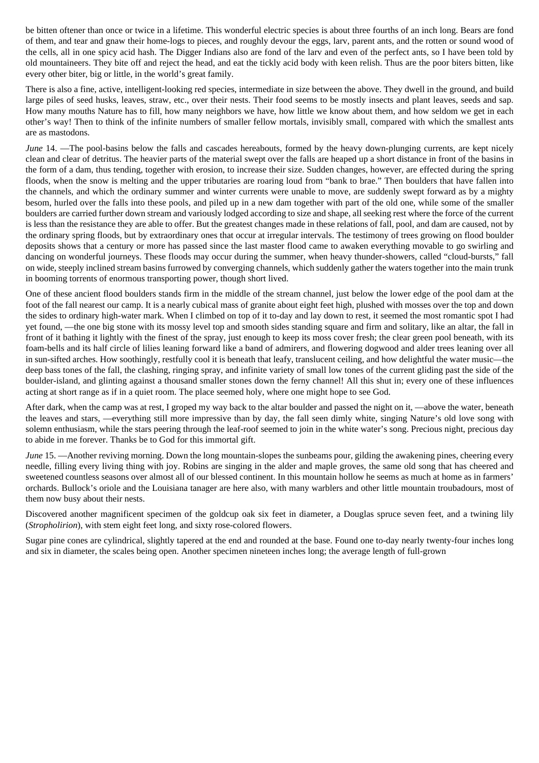be bitten oftener than once or twice in a lifetime. This wonderful electric species is about three fourths of an inch long. Bears are fond of them, and tear and gnaw their home-logs to pieces, and roughly devour the eggs, larv, parent ants, and the rotten or sound wood of the cells, all in one spicy acid hash. The Digger Indians also are fond of the larv and even of the perfect ants, so I have been told by old mountaineers. They bite off and reject the head, and eat the tickly acid body with keen relish. Thus are the poor biters bitten, like every other biter, big or little, in the world's great family.

There is also a fine, active, intelligent-looking red species, intermediate in size between the above. They dwell in the ground, and build large piles of seed husks, leaves, straw, etc., over their nests. Their food seems to be mostly insects and plant leaves, seeds and sap. How many mouths Nature has to fill, how many neighbors we have, how little we know about them, and how seldom we get in each other's way! Then to think of the infinite numbers of smaller fellow mortals, invisibly small, compared with which the smallest ants are as mastodons.

*June* 14. —The pool-basins below the falls and cascades hereabouts, formed by the heavy down-plunging currents, are kept nicely clean and clear of detritus. The heavier parts of the material swept over the falls are heaped up a short distance in front of the basins in the form of a dam, thus tending, together with erosion, to increase their size. Sudden changes, however, are effected during the spring floods, when the snow is melting and the upper tributaries are roaring loud from "bank to brae." Then boulders that have fallen into the channels, and which the ordinary summer and winter currents were unable to move, are suddenly swept forward as by a mighty besom, hurled over the falls into these pools, and piled up in a new dam together with part of the old one, while some of the smaller boulders are carried further down stream and variously lodged according to size and shape, all seeking rest where the force of the current is less than the resistance they are able to offer. But the greatest changes made in these relations of fall, pool, and dam are caused, not by the ordinary spring floods, but by extraordinary ones that occur at irregular intervals. The testimony of trees growing on flood boulder deposits shows that a century or more has passed since the last master flood came to awaken everything movable to go swirling and dancing on wonderful journeys. These floods may occur during the summer, when heavy thunder-showers, called "cloud-bursts," fall on wide, steeply inclined stream basins furrowed by converging channels, which suddenly gather the waters together into the main trunk in booming torrents of enormous transporting power, though short lived.

One of these ancient flood boulders stands firm in the middle of the stream channel, just below the lower edge of the pool dam at the foot of the fall nearest our camp. It is a nearly cubical mass of granite about eight feet high, plushed with mosses over the top and down the sides to ordinary high-water mark. When I climbed on top of it to-day and lay down to rest, it seemed the most romantic spot I had yet found, —the one big stone with its mossy level top and smooth sides standing square and firm and solitary, like an altar, the fall in front of it bathing it lightly with the finest of the spray, just enough to keep its moss cover fresh; the clear green pool beneath, with its foam-bells and its half circle of lilies leaning forward like a band of admirers, and flowering dogwood and alder trees leaning over all in sun-sifted arches. How soothingly, restfully cool it is beneath that leafy, translucent ceiling, and how delightful the water music—the deep bass tones of the fall, the clashing, ringing spray, and infinite variety of small low tones of the current gliding past the side of the boulder-island, and glinting against a thousand smaller stones down the ferny channel! All this shut in; every one of these influences acting at short range as if in a quiet room. The place seemed holy, where one might hope to see God.

After dark, when the camp was at rest, I groped my way back to the altar boulder and passed the night on it, —above the water, beneath the leaves and stars, —everything still more impressive than by day, the fall seen dimly white, singing Nature's old love song with solemn enthusiasm, while the stars peering through the leaf-roof seemed to join in the white water's song. Precious night, precious day to abide in me forever. Thanks be to God for this immortal gift.

*June* 15. —Another reviving morning. Down the long mountain-slopes the sunbeams pour, gilding the awakening pines, cheering every needle, filling every living thing with joy. Robins are singing in the alder and maple groves, the same old song that has cheered and sweetened countless seasons over almost all of our blessed continent. In this mountain hollow he seems as much at home as in farmers' orchards. Bullock's oriole and the Louisiana tanager are here also, with many warblers and other little mountain troubadours, most of them now busy about their nests.

Discovered another magnificent specimen of the goldcup oak six feet in diameter, a Douglas spruce seven feet, and a twining lily (*Stropholirion*), with stem eight feet long, and sixty rose-colored flowers.

Sugar pine cones are cylindrical, slightly tapered at the end and rounded at the base. Found one to-day nearly twenty-four inches long and six in diameter, the scales being open. Another specimen nineteen inches long; the average length of full-grown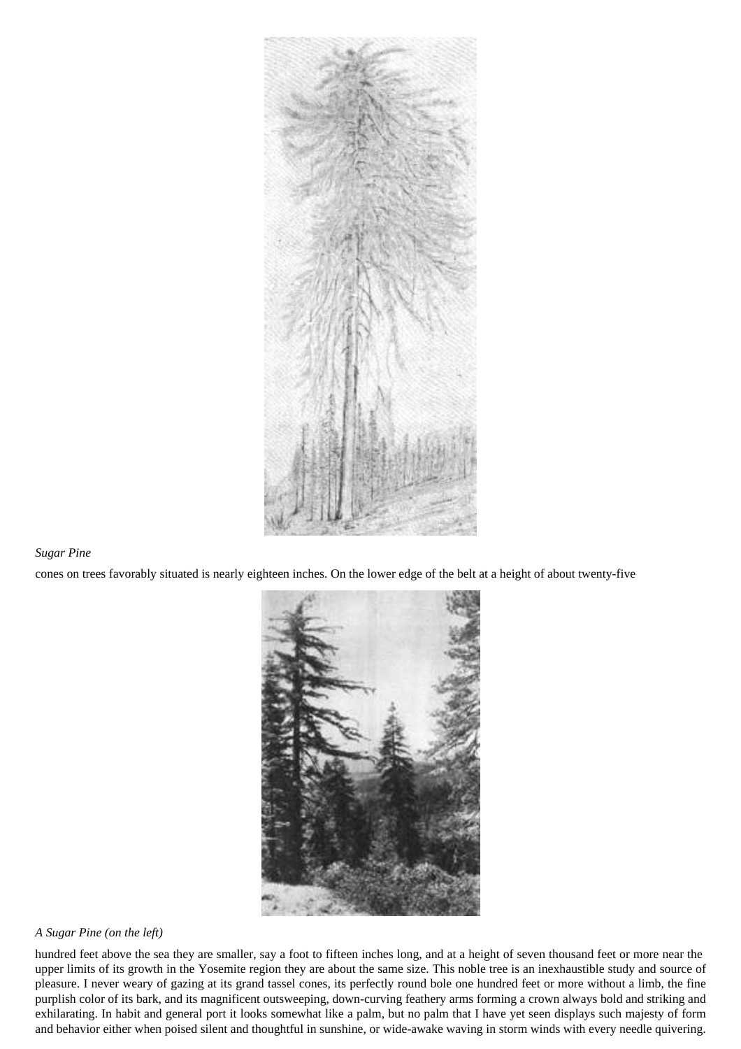*Sugar Pine*

cones on trees favorably situated is nearly eighteen inches. On the lower edge of the belt at a height of about twenty-five

*A Sugar Pine (on the left)*

hundred feet above the sea they are smaller, say a foot to fifteen inches long, and at a height of seven thousand feet or more near the upper limits of its growth in the Yosemite region they are about the same size. This noble tree is an inexhaustible study and source of pleasure. I never weary of gazing at its grand tassel cones, its perfectly round bole one hundred feet or more without a limb, the fine purplish color of its bark, and its magnificent outsweeping, down-curving feathery arms forming a crown always bold and striking and exhilarating. In habit and general port it looks somewhat like a palm, but no palm that I have yet seen displays such majesty of form and behavior either when poised silent and thoughtful in sunshine, or wide-awake waving in storm winds with every needle quivering.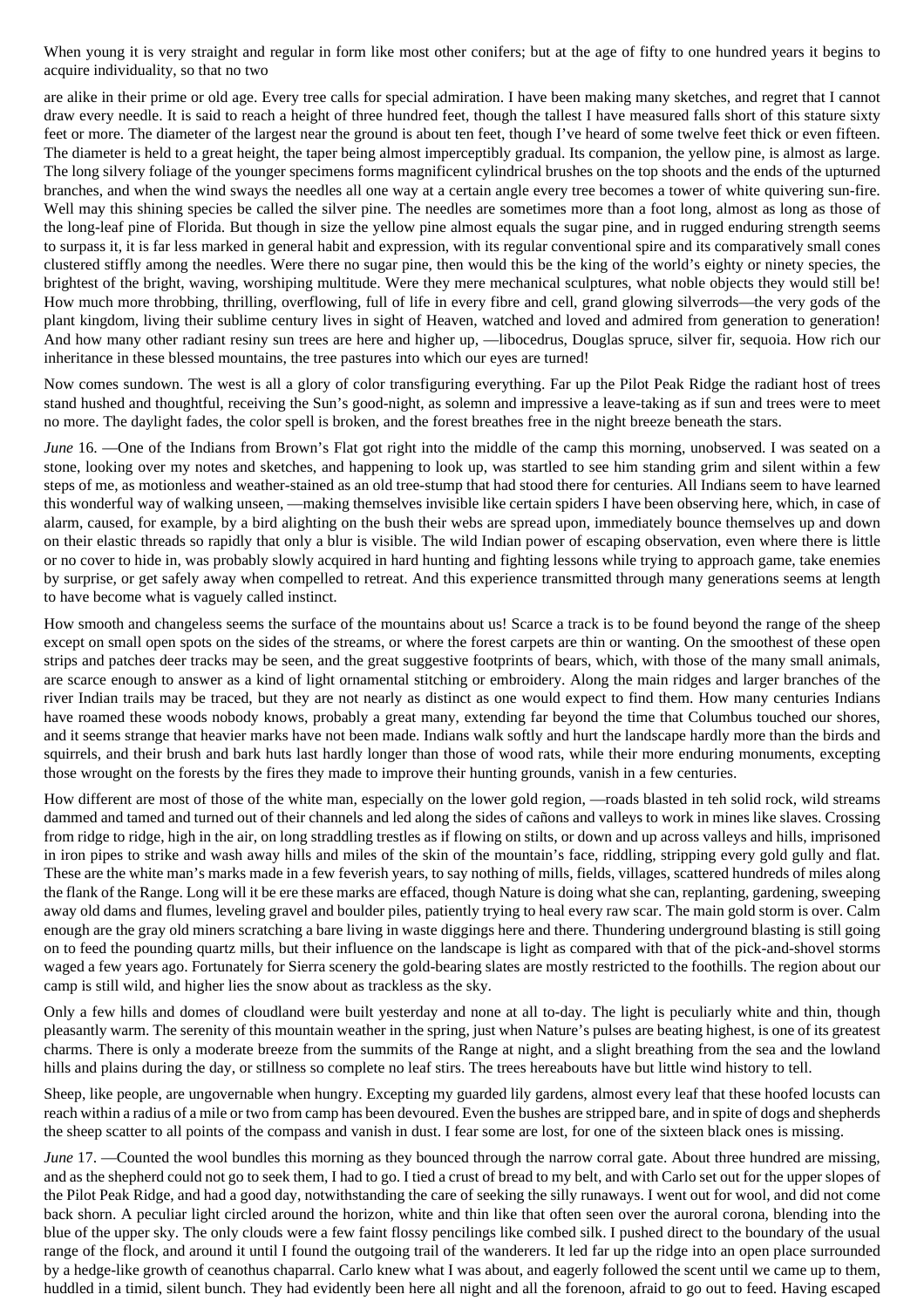When young it is very straight and regular in form like most other conifers; but at the age of fifty to one hundred years it begins to acquire individuality, so that no two

are alike in their prime or old age. Every tree calls for special admiration. I have been making many sketches, and regret that I cannot draw every needle. It is said to reach a height of three hundred feet, though the tallest I have measured falls short of this stature sixty feet or more. The diameter of the largest near the ground is about ten feet, though I've heard of some twelve feet thick or even fifteen. The diameter is held to a great height, the taper being almost imperceptibly gradual. Its companion, the yellow pine, is almost as large. The long silvery foliage of the younger specimens forms magnificent cylindrical brushes on the top shoots and the ends of the upturned branches, and when the wind sways the needles all one way at a certain angle every tree becomes a tower of white quivering sun-fire. Well may this shining species be called the silver pine. The needles are sometimes more than a foot long, almost as long as those of the long-leaf pine of Florida. But though in size the yellow pine almost equals the sugar pine, and in rugged enduring strength seems to surpass it, it is far less marked in general habit and expression, with its regular conventional spire and its comparatively small cones clustered stiffly among the needles. Were there no sugar pine, then would this be the king of the world's eighty or ninety species, the brightest of the bright, waving, worshiping multitude. Were they mere mechanical sculptures, what noble objects they would still be! How much more throbbing, thrilling, overflowing, full of life in every fibre and cell, grand glowing silverrods—the very gods of the plant kingdom, living their sublime century lives in sight of Heaven, watched and loved and admired from generation to generation! And how many other radiant resiny sun trees are here and higher up, —libocedrus, Douglas spruce, silver fir, sequoia. How rich our inheritance in these blessed mountains, the tree pastures into which our eyes are turned!

Now comes sundown. The west is all a glory of color transfiguring everything. Far up the Pilot Peak Ridge the radiant host of trees stand hushed and thoughtful, receiving the Sun's good-night, as solemn and impressive a leave-taking as if sun and trees were to meet no more. The daylight fades, the color spell is broken, and the forest breathes free in the night breeze beneath the stars.

*June* 16. —One of the Indians from Brown's Flat got right into the middle of the camp this morning, unobserved. I was seated on a stone, looking over my notes and sketches, and happening to look up, was startled to see him standing grim and silent within a few steps of me, as motionless and weather-stained as an old tree-stump that had stood there for centuries. All Indians seem to have learned this wonderful way of walking unseen, —making themselves invisible like certain spiders I have been observing here, which, in case of alarm, caused, for example, by a bird alighting on the bush their webs are spread upon, immediately bounce themselves up and down on their elastic threads so rapidly that only a blur is visible. The wild Indian power of escaping observation, even where there is little or no cover to hide in, was probably slowly acquired in hard hunting and fighting lessons while trying to approach game, take enemies by surprise, or get safely away when compelled to retreat. And this experience transmitted through many generations seems at length to have become what is vaguely called instinct.

How smooth and changeless seems the surface of the mountains about us! Scarce a track is to be found beyond the range of the sheep except on small open spots on the sides of the streams, or where the forest carpets are thin or wanting. On the smoothest of these open strips and patches deer tracks may be seen, and the great suggestive footprints of bears, which, with those of the many small animals, are scarce enough to answer as a kind of light ornamental stitching or embroidery. Along the main ridges and larger branches of the river Indian trails may be traced, but they are not nearly as distinct as one would expect to find them. How many centuries Indians have roamed these woods nobody knows, probably a great many, extending far beyond the time that Columbus touched our shores, and it seems strange that heavier marks have not been made. Indians walk softly and hurt the landscape hardly more than the birds and squirrels, and their brush and bark huts last hardly longer than those of wood rats, while their more enduring monuments, excepting those wrought on the forests by the fires they made to improve their hunting grounds, vanish in a few centuries.

How different are most of those of the white man, especially on the lower gold region, —roads blasted in teh solid rock, wild streams dammed and tamed and turned out of their channels and led along the sides of cañons and valleys to work in mines like slaves. Crossing from ridge to ridge, high in the air, on long straddling trestles as if flowing on stilts, or down and up across valleys and hills, imprisoned in iron pipes to strike and wash away hills and miles of the skin of the mountain's face, riddling, stripping every gold gully and flat. These are the white man's marks made in a few feverish years, to say nothing of mills, fields, villages, scattered hundreds of miles along the flank of the Range. Long will it be ere these marks are effaced, though Nature is doing what she can, replanting, gardening, sweeping away old dams and flumes, leveling gravel and boulder piles, patiently trying to heal every raw scar. The main gold storm is over. Calm enough are the gray old miners scratching a bare living in waste diggings here and there. Thundering underground blasting is still going on to feed the pounding quartz mills, but their influence on the landscape is light as compared with that of the pick-and-shovel storms waged a few years ago. Fortunately for Sierra scenery the gold-bearing slates are mostly restricted to the foothills. The region about our camp is still wild, and higher lies the snow about as trackless as the sky.

Only a few hills and domes of cloudland were built yesterday and none at all to-day. The light is peculiarly white and thin, though pleasantly warm. The serenity of this mountain weather in the spring, just when Nature's pulses are beating highest, is one of its greatest charms. There is only a moderate breeze from the summits of the Range at night, and a slight breathing from the sea and the lowland hills and plains during the day, or stillness so complete no leaf stirs. The trees hereabouts have but little wind history to tell.

Sheep, like people, are ungovernable when hungry. Excepting my guarded lily gardens, almost every leaf that these hoofed locusts can reach within a radius of a mile or two from camp has been devoured. Even the bushes are stripped bare, and in spite of dogs and shepherds the sheep scatter to all points of the compass and vanish in dust. I fear some are lost, for one of the sixteen black ones is missing.

*June* 17. —Counted the wool bundles this morning as they bounced through the narrow corral gate. About three hundred are missing, and as the shepherd could not go to seek them, I had to go. I tied a crust of bread to my belt, and with Carlo set out for the upper slopes of the Pilot Peak Ridge, and had a good day, notwithstanding the care of seeking the silly runaways. I went out for wool, and did not come back shorn. A peculiar light circled around the horizon, white and thin like that often seen over the auroral corona, blending into the blue of the upper sky. The only clouds were a few faint flossy pencilings like combed silk. I pushed direct to the boundary of the usual range of the flock, and around it until I found the outgoing trail of the wanderers. It led far up the ridge into an open place surrounded by a hedge-like growth of ceanothus chaparral. Carlo knew what I was about, and eagerly followed the scent until we came up to them, huddled in a timid, silent bunch. They had evidently been here all night and all the forenoon, afraid to go out to feed. Having escaped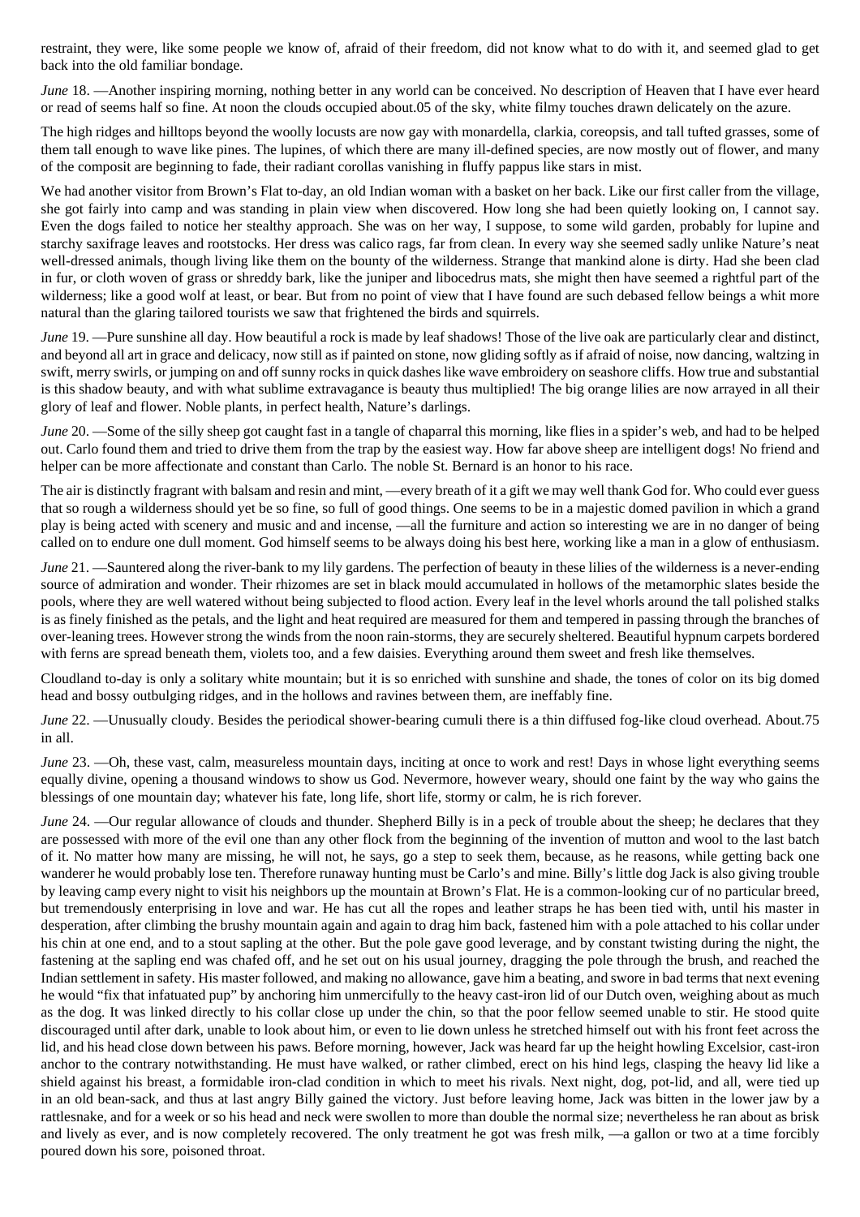restraint, they were, like some people we know of, afraid of their freedom, did not know what to do with it, and seemed glad to get back into the old familiar bondage.

*June* 18. —Another inspiring morning, nothing better in any world can be conceived. No description of Heaven that I have ever heard or read of seems half so fine. At noon the clouds occupied about.05 of the sky, white filmy touches drawn delicately on the azure.

The high ridges and hilltops beyond the woolly locusts are now gay with monardella, clarkia, coreopsis, and tall tufted grasses, some of them tall enough to wave like pines. The lupines, of which there are many ill-defined species, are now mostly out of flower, and many of the composit are beginning to fade, their radiant corollas vanishing in fluffy pappus like stars in mist.

We had another visitor from Brown's Flat to-day, an old Indian woman with a basket on her back. Like our first caller from the village, she got fairly into camp and was standing in plain view when discovered. How long she had been quietly looking on, I cannot say. Even the dogs failed to notice her stealthy approach. She was on her way, I suppose, to some wild garden, probably for lupine and starchy saxifrage leaves and rootstocks. Her dress was calico rags, far from clean. In every way she seemed sadly unlike Nature's neat well-dressed animals, though living like them on the bounty of the wilderness. Strange that mankind alone is dirty. Had she been clad in fur, or cloth woven of grass or shreddy bark, like the juniper and libocedrus mats, she might then have seemed a rightful part of the wilderness; like a good wolf at least, or bear. But from no point of view that I have found are such debased fellow beings a whit more natural than the glaring tailored tourists we saw that frightened the birds and squirrels.

*June* 19. —Pure sunshine all day. How beautiful a rock is made by leaf shadows! Those of the live oak are particularly clear and distinct, and beyond all art in grace and delicacy, now still as if painted on stone, now gliding softly as if afraid of noise, now dancing, waltzing in swift, merry swirls, or jumping on and off sunny rocks in quick dashes like wave embroidery on seashore cliffs. How true and substantial is this shadow beauty, and with what sublime extravagance is beauty thus multiplied! The big orange lilies are now arrayed in all their glory of leaf and flower. Noble plants, in perfect health, Nature's darlings.

*June* 20. —Some of the silly sheep got caught fast in a tangle of chaparral this morning, like flies in a spider's web, and had to be helped out. Carlo found them and tried to drive them from the trap by the easiest way. How far above sheep are intelligent dogs! No friend and helper can be more affectionate and constant than Carlo. The noble St. Bernard is an honor to his race.

The air is distinctly fragrant with balsam and resin and mint, —every breath of it a gift we may well thank God for. Who could ever guess that so rough a wilderness should yet be so fine, so full of good things. One seems to be in a majestic domed pavilion in which a grand play is being acted with scenery and music and incense, —all the furniture and action so interesting we are in no danger of being called on to endure one dull moment. God himself seems to be always doing his best here, working like a man in a glow of enthusiasm.

*June* 21. —Sauntered along the river-bank to my lily gardens. The perfection of beauty in these lilies of the wilderness is a never-ending source of admiration and wonder. Their rhizomes are set in black mould accumulated in hollows of the metamorphic slates beside the pools, where they are well watered without being subjected to flood action. Every leaf in the level whorls around the tall polished stalks is as finely finished as the petals, and the light and heat required are measured for them and tempered in passing through the branches of over-leaning trees. However strong the winds from the noon rain-storms, they are securely sheltered. Beautiful hypnum carpets bordered with ferns are spread beneath them, violets too, and a few daisies. Everything around them sweet and fresh like themselves.

Cloudland to-day is only a solitary white mountain; but it is so enriched with sunshine and shade, the tones of color on its big domed head and bossy outbulging ridges, and in the hollows and ravines between them, are ineffably fine.

*June* 22. —Unusually cloudy. Besides the periodical shower-bearing cumuli there is a thin diffused fog-like cloud overhead. About.75 in all.

*June* 23. —Oh, these vast, calm, measureless mountain days, inciting at once to work and rest! Days in whose light everything seems equally divine, opening a thousand windows to show us God. Nevermore, however weary, should one faint by the way who gains the blessings of one mountain day; whatever his fate, long life, short life, stormy or calm, he is rich forever.

*June* 24. —Our regular allowance of clouds and thunder. Shepherd Billy is in a peck of trouble about the sheep; he declares that they are possessed with more of the evil one than any other flock from the beginning of the invention of mutton and wool to the last batch of it. No matter how many are missing, he will not, he says, go a step to seek them, because, as he reasons, while getting back one wanderer he would probably lose ten. Therefore runaway hunting must be Carlo's and mine. Billy's little dog Jack is also giving trouble by leaving camp every night to visit his neighbors up the mountain at Brown's Flat. He is a common-looking cur of no particular breed, but tremendously enterprising in love and war. He has cut all the ropes and leather straps he has been tied with, until his master in desperation, after climbing the brushy mountain again and again to drag him back, fastened him with a pole attached to his collar under his chin at one end, and to a stout sapling at the other. But the pole gave good leverage, and by constant twisting during the night, the fastening at the sapling end was chafed off, and he set out on his usual journey, dragging the pole through the brush, and reached the Indian settlement in safety. His master followed, and making no allowance, gave him a beating, and swore in bad terms that next evening he would "fix that infatuated pup" by anchoring him unmercifully to the heavy cast-iron lid of our Dutch oven, weighing about as much as the dog. It was linked directly to his collar close up under the chin, so that the poor fellow seemed unable to stir. He stood quite discouraged until after dark, unable to look about him, or even to lie down unless he stretched himself out with his front feet across the lid, and his head close down between his paws. Before morning, however, Jack was heard far up the height howling Excelsior, cast-iron anchor to the contrary notwithstanding. He must have walked, or rather climbed, erect on his hind legs, clasping the heavy lid like a shield against his breast, a formidable iron-clad condition in which to meet his rivals. Next night, dog, pot-lid, and all, were tied up in an old bean-sack, and thus at last angry Billy gained the victory. Just before leaving home, Jack was bitten in the lower jaw by a rattlesnake, and for a week or so his head and neck were swollen to more than double the normal size; nevertheless he ran about as brisk and lively as ever, and is now completely recovered. The only treatment he got was fresh milk, —a gallon or two at a time forcibly poured down his sore, poisoned throat.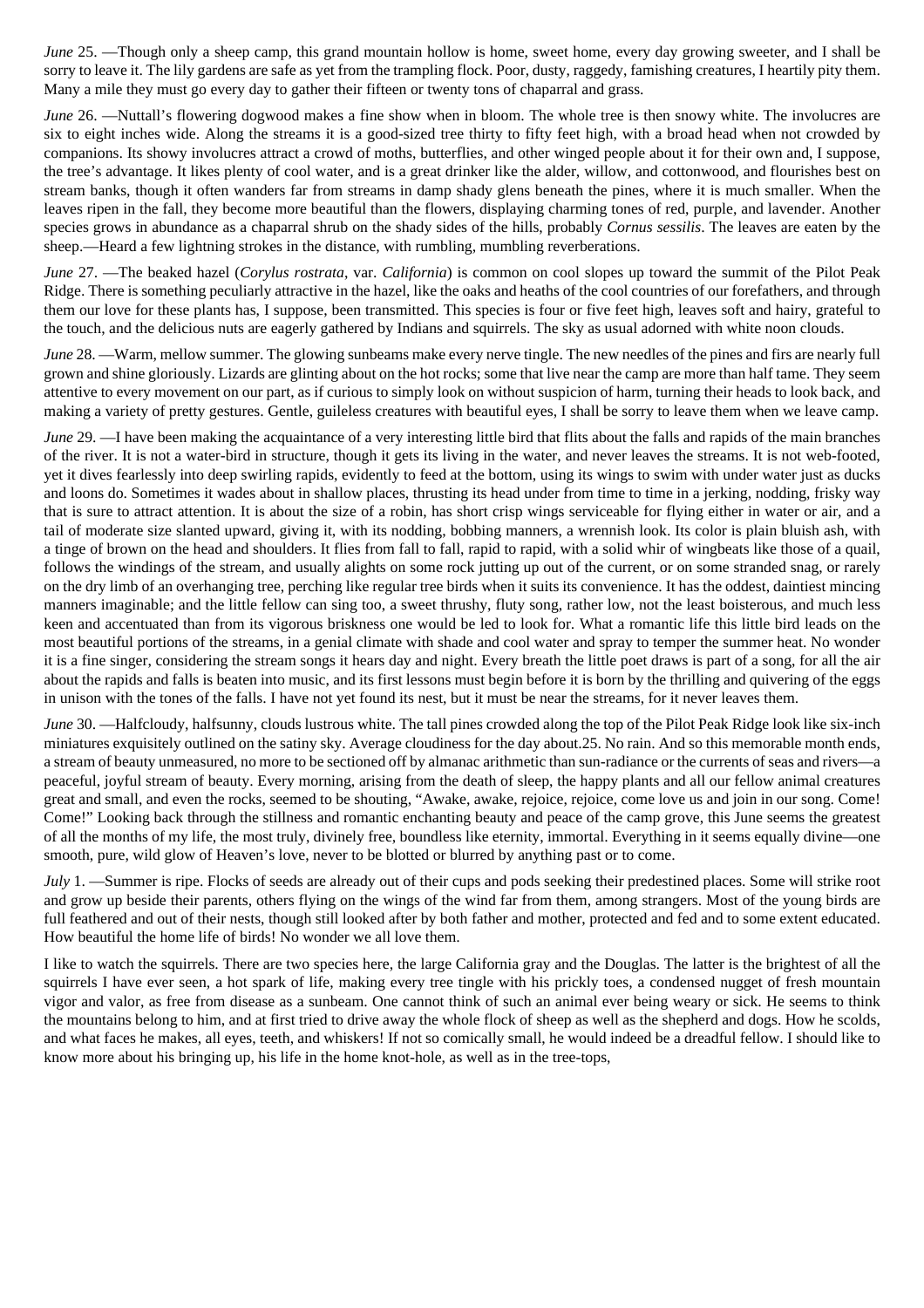*June* 25. —Though only a sheep camp, this grand mountain hollow is home, sweet home, every day growing sweeter, and I shall be sorry to leave it. The lily gardens are safe as yet from the trampling flock. Poor, dusty, raggedy, famishing creatures, I heartily pity them. Many a mile they must go every day to gather their fifteen or twenty tons of chaparral and grass.

*June* 26. —Nuttall's flowering dogwood makes a fine show when in bloom. The whole tree is then snowy white. The involucres are six to eight inches wide. Along the streams it is a good-sized tree thirty to fifty feet high, with a broad head when not crowded by companions. Its showy involucres attract a crowd of moths, butterflies, and other winged people about it for their own and, I suppose, the tree's advantage. It likes plenty of cool water, and is a great drinker like the alder, willow, and cottonwood, and flourishes best on stream banks, though it often wanders far from streams in damp shady glens beneath the pines, where it is much smaller. When the leaves ripen in the fall, they become more beautiful than the flowers, displaying charming tones of red, purple, and lavender. Another species grows in abundance as a chaparral shrub on the shady sides of the hills, probably *Cornus sessilis*. The leaves are eaten by the sheep.—Heard a few lightning strokes in the distance, with rumbling, mumbling reverberations.

*June* 27. —The beaked hazel (*Corylus rostrata*, var. *California*) is common on cool slopes up toward the summit of the Pilot Peak Ridge. There is something peculiarly attractive in the hazel, like the oaks and heaths of the cool countries of our forefathers, and through them our love for these plants has, I suppose, been transmitted. This species is four or five feet high, leaves soft and hairy, grateful to the touch, and the delicious nuts are eagerly gathered by Indians and squirrels. The sky as usual adorned with white noon clouds.

*June* 28. —Warm, mellow summer. The glowing sunbeams make every nerve tingle. The new needles of the pines and firs are nearly full grown and shine gloriously. Lizards are glinting about on the hot rocks; some that live near the camp are more than half tame. They seem attentive to every movement on our part, as if curious to simply look on without suspicion of harm, turning their heads to look back, and making a variety of pretty gestures. Gentle, guileless creatures with beautiful eyes, I shall be sorry to leave them when we leave camp.

*June* 29. —I have been making the acquaintance of a very interesting little bird that flits about the falls and rapids of the main branches of the river. It is not a water-bird in structure, though it gets its living in the water, and never leaves the streams. It is not web-footed, yet it dives fearlessly into deep swirling rapids, evidently to feed at the bottom, using its wings to swim with under water just as ducks and loons do. Sometimes it wades about in shallow places, thrusting its head under from time to time in a jerking, nodding, frisky way that is sure to attract attention. It is about the size of a robin, has short crisp wings serviceable for flying either in water or air, and a tail of moderate size slanted upward, giving it, with its nodding, bobbing manners, a wrennish look. Its color is plain bluish ash, with a tinge of brown on the head and shoulders. It flies from fall to fall, rapid to rapid, with a solid whir of wingbeats like those of a quail, follows the windings of the stream, and usually alights on some rock jutting up out of the current, or on some stranded snag, or rarely on the dry limb of an overhanging tree, perching like regular tree birds when it suits its convenience. It has the oddest, daintiest mincing manners imaginable; and the little fellow can sing too, a sweet thrushy, fluty song, rather low, not the least boisterous, and much less keen and accentuated than from its vigorous briskness one would be led to look for. What a romantic life this little bird leads on the most beautiful portions of the streams, in a genial climate with shade and cool water and spray to temper the summer heat. No wonder it is a fine singer, considering the stream songs it hears day and night. Every breath the little poet draws is part of a song, for all the air about the rapids and falls is beaten into music, and its first lessons must begin before it is born by the thrilling and quivering of the eggs in unison with the tones of the falls. I have not yet found its nest, but it must be near the streams, for it never leaves them.

*June* 30. —Halfcloudy, halfsunny, clouds lustrous white. The tall pines crowded along the top of the Pilot Peak Ridge look like six-inch miniatures exquisitely outlined on the satiny sky. Average cloudiness for the day about.25. No rain. And so this memorable month ends, a stream of beauty unmeasured, no more to be sectioned off by almanac arithmetic than sun-radiance or the currents of seas and rivers—a peaceful, joyful stream of beauty. Every morning, arising from the death of sleep, the happy plants and all our fellow animal creatures great and small, and even the rocks, seemed to be shouting, "Awake, awake, rejoice, rejoice, come love us and join in our song. Come! Come!" Looking back through the stillness and romantic enchanting beauty and peace of the camp grove, this June seems the greatest of all the months of my life, the most truly, divinely free, boundless like eternity, immortal. Everything in it seems equally divine—one smooth, pure, wild glow of Heaven's love, never to be blotted or blurred by anything past or to come.

*July* 1. —Summer is ripe. Flocks of seeds are already out of their cups and pods seeking their predestined places. Some will strike root and grow up beside their parents, others flying on the wings of the wind far from them, among strangers. Most of the young birds are full feathered and out of their nests, though still looked after by both father and mother, protected and fed and to some extent educated. How beautiful the home life of birds! No wonder we all love them.

I like to watch the squirrels. There are two species here, the large California gray and the Douglas. The latter is the brightest of all the squirrels I have ever seen, a hot spark of life, making every tree tingle with his prickly toes, a condensed nugget of fresh mountain vigor and valor, as free from disease as a sunbeam. One cannot think of such an animal ever being weary or sick. He seems to think the mountains belong to him, and at first tried to drive away the whole flock of sheep as well as the shepherd and dogs. How he scolds, and what faces he makes, all eyes, teeth, and whiskers! If not so comically small, he would indeed be a dreadful fellow. I should like to know more about his bringing up, his life in the home knot-hole, as well as in the tree-tops,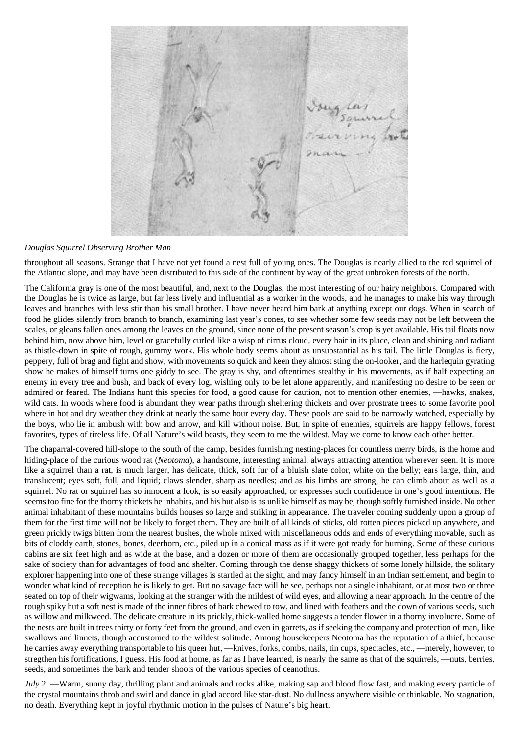*Douglas Squirrel Observing Brother Man*

throughout all seasons. Strange that I have not yet found a nest full of young ones. The Douglas is nearly allied to the red squirrel of the Atlantic slope, and may have been distributed to this side of the continent by way of the great unbroken forests of the north.

The California gray is one of the most beautiful, and, next to the Douglas, the most interesting of our hairy neighbors. Compared with the Douglas he is twice as large, but far less lively and influential as a worker in the woods, and he manages to make his way through leaves and branches with less stir than his small brother. I have never heard him bark at anything except our dogs. When in search of food he glides silently from branch to branch, examining last year's cones, to see whether some few seeds may not be left between the scales, or gleans fallen ones among the leaves on the ground, since none of the present season's crop is yet available. His tail floats now behind him, now above him, level or gracefully curled like a wisp of cirrus cloud, every hair in its place, clean and shining and radiant as thistle-down in spite of rough, gummy work. His whole body seems about as unsubstantial as his tail. The little Douglas is fiery, peppery, full of brag and fight and show, with movements so quick and keen they almost sting the on-looker, and the harlequin gyrating show he makes of himself turns one giddy to see. The gray is shy, and oftentimes stealthy in his movements, as if half expecting an enemy in every tree and bush, and back of every log, wishing only to be let alone apparently, and manifesting no desire to be seen or admired or feared. The Indians hunt this species for food, a good cause for caution, not to mention other enemies, —hawks, snakes, wild cats. In woods where food is abundant they wear paths through sheltering thickets and over prostrate trees to some favorite pool where in hot and dry weather they drink at nearly the same hour every day. These pools are said to be narrowly watched, especially by the boys, who lie in ambush with bow and arrow, and kill without noise. But, in spite of enemies, squirrels are happy fellows, forest favorites, types of tireless life. Of all Nature's wild beasts, they seem to me the wildest. May we come to know each other better.

The chaparral-covered hill-slope to the south of the camp, besides furnishing nesting-places for countless merry birds, is the home and hiding-place of the curious wood rat (*Neotoma*), a handsome, interesting animal, always attracting attention wherever seen. It is more like a squirrel than a rat, is much larger, has delicate, thick, soft fur of a bluish slate color, white on the belly; ears large, thin, and translucent; eyes soft, full, and liquid; claws slender, sharp as needles; and as his limbs are strong, he can climb about as well as a squirrel. No rat or squirrel has so innocent a look, is so easily approached, or expresses such confidence in one's good intentions. He seems too fine for the thorny thickets he inhabits, and his hut also is as unlike himself as may be, though softly furnished inside. No other animal inhabitant of these mountains builds houses so large and striking in appearance. The traveler coming suddenly upon a group of them for the first time will not be likely to forget them. They are built of all kinds of sticks, old rotten pieces picked up anywhere, and green prickly twigs bitten from the nearest bushes, the whole mixed with miscellaneous odds and ends of everything movable, such as bits of cloddy earth, stones, bones, deerhorn, etc., piled up in a conical mass as if it were got ready for burning. Some of these curious cabins are six feet high and as wide at the base, and a dozen or more of them are occasionally grouped together, less perhaps for the sake of society than for advantages of food and shelter. Coming through the dense shaggy thickets of some lonely hillside, the solitary explorer happening into one of these strange villages is startled at the sight, and may fancy himself in an Indian settlement, and begin to wonder what kind of reception he is likely to get. But no savage face will he see, perhaps not a single inhabitant, or at most two or three seated on top of their wigwams, looking at the stranger with the mildest of wild eyes, and allowing a near approach. In the centre of the rough spiky hut a soft nest is made of the inner fibres of bark chewed to tow, and lined with feathers and the down of various seeds, such as willow and milkweed. The delicate creature in its prickly, thick-walled home suggests a tender flower in a thorny involucre. Some of the nests are built in trees thirty or forty feet from the ground, and even in garrets, as if seeking the company and protection of man, like swallows and linnets, though accustomed to the wildest solitude. Among housekeepers Neotoma has the reputation of a thief, because he carries away everything transportable to his queer hut, —knives, forks, combs, nails, tin cups, spectacles, etc., —merely, however, to stregthen his fortifications, I guess. His food at home, as far as I have learned, is nearly the same as that of the squirrels, —nuts, berries, seeds, and sometimes the bark and tender shoots of the various species of ceanothus.

*July* 2. —Warm, sunny day, thrilling plant and animals and rocks alike, making sap and blood flow fast, and making every particle of the crystal mountains throb and swirl and dance in glad accord like star-dust. No dullness anywhere visible or thinkable. No stagnation, no death. Everything kept in joyful rhythmic motion in the pulses of Nature's big heart.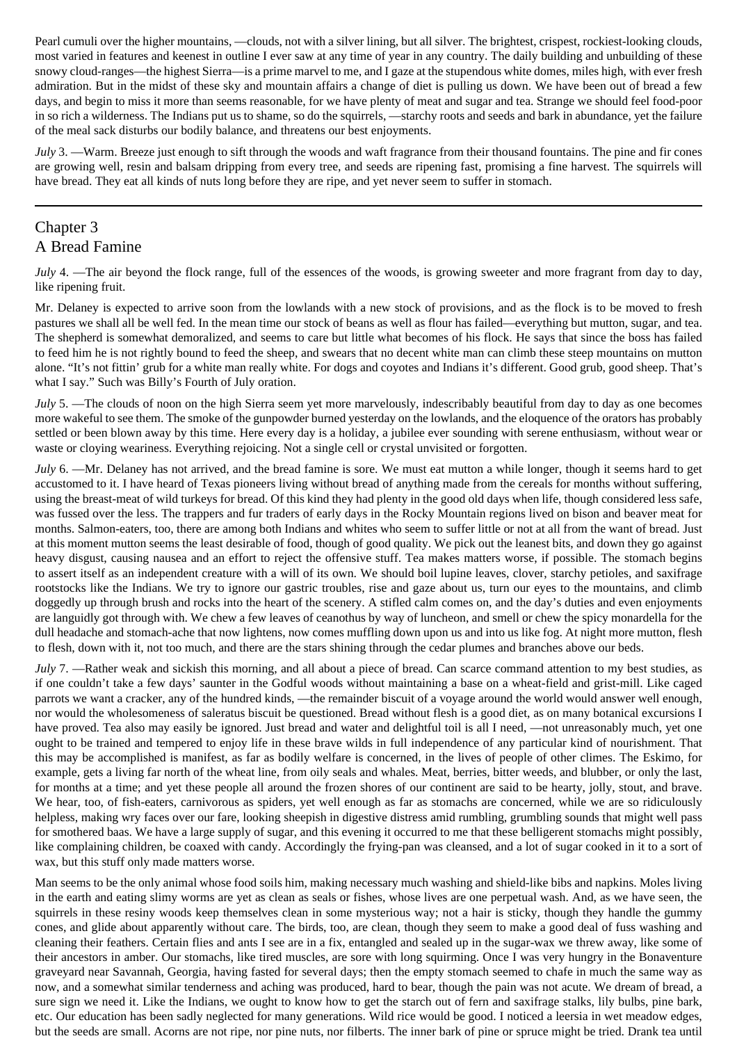Pearl cumuli over the higher mountains, —clouds, not with a silver lining, but all silver. The brightest, crispest, rockiest-looking clouds, most varied in features and keenest in outline I ever saw at any time of year in any country. The daily building and unbuilding of these snowy cloud-ranges—the highest Sierra—is a prime marvel to me, and I gaze at the stupendous white domes, miles high, with ever fresh admiration. But in the midst of these sky and mountain affairs a change of diet is pulling us down. We have been out of bread a few days, and begin to miss it more than seems reasonable, for we have plenty of meat and sugar and tea. Strange we should feel food-poor in so rich a wilderness. The Indians put us to shame, so do the squirrels, —starchy roots and seeds and bark in abundance, yet the failure of the meal sack disturbs our bodily balance, and threatens our best enjoyments.

*July* 3. —Warm. Breeze just enough to sift through the woods and waft fragrance from their thousand fountains. The pine and fir cones are growing well, resin and balsam dripping from every tree, and seeds are ripening fast, promising a fine harvest. The squirrels will have bread. They eat all kinds of nuts long before they are ripe, and yet never seem to suffer in stomach.

---

## Chapter 3
## A Bread Famine

*July* 4. —The air beyond the flock range, full of the essences of the woods, is growing sweeter and more fragrant from day to day, like ripening fruit.

Mr. Delaney is expected to arrive soon from the lowlands with a new stock of provisions, and as the flock is to be moved to fresh pastures we shall all be well fed. In the mean time our stock of beans as well as flour has failed—everything but mutton, sugar, and tea. The shepherd is somewhat demoralized, and seems to care but little what becomes of his flock. He says that since the boss has failed to feed him he is not rightly bound to feed the sheep, and swears that no decent white man can climb these steep mountains on mutton alone. "It's not fittin' grub for a white man really white. For dogs and coyotes and Indians it's different. Good grub, good sheep. That's what I say." Such was Billy's Fourth of July oration.

*July* 5. —The clouds of noon on the high Sierra seem yet more marvelously, indescribably beautiful from day to day as one becomes more wakeful to see them. The smoke of the gunpowder burned yesterday on the lowlands, and the eloquence of the orators has probably settled or been blown away by this time. Here every day is a holiday, a jubilee ever sounding with serene enthusiasm, without wear or waste or cloying weariness. Everything rejoicing. Not a single cell or crystal unvisited or forgotten.

*July* 6. —Mr. Delaney has not arrived, and the bread famine is sore. We must eat mutton a while longer, though it seems hard to get accustomed to it. I have heard of Texas pioneers living without bread of anything made from the cereals for months without suffering, using the breast-meat of wild turkeys for bread. Of this kind they had plenty in the good old days when life, though considered less safe, was fussed over the less. The trappers and fur traders of early days in the Rocky Mountain regions lived on bison and beaver meat for months. Salmon-eaters, too, there are among both Indians and whites who seem to suffer little or not at all from the want of bread. Just at this moment mutton seems the least desirable of food, though of good quality. We pick out the leanest bits, and down they go against heavy disgust, causing nausea and an effort to reject the offensive stuff. Tea makes matters worse, if possible. The stomach begins to assert itself as an independent creature with a will of its own. We should boil lupine leaves, clover, starchy petioles, and saxifrage rootstocks like the Indians. We try to ignore our gastric troubles, rise and gaze about us, turn our eyes to the mountains, and climb doggedly up through brush and rocks into the heart of the scenery. A stifled calm comes on, and the day's duties and even enjoyments are languidly got through with. We chew a few leaves of ceanothus by way of luncheon, and smell or chew the spicy monardella for the dull headache and stomach-ache that now lightens, now comes muffling down upon us and into us like fog. At night more mutton, flesh to flesh, down with it, not too much, and there are the stars shining through the cedar plumes and branches above our beds.

*July* 7. —Rather weak and sickish this morning, and all about a piece of bread. Can scarce command attention to my best studies, as if one couldn't take a few days' saunter in the Godful woods without maintaining a base on a wheat-field and grist-mill. Like caged parrots we want a cracker, any of the hundred kinds, —the remainder biscuit of a voyage around the world would answer well enough, nor would the wholesomeness of saleratus biscuit be questioned. Bread without flesh is a good diet, as on many botanical excursions I have proved. Tea also may easily be ignored. Just bread and water and delightful toil is all I need, —not unreasonably much, yet one ought to be trained and tempered to enjoy life in these brave wilds in full independence of any particular kind of nourishment. That this may be accomplished is manifest, as far as bodily welfare is concerned, in the lives of people of other climes. The Eskimo, for example, gets a living far north of the wheat line, from oily seals and whales. Meat, berries, bitter weeds, and blubber, or only the last, for months at a time; and yet these people all around the frozen shores of our continent are said to be hearty, jolly, stout, and brave. We hear, too, of fish-eaters, carnivorous as spiders, yet well enough as far as stomachs are concerned, while we are so ridiculously helpless, making wry faces over our fare, looking sheepish in digestive distress amid rumbling, grumbling sounds that might well pass for smothered baas. We have a large supply of sugar, and this evening it occurred to me that these belligerent stomachs might possibly, like complaining children, be coaxed with candy. Accordingly the frying-pan was cleansed, and a lot of sugar cooked in it to a sort of wax, but this stuff only made matters worse.

Man seems to be the only animal whose food soils him, making necessary much washing and shield-like bibs and napkins. Moles living in the earth and eating slimy worms are yet as clean as seals or fishes, whose lives are one perpetual wash. And, as we have seen, the squirrels in these resiny woods keep themselves clean in some mysterious way; not a hair is sticky, though they handle the gummy cones, and glide about apparently without care. The birds, too, are clean, though they seem to make a good deal of fuss washing and cleaning their feathers. Certain flies and ants I see are in a fix, entangled and sealed up in the sugar-wax we threw away, like some of their ancestors in amber. Our stomachs, like tired muscles, are sore with long squirming. Once I was very hungry in the Bonaventure graveyard near Savannah, Georgia, having fasted for several days; then the empty stomach seemed to chafe in much the same way as now, and a somewhat similar tenderness and aching was produced, hard to bear, though the pain was not acute. We dream of bread, a sure sign we need it. Like the Indians, we ought to know how to get the starch out of fern and saxifrage stalks, lily bulbs, pine bark, etc. Our education has been sadly neglected for many generations. Wild rice would be good. I noticed a leersia in wet meadow edges, but the seeds are small. Acorns are not ripe, nor pine nuts, nor filberts. The inner bark of pine or spruce might be tried. Drank tea until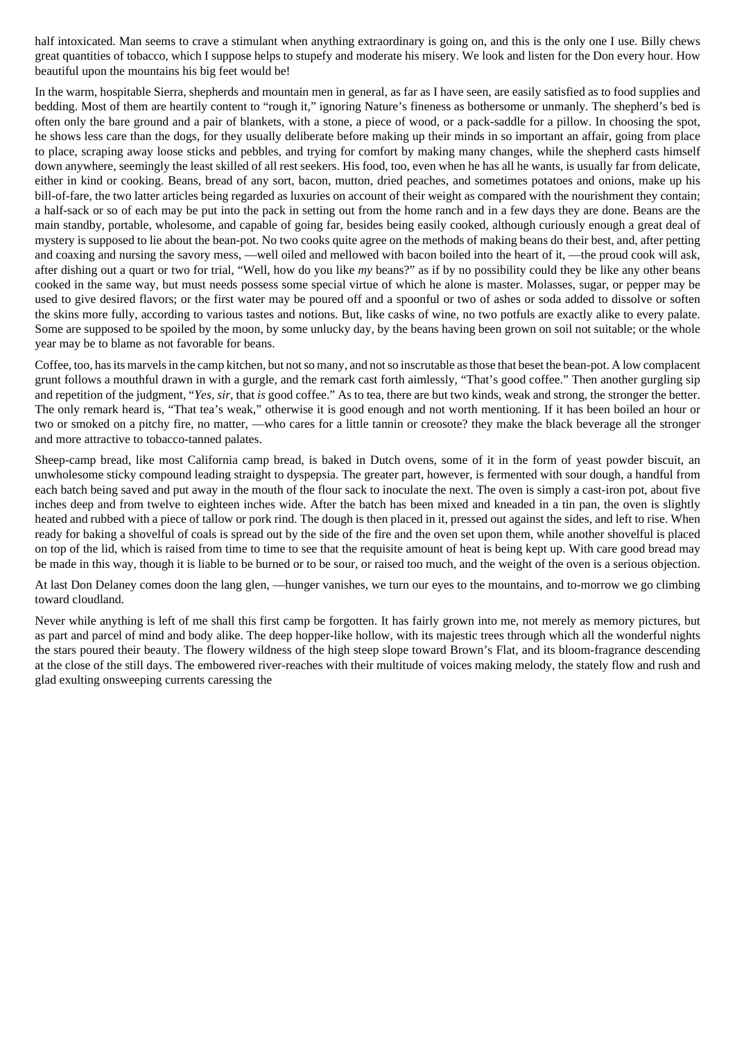half intoxicated. Man seems to crave a stimulant when anything extraordinary is going on, and this is the only one I use. Billy chews great quantities of tobacco, which I suppose helps to stupefy and moderate his misery. We look and listen for the Don every hour. How beautiful upon the mountains his big feet would be!

In the warm, hospitable Sierra, shepherds and mountain men in general, as far as I have seen, are easily satisfied as to food supplies and bedding. Most of them are heartily content to "rough it," ignoring Nature's fineness as bothersome or unmanly. The shepherd's bed is often only the bare ground and a pair of blankets, with a stone, a piece of wood, or a pack-saddle for a pillow. In choosing the spot, he shows less care than the dogs, for they usually deliberate before making up their minds in so important an affair, going from place to place, scraping away loose sticks and pebbles, and trying for comfort by making many changes, while the shepherd casts himself down anywhere, seemingly the least skilled of all rest seekers. His food, too, even when he has all he wants, is usually far from delicate, either in kind or cooking. Beans, bread of any sort, bacon, mutton, dried peaches, and sometimes potatoes and onions, make up his bill-of-fare, the two latter articles being regarded as luxuries on account of their weight as compared with the nourishment they contain; a half-sack or so of each may be put into the pack in setting out from the home ranch and in a few days they are done. Beans are the main standby, portable, wholesome, and capable of going far, besides being easily cooked, although curiously enough a great deal of mystery is supposed to lie about the bean-pot. No two cooks quite agree on the methods of making beans do their best, and, after petting and coaxing and nursing the savory mess, —well oiled and mellowed with bacon boiled into the heart of it, —the proud cook will ask, after dishing out a quart or two for trial, "Well, how do you like *my* beans?" as if by no possibility could they be like any other beans cooked in the same way, but must needs possess some special virtue of which he alone is master. Molasses, sugar, or pepper may be used to give desired flavors; or the first water may be poured off and a spoonful or two of ashes or soda added to dissolve or soften the skins more fully, according to various tastes and notions. But, like casks of wine, no two potfuls are exactly alike to every palate. Some are supposed to be spoiled by the moon, by some unlucky day, by the beans having been grown on soil not suitable; or the whole year may be to blame as not favorable for beans.

Coffee, too, has its marvels in the camp kitchen, but not so many, and not so inscrutable as those that beset the bean-pot. A low complacent grunt follows a mouthful drawn in with a gurgle, and the remark cast forth aimlessly, "That's good coffee." Then another gurgling sip and repetition of the judgment, "*Yes, sir*, that *is* good coffee." As to tea, there are but two kinds, weak and strong, the stronger the better. The only remark heard is, "That tea's weak," otherwise it is good enough and not worth mentioning. If it has been boiled an hour or two or smoked on a pitchy fire, no matter, —who cares for a little tannin or creosote? they make the black beverage all the stronger and more attractive to tobacco-tanned palates.

Sheep-camp bread, like most California camp bread, is baked in Dutch ovens, some of it in the form of yeast powder biscuit, an unwholesome sticky compound leading straight to dyspepsia. The greater part, however, is fermented with sour dough, a handful from each batch being saved and put away in the mouth of the flour sack to inoculate the next. The oven is simply a cast-iron pot, about five inches deep and from twelve to eighteen inches wide. After the batch has been mixed and kneaded in a tin pan, the oven is slightly heated and rubbed with a piece of tallow or pork rind. The dough is then placed in it, pressed out against the sides, and left to rise. When ready for baking a shovelful of coals is spread out by the side of the fire and the oven set upon them, while another shovelful is placed on top of the lid, which is raised from time to time to see that the requisite amount of heat is being kept up. With care good bread may be made in this way, though it is liable to be burned or to be sour, or raised too much, and the weight of the oven is a serious objection.

At last Don Delaney comes doon the lang glen, —hunger vanishes, we turn our eyes to the mountains, and to-morrow we go climbing toward cloudland.

Never while anything is left of me shall this first camp be forgotten. It has fairly grown into me, not merely as memory pictures, but as part and parcel of mind and body alike. The deep hopper-like hollow, with its majestic trees through which all the wonderful nights the stars poured their beauty. The flowery wildness of the high steep slope toward Brown's Flat, and its bloom-fragrance descending at the close of the still days. The embowered river-reaches with their multitude of voices making melody, the stately flow and rush and glad exulting onsweeping currents caressing the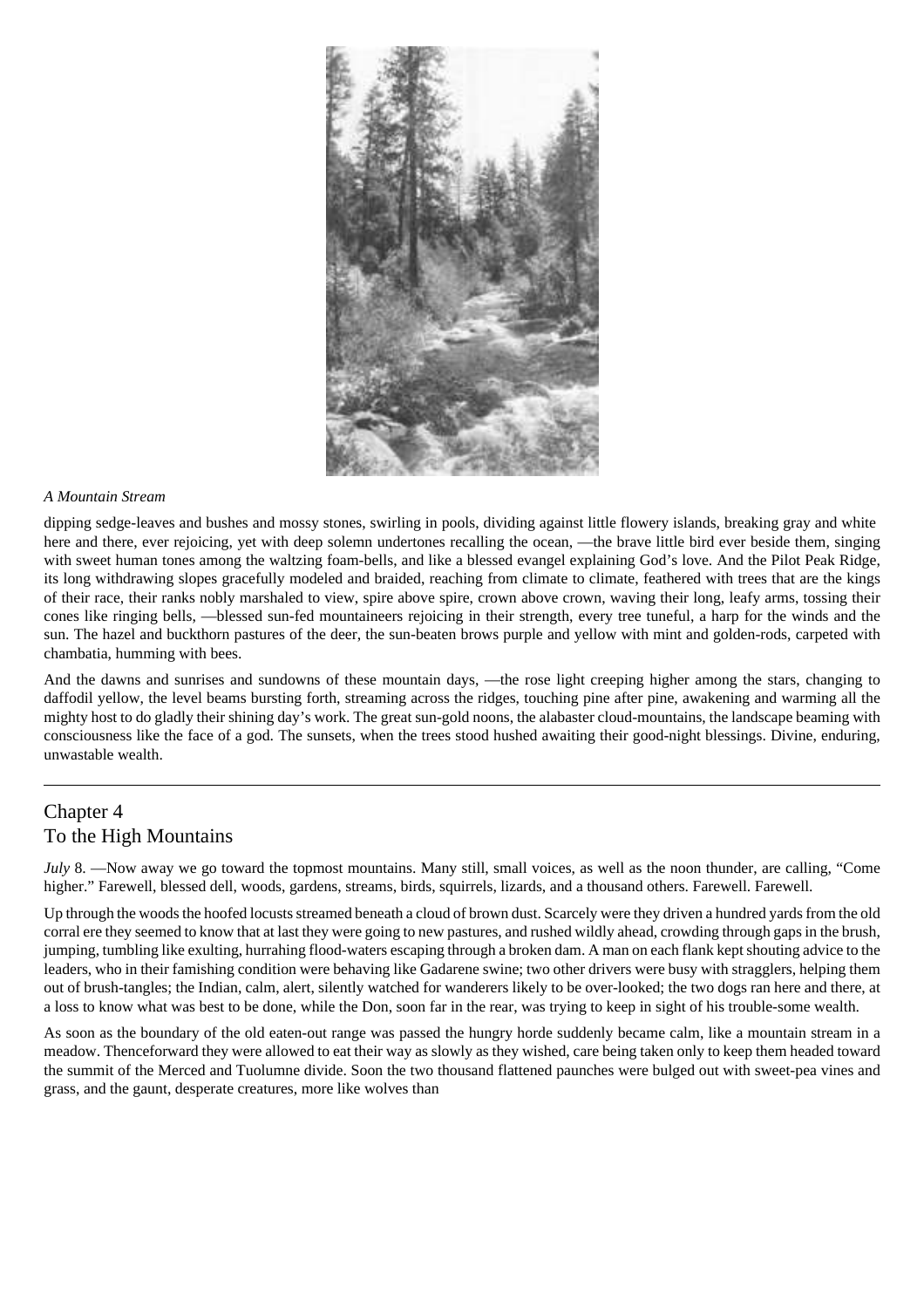*A Mountain Stream*

dipping sedge-leaves and bushes and mossy stones, swirling in pools, dividing against little flowery islands, breaking gray and white here and there, ever rejoicing, yet with deep solemn undertones recalling the ocean, —the brave little bird ever beside them, singing with sweet human tones among the waltzing foam-bells, and like a blessed evangel explaining God's love. And the Pilot Peak Ridge, its long withdrawing slopes gracefully modeled and braided, reaching from climate to climate, feathered with trees that are the kings of their race, their ranks nobly marshaled to view, spire above spire, crown above crown, waving their long, leafy arms, tossing their cones like ringing bells, —blessed sun-fed mountaineers rejoicing in their strength, every tree tuneful, a harp for the winds and the sun. The hazel and buckthorn pastures of the deer, the sun-beaten brows purple and yellow with mint and golden-rods, carpeted with chambatia, humming with bees.

And the dawns and sunrises and sundowns of these mountain days, —the rose light creeping higher among the stars, changing to daffodil yellow, the level beams bursting forth, streaming across the ridges, touching pine after pine, awakening and warming all the mighty host to do gladly their shining day's work. The great sun-gold noons, the alabaster cloud-mountains, the landscape beaming with consciousness like the face of a god. The sunsets, when the trees stood hushed awaiting their good-night blessings. Divine, enduring, unwastable wealth.

---

## Chapter 4
## To the High Mountains

*July* 8. —Now away we go toward the topmost mountains. Many still, small voices, as well as the noon thunder, are calling, "Come higher." Farewell, blessed dell, woods, gardens, streams, birds, squirrels, lizards, and a thousand others. Farewell. Farewell.

Up through the woods the hoofed locusts streamed beneath a cloud of brown dust. Scarcely were they driven a hundred yards from the old corral ere they seemed to know that at last they were going to new pastures, and rushed wildly ahead, crowding through gaps in the brush, jumping, tumbling like exulting, hurrahing flood-waters escaping through a broken dam. A man on each flank kept shouting advice to the leaders, who in their famishing condition were behaving like Gadarene swine; two other drivers were busy with stragglers, helping them out of brush-tangles; the Indian, calm, alert, silently watched for wanderers likely to be over-looked; the two dogs ran here and there, at a loss to know what was best to be done, while the Don, soon far in the rear, was trying to keep in sight of his trouble-some wealth.

As soon as the boundary of the old eaten-out range was passed the hungry horde suddenly became calm, like a mountain stream in a meadow. Thenceforward they were allowed to eat their way as slowly as they wished, care being taken only to keep them headed toward the summit of the Merced and Tuolumne divide. Soon the two thousand flattened paunches were bulged out with sweet-pea vines and grass, and the gaunt, desperate creatures, more like wolves than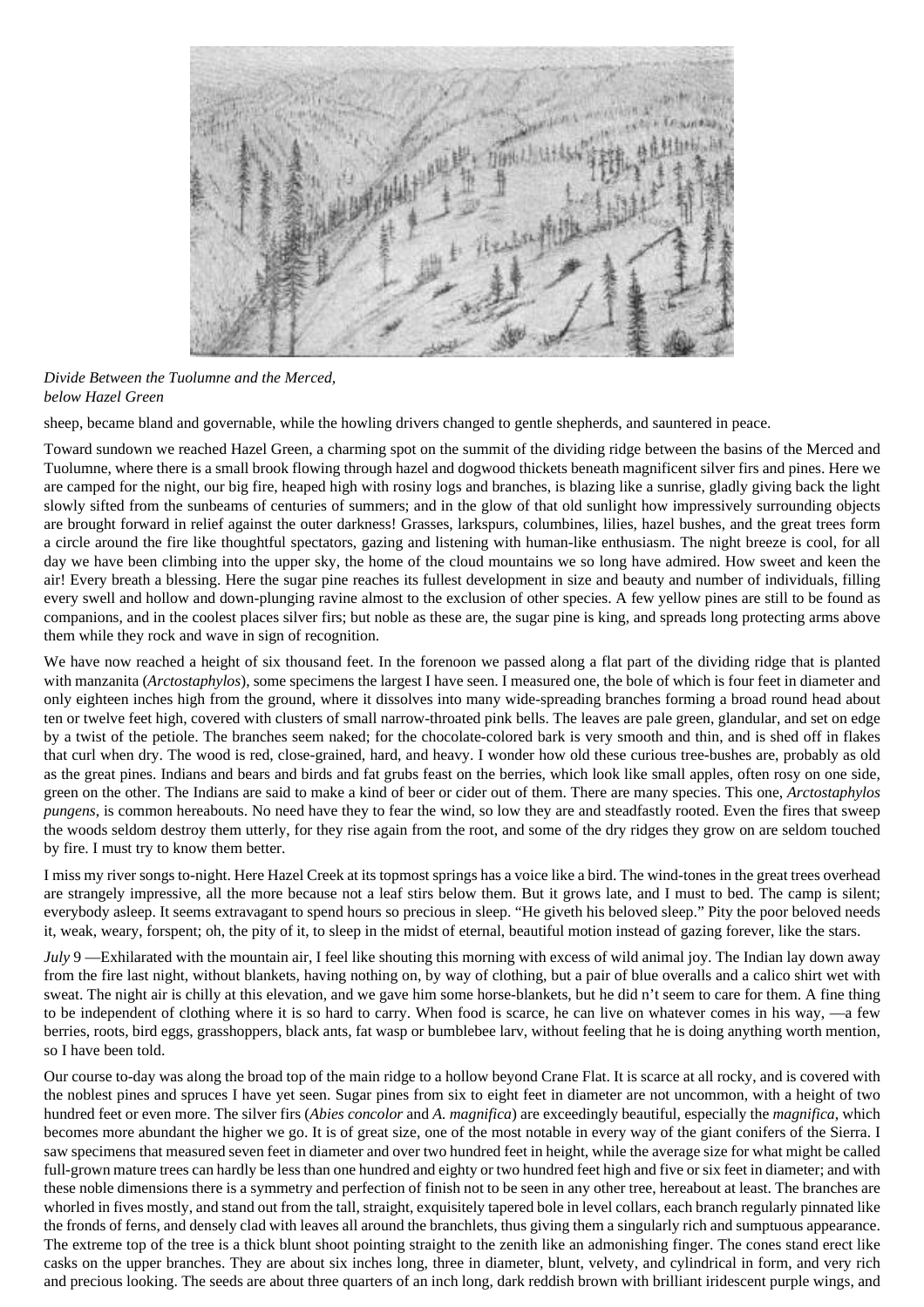*Divide Between the Tuolumne and the Merced,*
*below Hazel Green*

sheep, became bland and governable, while the howling drivers changed to gentle shepherds, and sauntered in peace.

Toward sundown we reached Hazel Green, a charming spot on the summit of the dividing ridge between the basins of the Merced and Tuolumne, where there is a small brook flowing through hazel and dogwood thickets beneath magnificent silver firs and pines. Here we are camped for the night, our big fire, heaped high with rosiny logs and branches, is blazing like a sunrise, gladly giving back the light slowly sifted from the sunbeams of centuries of summers; and in the glow of that old sunlight how impressively surrounding objects are brought forward in relief against the outer darkness! Grasses, larkspurs, columbines, lilies, hazel bushes, and the great trees form a circle around the fire like thoughtful spectators, gazing and listening with human-like enthusiasm. The night breeze is cool, for all day we have been climbing into the upper sky, the home of the cloud mountains we so long have admired. How sweet and keen the air! Every breath a blessing. Here the sugar pine reaches its fullest development in size and beauty and number of individuals, filling every swell and hollow and down-plunging ravine almost to the exclusion of other species. A few yellow pines are still to be found as companions, and in the coolest places silver firs; but noble as these are, the sugar pine is king, and spreads long protecting arms above them while they rock and wave in sign of recognition.

We have now reached a height of six thousand feet. In the forenoon we passed along a flat part of the dividing ridge that is planted with manzanita (*Arctostaphylos*), some specimens the largest I have seen. I measured one, the bole of which is four feet in diameter and only eighteen inches high from the ground, where it dissolves into many wide-spreading branches forming a broad round head about ten or twelve feet high, covered with clusters of small narrow-throated pink bells. The leaves are pale green, glandular, and set on edge by a twist of the petiole. The branches seem naked; for the chocolate-colored bark is very smooth and thin, and is shed off in flakes that curl when dry. The wood is red, close-grained, hard, and heavy. I wonder how old these curious tree-bushes are, probably as old as the great pines. Indians and bears and birds and fat grubs feast on the berries, which look like small apples, often rosy on one side, green on the other. The Indians are said to make a kind of beer or cider out of them. There are many species. This one, *Arctostaphylos pungens*, is common hereabouts. No need have they to fear the wind, so low they are and steadfastly rooted. Even the fires that sweep the woods seldom destroy them utterly, for they rise again from the root, and some of the dry ridges they grow on are seldom touched by fire. I must try to know them better.

I miss my river songs to-night. Here Hazel Creek at its topmost springs has a voice like a bird. The wind-tones in the great trees overhead are strangely impressive, all the more because not a leaf stirs below them. But it grows late, and I must to bed. The camp is silent; everybody asleep. It seems extravagant to spend hours so precious in sleep. "He giveth his beloved sleep." Pity the poor beloved needs it, weak, weary, forspent; oh, the pity of it, to sleep in the midst of eternal, beautiful motion instead of gazing forever, like the stars.

*July* 9 —Exhilarated with the mountain air, I feel like shouting this morning with excess of wild animal joy. The Indian lay down away from the fire last night, without blankets, having nothing on, by way of clothing, but a pair of blue overalls and a calico shirt wet with sweat. The night air is chilly at this elevation, and we gave him some horse-blankets, but he did n't seem to care for them. A fine thing to be independent of clothing where it is so hard to carry. When food is scarce, he can live on whatever comes in his way, —a few berries, roots, bird eggs, grasshoppers, black ants, fat wasp or bumblebee larv, without feeling that he is doing anything worth mention, so I have been told.

Our course to-day was along the broad top of the main ridge to a hollow beyond Crane Flat. It is scarce at all rocky, and is covered with the noblest pines and spruces I have yet seen. Sugar pines from six to eight feet in diameter are not uncommon, with a height of two hundred feet or even more. The silver firs (*Abies concolor* and *A. magnifica*) are exceedingly beautiful, especially the *magnifica*, which becomes more abundant the higher we go. It is of great size, one of the most notable in every way of the giant conifers of the Sierra. I saw specimens that measured seven feet in diameter and over two hundred feet in height, while the average size for what might be called full-grown mature trees can hardly be less than one hundred and eighty or two hundred feet high and five or six feet in diameter; and with these noble dimensions there is a symmetry and perfection of finish not to be seen in any other tree, hereabout at least. The branches are whorled in fives mostly, and stand out from the tall, straight, exquisitely tapered bole in level collars, each branch regularly pinnated like the fronds of ferns, and densely clad with leaves all around the branchlets, thus giving them a singularly rich and sumptuous appearance. The extreme top of the tree is a thick blunt shoot pointing straight to the zenith like an admonishing finger. The cones stand erect like casks on the upper branches. They are about six inches long, three in diameter, blunt, velvety, and cylindrical in form, and very rich and precious looking. The seeds are about three quarters of an inch long, dark reddish brown with brilliant iridescent purple wings, and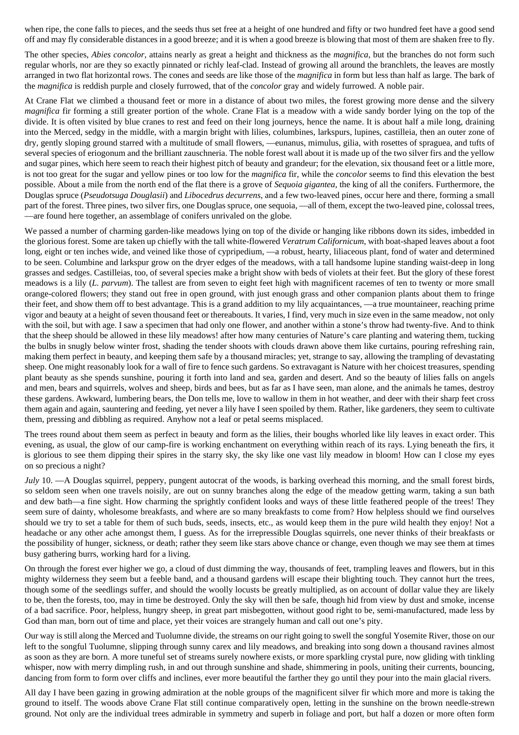when ripe, the cone falls to pieces, and the seeds thus set free at a height of one hundred and fifty or two hundred feet have a good send off and may fly considerable distances in a good breeze; and it is when a good breeze is blowing that most of them are shaken free to fly.

The other species, *Abies concolor*, attains nearly as great a height and thickness as the *magnifica*, but the branches do not form such regular whorls, nor are they so exactly pinnated or richly leaf-clad. Instead of growing all around the branchlets, the leaves are mostly arranged in two flat horizontal rows. The cones and seeds are like those of the *magnifica* in form but less than half as large. The bark of the *magnifica* is reddish purple and closely furrowed, that of the *concolor* gray and widely furrowed. A noble pair.

At Crane Flat we climbed a thousand feet or more in a distance of about two miles, the forest growing more dense and the silvery *magnifica* fir forming a still greater portion of the whole. Crane Flat is a meadow with a wide sandy border lying on the top of the divide. It is often visited by blue cranes to rest and feed on their long journeys, hence the name. It is about half a mile long, draining into the Merced, sedgy in the middle, with a margin bright with lilies, columbines, larkspurs, lupines, castilleia, then an outer zone of dry, gently sloping ground starred with a multitude of small flowers, —eunanus, mimulus, gilia, with rosettes of spraguea, and tufts of several species of eriogonum and the brilliant zauschneria. The noble forest wall about it is made up of the two silver firs and the yellow and sugar pines, which here seem to reach their highest pitch of beauty and grandeur; for the elevation, six thousand feet or a little more, is not too great for the sugar and yellow pines or too low for the *magnifica* fir, while the *concolor* seems to find this elevation the best possible. About a mile from the north end of the flat there is a grove of *Sequoia gigantea*, the king of all the conifers. Furthermore, the Douglas spruce (*Pseudotsuga Douglasii*) and *Libocedrus decurrens*, and a few two-leaved pines, occur here and there, forming a small part of the forest. Three pines, two silver firs, one Douglas spruce, one sequoia, —all of them, except the two-leaved pine, colossal trees, —are found here together, an assemblage of conifers unrivaled on the globe.

We passed a number of charming garden-like meadows lying on top of the divide or hanging like ribbons down its sides, imbedded in the glorious forest. Some are taken up chiefly with the tall white-flowered *Veratrum Californicum*, with boat-shaped leaves about a foot long, eight or ten inches wide, and veined like those of cypripedium, —a robust, hearty, liliaceous plant, fond of water and determined to be seen. Columbine and larkspur grow on the dryer edges of the meadows, with a tall handsome lupine standing waist-deep in long grasses and sedges. Castilleias, too, of several species make a bright show with beds of violets at their feet. But the glory of these forest meadows is a lily (*L. parvum*). The tallest are from seven to eight feet high with magnificent racemes of ten to twenty or more small orange-colored flowers; they stand out free in open ground, with just enough grass and other companion plants about them to fringe their feet, and show them off to best advantage. This is a grand addition to my lily acquaintances, —a true mountaineer, reaching prime vigor and beauty at a height of seven thousand feet or thereabouts. It varies, I find, very much in size even in the same meadow, not only with the soil, but with age. I saw a specimen that had only one flower, and another within a stone's throw had twenty-five. And to think that the sheep should be allowed in these lily meadows! after how many centuries of Nature's care planting and watering them, tucking the bulbs in snugly below winter frost, shading the tender shoots with clouds drawn above them like curtains, pouring refreshing rain, making them perfect in beauty, and keeping them safe by a thousand miracles; yet, strange to say, allowing the trampling of devastating sheep. One might reasonably look for a wall of fire to fence such gardens. So extravagant is Nature with her choicest treasures, spending plant beauty as she spends sunshine, pouring it forth into land and sea, garden and desert. And so the beauty of lilies falls on angels and men, bears and squirrels, wolves and sheep, birds and bees, but as far as I have seen, man alone, and the animals he tames, destroy these gardens. Awkward, lumbering bears, the Don tells me, love to wallow in them in hot weather, and deer with their sharp feet cross them again and again, sauntering and feeding, yet never a lily have I seen spoiled by them. Rather, like gardeners, they seem to cultivate them, pressing and dibbling as required. Anyhow not a leaf or petal seems misplaced.

The trees round about them seem as perfect in beauty and form as the lilies, their boughs whorled like lily leaves in exact order. This evening, as usual, the glow of our camp-fire is working enchantment on everything within reach of its rays. Lying beneath the firs, it is glorious to see them dipping their spires in the starry sky, the sky like one vast lily meadow in bloom! How can I close my eyes on so precious a night?

*July* 10. —A Douglas squirrel, peppery, pungent autocrat of the woods, is barking overhead this morning, and the small forest birds, so seldom seen when one travels noisily, are out on sunny branches along the edge of the meadow getting warm, taking a sun bath and dew bath—a fine sight. How charming the sprightly confident looks and ways of these little feathered people of the trees! They seem sure of dainty, wholesome breakfasts, and where are so many breakfasts to come from? How helpless should we find ourselves should we try to set a table for them of such buds, seeds, insects, etc., as would keep them in the pure wild health they enjoy! Not a headache or any other ache amongst them, I guess. As for the irrepressible Douglas squirrels, one never thinks of their breakfasts or the possibility of hunger, sickness, or death; rather they seem like stars above chance or change, even though we may see them at times busy gathering burrs, working hard for a living.

On through the forest ever higher we go, a cloud of dust dimming the way, thousands of feet, trampling leaves and flowers, but in this mighty wilderness they seem but a feeble band, and a thousand gardens will escape their blighting touch. They cannot hurt the trees, though some of the seedlings suffer, and should the woolly locusts be greatly multiplied, as on account of dollar value they are likely to be, then the forests, too, may in time be destroyed. Only the sky will then be safe, though hid from view by dust and smoke, incense of a bad sacrifice. Poor, helpless, hungry sheep, in great part misbegotten, without good right to be, semi-manufactured, made less by God than man, born out of time and place, yet their voices are strangely human and call out one's pity.

Our way is still along the Merced and Tuolumne divide, the streams on our right going to swell the songful Yosemite River, those on our left to the songful Tuolumne, slipping through sunny carex and lily meadows, and breaking into song down a thousand ravines almost as soon as they are born. A more tuneful set of streams surely nowhere exists, or more sparkling crystal pure, now gliding with tinkling whisper, now with merry dimpling rush, in and out through sunshine and shade, shimmering in pools, uniting their currents, bouncing, dancing from form to form over cliffs and inclines, ever more beautiful the farther they go until they pour into the main glacial rivers.

All day I have been gazing in growing admiration at the noble groups of the magnificent silver fir which more and more is taking the ground to itself. The woods above Crane Flat still continue comparatively open, letting in the sunshine on the brown needle-strewn ground. Not only are the individual trees admirable in symmetry and superb in foliage and port, but half a dozen or more often form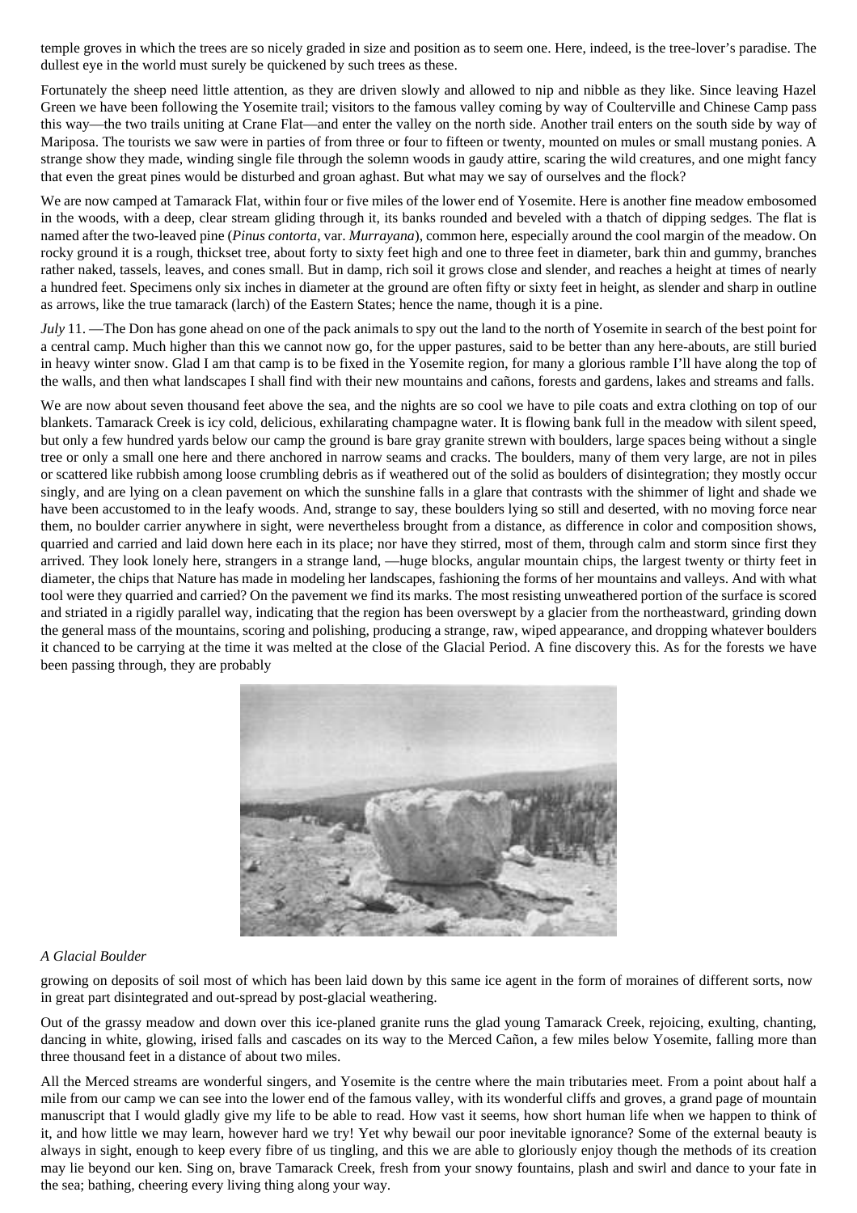temple groves in which the trees are so nicely graded in size and position as to seem one. Here, indeed, is the tree-lover's paradise. The dullest eye in the world must surely be quickened by such trees as these.

Fortunately the sheep need little attention, as they are driven slowly and allowed to nip and nibble as they like. Since leaving Hazel Green we have been following the Yosemite trail; visitors to the famous valley coming by way of Coulterville and Chinese Camp pass this way—the two trails uniting at Crane Flat—and enter the valley on the north side. Another trail enters on the south side by way of Mariposa. The tourists we saw were in parties of from three or four to fifteen or twenty, mounted on mules or small mustang ponies. A strange show they made, winding single file through the solemn woods in gaudy attire, scaring the wild creatures, and one might fancy that even the great pines would be disturbed and groan aghast. But what may we say of ourselves and the flock?

We are now camped at Tamarack Flat, within four or five miles of the lower end of Yosemite. Here is another fine meadow embosomed in the woods, with a deep, clear stream gliding through it, its banks rounded and beveled with a thatch of dipping sedges. The flat is named after the two-leaved pine (*Pinus contorta*, var. *Murrayana*), common here, especially around the cool margin of the meadow. On rocky ground it is a rough, thickset tree, about forty to sixty feet high and one to three feet in diameter, bark thin and gummy, branches rather naked, tassels, leaves, and cones small. But in damp, rich soil it grows close and slender, and reaches a height at times of nearly a hundred feet. Specimens only six inches in diameter at the ground are often fifty or sixty feet in height, as slender and sharp in outline as arrows, like the true tamarack (larch) of the Eastern States; hence the name, though it is a pine.

*July* 11. —The Don has gone ahead on one of the pack animals to spy out the land to the north of Yosemite in search of the best point for a central camp. Much higher than this we cannot now go, for the upper pastures, said to be better than any here-abouts, are still buried in heavy winter snow. Glad I am that camp is to be fixed in the Yosemite region, for many a glorious ramble I'll have along the top of the walls, and then what landscapes I shall find with their new mountains and cañons, forests and gardens, lakes and streams and falls.

We are now about seven thousand feet above the sea, and the nights are so cool we have to pile coats and extra clothing on top of our blankets. Tamarack Creek is icy cold, delicious, exhilarating champagne water. It is flowing bank full in the meadow with silent speed, but only a few hundred yards below our camp the ground is bare gray granite strewn with boulders, large spaces being without a single tree or only a small one here and there anchored in narrow seams and cracks. The boulders, many of them very large, are not in piles or scattered like rubbish among loose crumbling debris as if weathered out of the solid as boulders of disintegration; they mostly occur singly, and are lying on a clean pavement on which the sunshine falls in a glare that contrasts with the shimmer of light and shade we have been accustomed to in the leafy woods. And, strange to say, these boulders lying so still and deserted, with no moving force near them, no boulder carrier anywhere in sight, were nevertheless brought from a distance, as difference in color and composition shows, quarried and carried and laid down here each in its place; nor have they stirred, most of them, through calm and storm since first they arrived. They look lonely here, strangers in a strange land, —huge blocks, angular mountain chips, the largest twenty or thirty feet in diameter, the chips that Nature has made in modeling her landscapes, fashioning the forms of her mountains and valleys. And with what tool were they quarried and carried? On the pavement we find its marks. The most resisting unweathered portion of the surface is scored and striated in a rigidly parallel way, indicating that the region has been overswept by a glacier from the northeastward, grinding down the general mass of the mountains, scoring and polishing, producing a strange, raw, wiped appearance, and dropping whatever boulders it chanced to be carrying at the time it was melted at the close of the Glacial Period. A fine discovery this. As for the forests we have been passing through, they are probably

*A Glacial Boulder*

growing on deposits of soil most of which has been laid down by this same ice agent in the form of moraines of different sorts, now in great part disintegrated and out-spread by post-glacial weathering.

Out of the grassy meadow and down over this ice-planed granite runs the glad young Tamarack Creek, rejoicing, exulting, chanting, dancing in white, glowing, irised falls and cascades on its way to the Merced Cañon, a few miles below Yosemite, falling more than three thousand feet in a distance of about two miles.

All the Merced streams are wonderful singers, and Yosemite is the centre where the main tributaries meet. From a point about half a mile from our camp we can see into the lower end of the famous valley, with its wonderful cliffs and groves, a grand page of mountain manuscript that I would gladly give my life to be able to read. How vast it seems, how short human life when we happen to think of it, and how little we may learn, however hard we try! Yet why bewail our poor inevitable ignorance? Some of the external beauty is always in sight, enough to keep every fibre of us tingling, and this we are able to gloriously enjoy though the methods of its creation may lie beyond our ken. Sing on, brave Tamarack Creek, fresh from your snowy fountains, plash and swirl and dance to your fate in the sea; bathing, cheering every living thing along your way.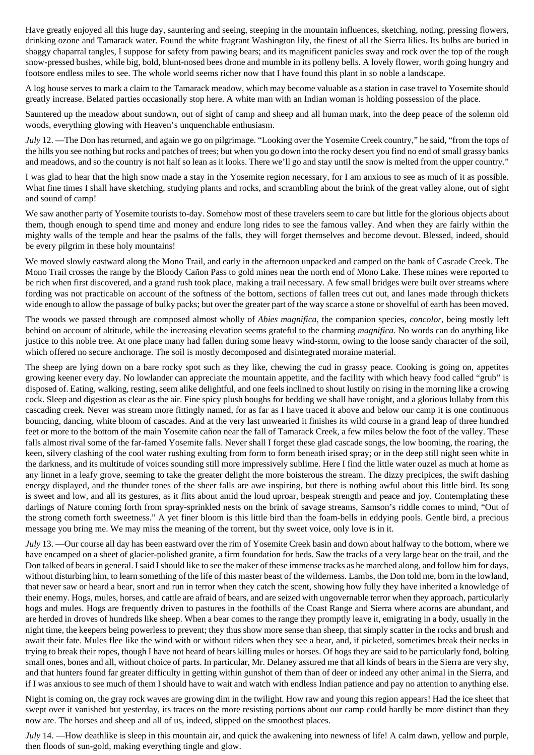Have greatly enjoyed all this huge day, sauntering and seeing, steeping in the mountain influences, sketching, noting, pressing flowers, drinking ozone and Tamarack water. Found the white fragrant Washington lily, the finest of all the Sierra lilies. Its bulbs are buried in shaggy chaparral tangles, I suppose for safety from pawing bears; and its magnificent panicles sway and rock over the top of the rough snow-pressed bushes, while big, bold, blunt-nosed bees drone and mumble in its polleny bells. A lovely flower, worth going hungry and footsore endless miles to see. The whole world seems richer now that I have found this plant in so noble a landscape.

A log house serves to mark a claim to the Tamarack meadow, which may become valuable as a station in case travel to Yosemite should greatly increase. Belated parties occasionally stop here. A white man with an Indian woman is holding possession of the place.

Sauntered up the meadow about sundown, out of sight of camp and sheep and all human mark, into the deep peace of the solemn old woods, everything glowing with Heaven's unquenchable enthusiasm.

*July* 12. —The Don has returned, and again we go on pilgrimage. "Looking over the Yosemite Creek country," he said, "from the tops of the hills you see nothing but rocks and patches of trees; but when you go down into the rocky desert you find no end of small grassy banks and meadows, and so the country is not half so lean as it looks. There we'll go and stay until the snow is melted from the upper country."

I was glad to hear that the high snow made a stay in the Yosemite region necessary, for I am anxious to see as much of it as possible. What fine times I shall have sketching, studying plants and rocks, and scrambling about the brink of the great valley alone, out of sight and sound of camp!

We saw another party of Yosemite tourists to-day. Somehow most of these travelers seem to care but little for the glorious objects about them, though enough to spend time and money and endure long rides to see the famous valley. And when they are fairly within the mighty walls of the temple and hear the psalms of the falls, they will forget themselves and become devout. Blessed, indeed, should be every pilgrim in these holy mountains!

We moved slowly eastward along the Mono Trail, and early in the afternoon unpacked and camped on the bank of Cascade Creek. The Mono Trail crosses the range by the Bloody Cañon Pass to gold mines near the north end of Mono Lake. These mines were reported to be rich when first discovered, and a grand rush took place, making a trail necessary. A few small bridges were built over streams where fording was not practicable on account of the softness of the bottom, sections of fallen trees cut out, and lanes made through thickets wide enough to allow the passage of bulky packs; but over the greater part of the way scarce a stone or shovelful of earth has been moved.

The woods we passed through are composed almost wholly of *Abies magnifica*, the companion species, *concolor*, being mostly left behind on account of altitude, while the increasing elevation seems grateful to the charming *magnifica*. No words can do anything like justice to this noble tree. At one place many had fallen during some heavy wind-storm, owing to the loose sandy character of the soil, which offered no secure anchorage. The soil is mostly decomposed and disintegrated moraine material.

The sheep are lying down on a bare rocky spot such as they like, chewing the cud in grassy peace. Cooking is going on, appetites growing keener every day. No lowlander can appreciate the mountain appetite, and the facility with which heavy food called "grub" is disposed of. Eating, walking, resting, seem alike delightful, and one feels inclined to shout lustily on rising in the morning like a crowing cock. Sleep and digestion as clear as the air. Fine spicy plush boughs for bedding we shall have tonight, and a glorious lullaby from this cascading creek. Never was stream more fittingly named, for as far as I have traced it above and below our camp it is one continuous bouncing, dancing, white bloom of cascades. And at the very last unwearied it finishes its wild course in a grand leap of three hundred feet or more to the bottom of the main Yosemite cañon near the fall of Tamarack Creek, a few miles below the foot of the valley. These falls almost rival some of the far-famed Yosemite falls. Never shall I forget these glad cascade songs, the low booming, the roaring, the keen, silvery clashing of the cool water rushing exulting from form to form beneath irised spray; or in the deep still night seen white in the darkness, and its multitude of voices sounding still more impressively sublime. Here I find the little water ouzel as much at home as any linnet in a leafy grove, seeming to take the greater delight the more boisterous the stream. The dizzy precipices, the swift dashing energy displayed, and the thunder tones of the sheer falls are awe inspiring, but there is nothing awful about this little bird. Its song is sweet and low, and all its gestures, as it flits about amid the loud uproar, bespeak strength and peace and joy. Contemplating these darlings of Nature coming forth from spray-sprinkled nests on the brink of savage streams, Samson's riddle comes to mind, "Out of the strong cometh forth sweetness." A yet finer bloom is this little bird than the foam-bells in eddying pools. Gentle bird, a precious message you bring me. We may miss the meaning of the torrent, but thy sweet voice, only love is in it.

*July* 13. —Our course all day has been eastward over the rim of Yosemite Creek basin and down about halfway to the bottom, where we have encamped on a sheet of glacier-polished granite, a firm foundation for beds. Saw the tracks of a very large bear on the trail, and the Don talked of bears in general. I said I should like to see the maker of these immense tracks as he marched along, and follow him for days, without disturbing him, to learn something of the life of this master beast of the wilderness. Lambs, the Don told me, born in the lowland, that never saw or heard a bear, snort and run in terror when they catch the scent, showing how fully they have inherited a knowledge of their enemy. Hogs, mules, horses, and cattle are afraid of bears, and are seized with ungovernable terror when they approach, particularly hogs and mules. Hogs are frequently driven to pastures in the foothills of the Coast Range and Sierra where acorns are abundant, and are herded in droves of hundreds like sheep. When a bear comes to the range they promptly leave it, emigrating in a body, usually in the night time, the keepers being powerless to prevent; they thus show more sense than sheep, that simply scatter in the rocks and brush and await their fate. Mules flee like the wind with or without riders when they see a bear, and, if picketed, sometimes break their necks in trying to break their ropes, though I have not heard of bears killing mules or horses. Of hogs they are said to be particularly fond, bolting small ones, bones and all, without choice of parts. In particular, Mr. Delaney assured me that all kinds of bears in the Sierra are very shy, and that hunters found far greater difficulty in getting within gunshot of them than of deer or indeed any other animal in the Sierra, and if I was anxious to see much of them I should have to wait and watch with endless Indian patience and pay no attention to anything else.

Night is coming on, the gray rock waves are growing dim in the twilight. How raw and young this region appears! Had the ice sheet that swept over it vanished but yesterday, its traces on the more resisting portions about our camp could hardly be more distinct than they now are. The horses and sheep and all of us, indeed, slipped on the smoothest places.

*July* 14. —How deathlike is sleep in this mountain air, and quick the awakening into newness of life! A calm dawn, yellow and purple, then floods of sun-gold, making everything tingle and glow.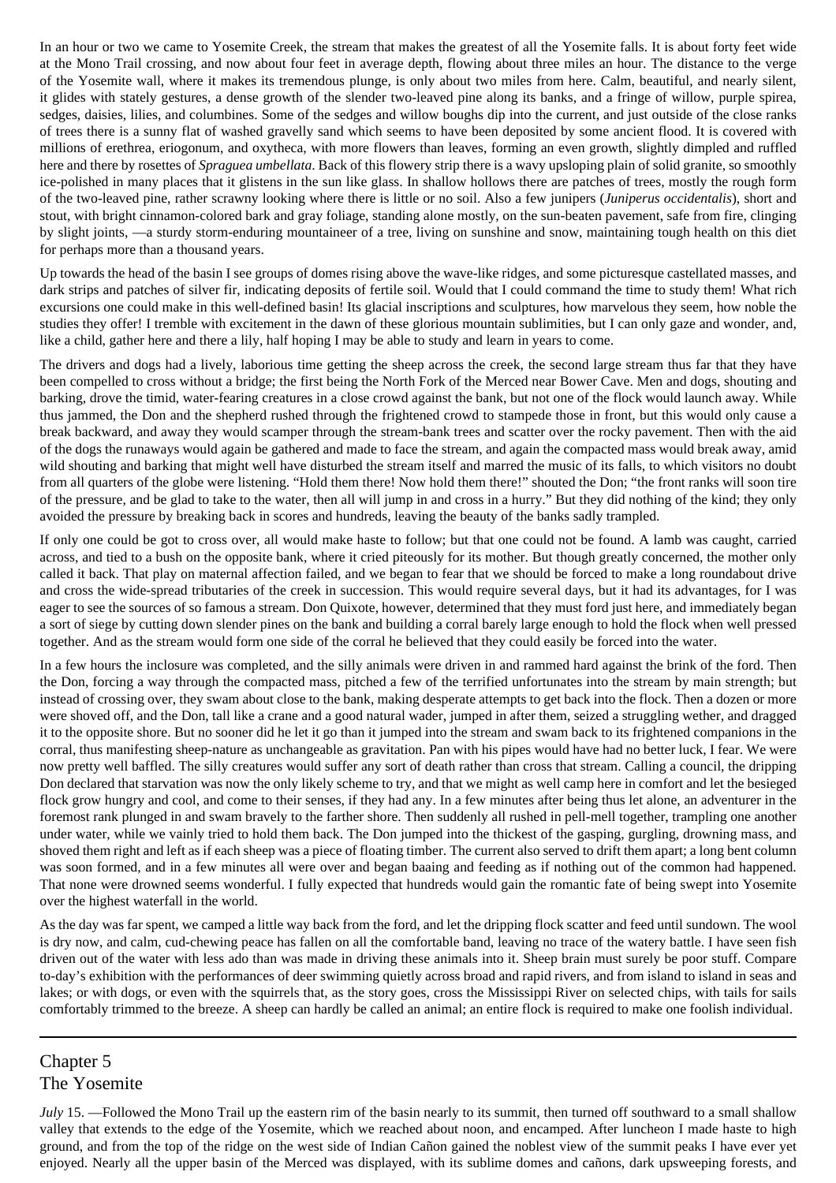In an hour or two we came to Yosemite Creek, the stream that makes the greatest of all the Yosemite falls. It is about forty feet wide at the Mono Trail crossing, and now about four feet in average depth, flowing about three miles an hour. The distance to the verge of the Yosemite wall, where it makes its tremendous plunge, is only about two miles from here. Calm, beautiful, and nearly silent, it glides with stately gestures, a dense growth of the slender two-leaved pine along its banks, and a fringe of willow, purple spirea, sedges, daisies, lilies, and columbines. Some of the sedges and willow boughs dip into the current, and just outside of the close ranks of trees there is a sunny flat of washed gravelly sand which seems to have been deposited by some ancient flood. It is covered with millions of erethrea, eriogonum, and oxytheca, with more flowers than leaves, forming an even growth, slightly dimpled and ruffled here and there by rosettes of *Spraguea umbellata*. Back of this flowery strip there is a wavy upsloping plain of solid granite, so smoothly ice-polished in many places that it glistens in the sun like glass. In shallow hollows there are patches of trees, mostly the rough form of the two-leaved pine, rather scrawny looking where there is little or no soil. Also a few junipers (*Juniperus occidentalis*), short and stout, with bright cinnamon-colored bark and gray foliage, standing alone mostly, on the sun-beaten pavement, safe from fire, clinging by slight joints, —a sturdy storm-enduring mountaineer of a tree, living on sunshine and snow, maintaining tough health on this diet for perhaps more than a thousand years.

Up towards the head of the basin I see groups of domes rising above the wave-like ridges, and some picturesque castellated masses, and dark strips and patches of silver fir, indicating deposits of fertile soil. Would that I could command the time to study them! What rich excursions one could make in this well-defined basin! Its glacial inscriptions and sculptures, how marvelous they seem, how noble the studies they offer! I tremble with excitement in the dawn of these glorious mountain sublimities, but I can only gaze and wonder, and, like a child, gather here and there a lily, half hoping I may be able to study and learn in years to come.

The drivers and dogs had a lively, laborious time getting the sheep across the creek, the second large stream thus far that they have been compelled to cross without a bridge; the first being the North Fork of the Merced near Bower Cave. Men and dogs, shouting and barking, drove the timid, water-fearing creatures in a close crowd against the bank, but not one of the flock would launch away. While thus jammed, the Don and the shepherd rushed through the frightened crowd to stampede those in front, but this would only cause a break backward, and away they would scamper through the stream-bank trees and scatter over the rocky pavement. Then with the aid of the dogs the runaways would again be gathered and made to face the stream, and again the compacted mass would break away, amid wild shouting and barking that might well have disturbed the stream itself and marred the music of its falls, to which visitors no doubt from all quarters of the globe were listening. "Hold them there! Now hold them there!" shouted the Don; "the front ranks will soon tire of the pressure, and be glad to take to the water, then all will jump in and cross in a hurry." But they did nothing of the kind; they only avoided the pressure by breaking back in scores and hundreds, leaving the beauty of the banks sadly trampled.

If only one could be got to cross over, all would make haste to follow; but that one could not be found. A lamb was caught, carried across, and tied to a bush on the opposite bank, where it cried piteously for its mother. But though greatly concerned, the mother only called it back. That play on maternal affection failed, and we began to fear that we should be forced to make a long roundabout drive and cross the wide-spread tributaries of the creek in succession. This would require several days, but it had its advantages, for I was eager to see the sources of so famous a stream. Don Quixote, however, determined that they must ford just here, and immediately began a sort of siege by cutting down slender pines on the bank and building a corral barely large enough to hold the flock when well pressed together. And as the stream would form one side of the corral he believed that they could easily be forced into the water.

In a few hours the inclosure was completed, and the silly animals were driven in and rammed hard against the brink of the ford. Then the Don, forcing a way through the compacted mass, pitched a few of the terrified unfortunates into the stream by main strength; but instead of crossing over, they swam about close to the bank, making desperate attempts to get back into the flock. Then a dozen or more were shoved off, and the Don, tall like a crane and a good natural wader, jumped in after them, seized a struggling wether, and dragged it to the opposite shore. But no sooner did he let it go than it jumped into the stream and swam back to its frightened companions in the corral, thus manifesting sheep-nature as unchangeable as gravitation. Pan with his pipes would have had no better luck, I fear. We were now pretty well baffled. The silly creatures would suffer any sort of death rather than cross that stream. Calling a council, the dripping Don declared that starvation was now the only likely scheme to try, and that we might as well camp here in comfort and let the besieged flock grow hungry and cool, and come to their senses, if they had any. In a few minutes after being thus let alone, an adventurer in the foremost rank plunged in and swam bravely to the farther shore. Then suddenly all rushed in pell-mell together, trampling one another under water, while we vainly tried to hold them back. The Don jumped into the thickest of the gasping, gurgling, drowning mass, and shoved them right and left as if each sheep was a piece of floating timber. The current also served to drift them apart; a long bent column was soon formed, and in a few minutes all were over and began baaing and feeding as if nothing out of the common had happened. That none were drowned seems wonderful. I fully expected that hundreds would gain the romantic fate of being swept into Yosemite over the highest waterfall in the world.

As the day was far spent, we camped a little way back from the ford, and let the dripping flock scatter and feed until sundown. The wool is dry now, and calm, cud-chewing peace has fallen on all the comfortable band, leaving no trace of the watery battle. I have seen fish driven out of the water with less ado than was made in driving these animals into it. Sheep brain must surely be poor stuff. Compare to-day's exhibition with the performances of deer swimming quietly across broad and rapid rivers, and from island to island in seas and lakes; or with dogs, or even with the squirrels that, as the story goes, cross the Mississippi River on selected chips, with tails for sails comfortably trimmed to the breeze. A sheep can hardly be called an animal; an entire flock is required to make one foolish individual.

---

## Chapter 5
## The Yosemite

*July* 15. —Followed the Mono Trail up the eastern rim of the basin nearly to its summit, then turned off southward to a small shallow valley that extends to the edge of the Yosemite, which we reached about noon, and encamped. After luncheon I made haste to high ground, and from the top of the ridge on the west side of Indian Cañon gained the noblest view of the summit peaks I have ever yet enjoyed. Nearly all the upper basin of the Merced was displayed, with its sublime domes and cañons, dark upsweeping forests, and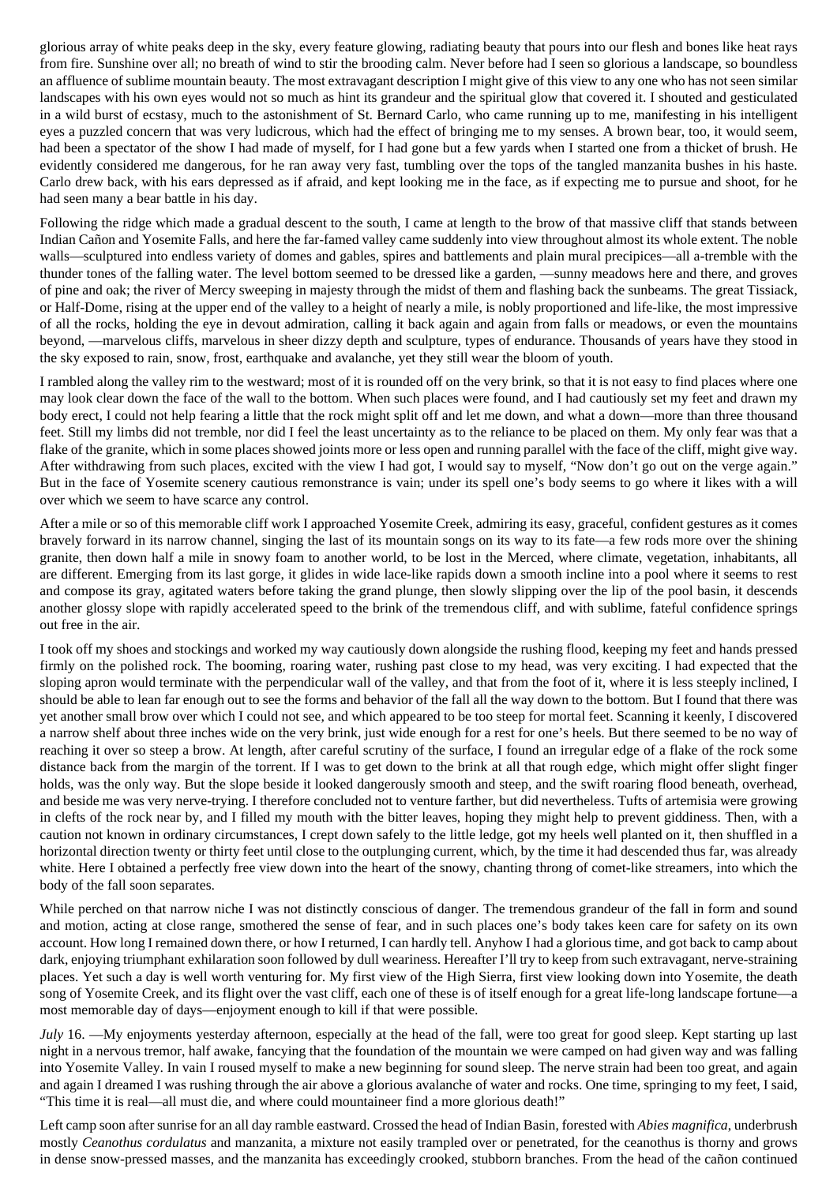glorious array of white peaks deep in the sky, every feature glowing, radiating beauty that pours into our flesh and bones like heat rays from fire. Sunshine over all; no breath of wind to stir the brooding calm. Never before had I seen so glorious a landscape, so boundless an affluence of sublime mountain beauty. The most extravagant description I might give of this view to any one who has not seen similar landscapes with his own eyes would not so much as hint its grandeur and the spiritual glow that covered it. I shouted and gesticulated in a wild burst of ecstasy, much to the astonishment of St. Bernard Carlo, who came running up to me, manifesting in his intelligent eyes a puzzled concern that was very ludicrous, which had the effect of bringing me to my senses. A brown bear, too, it would seem, had been a spectator of the show I had made of myself, for I had gone but a few yards when I started one from a thicket of brush. He evidently considered me dangerous, for he ran away very fast, tumbling over the tops of the tangled manzanita bushes in his haste. Carlo drew back, with his ears depressed as if afraid, and kept looking me in the face, as if expecting me to pursue and shoot, for he had seen many a bear battle in his day.

Following the ridge which made a gradual descent to the south, I came at length to the brow of that massive cliff that stands between Indian Cañon and Yosemite Falls, and here the far-famed valley came suddenly into view throughout almost its whole extent. The noble walls—sculptured into endless variety of domes and gables, spires and battlements and plain mural precipices—all a-tremble with the thunder tones of the falling water. The level bottom seemed to be dressed like a garden, —sunny meadows here and there, and groves of pine and oak; the river of Mercy sweeping in majesty through the midst of them and flashing back the sunbeams. The great Tissiack, or Half-Dome, rising at the upper end of the valley to a height of nearly a mile, is nobly proportioned and life-like, the most impressive of all the rocks, holding the eye in devout admiration, calling it back again and again from falls or meadows, or even the mountains beyond, —marvelous cliffs, marvelous in sheer dizzy depth and sculpture, types of endurance. Thousands of years have they stood in the sky exposed to rain, snow, frost, earthquake and avalanche, yet they still wear the bloom of youth.

I rambled along the valley rim to the westward; most of it is rounded off on the very brink, so that it is not easy to find places where one may look clear down the face of the wall to the bottom. When such places were found, and I had cautiously set my feet and drawn my body erect, I could not help fearing a little that the rock might split off and let me down, and what a down—more than three thousand feet. Still my limbs did not tremble, nor did I feel the least uncertainty as to the reliance to be placed on them. My only fear was that a flake of the granite, which in some places showed joints more or less open and running parallel with the face of the cliff, might give way. After withdrawing from such places, excited with the view I had got, I would say to myself, "Now don't go out on the verge again." But in the face of Yosemite scenery cautious remonstrance is vain; under its spell one's body seems to go where it likes with a will over which we seem to have scarce any control.

After a mile or so of this memorable cliff work I approached Yosemite Creek, admiring its easy, graceful, confident gestures as it comes bravely forward in its narrow channel, singing the last of its mountain songs on its way to its fate—a few rods more over the shining granite, then down half a mile in snowy foam to another world, to be lost in the Merced, where climate, vegetation, inhabitants, all are different. Emerging from its last gorge, it glides in wide lace-like rapids down a smooth incline into a pool where it seems to rest and compose its gray, agitated waters before taking the grand plunge, then slowly slipping over the lip of the pool basin, it descends another glossy slope with rapidly accelerated speed to the brink of the tremendous cliff, and with sublime, fateful confidence springs out free in the air.

I took off my shoes and stockings and worked my way cautiously down alongside the rushing flood, keeping my feet and hands pressed firmly on the polished rock. The booming, roaring water, rushing past close to my head, was very exciting. I had expected that the sloping apron would terminate with the perpendicular wall of the valley, and that from the foot of it, where it is less steeply inclined, I should be able to lean far enough out to see the forms and behavior of the fall all the way down to the bottom. But I found that there was yet another small brow over which I could not see, and which appeared to be too steep for mortal feet. Scanning it keenly, I discovered a narrow shelf about three inches wide on the very brink, just wide enough for a rest for one's heels. But there seemed to be no way of reaching it over so steep a brow. At length, after careful scrutiny of the surface, I found an irregular edge of a flake of the rock some distance back from the margin of the torrent. If I was to get down to the brink at all that rough edge, which might offer slight finger holds, was the only way. But the slope beside it looked dangerously smooth and steep, and the swift roaring flood beneath, overhead, and beside me was very nerve-trying. I therefore concluded not to venture farther, but did nevertheless. Tufts of artemisia were growing in clefts of the rock near by, and I filled my mouth with the bitter leaves, hoping they might help to prevent giddiness. Then, with a caution not known in ordinary circumstances, I crept down safely to the little ledge, got my heels well planted on it, then shuffled in a horizontal direction twenty or thirty feet until close to the outplunging current, which, by the time it had descended thus far, was already white. Here I obtained a perfectly free view down into the heart of the snowy, chanting throng of comet-like streamers, into which the body of the fall soon separates.

While perched on that narrow niche I was not distinctly conscious of danger. The tremendous grandeur of the fall in form and sound and motion, acting at close range, smothered the sense of fear, and in such places one's body takes keen care for safety on its own account. How long I remained down there, or how I returned, I can hardly tell. Anyhow I had a glorious time, and got back to camp about dark, enjoying triumphant exhilaration soon followed by dull weariness. Hereafter I'll try to keep from such extravagant, nerve-straining places. Yet such a day is well worth venturing for. My first view of the High Sierra, first view looking down into Yosemite, the death song of Yosemite Creek, and its flight over the vast cliff, each one of these is of itself enough for a great life-long landscape fortune—a most memorable day of days—enjoyment enough to kill if that were possible.

*July* 16. —My enjoyments yesterday afternoon, especially at the head of the fall, were too great for good sleep. Kept starting up last night in a nervous tremor, half awake, fancying that the foundation of the mountain we were camped on had given way and was falling into Yosemite Valley. In vain I roused myself to make a new beginning for sound sleep. The nerve strain had been too great, and again and again I dreamed I was rushing through the air above a glorious avalanche of water and rocks. One time, springing to my feet, I said, "This time it is real—all must die, and where could mountaineer find a more glorious death!"

Left camp soon after sunrise for an all day ramble eastward. Crossed the head of Indian Basin, forested with *Abies magnifica*, underbrush mostly *Ceanothus cordulatus* and manzanita, a mixture not easily trampled over or penetrated, for the ceanothus is thorny and grows in dense snow-pressed masses, and the manzanita has exceedingly crooked, stubborn branches. From the head of the cañon continued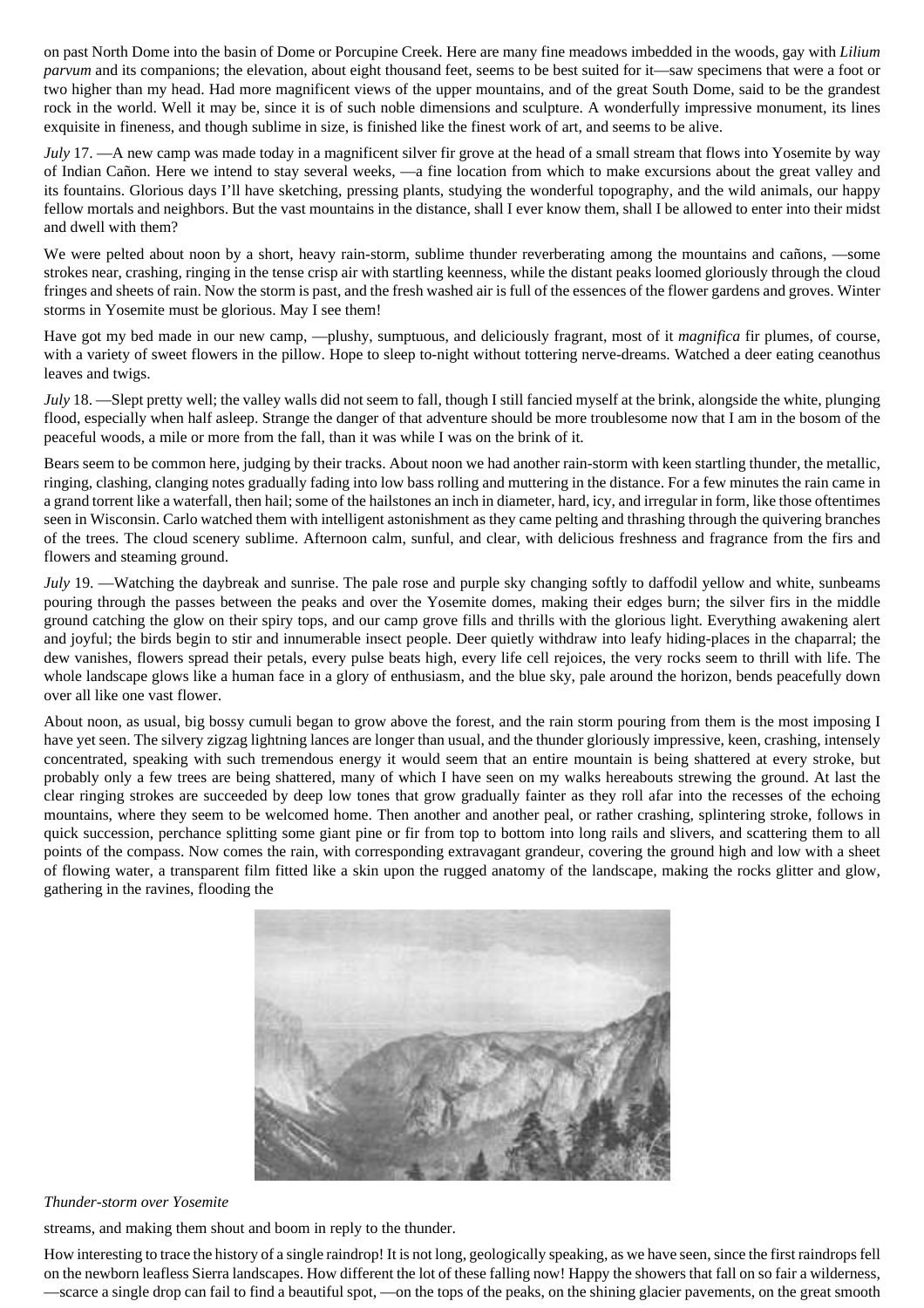on past North Dome into the basin of Dome or Porcupine Creek. Here are many fine meadows imbedded in the woods, gay with *Lilium parvum* and its companions; the elevation, about eight thousand feet, seems to be best suited for it—saw specimens that were a foot or two higher than my head. Had more magnificent views of the upper mountains, and of the great South Dome, said to be the grandest rock in the world. Well it may be, since it is of such noble dimensions and sculpture. A wonderfully impressive monument, its lines exquisite in fineness, and though sublime in size, is finished like the finest work of art, and seems to be alive.

*July* 17. —A new camp was made today in a magnificent silver fir grove at the head of a small stream that flows into Yosemite by way of Indian Cañon. Here we intend to stay several weeks, —a fine location from which to make excursions about the great valley and its fountains. Glorious days I'll have sketching, pressing plants, studying the wonderful topography, and the wild animals, our happy fellow mortals and neighbors. But the vast mountains in the distance, shall I ever know them, shall I be allowed to enter into their midst and dwell with them?

We were pelted about noon by a short, heavy rain-storm, sublime thunder reverberating among the mountains and cañons, —some strokes near, crashing, ringing in the tense crisp air with startling keenness, while the distant peaks loomed gloriously through the cloud fringes and sheets of rain. Now the storm is past, and the fresh washed air is full of the essences of the flower gardens and groves. Winter storms in Yosemite must be glorious. May I see them!

Have got my bed made in our new camp, —plushy, sumptuous, and deliciously fragrant, most of it *magnifica* fir plumes, of course, with a variety of sweet flowers in the pillow. Hope to sleep to-night without tottering nerve-dreams. Watched a deer eating ceanothus leaves and twigs.

*July* 18. —Slept pretty well; the valley walls did not seem to fall, though I still fancied myself at the brink, alongside the white, plunging flood, especially when half asleep. Strange the danger of that adventure should be more troublesome now that I am in the bosom of the peaceful woods, a mile or more from the fall, than it was while I was on the brink of it.

Bears seem to be common here, judging by their tracks. About noon we had another rain-storm with keen startling thunder, the metallic, ringing, clashing, clanging notes gradually fading into low bass rolling and muttering in the distance. For a few minutes the rain came in a grand torrent like a waterfall, then hail; some of the hailstones an inch in diameter, hard, icy, and irregular in form, like those oftentimes seen in Wisconsin. Carlo watched them with intelligent astonishment as they came pelting and thrashing through the quivering branches of the trees. The cloud scenery sublime. Afternoon calm, sunful, and clear, with delicious freshness and fragrance from the firs and flowers and steaming ground.

*July* 19. —Watching the daybreak and sunrise. The pale rose and purple sky changing softly to daffodil yellow and white, sunbeams pouring through the passes between the peaks and over the Yosemite domes, making their edges burn; the silver firs in the middle ground catching the glow on their spiry tops, and our camp grove fills and thrills with the glorious light. Everything awakening alert and joyful; the birds begin to stir and innumerable insect people. Deer quietly withdraw into leafy hiding-places in the chaparral; the dew vanishes, flowers spread their petals, every pulse beats high, every life cell rejoices, the very rocks seem to thrill with life. The whole landscape glows like a human face in a glory of enthusiasm, and the blue sky, pale around the horizon, bends peacefully down over all like one vast flower.

About noon, as usual, big bossy cumuli began to grow above the forest, and the rain storm pouring from them is the most imposing I have yet seen. The silvery zigzag lightning lances are longer than usual, and the thunder gloriously impressive, keen, crashing, intensely concentrated, speaking with such tremendous energy it would seem that an entire mountain is being shattered at every stroke, but probably only a few trees are being shattered, many of which I have seen on my walks hereabouts strewing the ground. At last the clear ringing strokes are succeeded by deep low tones that grow gradually fainter as they roll afar into the recesses of the echoing mountains, where they seem to be welcomed home. Then another and another peal, or rather crashing, splintering stroke, follows in quick succession, perchance splitting some giant pine or fir from top to bottom into long rails and slivers, and scattering them to all points of the compass. Now comes the rain, with corresponding extravagant grandeur, covering the ground high and low with a sheet of flowing water, a transparent film fitted like a skin upon the rugged anatomy of the landscape, making the rocks glitter and glow, gathering in the ravines, flooding the

*Thunder-storm over Yosemite*

streams, and making them shout and boom in reply to the thunder.

How interesting to trace the history of a single raindrop! It is not long, geologically speaking, as we have seen, since the first raindrops fell on the newborn leafless Sierra landscapes. How different the lot of these falling now! Happy the showers that fall on so fair a wilderness, —scarce a single drop can fail to find a beautiful spot, —on the tops of the peaks, on the shining glacier pavements, on the great smooth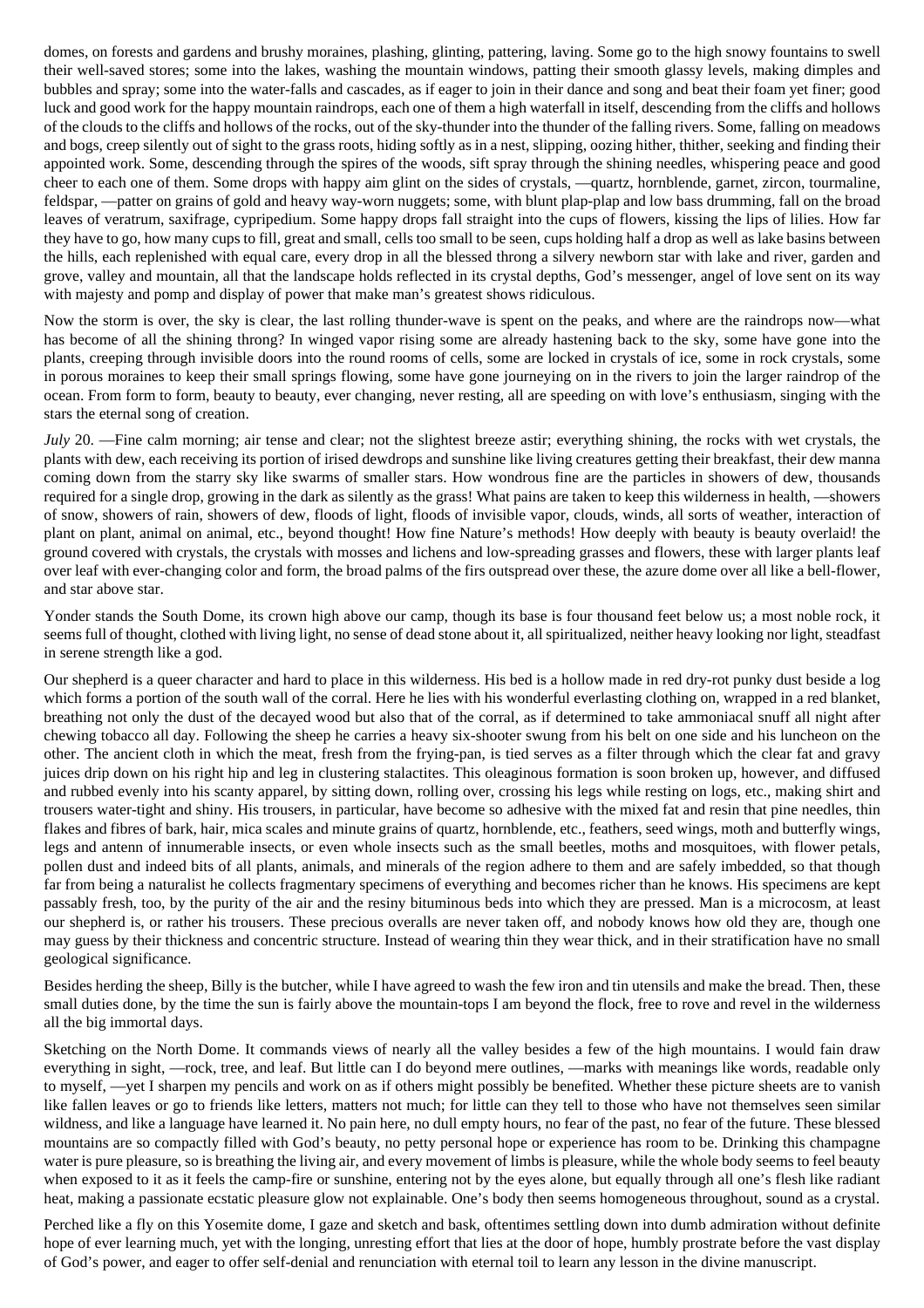domes, on forests and gardens and brushy moraines, plashing, glinting, pattering, laving. Some go to the high snowy fountains to swell their well-saved stores; some into the lakes, washing the mountain windows, patting their smooth glassy levels, making dimples and bubbles and spray; some into the water-falls and cascades, as if eager to join in their dance and song and beat their foam yet finer; good luck and good work for the happy mountain raindrops, each one of them a high waterfall in itself, descending from the cliffs and hollows of the clouds to the cliffs and hollows of the rocks, out of the sky-thunder into the thunder of the falling rivers. Some, falling on meadows and bogs, creep silently out of sight to the grass roots, hiding softly as in a nest, slipping, oozing hither, thither, seeking and finding their appointed work. Some, descending through the spires of the woods, sift spray through the shining needles, whispering peace and good cheer to each one of them. Some drops with happy aim glint on the sides of crystals, —quartz, hornblende, garnet, zircon, tourmaline, feldspar, —patter on grains of gold and heavy way-worn nuggets; some, with blunt plap-plap and low bass drumming, fall on the broad leaves of veratrum, saxifrage, cypripedium. Some happy drops fall straight into the cups of flowers, kissing the lips of lilies. How far they have to go, how many cups to fill, great and small, cells too small to be seen, cups holding half a drop as well as lake basins between the hills, each replenished with equal care, every drop in all the blessed throng a silvery newborn star with lake and river, garden and grove, valley and mountain, all that the landscape holds reflected in its crystal depths, God's messenger, angel of love sent on its way with majesty and pomp and display of power that make man's greatest shows ridiculous.

Now the storm is over, the sky is clear, the last rolling thunder-wave is spent on the peaks, and where are the raindrops now—what has become of all the shining throng? In winged vapor rising some are already hastening back to the sky, some have gone into the plants, creeping through invisible doors into the round rooms of cells, some are locked in crystals of ice, some in rock crystals, some in porous moraines to keep their small springs flowing, some have gone journeying on in the rivers to join the larger raindrop of the ocean. From form to form, beauty to beauty, ever changing, never resting, all are speeding on with love's enthusiasm, singing with the stars the eternal song of creation.

*July* 20. —Fine calm morning; air tense and clear; not the slightest breeze astir; everything shining, the rocks with wet crystals, the plants with dew, each receiving its portion of irised dewdrops and sunshine like living creatures getting their breakfast, their dew manna coming down from the starry sky like swarms of smaller stars. How wondrous fine are the particles in showers of dew, thousands required for a single drop, growing in the dark as silently as the grass! What pains are taken to keep this wilderness in health, —showers of snow, showers of rain, showers of dew, floods of light, floods of invisible vapor, clouds, winds, all sorts of weather, interaction of plant on plant, animal on animal, etc., beyond thought! How fine Nature's methods! How deeply with beauty is beauty overlaid! the ground covered with crystals, the crystals with mosses and lichens and low-spreading grasses and flowers, these with larger plants leaf over leaf with ever-changing color and form, the broad palms of the firs outspread over these, the azure dome over all like a bell-flower, and star above star.

Yonder stands the South Dome, its crown high above our camp, though its base is four thousand feet below us; a most noble rock, it seems full of thought, clothed with living light, no sense of dead stone about it, all spiritualized, neither heavy looking nor light, steadfast in serene strength like a god.

Our shepherd is a queer character and hard to place in this wilderness. His bed is a hollow made in red dry-rot punky dust beside a log which forms a portion of the south wall of the corral. Here he lies with his wonderful everlasting clothing on, wrapped in a red blanket, breathing not only the dust of the decayed wood but also that of the corral, as if determined to take ammoniacal snuff all night after chewing tobacco all day. Following the sheep he carries a heavy six-shooter swung from his belt on one side and his luncheon on the other. The ancient cloth in which the meat, fresh from the frying-pan, is tied serves as a filter through which the clear fat and gravy juices drip down on his right hip and leg in clustering stalactites. This oleaginous formation is soon broken up, however, and diffused and rubbed evenly into his scanty apparel, by sitting down, rolling over, crossing his legs while resting on logs, etc., making shirt and trousers water-tight and shiny. His trousers, in particular, have become so adhesive with the mixed fat and resin that pine needles, thin flakes and fibres of bark, hair, mica scales and minute grains of quartz, hornblende, etc., feathers, seed wings, moth and butterfly wings, legs and antenn of innumerable insects, or even whole insects such as the small beetles, moths and mosquitoes, with flower petals, pollen dust and indeed bits of all plants, animals, and minerals of the region adhere to them and are safely imbedded, so that though far from being a naturalist he collects fragmentary specimens of everything and becomes richer than he knows. His specimens are kept passably fresh, too, by the purity of the air and the resiny bituminous beds into which they are pressed. Man is a microcosm, at least our shepherd is, or rather his trousers. These precious overalls are never taken off, and nobody knows how old they are, though one may guess by their thickness and concentric structure. Instead of wearing thin they wear thick, and in their stratification have no small geological significance.

Besides herding the sheep, Billy is the butcher, while I have agreed to wash the few iron and tin utensils and make the bread. Then, these small duties done, by the time the sun is fairly above the mountain-tops I am beyond the flock, free to rove and revel in the wilderness all the big immortal days.

Sketching on the North Dome. It commands views of nearly all the valley besides a few of the high mountains. I would fain draw everything in sight, —rock, tree, and leaf. But little can I do beyond mere outlines, —marks with meanings like words, readable only to myself, —yet I sharpen my pencils and work on as if others might possibly be benefited. Whether these picture sheets are to vanish like fallen leaves or go to friends like letters, matters not much; for little can they tell to those who have not themselves seen similar wildness, and like a language have learned it. No pain here, no dull empty hours, no fear of the past, no fear of the future. These blessed mountains are so compactly filled with God's beauty, no petty personal hope or experience has room to be. Drinking this champagne water is pure pleasure, so is breathing the living air, and every movement of limbs is pleasure, while the whole body seems to feel beauty when exposed to it as it feels the camp-fire or sunshine, entering not by the eyes alone, but equally through all one's flesh like radiant heat, making a passionate ecstatic pleasure glow not explainable. One's body then seems homogeneous throughout, sound as a crystal.

Perched like a fly on this Yosemite dome, I gaze and sketch and bask, oftentimes settling down into dumb admiration without definite hope of ever learning much, yet with the longing, unresting effort that lies at the door of hope, humbly prostrate before the vast display of God's power, and eager to offer self-denial and renunciation with eternal toil to learn any lesson in the divine manuscript.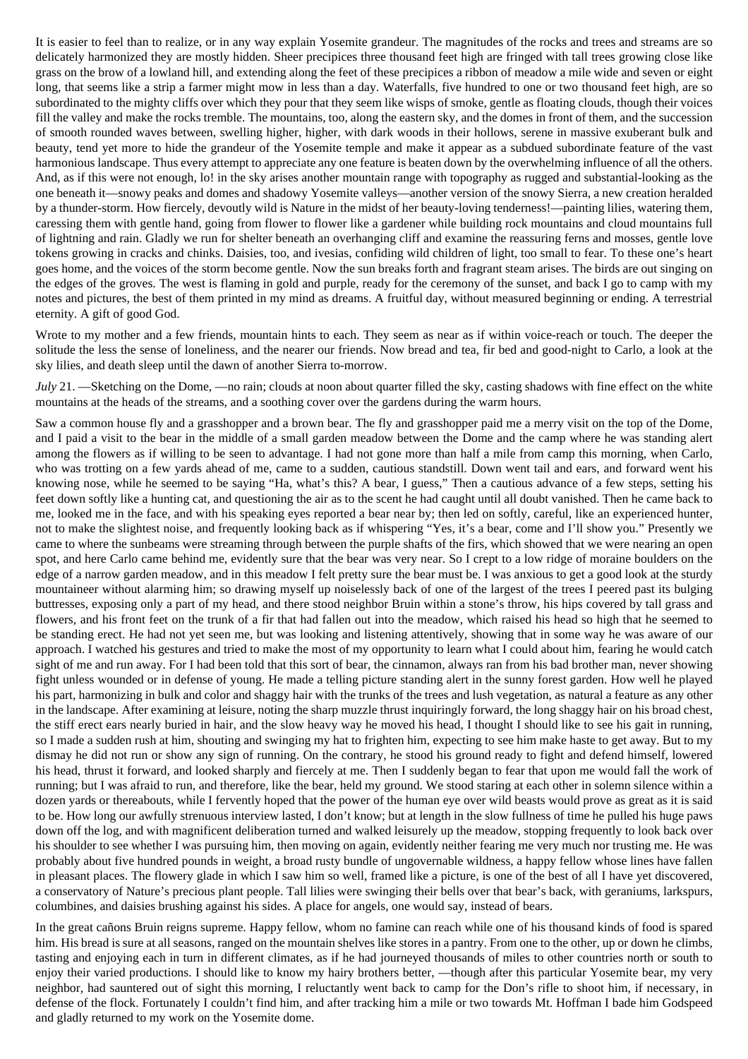It is easier to feel than to realize, or in any way explain Yosemite grandeur. The magnitudes of the rocks and trees and streams are so delicately harmonized they are mostly hidden. Sheer precipices three thousand feet high are fringed with tall trees growing close like grass on the brow of a lowland hill, and extending along the feet of these precipices a ribbon of meadow a mile wide and seven or eight long, that seems like a strip a farmer might mow in less than a day. Waterfalls, five hundred to one or two thousand feet high, are so subordinated to the mighty cliffs over which they pour that they seem like wisps of smoke, gentle as floating clouds, though their voices fill the valley and make the rocks tremble. The mountains, too, along the eastern sky, and the domes in front of them, and the succession of smooth rounded waves between, swelling higher, higher, with dark woods in their hollows, serene in massive exuberant bulk and beauty, tend yet more to hide the grandeur of the Yosemite temple and make it appear as a subdued subordinate feature of the vast harmonious landscape. Thus every attempt to appreciate any one feature is beaten down by the overwhelming influence of all the others. And, as if this were not enough, lo! in the sky arises another mountain range with topography as rugged and substantial-looking as the one beneath it—snowy peaks and domes and shadowy Yosemite valleys—another version of the snowy Sierra, a new creation heralded by a thunder-storm. How fiercely, devoutly wild is Nature in the midst of her beauty-loving tenderness!—painting lilies, watering them, caressing them with gentle hand, going from flower to flower like a gardener while building rock mountains and cloud mountains full of lightning and rain. Gladly we run for shelter beneath an overhanging cliff and examine the reassuring ferns and mosses, gentle love tokens growing in cracks and chinks. Daisies, too, and ivesias, confiding wild children of light, too small to fear. To these one's heart goes home, and the voices of the storm become gentle. Now the sun breaks forth and fragrant steam arises. The birds are out singing on the edges of the groves. The west is flaming in gold and purple, ready for the ceremony of the sunset, and back I go to camp with my notes and pictures, the best of them printed in my mind as dreams. A fruitful day, without measured beginning or ending. A terrestrial eternity. A gift of good God.

Wrote to my mother and a few friends, mountain hints to each. They seem as near as if within voice-reach or touch. The deeper the solitude the less the sense of loneliness, and the nearer our friends. Now bread and tea, fir bed and good-night to Carlo, a look at the sky lilies, and death sleep until the dawn of another Sierra to-morrow.

*July* 21. —Sketching on the Dome, —no rain; clouds at noon about quarter filled the sky, casting shadows with fine effect on the white mountains at the heads of the streams, and a soothing cover over the gardens during the warm hours.

Saw a common house fly and a grasshopper and a brown bear. The fly and grasshopper paid me a merry visit on the top of the Dome, and I paid a visit to the bear in the middle of a small garden meadow between the Dome and the camp where he was standing alert among the flowers as if willing to be seen to advantage. I had not gone more than half a mile from camp this morning, when Carlo, who was trotting on a few yards ahead of me, came to a sudden, cautious standstill. Down went tail and ears, and forward went his knowing nose, while he seemed to be saying "Ha, what's this? A bear, I guess," Then a cautious advance of a few steps, setting his feet down softly like a hunting cat, and questioning the air as to the scent he had caught until all doubt vanished. Then he came back to me, looked me in the face, and with his speaking eyes reported a bear near by; then led on softly, careful, like an experienced hunter, not to make the slightest noise, and frequently looking back as if whispering "Yes, it's a bear, come and I'll show you." Presently we came to where the sunbeams were streaming through between the purple shafts of the firs, which showed that we were nearing an open spot, and here Carlo came behind me, evidently sure that the bear was very near. So I crept to a low ridge of moraine boulders on the edge of a narrow garden meadow, and in this meadow I felt pretty sure the bear must be. I was anxious to get a good look at the sturdy mountaineer without alarming him; so drawing myself up noiselessly back of one of the largest of the trees I peered past its bulging buttresses, exposing only a part of my head, and there stood neighbor Bruin within a stone's throw, his hips covered by tall grass and flowers, and his front feet on the trunk of a fir that had fallen out into the meadow, which raised his head so high that he seemed to be standing erect. He had not yet seen me, but was looking and listening attentively, showing that in some way he was aware of our approach. I watched his gestures and tried to make the most of my opportunity to learn what I could about him, fearing he would catch sight of me and run away. For I had been told that this sort of bear, the cinnamon, always ran from his bad brother man, never showing fight unless wounded or in defense of young. He made a telling picture standing alert in the sunny forest garden. How well he played his part, harmonizing in bulk and color and shaggy hair with the trunks of the trees and lush vegetation, as natural a feature as any other in the landscape. After examining at leisure, noting the sharp muzzle thrust inquiringly forward, the long shaggy hair on his broad chest, the stiff erect ears nearly buried in hair, and the slow heavy way he moved his head, I thought I should like to see his gait in running, so I made a sudden rush at him, shouting and swinging my hat to frighten him, expecting to see him make haste to get away. But to my dismay he did not run or show any sign of running. On the contrary, he stood his ground ready to fight and defend himself, lowered his head, thrust it forward, and looked sharply and fiercely at me. Then I suddenly began to fear that upon me would fall the work of running; but I was afraid to run, and therefore, like the bear, held my ground. We stood staring at each other in solemn silence within a dozen yards or thereabouts, while I fervently hoped that the power of the human eye over wild beasts would prove as great as it is said to be. How long our awfully strenuous interview lasted, I don't know; but at length in the slow fullness of time he pulled his huge paws down off the log, and with magnificent deliberation turned and walked leisurely up the meadow, stopping frequently to look back over his shoulder to see whether I was pursuing him, then moving on again, evidently neither fearing me very much nor trusting me. He was probably about five hundred pounds in weight, a broad rusty bundle of ungovernable wildness, a happy fellow whose lines have fallen in pleasant places. The flowery glade in which I saw him so well, framed like a picture, is one of the best of all I have yet discovered, a conservatory of Nature's precious plant people. Tall lilies were swinging their bells over that bear's back, with geraniums, larkspurs, columbines, and daisies brushing against his sides. A place for angels, one would say, instead of bears.

In the great cañons Bruin reigns supreme. Happy fellow, whom no famine can reach while one of his thousand kinds of food is spared him. His bread is sure at all seasons, ranged on the mountain shelves like stores in a pantry. From one to the other, up or down he climbs, tasting and enjoying each in turn in different climates, as if he had journeyed thousands of miles to other countries north or south to enjoy their varied productions. I should like to know my hairy brothers better, —though after this particular Yosemite bear, my very neighbor, had sauntered out of sight this morning, I reluctantly went back to camp for the Don's rifle to shoot him, if necessary, in defense of the flock. Fortunately I couldn't find him, and after tracking him a mile or two towards Mt. Hoffman I bade him Godspeed and gladly returned to my work on the Yosemite dome.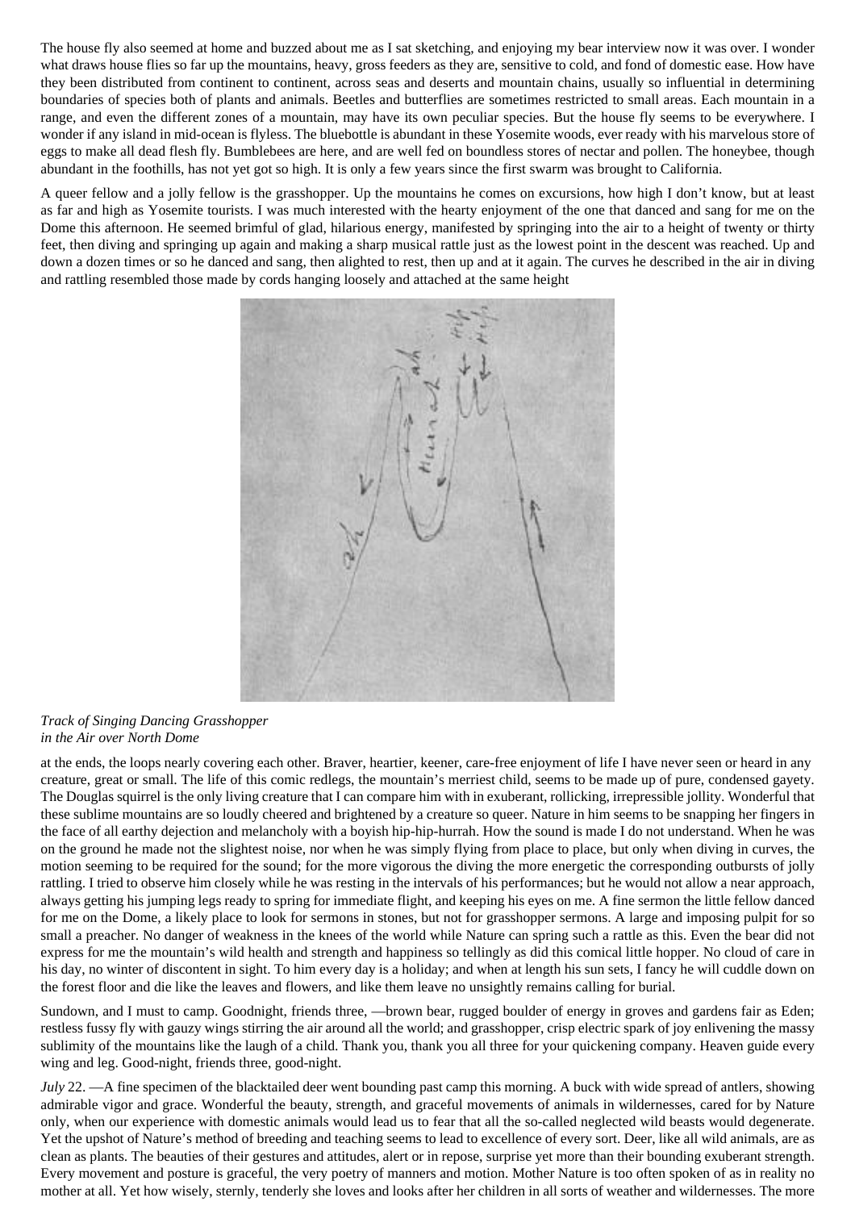The house fly also seemed at home and buzzed about me as I sat sketching, and enjoying my bear interview now it was over. I wonder what draws house flies so far up the mountains, heavy, gross feeders as they are, sensitive to cold, and fond of domestic ease. How have they been distributed from continent to continent, across seas and deserts and mountain chains, usually so influential in determining boundaries of species both of plants and animals. Beetles and butterflies are sometimes restricted to small areas. Each mountain in a range, and even the different zones of a mountain, may have its own peculiar species. But the house fly seems to be everywhere. I wonder if any island in mid-ocean is flyless. The bluebottle is abundant in these Yosemite woods, ever ready with his marvelous store of eggs to make all dead flesh fly. Bumblebees are here, and are well fed on boundless stores of nectar and pollen. The honeybee, though abundant in the foothills, has not yet got so high. It is only a few years since the first swarm was brought to California.

A queer fellow and a jolly fellow is the grasshopper. Up the mountains he comes on excursions, how high I don't know, but at least as far and high as Yosemite tourists. I was much interested with the hearty enjoyment of the one that danced and sang for me on the Dome this afternoon. He seemed brimful of glad, hilarious energy, manifested by springing into the air to a height of twenty or thirty feet, then diving and springing up again and making a sharp musical rattle just as the lowest point in the descent was reached. Up and down a dozen times or so he danced and sang, then alighted to rest, then up and at it again. The curves he described in the air in diving and rattling resembled those made by cords hanging loosely and attached at the same height

*Track of Singing Dancing Grasshopper*
*in the Air over North Dome*

at the ends, the loops nearly covering each other. Braver, heartier, keener, care-free enjoyment of life I have never seen or heard in any creature, great or small. The life of this comic redlegs, the mountain's merriest child, seems to be made up of pure, condensed gayety. The Douglas squirrel is the only living creature that I can compare him with in exuberant, rollicking, irrepressible jollity. Wonderful that these sublime mountains are so loudly cheered and brightened by a creature so queer. Nature in him seems to be snapping her fingers in the face of all earthy dejection and melancholy with a boyish hip-hip-hurrah. How the sound is made I do not understand. When he was on the ground he made not the slightest noise, nor when he was simply flying from place to place, but only when diving in curves, the motion seeming to be required for the sound; for the more vigorous the diving the more energetic the corresponding outbursts of jolly rattling. I tried to observe him closely while he was resting in the intervals of his performances; but he would not allow a near approach, always getting his jumping legs ready to spring for immediate flight, and keeping his eyes on me. A fine sermon the little fellow danced for me on the Dome, a likely place to look for sermons in stones, but not for grasshopper sermons. A large and imposing pulpit for so small a preacher. No danger of weakness in the knees of the world while Nature can spring such a rattle as this. Even the bear did not express for me the mountain's wild health and strength and happiness so tellingly as did this comical little hopper. No cloud of care in his day, no winter of discontent in sight. To him every day is a holiday; and when at length his sun sets, I fancy he will cuddle down on the forest floor and die like the leaves and flowers, and like them leave no unsightly remains calling for burial.

Sundown, and I must to camp. Goodnight, friends three, —brown bear, rugged boulder of energy in groves and gardens fair as Eden; restless fussy fly with gauzy wings stirring the air around all the world; and grasshopper, crisp electric spark of joy enlivening the massy sublimity of the mountains like the laugh of a child. Thank you, thank you all three for your quickening company. Heaven guide every wing and leg. Good-night, friends three, good-night.

*July* 22. —A fine specimen of the blacktailed deer went bounding past camp this morning. A buck with wide spread of antlers, showing admirable vigor and grace. Wonderful the beauty, strength, and graceful movements of animals in wildernesses, cared for by Nature only, when our experience with domestic animals would lead us to fear that all the so-called neglected wild beasts would degenerate. Yet the upshot of Nature's method of breeding and teaching seems to lead to excellence of every sort. Deer, like all wild animals, are as clean as plants. The beauties of their gestures and attitudes, alert or in repose, surprise yet more than their bounding exuberant strength. Every movement and posture is graceful, the very poetry of manners and motion. Mother Nature is too often spoken of as in reality no mother at all. Yet how wisely, sternly, tenderly she loves and looks after her children in all sorts of weather and wildernesses. The more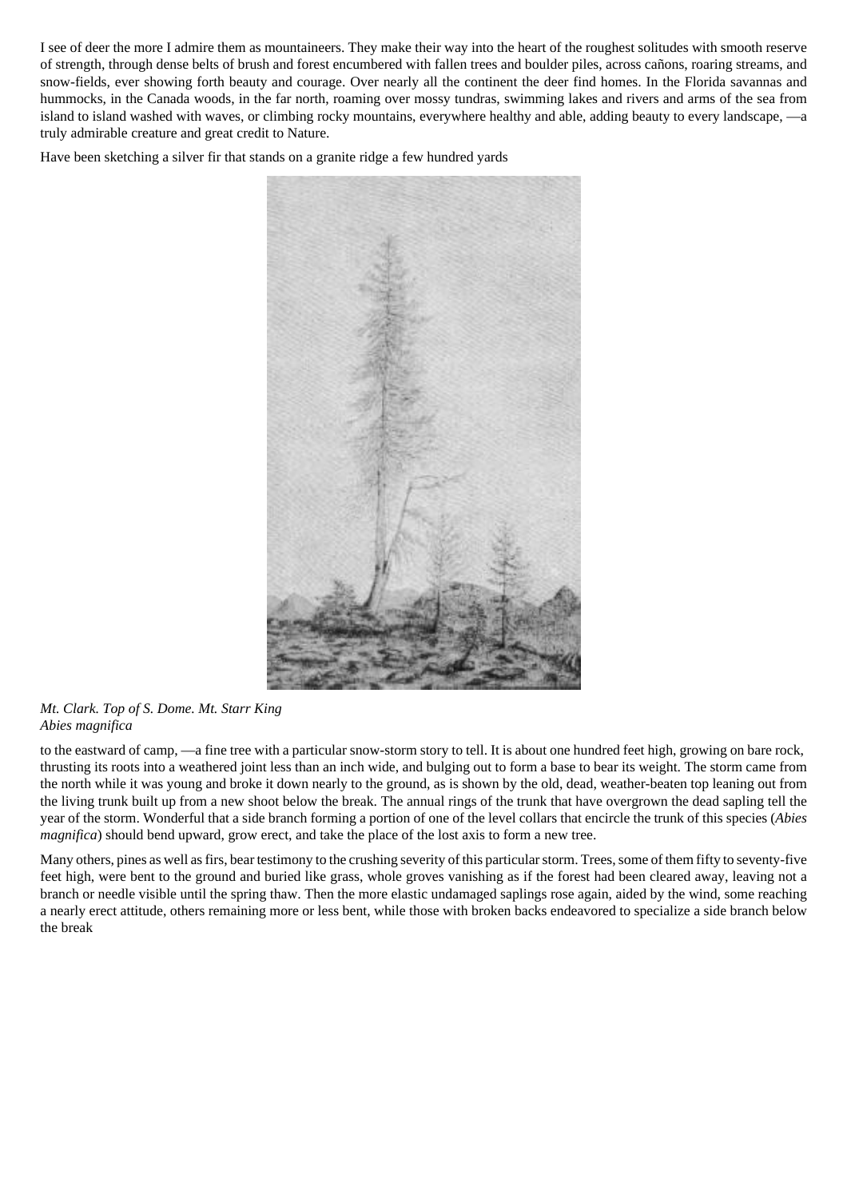I see of deer the more I admire them as mountaineers. They make their way into the heart of the roughest solitudes with smooth reserve of strength, through dense belts of brush and forest encumbered with fallen trees and boulder piles, across cañons, roaring streams, and snow-fields, ever showing forth beauty and courage. Over nearly all the continent the deer find homes. In the Florida savannas and hummocks, in the Canada woods, in the far north, roaming over mossy tundras, swimming lakes and rivers and arms of the sea from island to island washed with waves, or climbing rocky mountains, everywhere healthy and able, adding beauty to every landscape, —a truly admirable creature and great credit to Nature.

Have been sketching a silver fir that stands on a granite ridge a few hundred yards

*Mt. Clark. Top of S. Dome. Mt. Starr King*
*Abies magnifica*

to the eastward of camp, —a fine tree with a particular snow-storm story to tell. It is about one hundred feet high, growing on bare rock, thrusting its roots into a weathered joint less than an inch wide, and bulging out to form a base to bear its weight. The storm came from the north while it was young and broke it down nearly to the ground, as is shown by the old, dead, weather-beaten top leaning out from the living trunk built up from a new shoot below the break. The annual rings of the trunk that have overgrown the dead sapling tell the year of the storm. Wonderful that a side branch forming a portion of one of the level collars that encircle the trunk of this species (*Abies magnifica*) should bend upward, grow erect, and take the place of the lost axis to form a new tree.

Many others, pines as well as firs, bear testimony to the crushing severity of this particular storm. Trees, some of them fifty to seventy-five feet high, were bent to the ground and buried like grass, whole groves vanishing as if the forest had been cleared away, leaving not a branch or needle visible until the spring thaw. Then the more elastic undamaged saplings rose again, aided by the wind, some reaching a nearly erect attitude, others remaining more or less bent, while those with broken backs endeavored to specialize a side branch below the break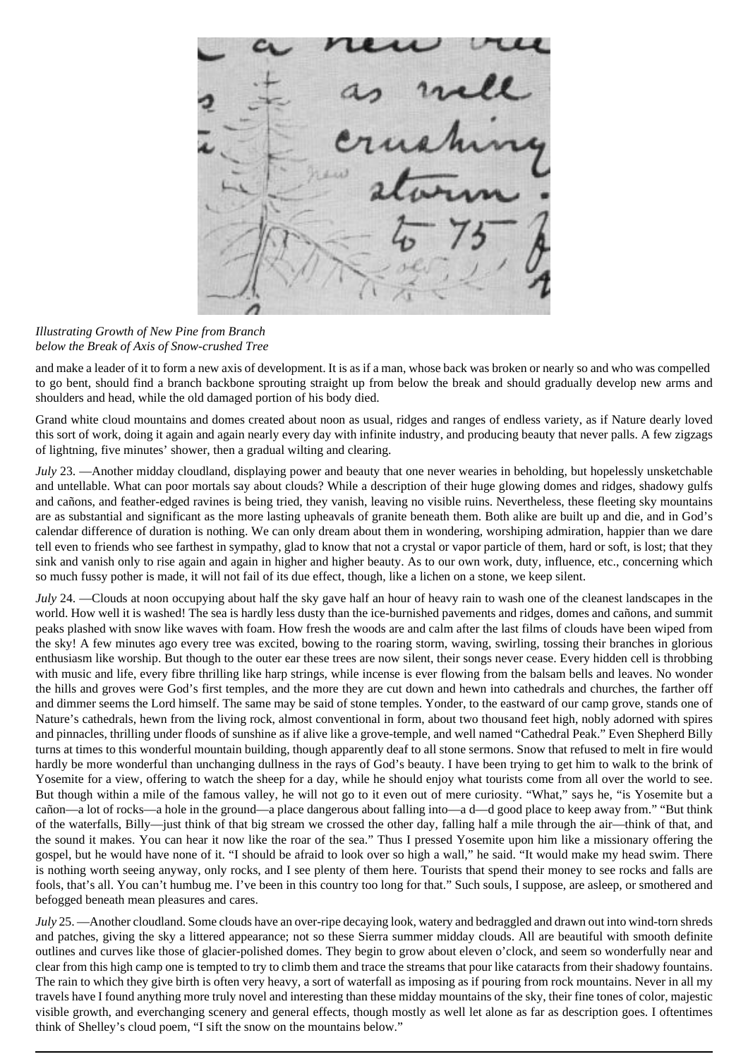*Illustrating Growth of New Pine from Branch below the Break of Axis of Snow-crushed Tree*

and make a leader of it to form a new axis of development. It is as if a man, whose back was broken or nearly so and who was compelled to go bent, should find a branch backbone sprouting straight up from below the break and should gradually develop new arms and shoulders and head, while the old damaged portion of his body died.

Grand white cloud mountains and domes created about noon as usual, ridges and ranges of endless variety, as if Nature dearly loved this sort of work, doing it again and again nearly every day with infinite industry, and producing beauty that never palls. A few zigzags of lightning, five minutes' shower, then a gradual wilting and clearing.

*July* 23. —Another midday cloudland, displaying power and beauty that one never wearies in beholding, but hopelessly unsketchable and untellable. What can poor mortals say about clouds? While a description of their huge glowing domes and ridges, shadowy gulfs and cañons, and feather-edged ravines is being tried, they vanish, leaving no visible ruins. Nevertheless, these fleeting sky mountains are as substantial and significant as the more lasting upheavals of granite beneath them. Both alike are built up and die, and in God's calendar difference of duration is nothing. We can only dream about them in wondering, worshiping admiration, happier than we dare tell even to friends who see farthest in sympathy, glad to know that not a crystal or vapor particle of them, hard or soft, is lost; that they sink and vanish only to rise again and again in higher and higher beauty. As to our own work, duty, influence, etc., concerning which so much fussy pother is made, it will not fail of its due effect, though, like a lichen on a stone, we keep silent.

*July* 24. —Clouds at noon occupying about half the sky gave half an hour of heavy rain to wash one of the cleanest landscapes in the world. How well it is washed! The sea is hardly less dusty than the ice-burnished pavements and ridges, domes and cañons, and summit peaks plashed with snow like waves with foam. How fresh the woods are and calm after the last films of clouds have been wiped from the sky! A few minutes ago every tree was excited, bowing to the roaring storm, waving, swirling, tossing their branches in glorious enthusiasm like worship. But though to the outer ear these trees are now silent, their songs never cease. Every hidden cell is throbbing with music and life, every fibre thrilling like harp strings, while incense is ever flowing from the balsam bells and leaves. No wonder the hills and groves were God's first temples, and the more they are cut down and hewn into cathedrals and churches, the farther off and dimmer seems the Lord himself. The same may be said of stone temples. Yonder, to the eastward of our camp grove, stands one of Nature's cathedrals, hewn from the living rock, almost conventional in form, about two thousand feet high, nobly adorned with spires and pinnacles, thrilling under floods of sunshine as if alive like a grove-temple, and well named "Cathedral Peak." Even Shepherd Billy turns at times to this wonderful mountain building, though apparently deaf to all stone sermons. Snow that refused to melt in fire would hardly be more wonderful than unchanging dullness in the rays of God's beauty. I have been trying to get him to walk to the brink of Yosemite for a view, offering to watch the sheep for a day, while he should enjoy what tourists come from all over the world to see. But though within a mile of the famous valley, he will not go to it even out of mere curiosity. "What," says he, "is Yosemite but a cañon—a lot of rocks—a hole in the ground—a place dangerous about falling into—a d—d good place to keep away from." "But think of the waterfalls, Billy—just think of that big stream we crossed the other day, falling half a mile through the air—think of that, and the sound it makes. You can hear it now like the roar of the sea." Thus I pressed Yosemite upon him like a missionary offering the gospel, but he would have none of it. "I should be afraid to look over so high a wall," he said. "It would make my head swim. There is nothing worth seeing anyway, only rocks, and I see plenty of them here. Tourists that spend their money to see rocks and falls are fools, that's all. You can't humbug me. I've been in this country too long for that." Such souls, I suppose, are asleep, or smothered and befogged beneath mean pleasures and cares.

*July* 25. —Another cloudland. Some clouds have an over-ripe decaying look, watery and bedraggled and drawn out into wind-torn shreds and patches, giving the sky a littered appearance; not so these Sierra summer midday clouds. All are beautiful with smooth definite outlines and curves like those of glacier-polished domes. They begin to grow about eleven o'clock, and seem so wonderfully near and clear from this high camp one is tempted to try to climb them and trace the streams that pour like cataracts from their shadowy fountains. The rain to which they give birth is often very heavy, a sort of waterfall as imposing as if pouring from rock mountains. Never in all my travels have I found anything more truly novel and interesting than these midday mountains of the sky, their fine tones of color, majestic visible growth, and everchanging scenery and general effects, though mostly as well let alone as far as description goes. I oftentimes think of Shelley's cloud poem, "I sift the snow on the mountains below."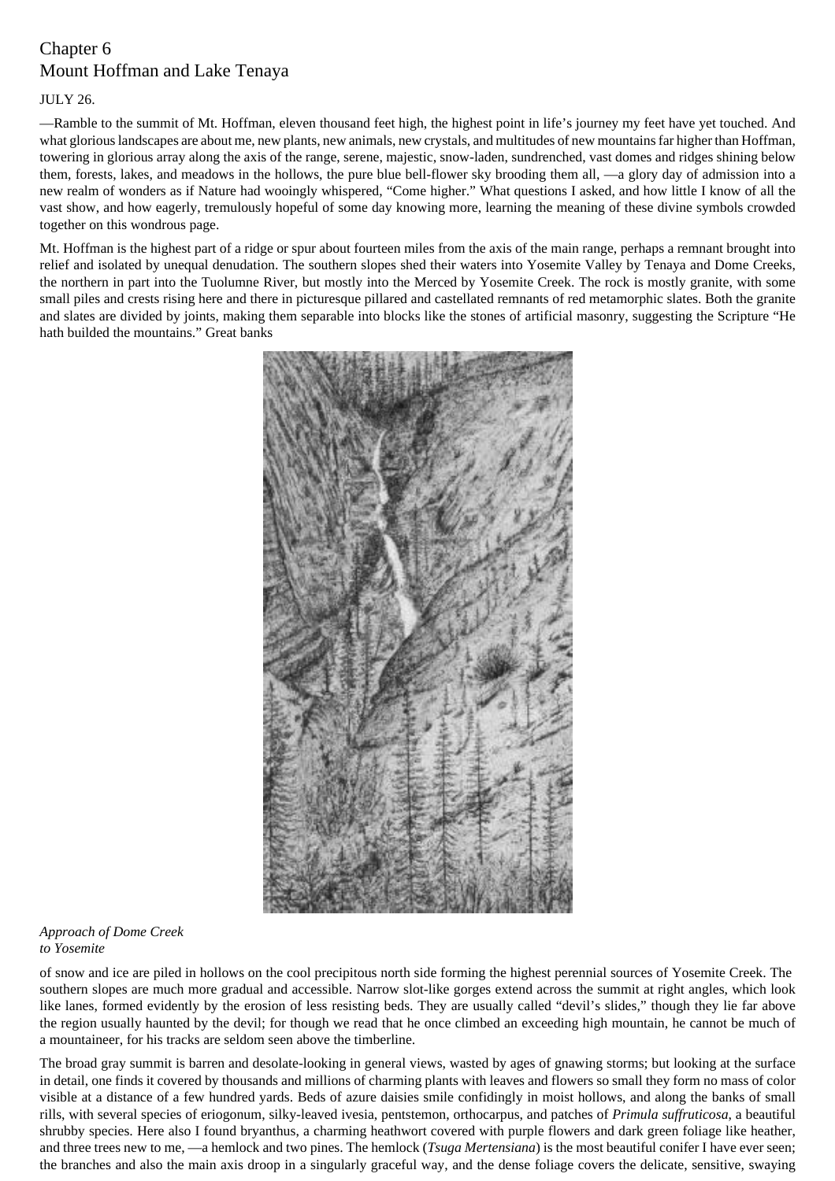# Chapter 6
# Mount Hoffman and Lake Tenaya

JULY 26.

—Ramble to the summit of Mt. Hoffman, eleven thousand feet high, the highest point in life's journey my feet have yet touched. And what glorious landscapes are about me, new plants, new animals, new crystals, and multitudes of new mountains far higher than Hoffman, towering in glorious array along the axis of the range, serene, majestic, snow-laden, sundrenched, vast domes and ridges shining below them, forests, lakes, and meadows in the hollows, the pure blue bell-flower sky brooding them all, —a glory day of admission into a new realm of wonders as if Nature had wooingly whispered, "Come higher." What questions I asked, and how little I know of all the vast show, and how eagerly, tremulously hopeful of some day knowing more, learning the meaning of these divine symbols crowded together on this wondrous page.

Mt. Hoffman is the highest part of a ridge or spur about fourteen miles from the axis of the main range, perhaps a remnant brought into relief and isolated by unequal denudation. The southern slopes shed their waters into Yosemite Valley by Tenaya and Dome Creeks, the northern in part into the Tuolumne River, but mostly into the Merced by Yosemite Creek. The rock is mostly granite, with some small piles and crests rising here and there in picturesque pillared and castellated remnants of red metamorphic slates. Both the granite and slates are divided by joints, making them separable into blocks like the stones of artificial masonry, suggesting the Scripture "He hath builded the mountains." Great banks

*Approach of Dome Creek to Yosemite*

of snow and ice are piled in hollows on the cool precipitous north side forming the highest perennial sources of Yosemite Creek. The southern slopes are much more gradual and accessible. Narrow slot-like gorges extend across the summit at right angles, which look like lanes, formed evidently by the erosion of less resisting beds. They are usually called "devil's slides," though they lie far above the region usually haunted by the devil; for though we read that he once climbed an exceeding high mountain, he cannot be much of a mountaineer, for his tracks are seldom seen above the timberline.

The broad gray summit is barren and desolate-looking in general views, wasted by ages of gnawing storms; but looking at the surface in detail, one finds it covered by thousands and millions of charming plants with leaves and flowers so small they form no mass of color visible at a distance of a few hundred yards. Beds of azure daisies smile confidingly in moist hollows, and along the banks of small rills, with several species of eriogonum, silky-leaved ivesia, pentstemon, orthocarpus, and patches of *Primula suffruticosa*, a beautiful shrubby species. Here also I found bryanthus, a charming heathwort covered with purple flowers and dark green foliage like heather, and three trees new to me, —a hemlock and two pines. The hemlock (*Tsuga Mertensiana*) is the most beautiful conifer I have ever seen; the branches and also the main axis droop in a singularly graceful way, and the dense foliage covers the delicate, sensitive, swaying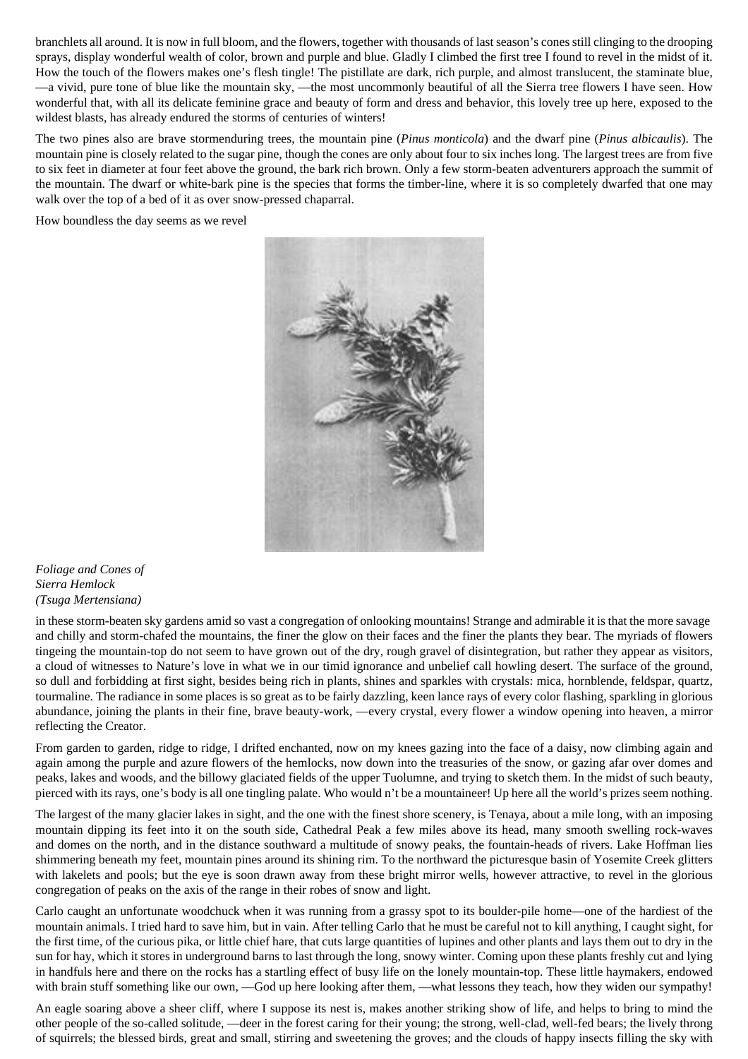branchlets all around. It is now in full bloom, and the flowers, together with thousands of last season's cones still clinging to the drooping sprays, display wonderful wealth of color, brown and purple and blue. Gladly I climbed the first tree I found to revel in the midst of it. How the touch of the flowers makes one's flesh tingle! The pistillate are dark, rich purple, and almost translucent, the staminate blue, —a vivid, pure tone of blue like the mountain sky, —the most uncommonly beautiful of all the Sierra tree flowers I have seen. How wonderful that, with all its delicate feminine grace and beauty of form and dress and behavior, this lovely tree up here, exposed to the wildest blasts, has already endured the storms of centuries of winters!

The two pines also are brave stormenduring trees, the mountain pine (*Pinus monticola*) and the dwarf pine (*Pinus albicaulis*). The mountain pine is closely related to the sugar pine, though the cones are only about four to six inches long. The largest trees are from five to six feet in diameter at four feet above the ground, the bark rich brown. Only a few storm-beaten adventurers approach the summit of the mountain. The dwarf or white-bark pine is the species that forms the timber-line, where it is so completely dwarfed that one may walk over the top of a bed of it as over snow-pressed chaparral.

How boundless the day seems as we revel

*Foliage and Cones of*
*Sierra Hemlock*
*(Tsuga Mertensiana)*

in these storm-beaten sky gardens amid so vast a congregation of onlooking mountains! Strange and admirable it is that the more savage and chilly and storm-chafed the mountains, the finer the glow on their faces and the finer the plants they bear. The myriads of flowers tingeing the mountain-top do not seem to have grown out of the dry, rough gravel of disintegration, but rather they appear as visitors, a cloud of witnesses to Nature's love in what we in our timid ignorance and unbelief call howling desert. The surface of the ground, so dull and forbidding at first sight, besides being rich in plants, shines and sparkles with crystals: mica, hornblende, feldspar, quartz, tourmaline. The radiance in some places is so great as to be fairly dazzling, keen lance rays of every color flashing, sparkling in glorious abundance, joining the plants in their fine, brave beauty-work, —every crystal, every flower a window opening into heaven, a mirror reflecting the Creator.

From garden to garden, ridge to ridge, I drifted enchanted, now on my knees gazing into the face of a daisy, now climbing again and again among the purple and azure flowers of the hemlocks, now down into the treasuries of the snow, or gazing afar over domes and peaks, lakes and woods, and the billowy glaciated fields of the upper Tuolumne, and trying to sketch them. In the midst of such beauty, pierced with its rays, one's body is all one tingling palate. Who would n't be a mountaineer! Up here all the world's prizes seem nothing.

The largest of the many glacier lakes in sight, and the one with the finest shore scenery, is Tenaya, about a mile long, with an imposing mountain dipping its feet into it on the south side, Cathedral Peak a few miles above its head, many smooth swelling rock-waves and domes on the north, and in the distance southward a multitude of snowy peaks, the fountain-heads of rivers. Lake Hoffman lies shimmering beneath my feet, mountain pines around its shining rim. To the northward the picturesque basin of Yosemite Creek glitters with lakelets and pools; but the eye is soon drawn away from these bright mirror wells, however attractive, to revel in the glorious congregation of peaks on the axis of the range in their robes of snow and light.

Carlo caught an unfortunate woodchuck when it was running from a grassy spot to its boulder-pile home—one of the hardiest of the mountain animals. I tried hard to save him, but in vain. After telling Carlo that he must be careful not to kill anything, I caught sight, for the first time, of the curious pika, or little chief hare, that cuts large quantities of lupines and other plants and lays them out to dry in the sun for hay, which it stores in underground barns to last through the long, snowy winter. Coming upon these plants freshly cut and lying in handfuls here and there on the rocks has a startling effect of busy life on the lonely mountain-top. These little haymakers, endowed with brain stuff something like our own, —God up here looking after them, —what lessons they teach, how they widen our sympathy!

An eagle soaring above a sheer cliff, where I suppose its nest is, makes another striking show of life, and helps to bring to mind the other people of the so-called solitude, —deer in the forest caring for their young; the strong, well-clad, well-fed bears; the lively throng of squirrels; the blessed birds, great and small, stirring and sweetening the groves; and the clouds of happy insects filling the sky with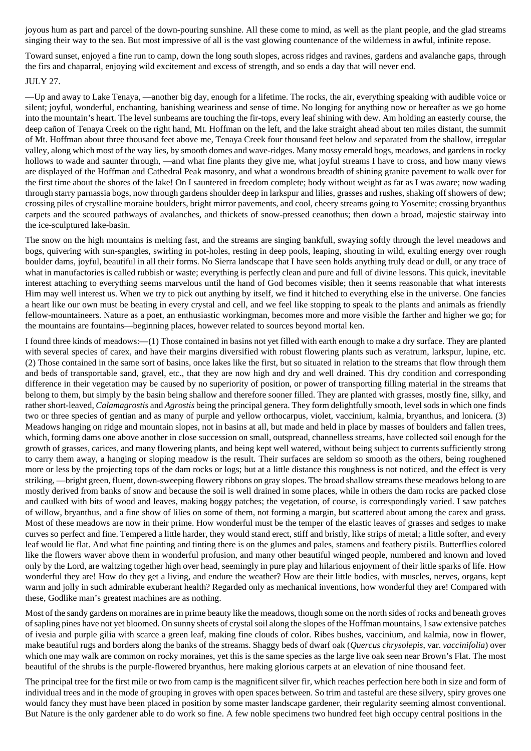joyous hum as part and parcel of the down-pouring sunshine. All these come to mind, as well as the plant people, and the glad streams singing their way to the sea. But most impressive of all is the vast glowing countenance of the wilderness in awful, infinite repose.

Toward sunset, enjoyed a fine run to camp, down the long south slopes, across ridges and ravines, gardens and avalanche gaps, through the firs and chaparral, enjoying wild excitement and excess of strength, and so ends a day that will never end.

JULY 27.

—Up and away to Lake Tenaya, —another big day, enough for a lifetime. The rocks, the air, everything speaking with audible voice or silent; joyful, wonderful, enchanting, banishing weariness and sense of time. No longing for anything now or hereafter as we go home into the mountain's heart. The level sunbeams are touching the fir-tops, every leaf shining with dew. Am holding an easterly course, the deep cañon of Tenaya Creek on the right hand, Mt. Hoffman on the left, and the lake straight ahead about ten miles distant, the summit of Mt. Hoffman about three thousand feet above me, Tenaya Creek four thousand feet below and separated from the shallow, irregular valley, along which most of the way lies, by smooth domes and wave-ridges. Many mossy emerald bogs, meadows, and gardens in rocky hollows to wade and saunter through, —and what fine plants they give me, what joyful streams I have to cross, and how many views are displayed of the Hoffman and Cathedral Peak masonry, and what a wondrous breadth of shining granite pavement to walk over for the first time about the shores of the lake! On I sauntered in freedom complete; body without weight as far as I was aware; now wading through starry parnassia bogs, now through gardens shoulder deep in larkspur and lilies, grasses and rushes, shaking off showers of dew; crossing piles of crystalline moraine boulders, bright mirror pavements, and cool, cheery streams going to Yosemite; crossing bryanthus carpets and the scoured pathways of avalanches, and thickets of snow-pressed ceanothus; then down a broad, majestic stairway into the ice-sculptured lake-basin.

The snow on the high mountains is melting fast, and the streams are singing bankfull, swaying softly through the level meadows and bogs, quivering with sun-spangles, swirling in pot-holes, resting in deep pools, leaping, shouting in wild, exulting energy over rough boulder dams, joyful, beautiful in all their forms. No Sierra landscape that I have seen holds anything truly dead or dull, or any trace of what in manufactories is called rubbish or waste; everything is perfectly clean and pure and full of divine lessons. This quick, inevitable interest attaching to everything seems marvelous until the hand of God becomes visible; then it seems reasonable that what interests Him may well interest us. When we try to pick out anything by itself, we find it hitched to everything else in the universe. One fancies a heart like our own must be beating in every crystal and cell, and we feel like stopping to speak to the plants and animals as friendly fellow-mountaineers. Nature as a poet, an enthusiastic workingman, becomes more and more visible the farther and higher we go; for the mountains are fountains—beginning places, however related to sources beyond mortal ken.

I found three kinds of meadows:—(1) Those contained in basins not yet filled with earth enough to make a dry surface. They are planted with several species of carex, and have their margins diversified with robust flowering plants such as veratrum, larkspur, lupine, etc. (2) Those contained in the same sort of basins, once lakes like the first, but so situated in relation to the streams that flow through them and beds of transportable sand, gravel, etc., that they are now high and dry and well drained. This dry condition and corresponding difference in their vegetation may be caused by no superiority of position, or power of transporting filling material in the streams that belong to them, but simply by the basin being shallow and therefore sooner filled. They are planted with grasses, mostly fine, silky, and rather short-leaved, *Calamagrostis* and *Agrostis* being the principal genera. They form delightfully smooth, level sods in which one finds two or three species of gentian and as many of purple and yellow orthocarpus, violet, vaccinium, kalmia, bryanthus, and lonicera. (3) Meadows hanging on ridge and mountain slopes, not in basins at all, but made and held in place by masses of boulders and fallen trees, which, forming dams one above another in close succession on small, outspread, channelless streams, have collected soil enough for the growth of grasses, carices, and many flowering plants, and being kept well watered, without being subject to currents sufficiently strong to carry them away, a hanging or sloping meadow is the result. Their surfaces are seldom so smooth as the others, being roughened more or less by the projecting tops of the dam rocks or logs; but at a little distance this roughness is not noticed, and the effect is very striking, —bright green, fluent, down-sweeping flowery ribbons on gray slopes. The broad shallow streams these meadows belong to are mostly derived from banks of snow and because the soil is well drained in some places, while in others the dam rocks are packed close and caulked with bits of wood and leaves, making boggy patches; the vegetation, of course, is correspondingly varied. I saw patches of willow, bryanthus, and a fine show of lilies on some of them, not forming a margin, but scattered about among the carex and grass. Most of these meadows are now in their prime. How wonderful must be the temper of the elastic leaves of grasses and sedges to make curves so perfect and fine. Tempered a little harder, they would stand erect, stiff and bristly, like strips of metal; a little softer, and every leaf would lie flat. And what fine painting and tinting there is on the glumes and pales, stamens and feathery pistils. Butterflies colored like the flowers waver above them in wonderful profusion, and many other beautiful winged people, numbered and known and loved only by the Lord, are waltzing together high over head, seemingly in pure play and hilarious enjoyment of their little sparks of life. How wonderful they are! How do they get a living, and endure the weather? How are their little bodies, with muscles, nerves, organs, kept warm and jolly in such admirable exuberant health? Regarded only as mechanical inventions, how wonderful they are! Compared with these, Godlike man's greatest machines are as nothing.

Most of the sandy gardens on moraines are in prime beauty like the meadows, though some on the north sides of rocks and beneath groves of sapling pines have not yet bloomed. On sunny sheets of crystal soil along the slopes of the Hoffman mountains, I saw extensive patches of ivesia and purple gilia with scarce a green leaf, making fine clouds of color. Ribes bushes, vaccinium, and kalmia, now in flower, make beautiful rugs and borders along the banks of the streams. Shaggy beds of dwarf oak (*Quercus chrysolepis*, var. *vaccinifolia*) over which one may walk are common on rocky moraines, yet this is the same species as the large live oak seen near Brown's Flat. The most beautiful of the shrubs is the purple-flowered bryanthus, here making glorious carpets at an elevation of nine thousand feet.

The principal tree for the first mile or two from camp is the magnificent silver fir, which reaches perfection here both in size and form of individual trees and in the mode of grouping in groves with open spaces between. So trim and tasteful are these silvery, spiry groves one would fancy they must have been placed in position by some master landscape gardener, their regularity seeming almost conventional. But Nature is the only gardener able to do work so fine. A few noble specimens two hundred feet high occupy central positions in the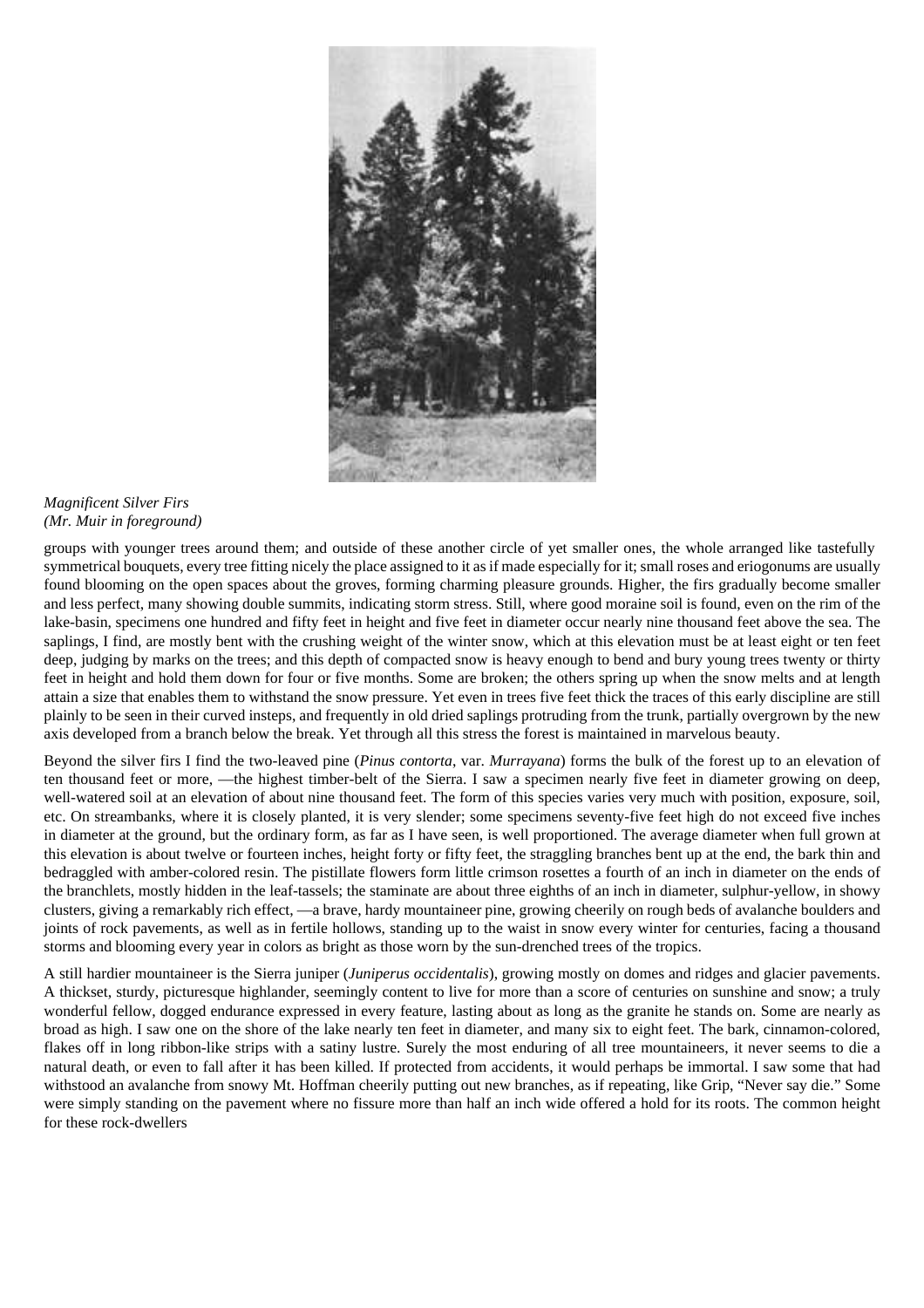*Magnificent Silver Firs*
*(Mr. Muir in foreground)*

groups with younger trees around them; and outside of these another circle of yet smaller ones, the whole arranged like tastefully symmetrical bouquets, every tree fitting nicely the place assigned to it as if made especially for it; small roses and eriogonums are usually found blooming on the open spaces about the groves, forming charming pleasure grounds. Higher, the firs gradually become smaller and less perfect, many showing double summits, indicating storm stress. Still, where good moraine soil is found, even on the rim of the lake-basin, specimens one hundred and fifty feet in height and five feet in diameter occur nearly nine thousand feet above the sea. The saplings, I find, are mostly bent with the crushing weight of the winter snow, which at this elevation must be at least eight or ten feet deep, judging by marks on the trees; and this depth of compacted snow is heavy enough to bend and bury young trees twenty or thirty feet in height and hold them down for four or five months. Some are broken; the others spring up when the snow melts and at length attain a size that enables them to withstand the snow pressure. Yet even in trees five feet thick the traces of this early discipline are still plainly to be seen in their curved insteps, and frequently in old dried saplings protruding from the trunk, partially overgrown by the new axis developed from a branch below the break. Yet through all this stress the forest is maintained in marvelous beauty.

Beyond the silver firs I find the two-leaved pine (*Pinus contorta*, var. *Murrayana*) forms the bulk of the forest up to an elevation of ten thousand feet or more, —the highest timber-belt of the Sierra. I saw a specimen nearly five feet in diameter growing on deep, well-watered soil at an elevation of about nine thousand feet. The form of this species varies very much with position, exposure, soil, etc. On streambanks, where it is closely planted, it is very slender; some specimens seventy-five feet high do not exceed five inches in diameter at the ground, but the ordinary form, as far as I have seen, is well proportioned. The average diameter when full grown at this elevation is about twelve or fourteen inches, height forty or fifty feet, the straggling branches bent up at the end, the bark thin and bedraggled with amber-colored resin. The pistillate flowers form little crimson rosettes a fourth of an inch in diameter on the ends of the branchlets, mostly hidden in the leaf-tassels; the staminate are about three eighths of an inch in diameter, sulphur-yellow, in showy clusters, giving a remarkably rich effect, —a brave, hardy mountaineer pine, growing cheerily on rough beds of avalanche boulders and joints of rock pavements, as well as in fertile hollows, standing up to the waist in snow every winter for centuries, facing a thousand storms and blooming every year in colors as bright as those worn by the sun-drenched trees of the tropics.

A still hardier mountaineer is the Sierra juniper (*Juniperus occidentalis*), growing mostly on domes and ridges and glacier pavements. A thickset, sturdy, picturesque highlander, seemingly content to live for more than a score of centuries on sunshine and snow; a truly wonderful fellow, dogged endurance expressed in every feature, lasting about as long as the granite he stands on. Some are nearly as broad as high. I saw one on the shore of the lake nearly ten feet in diameter, and many six to eight feet. The bark, cinnamon-colored, flakes off in long ribbon-like strips with a satiny lustre. Surely the most enduring of all tree mountaineers, it never seems to die a natural death, or even to fall after it has been killed. If protected from accidents, it would perhaps be immortal. I saw some that had withstood an avalanche from snowy Mt. Hoffman cheerily putting out new branches, as if repeating, like Grip, "Never say die." Some were simply standing on the pavement where no fissure more than half an inch wide offered a hold for its roots. The common height for these rock-dwellers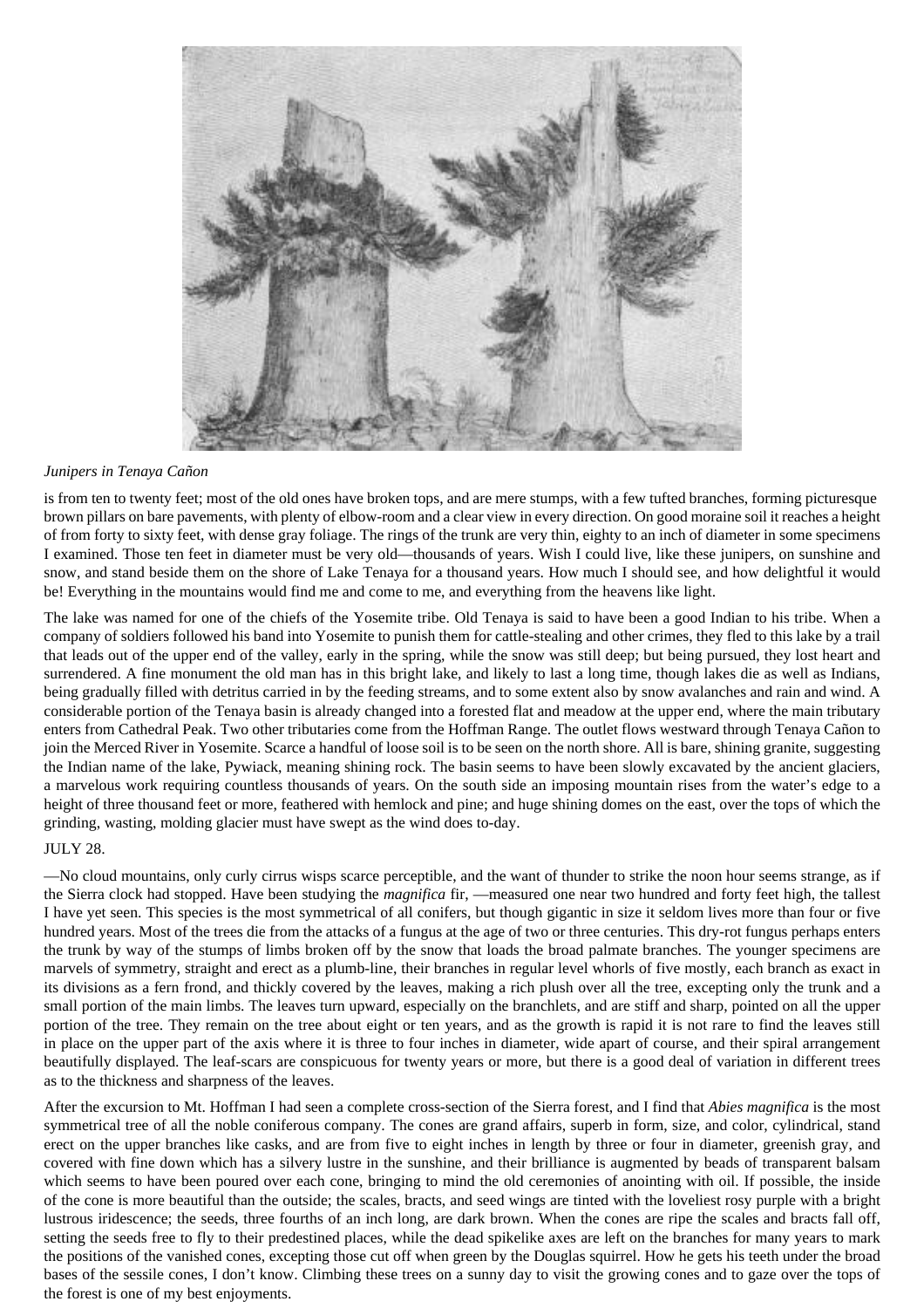*Junipers in Tenaya Cañon*

is from ten to twenty feet; most of the old ones have broken tops, and are mere stumps, with a few tufted branches, forming picturesque brown pillars on bare pavements, with plenty of elbow-room and a clear view in every direction. On good moraine soil it reaches a height of from forty to sixty feet, with dense gray foliage. The rings of the trunk are very thin, eighty to an inch of diameter in some specimens I examined. Those ten feet in diameter must be very old—thousands of years. Wish I could live, like these junipers, on sunshine and snow, and stand beside them on the shore of Lake Tenaya for a thousand years. How much I should see, and how delightful it would be! Everything in the mountains would find me and come to me, and everything from the heavens like light.

The lake was named for one of the chiefs of the Yosemite tribe. Old Tenaya is said to have been a good Indian to his tribe. When a company of soldiers followed his band into Yosemite to punish them for cattle-stealing and other crimes, they fled to this lake by a trail that leads out of the upper end of the valley, early in the spring, while the snow was still deep; but being pursued, they lost heart and surrendered. A fine monument the old man has in this bright lake, and likely to last a long time, though lakes die as well as Indians, being gradually filled with detritus carried in by the feeding streams, and to some extent also by snow avalanches and rain and wind. A considerable portion of the Tenaya basin is already changed into a forested flat and meadow at the upper end, where the main tributary enters from Cathedral Peak. Two other tributaries come from the Hoffman Range. The outlet flows westward through Tenaya Cañon to join the Merced River in Yosemite. Scarce a handful of loose soil is to be seen on the north shore. All is bare, shining granite, suggesting the Indian name of the lake, Pywiack, meaning shining rock. The basin seems to have been slowly excavated by the ancient glaciers, a marvelous work requiring countless thousands of years. On the south side an imposing mountain rises from the water's edge to a height of three thousand feet or more, feathered with hemlock and pine; and huge shining domes on the east, over the tops of which the grinding, wasting, molding glacier must have swept as the wind does to-day.

JULY 28.

—No cloud mountains, only curly cirrus wisps scarce perceptible, and the want of thunder to strike the noon hour seems strange, as if the Sierra clock had stopped. Have been studying the *magnifica* fir, —measured one near two hundred and forty feet high, the tallest I have yet seen. This species is the most symmetrical of all conifers, but though gigantic in size it seldom lives more than four or five hundred years. Most of the trees die from the attacks of a fungus at the age of two or three centuries. This dry-rot fungus perhaps enters the trunk by way of the stumps of limbs broken off by the snow that loads the broad palmate branches. The younger specimens are marvels of symmetry, straight and erect as a plumb-line, their branches in regular level whorls of five mostly, each branch as exact in its divisions as a fern frond, and thickly covered by the leaves, making a rich plush over all the tree, excepting only the trunk and a small portion of the main limbs. The leaves turn upward, especially on the branchlets, and are stiff and sharp, pointed on all the upper portion of the tree. They remain on the tree about eight or ten years, and as the growth is rapid it is not rare to find the leaves still in place on the upper part of the axis where it is three to four inches in diameter, wide apart of course, and their spiral arrangement beautifully displayed. The leaf-scars are conspicuous for twenty years or more, but there is a good deal of variation in different trees as to the thickness and sharpness of the leaves.

After the excursion to Mt. Hoffman I had seen a complete cross-section of the Sierra forest, and I find that *Abies magnifica* is the most symmetrical tree of all the noble coniferous company. The cones are grand affairs, superb in form, size, and color, cylindrical, stand erect on the upper branches like casks, and are from five to eight inches in length by three or four in diameter, greenish gray, and covered with fine down which has a silvery lustre in the sunshine, and their brilliance is augmented by beads of transparent balsam which seems to have been poured over each cone, bringing to mind the old ceremonies of anointing with oil. If possible, the inside of the cone is more beautiful than the outside; the scales, bracts, and seed wings are tinted with the loveliest rosy purple with a bright lustrous iridescence; the seeds, three fourths of an inch long, are dark brown. When the cones are ripe the scales and bracts fall off, setting the seeds free to fly to their predestined places, while the dead spikelike axes are left on the branches for many years to mark the positions of the vanished cones, excepting those cut off when green by the Douglas squirrel. How he gets his teeth under the broad bases of the sessile cones, I don't know. Climbing these trees on a sunny day to visit the growing cones and to gaze over the tops of the forest is one of my best enjoyments.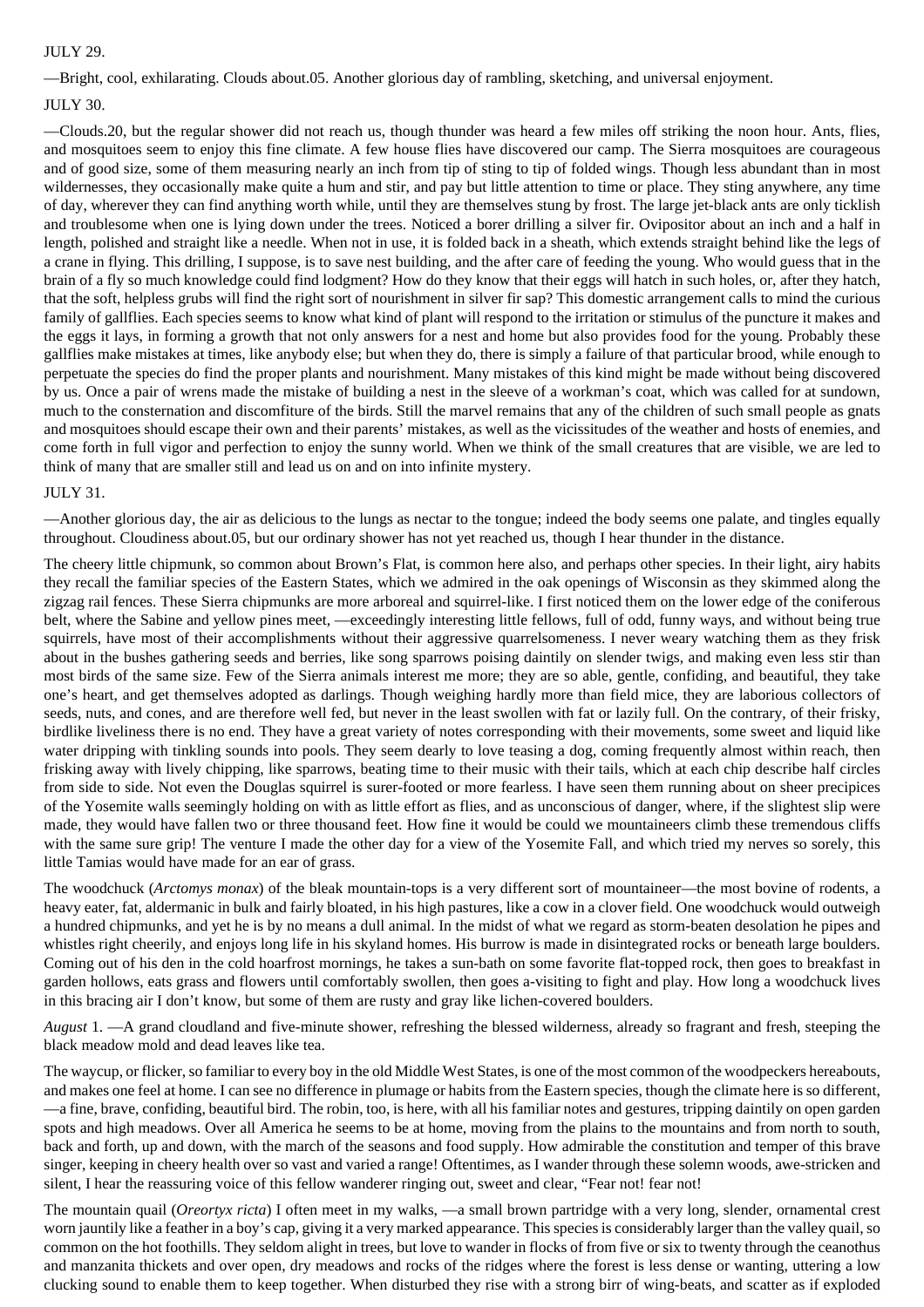JULY 29.

—Bright, cool, exhilarating. Clouds about.05. Another glorious day of rambling, sketching, and universal enjoyment.

JULY 30.

—Clouds.20, but the regular shower did not reach us, though thunder was heard a few miles off striking the noon hour. Ants, flies, and mosquitoes seem to enjoy this fine climate. A few house flies have discovered our camp. The Sierra mosquitoes are courageous and of good size, some of them measuring nearly an inch from tip of sting to tip of folded wings. Though less abundant than in most wildernesses, they occasionally make quite a hum and stir, and pay but little attention to time or place. They sting anywhere, any time of day, wherever they can find anything worth while, until they are themselves stung by frost. The large jet-black ants are only ticklish and troublesome when one is lying down under the trees. Noticed a borer drilling a silver fir. Ovipositor about an inch and a half in length, polished and straight like a needle. When not in use, it is folded back in a sheath, which extends straight behind like the legs of a crane in flying. This drilling, I suppose, is to save nest building, and the after care of feeding the young. Who would guess that in the brain of a fly so much knowledge could find lodgment? How do they know that their eggs will hatch in such holes, or, after they hatch, that the soft, helpless grubs will find the right sort of nourishment in silver fir sap? This domestic arrangement calls to mind the curious family of gallflies. Each species seems to know what kind of plant will respond to the irritation or stimulus of the puncture it makes and the eggs it lays, in forming a growth that not only answers for a nest and home but also provides food for the young. Probably these gallflies make mistakes at times, like anybody else; but when they do, there is simply a failure of that particular brood, while enough to perpetuate the species do find the proper plants and nourishment. Many mistakes of this kind might be made without being discovered by us. Once a pair of wrens made the mistake of building a nest in the sleeve of a workman's coat, which was called for at sundown, much to the consternation and discomfiture of the birds. Still the marvel remains that any of the children of such small people as gnats and mosquitoes should escape their own and their parents' mistakes, as well as the vicissitudes of the weather and hosts of enemies, and come forth in full vigor and perfection to enjoy the sunny world. When we think of the small creatures that are visible, we are led to think of many that are smaller still and lead us on and on into infinite mystery.

JULY 31.

—Another glorious day, the air as delicious to the lungs as nectar to the tongue; indeed the body seems one palate, and tingles equally throughout. Cloudiness about.05, but our ordinary shower has not yet reached us, though I hear thunder in the distance.

The cheery little chipmunk, so common about Brown's Flat, is common here also, and perhaps other species. In their light, airy habits they recall the familiar species of the Eastern States, which we admired in the oak openings of Wisconsin as they skimmed along the zigzag rail fences. These Sierra chipmunks are more arboreal and squirrel-like. I first noticed them on the lower edge of the coniferous belt, where the Sabine and yellow pines meet, —exceedingly interesting little fellows, full of odd, funny ways, and without being true squirrels, have most of their accomplishments without their aggressive quarrelsomeness. I never weary watching them as they frisk about in the bushes gathering seeds and berries, like song sparrows poising daintily on slender twigs, and making even less stir than most birds of the same size. Few of the Sierra animals interest me more; they are so able, gentle, confiding, and beautiful, they take one's heart, and get themselves adopted as darlings. Though weighing hardly more than field mice, they are laborious collectors of seeds, nuts, and cones, and are therefore well fed, but never in the least swollen with fat or lazily full. On the contrary, of their frisky, birdlike liveliness there is no end. They have a great variety of notes corresponding with their movements, some sweet and liquid like water dripping with tinkling sounds into pools. They seem dearly to love teasing a dog, coming frequently almost within reach, then frisking away with lively chipping, like sparrows, beating time to their music with their tails, which at each chip describe half circles from side to side. Not even the Douglas squirrel is surer-footed or more fearless. I have seen them running about on sheer precipices of the Yosemite walls seemingly holding on with as little effort as flies, and as unconscious of danger, where, if the slightest slip were made, they would have fallen two or three thousand feet. How fine it would be could we mountaineers climb these tremendous cliffs with the same sure grip! The venture I made the other day for a view of the Yosemite Fall, and which tried my nerves so sorely, this little Tamias would have made for an ear of grass.

The woodchuck (*Arctomys monax*) of the bleak mountain-tops is a very different sort of mountaineer—the most bovine of rodents, a heavy eater, fat, aldermanic in bulk and fairly bloated, in his high pastures, like a cow in a clover field. One woodchuck would outweigh a hundred chipmunks, and yet he is by no means a dull animal. In the midst of what we regard as storm-beaten desolation he pipes and whistles right cheerily, and enjoys long life in his skyland homes. His burrow is made in disintegrated rocks or beneath large boulders. Coming out of his den in the cold hoarfrost mornings, he takes a sun-bath on some favorite flat-topped rock, then goes to breakfast in garden hollows, eats grass and flowers until comfortably swollen, then goes a-visiting to fight and play. How long a woodchuck lives in this bracing air I don't know, but some of them are rusty and gray like lichen-covered boulders.

*August* 1. —A grand cloudland and five-minute shower, refreshing the blessed wilderness, already so fragrant and fresh, steeping the black meadow mold and dead leaves like tea.

The waycup, or flicker, so familiar to every boy in the old Middle West States, is one of the most common of the woodpeckers hereabouts, and makes one feel at home. I can see no difference in plumage or habits from the Eastern species, though the climate here is so different, —a fine, brave, confiding, beautiful bird. The robin, too, is here, with all his familiar notes and gestures, tripping daintily on open garden spots and high meadows. Over all America he seems to be at home, moving from the plains to the mountains and from north to south, back and forth, up and down, with the march of the seasons and food supply. How admirable the constitution and temper of this brave singer, keeping in cheery health over so vast and varied a range! Oftentimes, as I wander through these solemn woods, awe-stricken and silent, I hear the reassuring voice of this fellow wanderer ringing out, sweet and clear, "Fear not! fear not!

The mountain quail (*Oreortyx ricta*) I often meet in my walks, —a small brown partridge with a very long, slender, ornamental crest worn jauntily like a feather in a boy's cap, giving it a very marked appearance. This species is considerably larger than the valley quail, so common on the hot foothills. They seldom alight in trees, but love to wander in flocks of from five or six to twenty through the ceanothus and manzanita thickets and over open, dry meadows and rocks of the ridges where the forest is less dense or wanting, uttering a low clucking sound to enable them to keep together. When disturbed they rise with a strong birr of wing-beats, and scatter as if exploded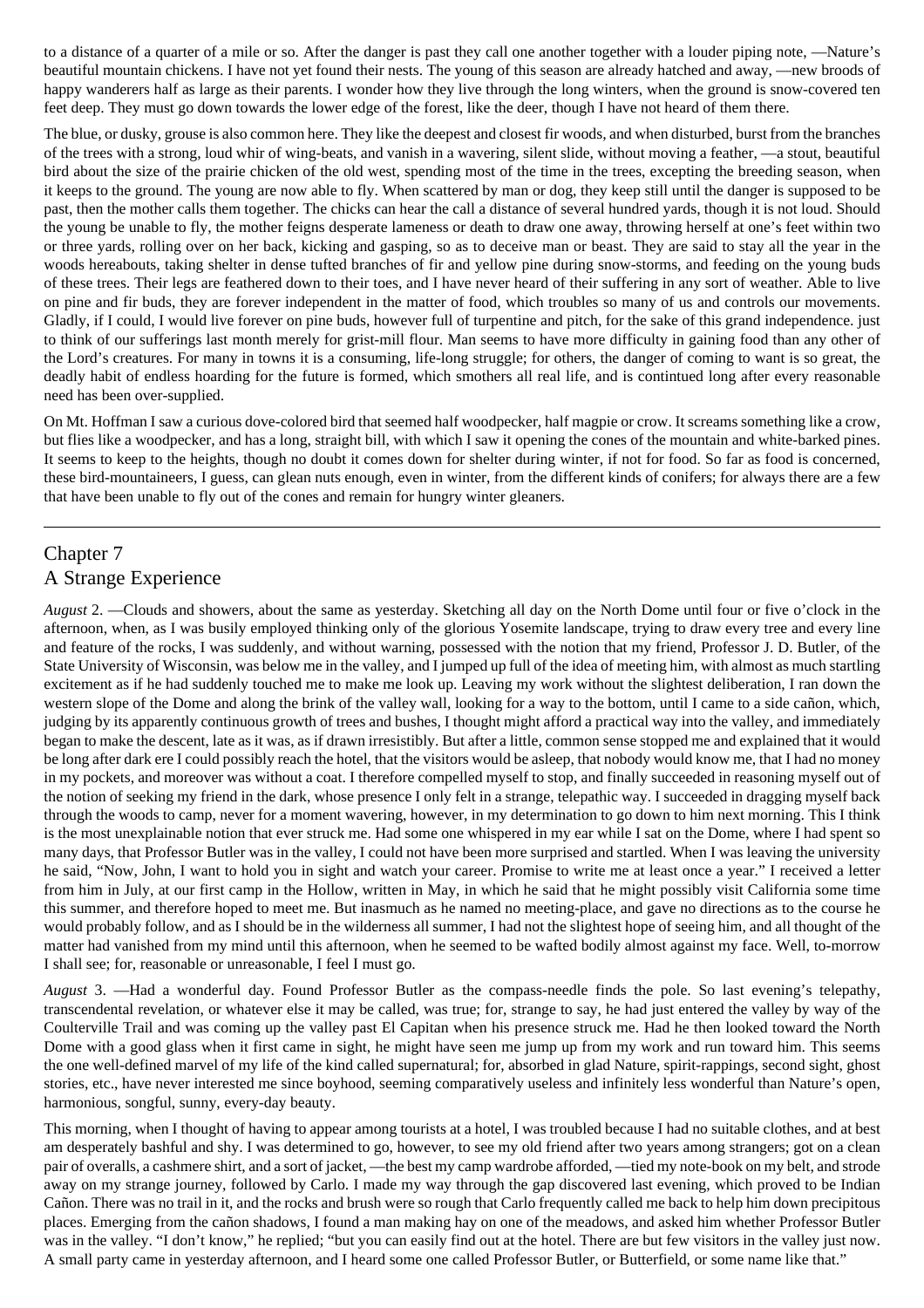to a distance of a quarter of a mile or so. After the danger is past they call one another together with a louder piping note, —Nature's beautiful mountain chickens. I have not yet found their nests. The young of this season are already hatched and away, —new broods of happy wanderers half as large as their parents. I wonder how they live through the long winters, when the ground is snow-covered ten feet deep. They must go down towards the lower edge of the forest, like the deer, though I have not heard of them there.

The blue, or dusky, grouse is also common here. They like the deepest and closest fir woods, and when disturbed, burst from the branches of the trees with a strong, loud whir of wing-beats, and vanish in a wavering, silent slide, without moving a feather, —a stout, beautiful bird about the size of the prairie chicken of the old west, spending most of the time in the trees, excepting the breeding season, when it keeps to the ground. The young are now able to fly. When scattered by man or dog, they keep still until the danger is supposed to be past, then the mother calls them together. The chicks can hear the call a distance of several hundred yards, though it is not loud. Should the young be unable to fly, the mother feigns desperate lameness or death to draw one away, throwing herself at one's feet within two or three yards, rolling over on her back, kicking and gasping, so as to deceive man or beast. They are said to stay all the year in the woods hereabouts, taking shelter in dense tufted branches of fir and yellow pine during snow-storms, and feeding on the young buds of these trees. Their legs are feathered down to their toes, and I have never heard of their suffering in any sort of weather. Able to live on pine and fir buds, they are forever independent in the matter of food, which troubles so many of us and controls our movements. Gladly, if I could, I would live forever on pine buds, however full of turpentine and pitch, for the sake of this grand independence. just to think of our sufferings last month merely for grist-mill flour. Man seems to have more difficulty in gaining food than any other of the Lord's creatures. For many in towns it is a consuming, life-long struggle; for others, the danger of coming to want is so great, the deadly habit of endless hoarding for the future is formed, which smothers all real life, and is contintued long after every reasonable need has been over-supplied.

On Mt. Hoffman I saw a curious dove-colored bird that seemed half woodpecker, half magpie or crow. It screams something like a crow, but flies like a woodpecker, and has a long, straight bill, with which I saw it opening the cones of the mountain and white-barked pines. It seems to keep to the heights, though no doubt it comes down for shelter during winter, if not for food. So far as food is concerned, these bird-mountaineers, I guess, can glean nuts enough, even in winter, from the different kinds of conifers; for always there are a few that have been unable to fly out of the cones and remain for hungry winter gleaners.

---

## Chapter 7
## A Strange Experience

*August* 2. —Clouds and showers, about the same as yesterday. Sketching all day on the North Dome until four or five o'clock in the afternoon, when, as I was busily employed thinking only of the glorious Yosemite landscape, trying to draw every tree and every line and feature of the rocks, I was suddenly, and without warning, possessed with the notion that my friend, Professor J. D. Butler, of the State University of Wisconsin, was below me in the valley, and I jumped up full of the idea of meeting him, with almost as much startling excitement as if he had suddenly touched me to make me look up. Leaving my work without the slightest deliberation, I ran down the western slope of the Dome and along the brink of the valley wall, looking for a way to the bottom, until I came to a side cañon, which, judging by its apparently continuous growth of trees and bushes, I thought might afford a practical way into the valley, and immediately began to make the descent, late as it was, as if drawn irresistibly. But after a little, common sense stopped me and explained that it would be long after dark ere I could possibly reach the hotel, that the visitors would be asleep, that nobody would know me, that I had no money in my pockets, and moreover was without a coat. I therefore compelled myself to stop, and finally succeeded in reasoning myself out of the notion of seeking my friend in the dark, whose presence I only felt in a strange, telepathic way. I succeeded in dragging myself back through the woods to camp, never for a moment wavering, however, in my determination to go down to him next morning. This I think is the most unexplainable notion that ever struck me. Had some one whispered in my ear while I sat on the Dome, where I had spent so many days, that Professor Butler was in the valley, I could not have been more surprised and startled. When I was leaving the university he said, "Now, John, I want to hold you in sight and watch your career. Promise to write me at least once a year." I received a letter from him in July, at our first camp in the Hollow, written in May, in which he said that he might possibly visit California some time this summer, and therefore hoped to meet me. But inasmuch as he named no meeting-place, and gave no directions as to the course he would probably follow, and as I should be in the wilderness all summer, I had not the slightest hope of seeing him, and all thought of the matter had vanished from my mind until this afternoon, when he seemed to be wafted bodily almost against my face. Well, to-morrow I shall see; for, reasonable or unreasonable, I feel I must go.

*August* 3. —Had a wonderful day. Found Professor Butler as the compass-needle finds the pole. So last evening's telepathy, transcendental revelation, or whatever else it may be called, was true; for, strange to say, he had just entered the valley by way of the Coulterville Trail and was coming up the valley past El Capitan when his presence struck me. Had he then looked toward the North Dome with a good glass when it first came in sight, he might have seen me jump up from my work and run toward him. This seems the one well-defined marvel of my life of the kind called supernatural; for, absorbed in glad Nature, spirit-rappings, second sight, ghost stories, etc., have never interested me since boyhood, seeming comparatively useless and infinitely less wonderful than Nature's open, harmonious, songful, sunny, every-day beauty.

This morning, when I thought of having to appear among tourists at a hotel, I was troubled because I had no suitable clothes, and at best am desperately bashful and shy. I was determined to go, however, to see my old friend after two years among strangers; got on a clean pair of overalls, a cashmere shirt, and a sort of jacket, —the best my camp wardrobe afforded, —tied my note-book on my belt, and strode away on my strange journey, followed by Carlo. I made my way through the gap discovered last evening, which proved to be Indian Cañon. There was no trail in it, and the rocks and brush were so rough that Carlo frequently called me back to help him down precipitous places. Emerging from the cañon shadows, I found a man making hay on one of the meadows, and asked him whether Professor Butler was in the valley. "I don't know," he replied; "but you can easily find out at the hotel. There are but few visitors in the valley just now. A small party came in yesterday afternoon, and I heard some one called Professor Butler, or Butterfield, or some name like that."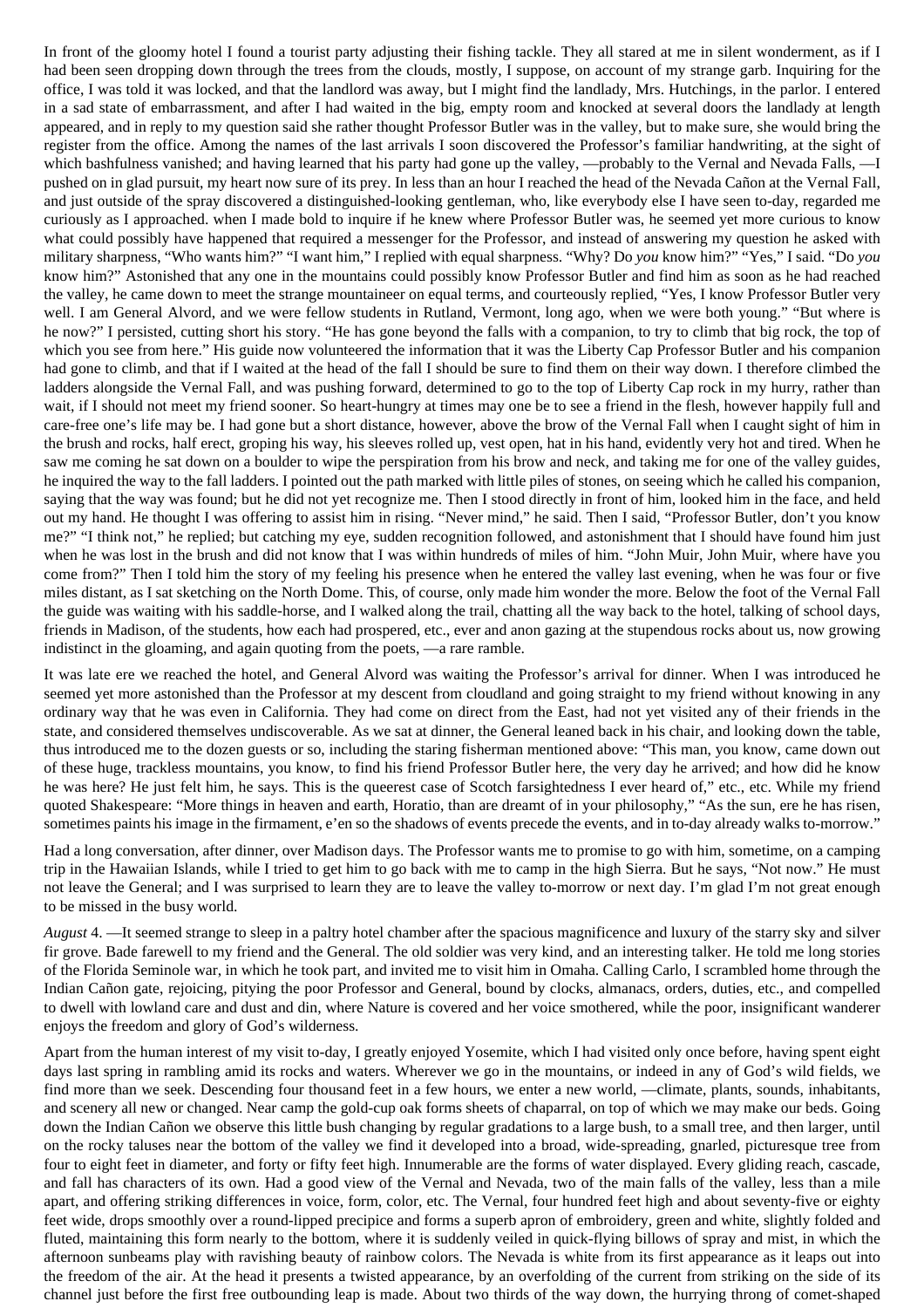In front of the gloomy hotel I found a tourist party adjusting their fishing tackle. They all stared at me in silent wonderment, as if I had been seen dropping down through the trees from the clouds, mostly, I suppose, on account of my strange garb. Inquiring for the office, I was told it was locked, and that the landlord was away, but I might find the landlady, Mrs. Hutchings, in the parlor. I entered in a sad state of embarrassment, and after I had waited in the big, empty room and knocked at several doors the landlady at length appeared, and in reply to my question said she rather thought Professor Butler was in the valley, but to make sure, she would bring the register from the office. Among the names of the last arrivals I soon discovered the Professor's familiar handwriting, at the sight of which bashfulness vanished; and having learned that his party had gone up the valley, —probably to the Vernal and Nevada Falls, —I pushed on in glad pursuit, my heart now sure of its prey. In less than an hour I reached the head of the Nevada Cañon at the Vernal Fall, and just outside of the spray discovered a distinguished-looking gentleman, who, like everybody else I have seen to-day, regarded me curiously as I approached. when I made bold to inquire if he knew where Professor Butler was, he seemed yet more curious to know what could possibly have happened that required a messenger for the Professor, and instead of answering my question he asked with military sharpness, "Who wants him?" "I want him," I replied with equal sharpness. "Why? Do *you* know him?" "Yes," I said. "Do *you* know him?" Astonished that any one in the mountains could possibly know Professor Butler and find him as soon as he had reached the valley, he came down to meet the strange mountaineer on equal terms, and courteously replied, "Yes, I know Professor Butler very well. I am General Alvord, and we were fellow students in Rutland, Vermont, long ago, when we were both young." "But where is he now?" I persisted, cutting short his story. "He has gone beyond the falls with a companion, to try to climb that big rock, the top of which you see from here." His guide now volunteered the information that it was the Liberty Cap Professor Butler and his companion had gone to climb, and that if I waited at the head of the fall I should be sure to find them on their way down. I therefore climbed the ladders alongside the Vernal Fall, and was pushing forward, determined to go to the top of Liberty Cap rock in my hurry, rather than wait, if I should not meet my friend sooner. So heart-hungry at times may one be to see a friend in the flesh, however happily full and care-free one's life may be. I had gone but a short distance, however, above the brow of the Vernal Fall when I caught sight of him in the brush and rocks, half erect, groping his way, his sleeves rolled up, vest open, hat in his hand, evidently very hot and tired. When he saw me coming he sat down on a boulder to wipe the perspiration from his brow and neck, and taking me for one of the valley guides, he inquired the way to the fall ladders. I pointed out the path marked with little piles of stones, on seeing which he called his companion, saying that the way was found; but he did not yet recognize me. Then I stood directly in front of him, looked him in the face, and held out my hand. He thought I was offering to assist him in rising. "Never mind," he said. Then I said, "Professor Butler, don't you know me?" "I think not," he replied; but catching my eye, sudden recognition followed, and astonishment that I should have found him just when he was lost in the brush and did not know that I was within hundreds of miles of him. "John Muir, John Muir, where have you come from?" Then I told him the story of my feeling his presence when he entered the valley last evening, when he was four or five miles distant, as I sat sketching on the North Dome. This, of course, only made him wonder the more. Below the foot of the Vernal Fall the guide was waiting with his saddle-horse, and I walked along the trail, chatting all the way back to the hotel, talking of school days, friends in Madison, of the students, how each had prospered, etc., ever and anon gazing at the stupendous rocks about us, now growing indistinct in the gloaming, and again quoting from the poets, —a rare ramble.

It was late ere we reached the hotel, and General Alvord was waiting the Professor's arrival for dinner. When I was introduced he seemed yet more astonished than the Professor at my descent from cloudland and going straight to my friend without knowing in any ordinary way that he was even in California. They had come on direct from the East, had not yet visited any of their friends in the state, and considered themselves undiscoverable. As we sat at dinner, the General leaned back in his chair, and looking down the table, thus introduced me to the dozen guests or so, including the staring fisherman mentioned above: "This man, you know, came down out of these huge, trackless mountains, you know, to find his friend Professor Butler here, the very day he arrived; and how did he know he was here? He just felt him, he says. This is the queerest case of Scotch farsightedness I ever heard of," etc., etc. While my friend quoted Shakespeare: "More things in heaven and earth, Horatio, than are dreamt of in your philosophy," "As the sun, ere he has risen, sometimes paints his image in the firmament, e'en so the shadows of events precede the events, and in to-day already walks to-morrow."

Had a long conversation, after dinner, over Madison days. The Professor wants me to promise to go with him, sometime, on a camping trip in the Hawaiian Islands, while I tried to get him to go back with me to camp in the high Sierra. But he says, "Not now." He must not leave the General; and I was surprised to learn they are to leave the valley to-morrow or next day. I'm glad I'm not great enough to be missed in the busy world.

*August* 4. —It seemed strange to sleep in a paltry hotel chamber after the spacious magnificence and luxury of the starry sky and silver fir grove. Bade farewell to my friend and the General. The old soldier was very kind, and an interesting talker. He told me long stories of the Florida Seminole war, in which he took part, and invited me to visit him in Omaha. Calling Carlo, I scrambled home through the Indian Cañon gate, rejoicing, pitying the poor Professor and General, bound by clocks, almanacs, orders, duties, etc., and compelled to dwell with lowland care and dust and din, where Nature is covered and her voice smothered, while the poor, insignificant wanderer enjoys the freedom and glory of God's wilderness.

Apart from the human interest of my visit to-day, I greatly enjoyed Yosemite, which I had visited only once before, having spent eight days last spring in rambling amid its rocks and waters. Wherever we go in the mountains, or indeed in any of God's wild fields, we find more than we seek. Descending four thousand feet in a few hours, we enter a new world, —climate, plants, sounds, inhabitants, and scenery all new or changed. Near camp the gold-cup oak forms sheets of chaparral, on top of which we may make our beds. Going down the Indian Cañon we observe this little bush changing by regular gradations to a large bush, to a small tree, and then larger, until on the rocky taluses near the bottom of the valley we find it developed into a broad, wide-spreading, gnarled, picturesque tree from four to eight feet in diameter, and forty or fifty feet high. Innumerable are the forms of water displayed. Every gliding reach, cascade, and fall has characters of its own. Had a good view of the Vernal and Nevada, two of the main falls of the valley, less than a mile apart, and offering striking differences in voice, form, color, etc. The Vernal, four hundred feet high and about seventy-five or eighty feet wide, drops smoothly over a round-lipped precipice and forms a superb apron of embroidery, green and white, slightly folded and fluted, maintaining this form nearly to the bottom, where it is suddenly veiled in quick-flying billows of spray and mist, in which the afternoon sunbeams play with ravishing beauty of rainbow colors. The Nevada is white from its first appearance as it leaps out into the freedom of the air. At the head it presents a twisted appearance, by an overfolding of the current from striking on the side of its channel just before the first free outbounding leap is made. About two thirds of the way down, the hurrying throng of comet-shaped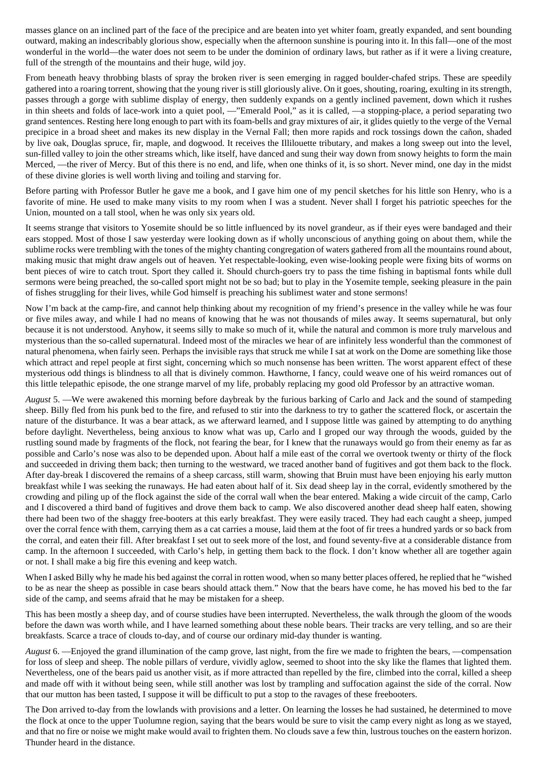masses glance on an inclined part of the face of the precipice and are beaten into yet whiter foam, greatly expanded, and sent bounding outward, making an indescribably glorious show, especially when the afternoon sunshine is pouring into it. In this fall—one of the most wonderful in the world—the water does not seem to be under the dominion of ordinary laws, but rather as if it were a living creature, full of the strength of the mountains and their huge, wild joy.

From beneath heavy throbbing blasts of spray the broken river is seen emerging in ragged boulder-chafed strips. These are speedily gathered into a roaring torrent, showing that the young river is still gloriously alive. On it goes, shouting, roaring, exulting in its strength, passes through a gorge with sublime display of energy, then suddenly expands on a gently inclined pavement, down which it rushes in thin sheets and folds of lace-work into a quiet pool, —"Emerald Pool," as it is called, —a stopping-place, a period separating two grand sentences. Resting here long enough to part with its foam-bells and gray mixtures of air, it glides quietly to the verge of the Vernal precipice in a broad sheet and makes its new display in the Vernal Fall; then more rapids and rock tossings down the cañon, shaded by live oak, Douglas spruce, fir, maple, and dogwood. It receives the Illilouette tributary, and makes a long sweep out into the level, sun-filled valley to join the other streams which, like itself, have danced and sung their way down from snowy heights to form the main Merced, —the river of Mercy. But of this there is no end, and life, when one thinks of it, is so short. Never mind, one day in the midst of these divine glories is well worth living and toiling and starving for.

Before parting with Professor Butler he gave me a book, and I gave him one of my pencil sketches for his little son Henry, who is a favorite of mine. He used to make many visits to my room when I was a student. Never shall I forget his patriotic speeches for the Union, mounted on a tall stool, when he was only six years old.

It seems strange that visitors to Yosemite should be so little influenced by its novel grandeur, as if their eyes were bandaged and their ears stopped. Most of those I saw yesterday were looking down as if wholly unconscious of anything going on about them, while the sublime rocks were trembling with the tones of the mighty chanting congregation of waters gathered from all the mountains round about, making music that might draw angels out of heaven. Yet respectable-looking, even wise-looking people were fixing bits of worms on bent pieces of wire to catch trout. Sport they called it. Should church-goers try to pass the time fishing in baptismal fonts while dull sermons were being preached, the so-called sport might not be so bad; but to play in the Yosemite temple, seeking pleasure in the pain of fishes struggling for their lives, while God himself is preaching his sublimest water and stone sermons!

Now I'm back at the camp-fire, and cannot help thinking about my recognition of my friend's presence in the valley while he was four or five miles away, and while I had no means of knowing that he was not thousands of miles away. It seems supernatural, but only because it is not understood. Anyhow, it seems silly to make so much of it, while the natural and common is more truly marvelous and mysterious than the so-called supernatural. Indeed most of the miracles we hear of are infinitely less wonderful than the commonest of natural phenomena, when fairly seen. Perhaps the invisible rays that struck me while I sat at work on the Dome are something like those which attract and repel people at first sight, concerning which so much nonsense has been written. The worst apparent effect of these mysterious odd things is blindness to all that is divinely common. Hawthorne, I fancy, could weave one of his weird romances out of this little telepathic episode, the one strange marvel of my life, probably replacing my good old Professor by an attractive woman.

*August* 5. —We were awakened this morning before daybreak by the furious barking of Carlo and Jack and the sound of stampeding sheep. Billy fled from his punk bed to the fire, and refused to stir into the darkness to try to gather the scattered flock, or ascertain the nature of the disturbance. It was a bear attack, as we afterward learned, and I suppose little was gained by attempting to do anything before daylight. Nevertheless, being anxious to know what was up, Carlo and I groped our way through the woods, guided by the rustling sound made by fragments of the flock, not fearing the bear, for I knew that the runaways would go from their enemy as far as possible and Carlo's nose was also to be depended upon. About half a mile east of the corral we overtook twenty or thirty of the flock and succeeded in driving them back; then turning to the westward, we traced another band of fugitives and got them back to the flock. After day-break I discovered the remains of a sheep carcass, still warm, showing that Bruin must have been enjoying his early mutton breakfast while I was seeking the runaways. He had eaten about half of it. Six dead sheep lay in the corral, evidently smothered by the crowding and piling up of the flock against the side of the corral wall when the bear entered. Making a wide circuit of the camp, Carlo and I discovered a third band of fugitives and drove them back to camp. We also discovered another dead sheep half eaten, showing there had been two of the shaggy free-booters at this early breakfast. They were easily traced. They had each caught a sheep, jumped over the corral fence with them, carrying them as a cat carries a mouse, laid them at the foot of fir trees a hundred yards or so back from the corral, and eaten their fill. After breakfast I set out to seek more of the lost, and found seventy-five at a considerable distance from camp. In the afternoon I succeeded, with Carlo's help, in getting them back to the flock. I don't know whether all are together again or not. I shall make a big fire this evening and keep watch.

When I asked Billy why he made his bed against the corral in rotten wood, when so many better places offered, he replied that he "wished to be as near the sheep as possible in case bears should attack them." Now that the bears have come, he has moved his bed to the far side of the camp, and seems afraid that he may be mistaken for a sheep.

This has been mostly a sheep day, and of course studies have been interrupted. Nevertheless, the walk through the gloom of the woods before the dawn was worth while, and I have learned something about these noble bears. Their tracks are very telling, and so are their breakfasts. Scarce a trace of clouds to-day, and of course our ordinary mid-day thunder is wanting.

*August* 6. —Enjoyed the grand illumination of the camp grove, last night, from the fire we made to frighten the bears, —compensation for loss of sleep and sheep. The noble pillars of verdure, vividly aglow, seemed to shoot into the sky like the flames that lighted them. Nevertheless, one of the bears paid us another visit, as if more attracted than repelled by the fire, climbed into the corral, killed a sheep and made off with it without being seen, while still another was lost by trampling and suffocation against the side of the corral. Now that our mutton has been tasted, I suppose it will be difficult to put a stop to the ravages of these freebooters.

The Don arrived to-day from the lowlands with provisions and a letter. On learning the losses he had sustained, he determined to move the flock at once to the upper Tuolumne region, saying that the bears would be sure to visit the camp every night as long as we stayed, and that no fire or noise we might make would avail to frighten them. No clouds save a few thin, lustrous touches on the eastern horizon. Thunder heard in the distance.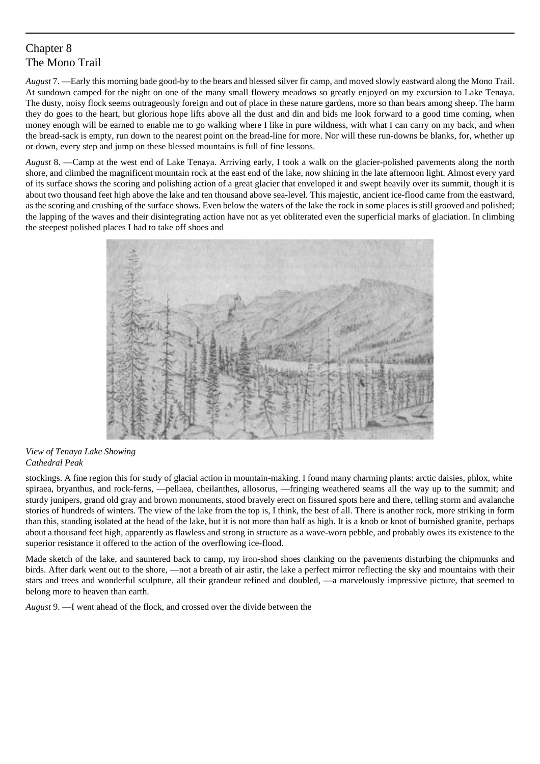## Chapter 8
## The Mono Trail

*August* 7. —Early this morning bade good-by to the bears and blessed silver fir camp, and moved slowly eastward along the Mono Trail. At sundown camped for the night on one of the many small flowery meadows so greatly enjoyed on my excursion to Lake Tenaya. The dusty, noisy flock seems outrageously foreign and out of place in these nature gardens, more so than bears among sheep. The harm they do goes to the heart, but glorious hope lifts above all the dust and din and bids me look forward to a good time coming, when money enough will be earned to enable me to go walking where I like in pure wildness, with what I can carry on my back, and when the bread-sack is empty, run down to the nearest point on the bread-line for more. Nor will these run-downs be blanks, for, whether up or down, every step and jump on these blessed mountains is full of fine lessons.

*August* 8. —Camp at the west end of Lake Tenaya. Arriving early, I took a walk on the glacier-polished pavements along the north shore, and climbed the magnificent mountain rock at the east end of the lake, now shining in the late afternoon light. Almost every yard of its surface shows the scoring and polishing action of a great glacier that enveloped it and swept heavily over its summit, though it is about two thousand feet high above the lake and ten thousand above sea-level. This majestic, ancient ice-flood came from the eastward, as the scoring and crushing of the surface shows. Even below the waters of the lake the rock in some places is still grooved and polished; the lapping of the waves and their disintegrating action have not as yet obliterated even the superficial marks of glaciation. In climbing the steepest polished places I had to take off shoes and

*View of Tenaya Lake Showing Cathedral Peak*

stockings. A fine region this for study of glacial action in mountain-making. I found many charming plants: arctic daisies, phlox, white spiraea, bryanthus, and rock-ferns, —pellaea, cheilanthes, allosorus, —fringing weathered seams all the way up to the summit; and sturdy junipers, grand old gray and brown monuments, stood bravely erect on fissured spots here and there, telling storm and avalanche stories of hundreds of winters. The view of the lake from the top is, I think, the best of all. There is another rock, more striking in form than this, standing isolated at the head of the lake, but it is not more than half as high. It is a knob or knot of burnished granite, perhaps about a thousand feet high, apparently as flawless and strong in structure as a wave-worn pebble, and probably owes its existence to the superior resistance it offered to the action of the overflowing ice-flood.

Made sketch of the lake, and sauntered back to camp, my iron-shod shoes clanking on the pavements disturbing the chipmunks and birds. After dark went out to the shore, —not a breath of air astir, the lake a perfect mirror reflecting the sky and mountains with their stars and trees and wonderful sculpture, all their grandeur refined and doubled, —a marvelously impressive picture, that seemed to belong more to heaven than earth.

*August* 9. —I went ahead of the flock, and crossed over the divide between the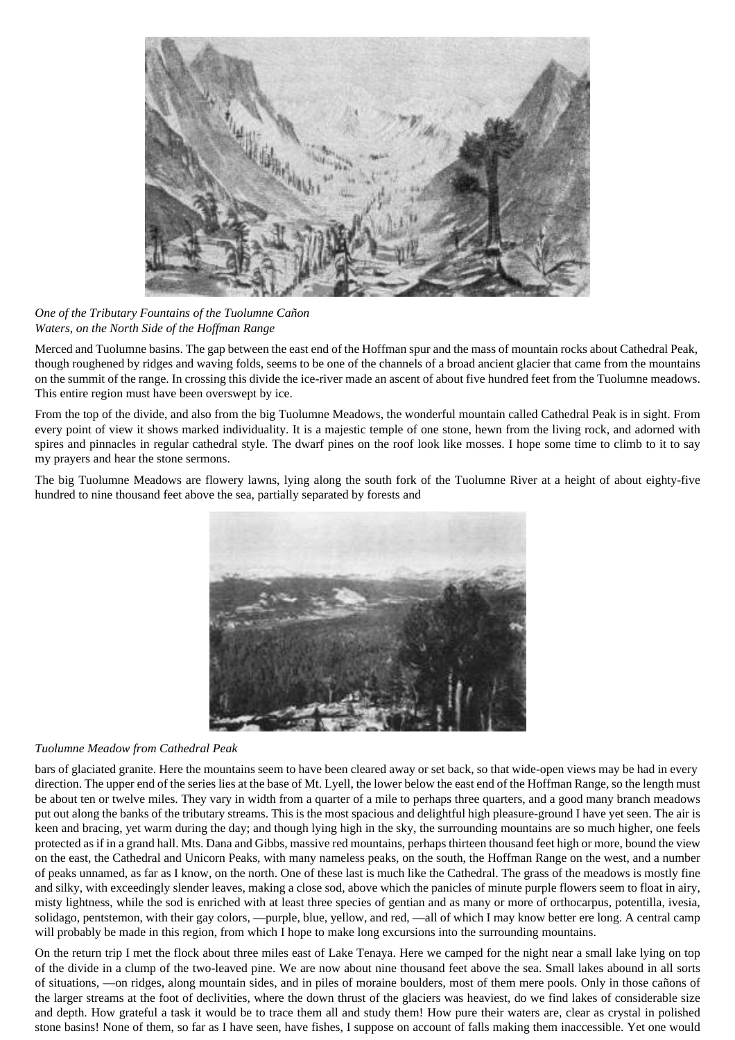*One of the Tributary Fountains of the Tuolumne Cañon Waters, on the North Side of the Hoffman Range*

Merced and Tuolumne basins. The gap between the east end of the Hoffman spur and the mass of mountain rocks about Cathedral Peak, though roughened by ridges and waving folds, seems to be one of the channels of a broad ancient glacier that came from the mountains on the summit of the range. In crossing this divide the ice-river made an ascent of about five hundred feet from the Tuolumne meadows. This entire region must have been overswept by ice.

From the top of the divide, and also from the big Tuolumne Meadows, the wonderful mountain called Cathedral Peak is in sight. From every point of view it shows marked individuality. It is a majestic temple of one stone, hewn from the living rock, and adorned with spires and pinnacles in regular cathedral style. The dwarf pines on the roof look like mosses. I hope some time to climb to it to say my prayers and hear the stone sermons.

The big Tuolumne Meadows are flowery lawns, lying along the south fork of the Tuolumne River at a height of about eighty-five hundred to nine thousand feet above the sea, partially separated by forests and

*Tuolumne Meadow from Cathedral Peak*

bars of glaciated granite. Here the mountains seem to have been cleared away or set back, so that wide-open views may be had in every direction. The upper end of the series lies at the base of Mt. Lyell, the lower below the east end of the Hoffman Range, so the length must be about ten or twelve miles. They vary in width from a quarter of a mile to perhaps three quarters, and a good many branch meadows put out along the banks of the tributary streams. This is the most spacious and delightful high pleasure-ground I have yet seen. The air is keen and bracing, yet warm during the day; and though lying high in the sky, the surrounding mountains are so much higher, one feels protected as if in a grand hall. Mts. Dana and Gibbs, massive red mountains, perhaps thirteen thousand feet high or more, bound the view on the east, the Cathedral and Unicorn Peaks, with many nameless peaks, on the south, the Hoffman Range on the west, and a number of peaks unnamed, as far as I know, on the north. One of these last is much like the Cathedral. The grass of the meadows is mostly fine and silky, with exceedingly slender leaves, making a close sod, above which the panicles of minute purple flowers seem to float in airy, misty lightness, while the sod is enriched with at least three species of gentian and as many or more of orthocarpus, potentilla, ivesia, solidago, pentstemon, with their gay colors, —purple, blue, yellow, and red, —all of which I may know better ere long. A central camp will probably be made in this region, from which I hope to make long excursions into the surrounding mountains.

On the return trip I met the flock about three miles east of Lake Tenaya. Here we camped for the night near a small lake lying on top of the divide in a clump of the two-leaved pine. We are now about nine thousand feet above the sea. Small lakes abound in all sorts of situations, —on ridges, along mountain sides, and in piles of moraine boulders, most of them mere pools. Only in those cañons of the larger streams at the foot of declivities, where the down thrust of the glaciers was heaviest, do we find lakes of considerable size and depth. How grateful a task it would be to trace them all and study them! How pure their waters are, clear as crystal in polished stone basins! None of them, so far as I have seen, have fishes, I suppose on account of falls making them inaccessible. Yet one would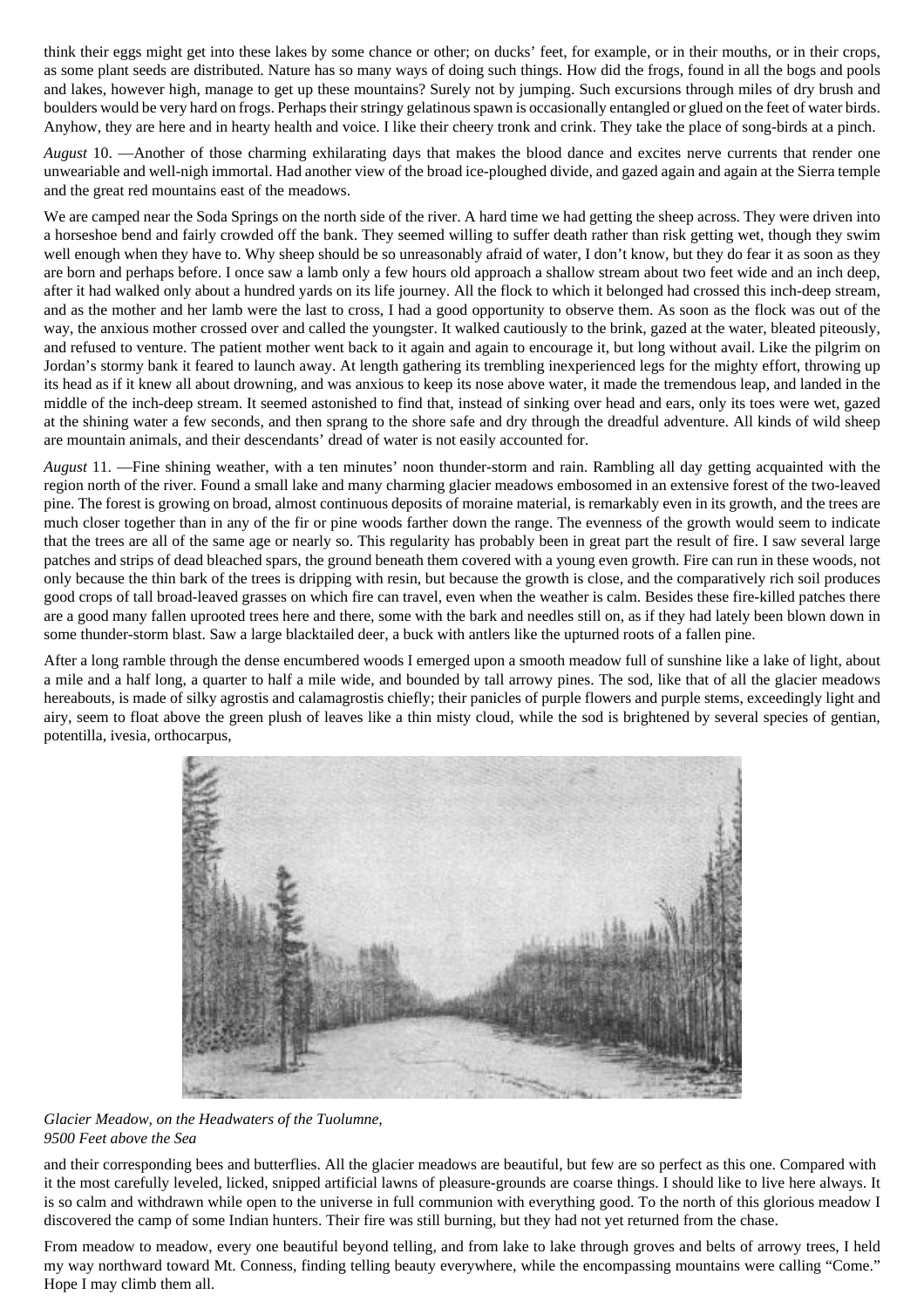think their eggs might get into these lakes by some chance or other; on ducks' feet, for example, or in their mouths, or in their crops, as some plant seeds are distributed. Nature has so many ways of doing such things. How did the frogs, found in all the bogs and pools and lakes, however high, manage to get up these mountains? Surely not by jumping. Such excursions through miles of dry brush and boulders would be very hard on frogs. Perhaps their stringy gelatinous spawn is occasionally entangled or glued on the feet of water birds. Anyhow, they are here and in hearty health and voice. I like their cheery tronk and crink. They take the place of song-birds at a pinch.

*August* 10. —Another of those charming exhilarating days that makes the blood dance and excites nerve currents that render one unweariable and well-nigh immortal. Had another view of the broad ice-ploughed divide, and gazed again and again at the Sierra temple and the great red mountains east of the meadows.

We are camped near the Soda Springs on the north side of the river. A hard time we had getting the sheep across. They were driven into a horseshoe bend and fairly crowded off the bank. They seemed willing to suffer death rather than risk getting wet, though they swim well enough when they have to. Why sheep should be so unreasonably afraid of water, I don't know, but they do fear it as soon as they are born and perhaps before. I once saw a lamb only a few hours old approach a shallow stream about two feet wide and an inch deep, after it had walked only about a hundred yards on its life journey. All the flock to which it belonged had crossed this inch-deep stream, and as the mother and her lamb were the last to cross, I had a good opportunity to observe them. As soon as the flock was out of the way, the anxious mother crossed over and called the youngster. It walked cautiously to the brink, gazed at the water, bleated piteously, and refused to venture. The patient mother went back to it again and again to encourage it, but long without avail. Like the pilgrim on Jordan's stormy bank it feared to launch away. At length gathering its trembling inexperienced legs for the mighty effort, throwing up its head as if it knew all about drowning, and was anxious to keep its nose above water, it made the tremendous leap, and landed in the middle of the inch-deep stream. It seemed astonished to find that, instead of sinking over head and ears, only its toes were wet, gazed at the shining water a few seconds, and then sprang to the shore safe and dry through the dreadful adventure. All kinds of wild sheep are mountain animals, and their descendants' dread of water is not easily accounted for.

*August* 11. —Fine shining weather, with a ten minutes' noon thunder-storm and rain. Rambling all day getting acquainted with the region north of the river. Found a small lake and many charming glacier meadows embosomed in an extensive forest of the two-leaved pine. The forest is growing on broad, almost continuous deposits of moraine material, is remarkably even in its growth, and the trees are much closer together than in any of the fir or pine woods farther down the range. The evenness of the growth would seem to indicate that the trees are all of the same age or nearly so. This regularity has probably been in great part the result of fire. I saw several large patches and strips of dead bleached spars, the ground beneath them covered with a young even growth. Fire can run in these woods, not only because the thin bark of the trees is dripping with resin, but because the growth is close, and the comparatively rich soil produces good crops of tall broad-leaved grasses on which fire can travel, even when the weather is calm. Besides these fire-killed patches there are a good many fallen uprooted trees here and there, some with the bark and needles still on, as if they had lately been blown down in some thunder-storm blast. Saw a large blacktailed deer, a buck with antlers like the upturned roots of a fallen pine.

After a long ramble through the dense encumbered woods I emerged upon a smooth meadow full of sunshine like a lake of light, about a mile and a half long, a quarter to half a mile wide, and bounded by tall arrowy pines. The sod, like that of all the glacier meadows hereabouts, is made of silky agrostis and calamagrostis chiefly; their panicles of purple flowers and purple stems, exceedingly light and airy, seem to float above the green plush of leaves like a thin misty cloud, while the sod is brightened by several species of gentian, potentilla, ivesia, orthocarpus,

*Glacier Meadow, on the Headwaters of the Tuolumne, 9500 Feet above the Sea*

and their corresponding bees and butterflies. All the glacier meadows are beautiful, but few are so perfect as this one. Compared with it the most carefully leveled, licked, snipped artificial lawns of pleasure-grounds are coarse things. I should like to live here always. It is so calm and withdrawn while open to the universe in full communion with everything good. To the north of this glorious meadow I discovered the camp of some Indian hunters. Their fire was still burning, but they had not yet returned from the chase.

From meadow to meadow, every one beautiful beyond telling, and from lake to lake through groves and belts of arrowy trees, I held my way northward toward Mt. Conness, finding telling beauty everywhere, while the encompassing mountains were calling "Come." Hope I may climb them all.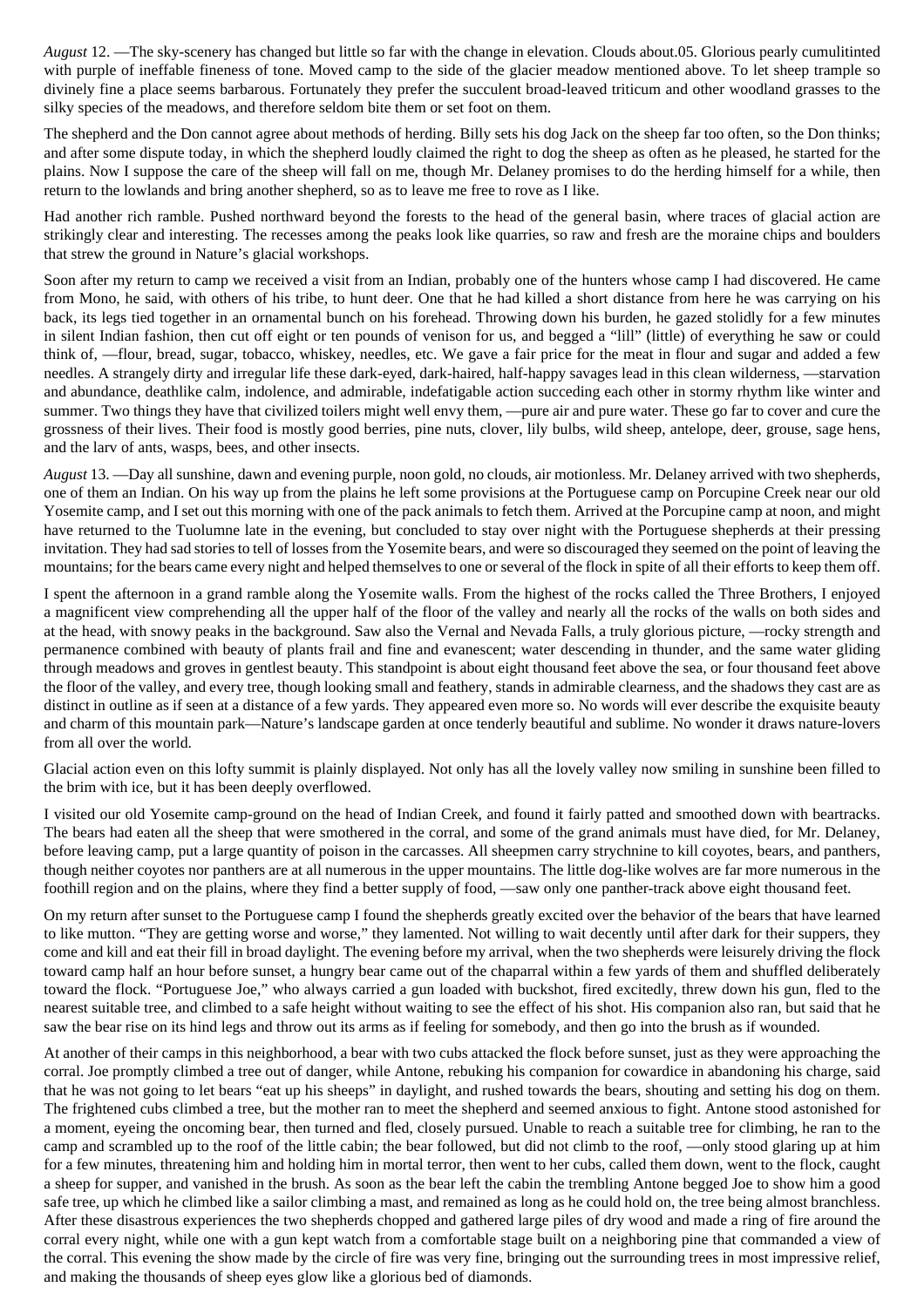*August* 12. —The sky-scenery has changed but little so far with the change in elevation. Clouds about.05. Glorious pearly cumulitinted with purple of ineffable fineness of tone. Moved camp to the side of the glacier meadow mentioned above. To let sheep trample so divinely fine a place seems barbarous. Fortunately they prefer the succulent broad-leaved triticum and other woodland grasses to the silky species of the meadows, and therefore seldom bite them or set foot on them.

The shepherd and the Don cannot agree about methods of herding. Billy sets his dog Jack on the sheep far too often, so the Don thinks; and after some dispute today, in which the shepherd loudly claimed the right to dog the sheep as often as he pleased, he started for the plains. Now I suppose the care of the sheep will fall on me, though Mr. Delaney promises to do the herding himself for a while, then return to the lowlands and bring another shepherd, so as to leave me free to rove as I like.

Had another rich ramble. Pushed northward beyond the forests to the head of the general basin, where traces of glacial action are strikingly clear and interesting. The recesses among the peaks look like quarries, so raw and fresh are the moraine chips and boulders that strew the ground in Nature's glacial workshops.

Soon after my return to camp we received a visit from an Indian, probably one of the hunters whose camp I had discovered. He came from Mono, he said, with others of his tribe, to hunt deer. One that he had killed a short distance from here he was carrying on his back, its legs tied together in an ornamental bunch on his forehead. Throwing down his burden, he gazed stolidly for a few minutes in silent Indian fashion, then cut off eight or ten pounds of venison for us, and begged a "lill" (little) of everything he saw or could think of, —flour, bread, sugar, tobacco, whiskey, needles, etc. We gave a fair price for the meat in flour and sugar and added a few needles. A strangely dirty and irregular life these dark-eyed, dark-haired, half-happy savages lead in this clean wilderness, —starvation and abundance, deathlike calm, indolence, and admirable, indefatigable action succeding each other in stormy rhythm like winter and summer. Two things they have that civilized toilers might well envy them, —pure air and pure water. These go far to cover and cure the grossness of their lives. Their food is mostly good berries, pine nuts, clover, lily bulbs, wild sheep, antelope, deer, grouse, sage hens, and the larv of ants, wasps, bees, and other insects.

*August* 13. —Day all sunshine, dawn and evening purple, noon gold, no clouds, air motionless. Mr. Delaney arrived with two shepherds, one of them an Indian. On his way up from the plains he left some provisions at the Portuguese camp on Porcupine Creek near our old Yosemite camp, and I set out this morning with one of the pack animals to fetch them. Arrived at the Porcupine camp at noon, and might have returned to the Tuolumne late in the evening, but concluded to stay over night with the Portuguese shepherds at their pressing invitation. They had sad stories to tell of losses from the Yosemite bears, and were so discouraged they seemed on the point of leaving the mountains; for the bears came every night and helped themselves to one or several of the flock in spite of all their efforts to keep them off.

I spent the afternoon in a grand ramble along the Yosemite walls. From the highest of the rocks called the Three Brothers, I enjoyed a magnificent view comprehending all the upper half of the floor of the valley and nearly all the rocks of the walls on both sides and at the head, with snowy peaks in the background. Saw also the Vernal and Nevada Falls, a truly glorious picture, —rocky strength and permanence combined with beauty of plants frail and fine and evanescent; water descending in thunder, and the same water gliding through meadows and groves in gentlest beauty. This standpoint is about eight thousand feet above the sea, or four thousand feet above the floor of the valley, and every tree, though looking small and feathery, stands in admirable clearness, and the shadows they cast are as distinct in outline as if seen at a distance of a few yards. They appeared even more so. No words will ever describe the exquisite beauty and charm of this mountain park—Nature's landscape garden at once tenderly beautiful and sublime. No wonder it draws nature-lovers from all over the world.

Glacial action even on this lofty summit is plainly displayed. Not only has all the lovely valley now smiling in sunshine been filled to the brim with ice, but it has been deeply overflowed.

I visited our old Yosemite camp-ground on the head of Indian Creek, and found it fairly patted and smoothed down with beartracks. The bears had eaten all the sheep that were smothered in the corral, and some of the grand animals must have died, for Mr. Delaney, before leaving camp, put a large quantity of poison in the carcasses. All sheepmen carry strychnine to kill coyotes, bears, and panthers, though neither coyotes nor panthers are at all numerous in the upper mountains. The little dog-like wolves are far more numerous in the foothill region and on the plains, where they find a better supply of food, —saw only one panther-track above eight thousand feet.

On my return after sunset to the Portuguese camp I found the shepherds greatly excited over the behavior of the bears that have learned to like mutton. "They are getting worse and worse," they lamented. Not willing to wait decently until after dark for their suppers, they come and kill and eat their fill in broad daylight. The evening before my arrival, when the two shepherds were leisurely driving the flock toward camp half an hour before sunset, a hungry bear came out of the chaparral within a few yards of them and shuffled deliberately toward the flock. "Portuguese Joe," who always carried a gun loaded with buckshot, fired excitedly, threw down his gun, fled to the nearest suitable tree, and climbed to a safe height without waiting to see the effect of his shot. His companion also ran, but said that he saw the bear rise on its hind legs and throw out its arms as if feeling for somebody, and then go into the brush as if wounded.

At another of their camps in this neighborhood, a bear with two cubs attacked the flock before sunset, just as they were approaching the corral. Joe promptly climbed a tree out of danger, while Antone, rebuking his companion for cowardice in abandoning his charge, said that he was not going to let bears "eat up his sheeps" in daylight, and rushed towards the bears, shouting and setting his dog on them. The frightened cubs climbed a tree, but the mother ran to meet the shepherd and seemed anxious to fight. Antone stood astonished for a moment, eyeing the oncoming bear, then turned and fled, closely pursued. Unable to reach a suitable tree for climbing, he ran to the camp and scrambled up to the roof of the little cabin; the bear followed, but did not climb to the roof, —only stood glaring up at him for a few minutes, threatening him and holding him in mortal terror, then went to her cubs, called them down, went to the flock, caught a sheep for supper, and vanished in the brush. As soon as the bear left the cabin the trembling Antone begged Joe to show him a good safe tree, up which he climbed like a sailor climbing a mast, and remained as long as he could hold on, the tree being almost branchless. After these disastrous experiences the two shepherds chopped and gathered large piles of dry wood and made a ring of fire around the corral every night, while one with a gun kept watch from a comfortable stage built on a neighboring pine that commanded a view of the corral. This evening the show made by the circle of fire was very fine, bringing out the surrounding trees in most impressive relief, and making the thousands of sheep eyes glow like a glorious bed of diamonds.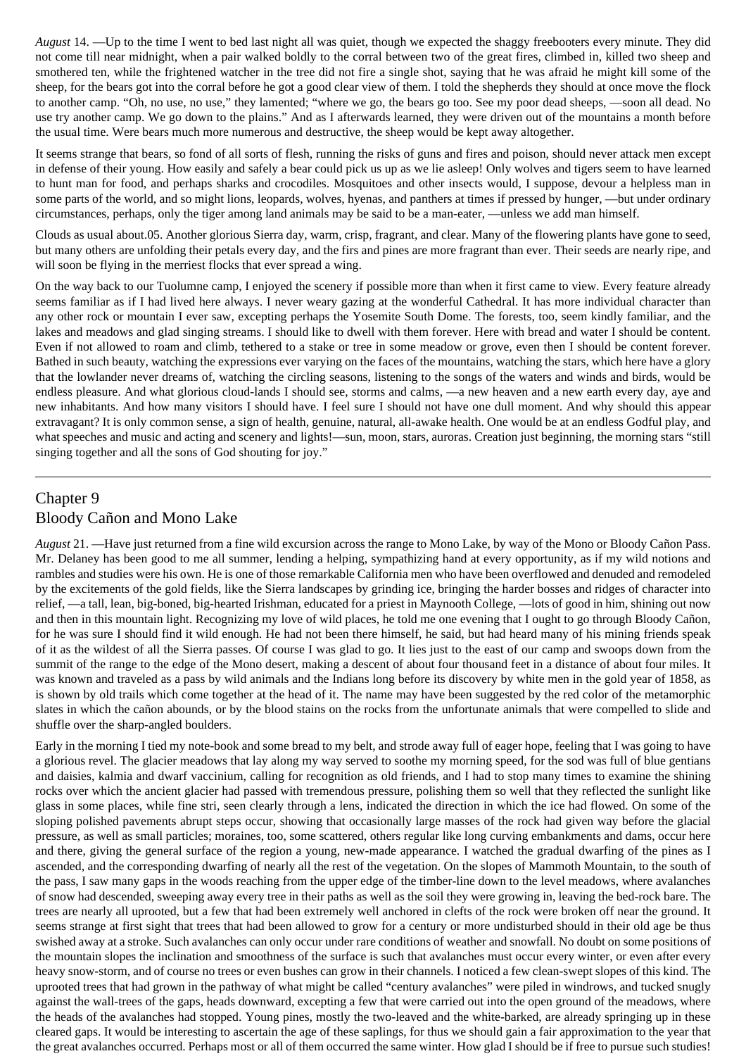*August* 14. —Up to the time I went to bed last night all was quiet, though we expected the shaggy freebooters every minute. They did not come till near midnight, when a pair walked boldly to the corral between two of the great fires, climbed in, killed two sheep and smothered ten, while the frightened watcher in the tree did not fire a single shot, saying that he was afraid he might kill some of the sheep, for the bears got into the corral before he got a good clear view of them. I told the shepherds they should at once move the flock to another camp. "Oh, no use, no use," they lamented; "where we go, the bears go too. See my poor dead sheeps, —soon all dead. No use try another camp. We go down to the plains." And as I afterwards learned, they were driven out of the mountains a month before the usual time. Were bears much more numerous and destructive, the sheep would be kept away altogether.

It seems strange that bears, so fond of all sorts of flesh, running the risks of guns and fires and poison, should never attack men except in defense of their young. How easily and safely a bear could pick us up as we lie asleep! Only wolves and tigers seem to have learned to hunt man for food, and perhaps sharks and crocodiles. Mosquitoes and other insects would, I suppose, devour a helpless man in some parts of the world, and so might lions, leopards, wolves, hyenas, and panthers at times if pressed by hunger, —but under ordinary circumstances, perhaps, only the tiger among land animals may be said to be a man-eater, —unless we add man himself.

Clouds as usual about.05. Another glorious Sierra day, warm, crisp, fragrant, and clear. Many of the flowering plants have gone to seed, but many others are unfolding their petals every day, and the firs and pines are more fragrant than ever. Their seeds are nearly ripe, and will soon be flying in the merriest flocks that ever spread a wing.

On the way back to our Tuolumne camp, I enjoyed the scenery if possible more than when it first came to view. Every feature already seems familiar as if I had lived here always. I never weary gazing at the wonderful Cathedral. It has more individual character than any other rock or mountain I ever saw, excepting perhaps the Yosemite South Dome. The forests, too, seem kindly familiar, and the lakes and meadows and glad singing streams. I should like to dwell with them forever. Here with bread and water I should be content. Even if not allowed to roam and climb, tethered to a stake or tree in some meadow or grove, even then I should be content forever. Bathed in such beauty, watching the expressions ever varying on the faces of the mountains, watching the stars, which here have a glory that the lowlander never dreams of, watching the circling seasons, listening to the songs of the waters and winds and birds, would be endless pleasure. And what glorious cloud-lands I should see, storms and calms, —a new heaven and a new earth every day, aye and new inhabitants. And how many visitors I should have. I feel sure I should not have one dull moment. And why should this appear extravagant? It is only common sense, a sign of health, genuine, natural, all-awake health. One would be at an endless Godful play, and what speeches and music and acting and scenery and lights!—sun, moon, stars, auroras. Creation just beginning, the morning stars "still singing together and all the sons of God shouting for joy."

---

## Chapter 9
## Bloody Cañon and Mono Lake

*August* 21. —Have just returned from a fine wild excursion across the range to Mono Lake, by way of the Mono or Bloody Cañon Pass. Mr. Delaney has been good to me all summer, lending a helping, sympathizing hand at every opportunity, as if my wild notions and rambles and studies were his own. He is one of those remarkable California men who have been overflowed and denuded and remodeled by the excitements of the gold fields, like the Sierra landscapes by grinding ice, bringing the harder bosses and ridges of character into relief, —a tall, lean, big-boned, big-hearted Irishman, educated for a priest in Maynooth College, —lots of good in him, shining out now and then in this mountain light. Recognizing my love of wild places, he told me one evening that I ought to go through Bloody Cañon, for he was sure I should find it wild enough. He had not been there himself, he said, but had heard many of his mining friends speak of it as the wildest of all the Sierra passes. Of course I was glad to go. It lies just to the east of our camp and swoops down from the summit of the range to the edge of the Mono desert, making a descent of about four thousand feet in a distance of about four miles. It was known and traveled as a pass by wild animals and the Indians long before its discovery by white men in the gold year of 1858, as is shown by old trails which come together at the head of it. The name may have been suggested by the red color of the metamorphic slates in which the cañon abounds, or by the blood stains on the rocks from the unfortunate animals that were compelled to slide and shuffle over the sharp-angled boulders.

Early in the morning I tied my note-book and some bread to my belt, and strode away full of eager hope, feeling that I was going to have a glorious revel. The glacier meadows that lay along my way served to soothe my morning speed, for the sod was full of blue gentians and daisies, kalmia and dwarf vaccinium, calling for recognition as old friends, and I had to stop many times to examine the shining rocks over which the ancient glacier had passed with tremendous pressure, polishing them so well that they reflected the sunlight like glass in some places, while fine stri, seen clearly through a lens, indicated the direction in which the ice had flowed. On some of the sloping polished pavements abrupt steps occur, showing that occasionally large masses of the rock had given way before the glacial pressure, as well as small particles; moraines, too, some scattered, others regular like long curving embankments and dams, occur here and there, giving the general surface of the region a young, new-made appearance. I watched the gradual dwarfing of the pines as I ascended, and the corresponding dwarfing of nearly all the rest of the vegetation. On the slopes of Mammoth Mountain, to the south of the pass, I saw many gaps in the woods reaching from the upper edge of the timber-line down to the level meadows, where avalanches of snow had descended, sweeping away every tree in their paths as well as the soil they were growing in, leaving the bed-rock bare. The trees are nearly all uprooted, but a few that had been extremely well anchored in clefts of the rock were broken off near the ground. It seems strange at first sight that trees that had been allowed to grow for a century or more undisturbed should in their old age be thus swished away at a stroke. Such avalanches can only occur under rare conditions of weather and snowfall. No doubt on some positions of the mountain slopes the inclination and smoothness of the surface is such that avalanches must occur every winter, or even after every heavy snow-storm, and of course no trees or even bushes can grow in their channels. I noticed a few clean-swept slopes of this kind. The uprooted trees that had grown in the pathway of what might be called "century avalanches" were piled in windrows, and tucked snugly against the wall-trees of the gaps, heads downward, excepting a few that were carried out into the open ground of the meadows, where the heads of the avalanches had stopped. Young pines, mostly the two-leaved and the white-barked, are already springing up in these cleared gaps. It would be interesting to ascertain the age of these saplings, for thus we should gain a fair approximation to the year that the great avalanches occurred. Perhaps most or all of them occurred the same winter. How glad I should be if free to pursue such studies!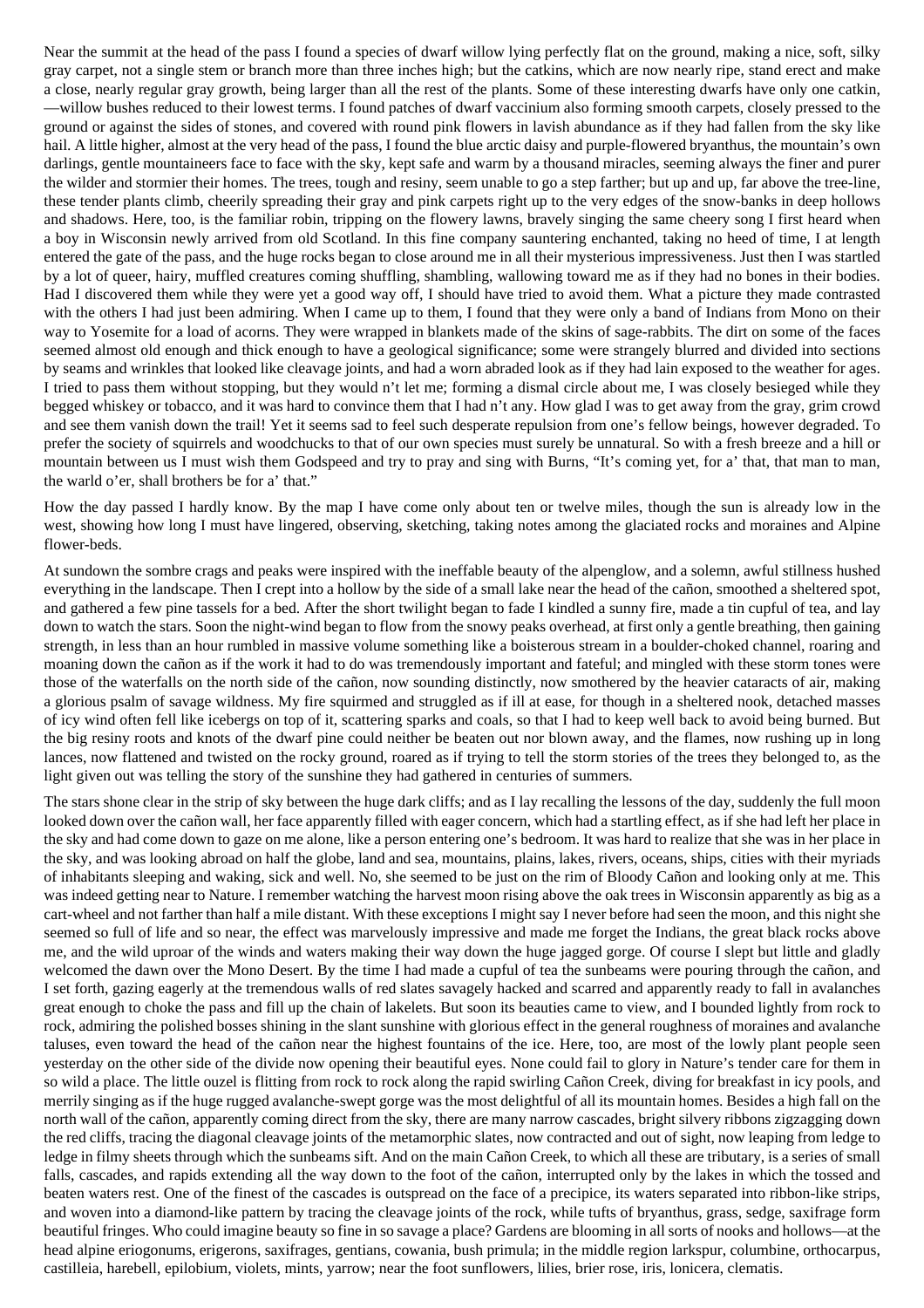Near the summit at the head of the pass I found a species of dwarf willow lying perfectly flat on the ground, making a nice, soft, silky gray carpet, not a single stem or branch more than three inches high; but the catkins, which are now nearly ripe, stand erect and make a close, nearly regular gray growth, being larger than all the rest of the plants. Some of these interesting dwarfs have only one catkin,—willow bushes reduced to their lowest terms. I found patches of dwarf vaccinium also forming smooth carpets, closely pressed to the ground or against the sides of stones, and covered with round pink flowers in lavish abundance as if they had fallen from the sky like hail. A little higher, almost at the very head of the pass, I found the blue arctic daisy and purple-flowered bryanthus, the mountain's own darlings, gentle mountaineers face to face with the sky, kept safe and warm by a thousand miracles, seeming always the finer and purer the wilder and stormier their homes. The trees, tough and resiny, seem unable to go a step farther; but up and up, far above the tree-line, these tender plants climb, cheerily spreading their gray and pink carpets right up to the very edges of the snow-banks in deep hollows and shadows. Here, too, is the familiar robin, tripping on the flowery lawns, bravely singing the same cheery song I first heard when a boy in Wisconsin newly arrived from old Scotland. In this fine company sauntering enchanted, taking no heed of time, I at length entered the gate of the pass, and the huge rocks began to close around me in all their mysterious impressiveness. Just then I was startled by a lot of queer, hairy, muffled creatures coming shuffling, shambling, wallowing toward me as if they had no bones in their bodies. Had I discovered them while they were yet a good way off, I should have tried to avoid them. What a picture they made contrasted with the others I had just been admiring. When I came up to them, I found that they were only a band of Indians from Mono on their way to Yosemite for a load of acorns. They were wrapped in blankets made of the skins of sage-rabbits. The dirt on some of the faces seemed almost old enough and thick enough to have a geological significance; some were strangely blurred and divided into sections by seams and wrinkles that looked like cleavage joints, and had a worn abraded look as if they had lain exposed to the weather for ages. I tried to pass them without stopping, but they would n't let me; forming a dismal circle about me, I was closely besieged while they begged whiskey or tobacco, and it was hard to convince them that I had n't any. How glad I was to get away from the gray, grim crowd and see them vanish down the trail! Yet it seems sad to feel such desperate repulsion from one's fellow beings, however degraded. To prefer the society of squirrels and woodchucks to that of our own species must surely be unnatural. So with a fresh breeze and a hill or mountain between us I must wish them Godspeed and try to pray and sing with Burns, "It's coming yet, for a' that, that man to man, the warld o'er, shall brothers be for a' that."

How the day passed I hardly know. By the map I have come only about ten or twelve miles, though the sun is already low in the west, showing how long I must have lingered, observing, sketching, taking notes among the glaciated rocks and moraines and Alpine flower-beds.

At sundown the sombre crags and peaks were inspired with the ineffable beauty of the alpenglow, and a solemn, awful stillness hushed everything in the landscape. Then I crept into a hollow by the side of a small lake near the head of the cañon, smoothed a sheltered spot, and gathered a few pine tassels for a bed. After the short twilight began to fade I kindled a sunny fire, made a tin cupful of tea, and lay down to watch the stars. Soon the night-wind began to flow from the snowy peaks overhead, at first only a gentle breathing, then gaining strength, in less than an hour rumbled in massive volume something like a boisterous stream in a boulder-choked channel, roaring and moaning down the cañon as if the work it had to do was tremendously important and fateful; and mingled with these storm tones were those of the waterfalls on the north side of the cañon, now sounding distinctly, now smothered by the heavier cataracts of air, making a glorious psalm of savage wildness. My fire squirmed and struggled as if ill at ease, for though in a sheltered nook, detached masses of icy wind often fell like icebergs on top of it, scattering sparks and coals, so that I had to keep well back to avoid being burned. But the big resiny roots and knots of the dwarf pine could neither be beaten out nor blown away, and the flames, now rushing up in long lances, now flattened and twisted on the rocky ground, roared as if trying to tell the storm stories of the trees they belonged to, as the light given out was telling the story of the sunshine they had gathered in centuries of summers.

The stars shone clear in the strip of sky between the huge dark cliffs; and as I lay recalling the lessons of the day, suddenly the full moon looked down over the cañon wall, her face apparently filled with eager concern, which had a startling effect, as if she had left her place in the sky and had come down to gaze on me alone, like a person entering one's bedroom. It was hard to realize that she was in her place in the sky, and was looking abroad on half the globe, land and sea, mountains, plains, lakes, rivers, oceans, ships, cities with their myriads of inhabitants sleeping and waking, sick and well. No, she seemed to be just on the rim of Bloody Cañon and looking only at me. This was indeed getting near to Nature. I remember watching the harvest moon rising above the oak trees in Wisconsin apparently as big as a cart-wheel and not farther than half a mile distant. With these exceptions I might say I never before had seen the moon, and this night she seemed so full of life and so near, the effect was marvelously impressive and made me forget the Indians, the great black rocks above me, and the wild uproar of the winds and waters making their way down the huge jagged gorge. Of course I slept but little and gladly welcomed the dawn over the Mono Desert. By the time I had made a cupful of tea the sunbeams were pouring through the cañon, and I set forth, gazing eagerly at the tremendous walls of red slates savagely hacked and scarred and apparently ready to fall in avalanches great enough to choke the pass and fill up the chain of lakelets. But soon its beauties came to view, and I bounded lightly from rock to rock, admiring the polished bosses shining in the slant sunshine with glorious effect in the general roughness of moraines and avalanche taluses, even toward the head of the cañon near the highest fountains of the ice. Here, too, are most of the lowly plant people seen yesterday on the other side of the divide now opening their beautiful eyes. None could fail to glory in Nature's tender care for them in so wild a place. The little ouzel is flitting from rock to rock along the rapid swirling Cañon Creek, diving for breakfast in icy pools, and merrily singing as if the huge rugged avalanche-swept gorge was the most delightful of all its mountain homes. Besides a high fall on the north wall of the cañon, apparently coming direct from the sky, there are many narrow cascades, bright silvery ribbons zigzagging down the red cliffs, tracing the diagonal cleavage joints of the metamorphic slates, now contracted and out of sight, now leaping from ledge to ledge in filmy sheets through which the sunbeams sift. And on the main Cañon Creek, to which all these are tributary, is a series of small falls, cascades, and rapids extending all the way down to the foot of the cañon, interrupted only by the lakes in which the tossed and beaten waters rest. One of the finest of the cascades is outspread on the face of a precipice, its waters separated into ribbon-like strips, and woven into a diamond-like pattern by tracing the cleavage joints of the rock, while tufts of bryanthus, grass, sedge, saxifrage form beautiful fringes. Who could imagine beauty so fine in so savage a place? Gardens are blooming in all sorts of nooks and hollows—at the head alpine eriogonums, erigerons, saxifrages, gentians, cowania, bush primula; in the middle region larkspur, columbine, orthocarpus, castilleia, harebell, epilobium, violets, mints, yarrow; near the foot sunflowers, lilies, brier rose, iris, lonicera, clematis.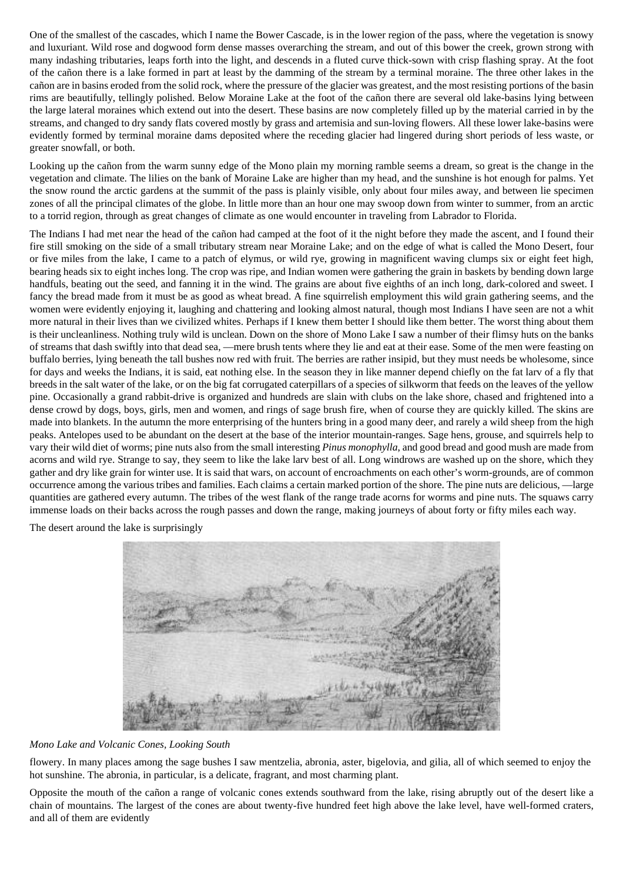One of the smallest of the cascades, which I name the Bower Cascade, is in the lower region of the pass, where the vegetation is snowy and luxuriant. Wild rose and dogwood form dense masses overarching the stream, and out of this bower the creek, grown strong with many indashing tributaries, leaps forth into the light, and descends in a fluted curve thick-sown with crisp flashing spray. At the foot of the cañon there is a lake formed in part at least by the damming of the stream by a terminal moraine. The three other lakes in the cañon are in basins eroded from the solid rock, where the pressure of the glacier was greatest, and the most resisting portions of the basin rims are beautifully, tellingly polished. Below Moraine Lake at the foot of the cañon there are several old lake-basins lying between the large lateral moraines which extend out into the desert. These basins are now completely filled up by the material carried in by the streams, and changed to dry sandy flats covered mostly by grass and artemisia and sun-loving flowers. All these lower lake-basins were evidently formed by terminal moraine dams deposited where the receding glacier had lingered during short periods of less waste, or greater snowfall, or both.

Looking up the cañon from the warm sunny edge of the Mono plain my morning ramble seems a dream, so great is the change in the vegetation and climate. The lilies on the bank of Moraine Lake are higher than my head, and the sunshine is hot enough for palms. Yet the snow round the arctic gardens at the summit of the pass is plainly visible, only about four miles away, and between lie specimen zones of all the principal climates of the globe. In little more than an hour one may swoop down from winter to summer, from an arctic to a torrid region, through as great changes of climate as one would encounter in traveling from Labrador to Florida.

The Indians I had met near the head of the cañon had camped at the foot of it the night before they made the ascent, and I found their fire still smoking on the side of a small tributary stream near Moraine Lake; and on the edge of what is called the Mono Desert, four or five miles from the lake, I came to a patch of elymus, or wild rye, growing in magnificent waving clumps six or eight feet high, bearing heads six to eight inches long. The crop was ripe, and Indian women were gathering the grain in baskets by bending down large handfuls, beating out the seed, and fanning it in the wind. The grains are about five eighths of an inch long, dark-colored and sweet. I fancy the bread made from it must be as good as wheat bread. A fine squirrelish employment this wild grain gathering seems, and the women were evidently enjoying it, laughing and chattering and looking almost natural, though most Indians I have seen are not a whit more natural in their lives than we civilized whites. Perhaps if I knew them better I should like them better. The worst thing about them is their uncleanliness. Nothing truly wild is unclean. Down on the shore of Mono Lake I saw a number of their flimsy huts on the banks of streams that dash swiftly into that dead sea, —mere brush tents where they lie and eat at their ease. Some of the men were feasting on buffalo berries, lying beneath the tall bushes now red with fruit. The berries are rather insipid, but they must needs be wholesome, since for days and weeks the Indians, it is said, eat nothing else. In the season they in like manner depend chiefly on the fat larv of a fly that breeds in the salt water of the lake, or on the big fat corrugated caterpillars of a species of silkworm that feeds on the leaves of the yellow pine. Occasionally a grand rabbit-drive is organized and hundreds are slain with clubs on the lake shore, chased and frightened into a dense crowd by dogs, boys, girls, men and women, and rings of sage brush fire, when of course they are quickly killed. The skins are made into blankets. In the autumn the more enterprising of the hunters bring in a good many deer, and rarely a wild sheep from the high peaks. Antelopes used to be abundant on the desert at the base of the interior mountain-ranges. Sage hens, grouse, and squirrels help to vary their wild diet of worms; pine nuts also from the small interesting *Pinus monophylla*, and good bread and good mush are made from acorns and wild rye. Strange to say, they seem to like the lake larv best of all. Long windrows are washed up on the shore, which they gather and dry like grain for winter use. It is said that wars, on account of encroachments on each other's worm-grounds, are of common occurrence among the various tribes and families. Each claims a certain marked portion of the shore. The pine nuts are delicious, —large quantities are gathered every autumn. The tribes of the west flank of the range trade acorns for worms and pine nuts. The squaws carry immense loads on their backs across the rough passes and down the range, making journeys of about forty or fifty miles each way.

The desert around the lake is surprisingly

*Mono Lake and Volcanic Cones, Looking South*

flowery. In many places among the sage bushes I saw mentzelia, abronia, aster, bigelovia, and gilia, all of which seemed to enjoy the hot sunshine. The abronia, in particular, is a delicate, fragrant, and most charming plant.

Opposite the mouth of the cañon a range of volcanic cones extends southward from the lake, rising abruptly out of the desert like a chain of mountains. The largest of the cones are about twenty-five hundred feet high above the lake level, have well-formed craters, and all of them are evidently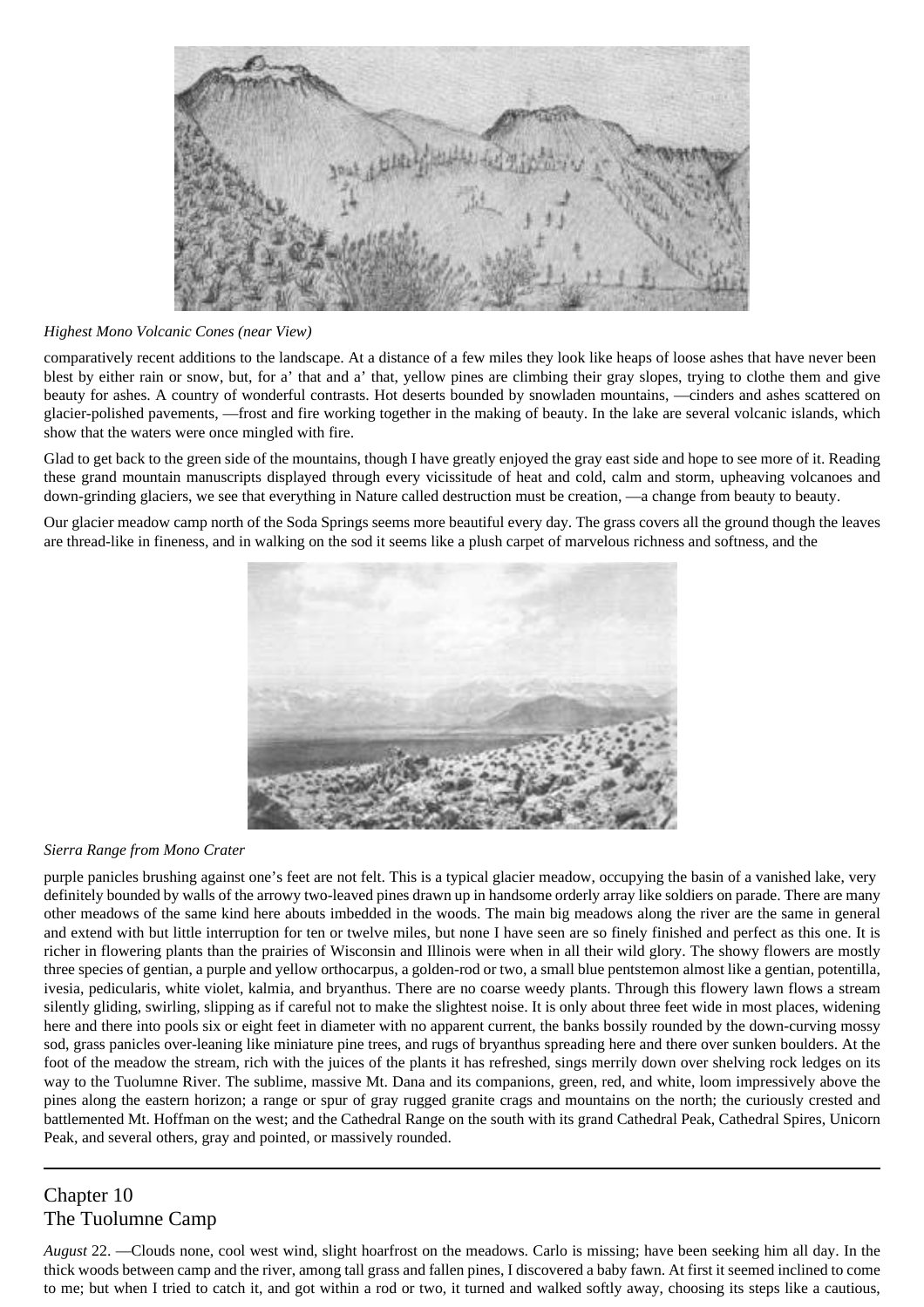*Highest Mono Volcanic Cones (near View)*

comparatively recent additions to the landscape. At a distance of a few miles they look like heaps of loose ashes that have never been blest by either rain or snow, but, for a' that and a' that, yellow pines are climbing their gray slopes, trying to clothe them and give beauty for ashes. A country of wonderful contrasts. Hot deserts bounded by snowladen mountains, —cinders and ashes scattered on glacier-polished pavements, —frost and fire working together in the making of beauty. In the lake are several volcanic islands, which show that the waters were once mingled with fire.

Glad to get back to the green side of the mountains, though I have greatly enjoyed the gray east side and hope to see more of it. Reading these grand mountain manuscripts displayed through every vicissitude of heat and cold, calm and storm, upheaving volcanoes and down-grinding glaciers, we see that everything in Nature called destruction must be creation, —a change from beauty to beauty.

Our glacier meadow camp north of the Soda Springs seems more beautiful every day. The grass covers all the ground though the leaves are thread-like in fineness, and in walking on the sod it seems like a plush carpet of marvelous richness and softness, and the

*Sierra Range from Mono Crater*

purple panicles brushing against one's feet are not felt. This is a typical glacier meadow, occupying the basin of a vanished lake, very definitely bounded by walls of the arrowy two-leaved pines drawn up in handsome orderly array like soldiers on parade. There are many other meadows of the same kind here abouts imbedded in the woods. The main big meadows along the river are the same in general and extend with but little interruption for ten or twelve miles, but none I have seen are so finely finished and perfect as this one. It is richer in flowering plants than the prairies of Wisconsin and Illinois were when in all their wild glory. The showy flowers are mostly three species of gentian, a purple and yellow orthocarpus, a golden-rod or two, a small blue pentstemon almost like a gentian, potentilla, ivesia, pedicularis, white violet, kalmia, and bryanthus. There are no coarse weedy plants. Through this flowery lawn flows a stream silently gliding, swirling, slipping as if careful not to make the slightest noise. It is only about three feet wide in most places, widening here and there into pools six or eight feet in diameter with no apparent current, the banks bossily rounded by the down-curving mossy sod, grass panicles over-leaning like miniature pine trees, and rugs of bryanthus spreading here and there over sunken boulders. At the foot of the meadow the stream, rich with the juices of the plants it has refreshed, sings merrily down over shelving rock ledges on its way to the Tuolumne River. The sublime, massive Mt. Dana and its companions, green, red, and white, loom impressively above the pines along the eastern horizon; a range or spur of gray rugged granite crags and mountains on the north; the curiously crested and battlemented Mt. Hoffman on the west; and the Cathedral Range on the south with its grand Cathedral Peak, Cathedral Spires, Unicorn Peak, and several others, gray and pointed, or massively rounded.

---

## Chapter 10
## The Tuolumne Camp

*August* 22. —Clouds none, cool west wind, slight hoarfrost on the meadows. Carlo is missing; have been seeking him all day. In the thick woods between camp and the river, among tall grass and fallen pines, I discovered a baby fawn. At first it seemed inclined to come to me; but when I tried to catch it, and got within a rod or two, it turned and walked softly away, choosing its steps like a cautious,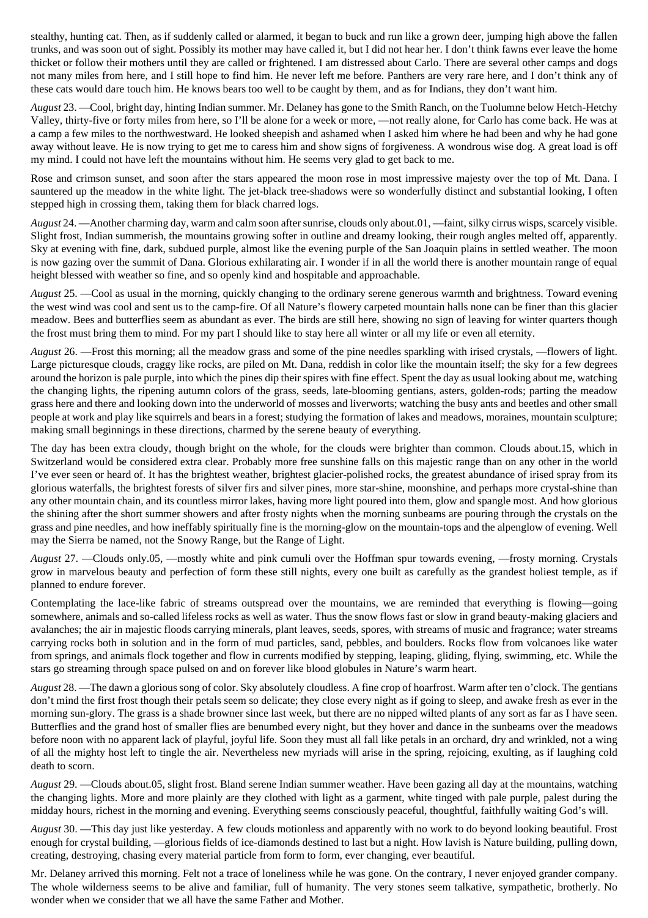stealthy, hunting cat. Then, as if suddenly called or alarmed, it began to buck and run like a grown deer, jumping high above the fallen trunks, and was soon out of sight. Possibly its mother may have called it, but I did not hear her. I don't think fawns ever leave the home thicket or follow their mothers until they are called or frightened. I am distressed about Carlo. There are several other camps and dogs not many miles from here, and I still hope to find him. He never left me before. Panthers are very rare here, and I don't think any of these cats would dare touch him. He knows bears too well to be caught by them, and as for Indians, they don't want him.

*August* 23. —Cool, bright day, hinting Indian summer. Mr. Delaney has gone to the Smith Ranch, on the Tuolumne below Hetch-Hetchy Valley, thirty-five or forty miles from here, so I'll be alone for a week or more, —not really alone, for Carlo has come back. He was at a camp a few miles to the northwestward. He looked sheepish and ashamed when I asked him where he had been and why he had gone away without leave. He is now trying to get me to caress him and show signs of forgiveness. A wondrous wise dog. A great load is off my mind. I could not have left the mountains without him. He seems very glad to get back to me.

Rose and crimson sunset, and soon after the stars appeared the moon rose in most impressive majesty over the top of Mt. Dana. I sauntered up the meadow in the white light. The jet-black tree-shadows were so wonderfully distinct and substantial looking, I often stepped high in crossing them, taking them for black charred logs.

*August* 24. —Another charming day, warm and calm soon after sunrise, clouds only about.01, —faint, silky cirrus wisps, scarcely visible. Slight frost, Indian summerish, the mountains growing softer in outline and dreamy looking, their rough angles melted off, apparently. Sky at evening with fine, dark, subdued purple, almost like the evening purple of the San Joaquin plains in settled weather. The moon is now gazing over the summit of Dana. Glorious exhilarating air. I wonder if in all the world there is another mountain range of equal height blessed with weather so fine, and so openly kind and hospitable and approachable.

*August* 25. —Cool as usual in the morning, quickly changing to the ordinary serene generous warmth and brightness. Toward evening the west wind was cool and sent us to the camp-fire. Of all Nature's flowery carpeted mountain halls none can be finer than this glacier meadow. Bees and butterflies seem as abundant as ever. The birds are still here, showing no sign of leaving for winter quarters though the frost must bring them to mind. For my part I should like to stay here all winter or all my life or even all eternity.

*August* 26. —Frost this morning; all the meadow grass and some of the pine needles sparkling with irised crystals, —flowers of light. Large picturesque clouds, craggy like rocks, are piled on Mt. Dana, reddish in color like the mountain itself; the sky for a few degrees around the horizon is pale purple, into which the pines dip their spires with fine effect. Spent the day as usual looking about me, watching the changing lights, the ripening autumn colors of the grass, seeds, late-blooming gentians, asters, golden-rods; parting the meadow grass here and there and looking down into the underworld of mosses and liverworts; watching the busy ants and beetles and other small people at work and play like squirrels and bears in a forest; studying the formation of lakes and meadows, moraines, mountain sculpture; making small beginnings in these directions, charmed by the serene beauty of everything.

The day has been extra cloudy, though bright on the whole, for the clouds were brighter than common. Clouds about.15, which in Switzerland would be considered extra clear. Probably more free sunshine falls on this majestic range than on any other in the world I've ever seen or heard of. It has the brightest weather, brightest glacier-polished rocks, the greatest abundance of irised spray from its glorious waterfalls, the brightest forests of silver firs and silver pines, more star-shine, moonshine, and perhaps more crystal-shine than any other mountain chain, and its countless mirror lakes, having more light poured into them, glow and spangle most. And how glorious the shining after the short summer showers and after frosty nights when the morning sunbeams are pouring through the crystals on the grass and pine needles, and how ineffably spiritually fine is the morning-glow on the mountain-tops and the alpenglow of evening. Well may the Sierra be named, not the Snowy Range, but the Range of Light.

*August* 27. —Clouds only.05, —mostly white and pink cumuli over the Hoffman spur towards evening, —frosty morning. Crystals grow in marvelous beauty and perfection of form these still nights, every one built as carefully as the grandest holiest temple, as if planned to endure forever.

Contemplating the lace-like fabric of streams outspread over the mountains, we are reminded that everything is flowing—going somewhere, animals and so-called lifeless rocks as well as water. Thus the snow flows fast or slow in grand beauty-making glaciers and avalanches; the air in majestic floods carrying minerals, plant leaves, seeds, spores, with streams of music and fragrance; water streams carrying rocks both in solution and in the form of mud particles, sand, pebbles, and boulders. Rocks flow from volcanoes like water from springs, and animals flock together and flow in currents modified by stepping, leaping, gliding, flying, swimming, etc. While the stars go streaming through space pulsed on and on forever like blood globules in Nature's warm heart.

*August* 28. —The dawn a glorious song of color. Sky absolutely cloudless. A fine crop of hoarfrost. Warm after ten o'clock. The gentians don't mind the first frost though their petals seem so delicate; they close every night as if going to sleep, and awake fresh as ever in the morning sun-glory. The grass is a shade browner since last week, but there are no nipped wilted plants of any sort as far as I have seen. Butterflies and the grand host of smaller flies are benumbed every night, but they hover and dance in the sunbeams over the meadows before noon with no apparent lack of playful, joyful life. Soon they must all fall like petals in an orchard, dry and wrinkled, not a wing of all the mighty host left to tingle the air. Nevertheless new myriads will arise in the spring, rejoicing, exulting, as if laughing cold death to scorn.

*August* 29. —Clouds about.05, slight frost. Bland serene Indian summer weather. Have been gazing all day at the mountains, watching the changing lights. More and more plainly are they clothed with light as a garment, white tinged with pale purple, palest during the midday hours, richest in the morning and evening. Everything seems consciously peaceful, thoughtful, faithfully waiting God's will.

*August* 30. —This day just like yesterday. A few clouds motionless and apparently with no work to do beyond looking beautiful. Frost enough for crystal building, —glorious fields of ice-diamonds destined to last but a night. How lavish is Nature building, pulling down, creating, destroying, chasing every material particle from form to form, ever changing, ever beautiful.

Mr. Delaney arrived this morning. Felt not a trace of loneliness while he was gone. On the contrary, I never enjoyed grander company. The whole wilderness seems to be alive and familiar, full of humanity. The very stones seem talkative, sympathetic, brotherly. No wonder when we consider that we all have the same Father and Mother.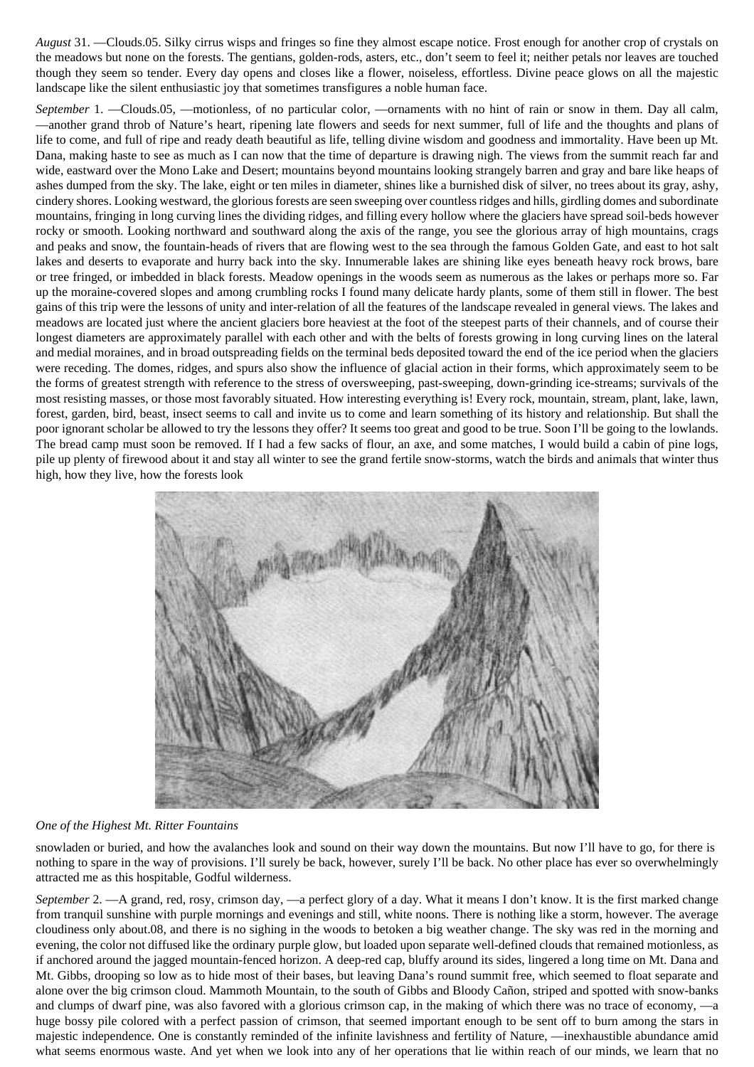*August* 31. —Clouds.05. Silky cirrus wisps and fringes so fine they almost escape notice. Frost enough for another crop of crystals on the meadows but none on the forests. The gentians, golden-rods, asters, etc., don't seem to feel it; neither petals nor leaves are touched though they seem so tender. Every day opens and closes like a flower, noiseless, effortless. Divine peace glows on all the majestic landscape like the silent enthusiastic joy that sometimes transfigures a noble human face.

*September* 1. —Clouds.05, —motionless, of no particular color, —ornaments with no hint of rain or snow in them. Day all calm, —another grand throb of Nature's heart, ripening late flowers and seeds for next summer, full of life and the thoughts and plans of life to come, and full of ripe and ready death beautiful as life, telling divine wisdom and goodness and immortality. Have been up Mt. Dana, making haste to see as much as I can now that the time of departure is drawing nigh. The views from the summit reach far and wide, eastward over the Mono Lake and Desert; mountains beyond mountains looking strangely barren and gray and bare like heaps of ashes dumped from the sky. The lake, eight or ten miles in diameter, shines like a burnished disk of silver, no trees about its gray, ashy, cindery shores. Looking westward, the glorious forests are seen sweeping over countless ridges and hills, girdling domes and subordinate mountains, fringing in long curving lines the dividing ridges, and filling every hollow where the glaciers have spread soil-beds however rocky or smooth. Looking northward and southward along the axis of the range, you see the glorious array of high mountains, crags and peaks and snow, the fountain-heads of rivers that are flowing west to the sea through the famous Golden Gate, and east to hot salt lakes and deserts to evaporate and hurry back into the sky. Innumerable lakes are shining like eyes beneath heavy rock brows, bare or tree fringed, or imbedded in black forests. Meadow openings in the woods seem as numerous as the lakes or perhaps more so. Far up the moraine-covered slopes and among crumbling rocks I found many delicate hardy plants, some of them still in flower. The best gains of this trip were the lessons of unity and inter-relation of all the features of the landscape revealed in general views. The lakes and meadows are located just where the ancient glaciers bore heaviest at the foot of the steepest parts of their channels, and of course their longest diameters are approximately parallel with each other and with the belts of forests growing in long curving lines on the lateral and medial moraines, and in broad outspreading fields on the terminal beds deposited toward the end of the ice period when the glaciers were receding. The domes, ridges, and spurs also show the influence of glacial action in their forms, which approximately seem to be the forms of greatest strength with reference to the stress of oversweeping, past-sweeping, down-grinding ice-streams; survivals of the most resisting masses, or those most favorably situated. How interesting everything is! Every rock, mountain, stream, plant, lake, lawn, forest, garden, bird, beast, insect seems to call and invite us to come and learn something of its history and relationship. But shall the poor ignorant scholar be allowed to try the lessons they offer? It seems too great and good to be true. Soon I'll be going to the lowlands. The bread camp must soon be removed. If I had a few sacks of flour, an axe, and some matches, I would build a cabin of pine logs, pile up plenty of firewood about it and stay all winter to see the grand fertile snow-storms, watch the birds and animals that winter thus high, how they live, how the forests look

*One of the Highest Mt. Ritter Fountains*

snowladen or buried, and how the avalanches look and sound on their way down the mountains. But now I'll have to go, for there is nothing to spare in the way of provisions. I'll surely be back, however, surely I'll be back. No other place has ever so overwhelmingly attracted me as this hospitable, Godful wilderness.

*September* 2. —A grand, red, rosy, crimson day, —a perfect glory of a day. What it means I don't know. It is the first marked change from tranquil sunshine with purple mornings and evenings and still, white noons. There is nothing like a storm, however. The average cloudiness only about.08, and there is no sighing in the woods to betoken a big weather change. The sky was red in the morning and evening, the color not diffused like the ordinary purple glow, but loaded upon separate well-defined clouds that remained motionless, as if anchored around the jagged mountain-fenced horizon. A deep-red cap, bluffy around its sides, lingered a long time on Mt. Dana and Mt. Gibbs, drooping so low as to hide most of their bases, but leaving Dana's round summit free, which seemed to float separate and alone over the big crimson cloud. Mammoth Mountain, to the south of Gibbs and Bloody Cañon, striped and spotted with snow-banks and clumps of dwarf pine, was also favored with a glorious crimson cap, in the making of which there was no trace of economy, —a huge bossy pile colored with a perfect passion of crimson, that seemed important enough to be sent off to burn among the stars in majestic independence. One is constantly reminded of the infinite lavishness and fertility of Nature, —inexhaustible abundance amid what seems enormous waste. And yet when we look into any of her operations that lie within reach of our minds, we learn that no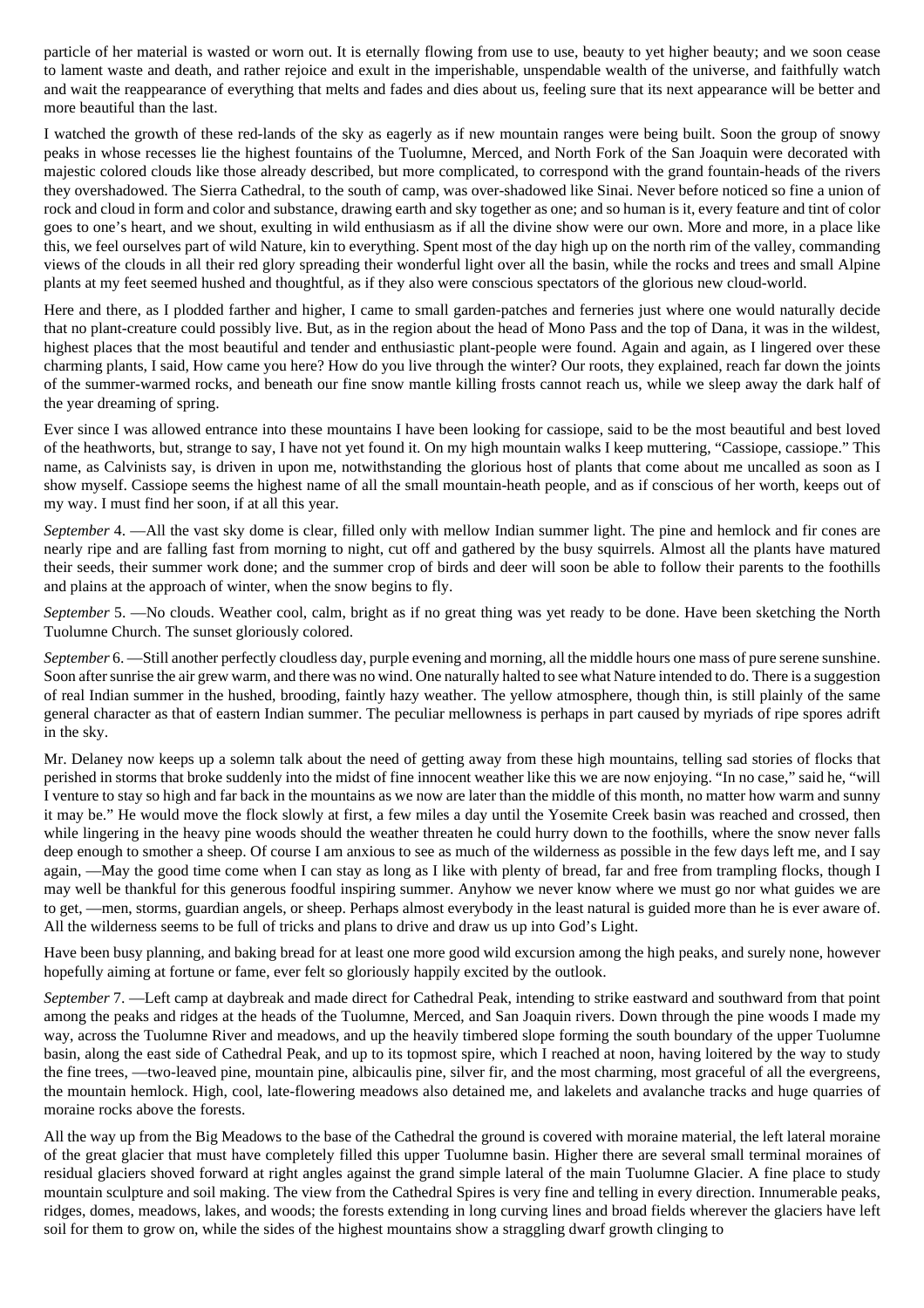particle of her material is wasted or worn out. It is eternally flowing from use to use, beauty to yet higher beauty; and we soon cease to lament waste and death, and rather rejoice and exult in the imperishable, unspendable wealth of the universe, and faithfully watch and wait the reappearance of everything that melts and fades and dies about us, feeling sure that its next appearance will be better and more beautiful than the last.

I watched the growth of these red-lands of the sky as eagerly as if new mountain ranges were being built. Soon the group of snowy peaks in whose recesses lie the highest fountains of the Tuolumne, Merced, and North Fork of the San Joaquin were decorated with majestic colored clouds like those already described, but more complicated, to correspond with the grand fountain-heads of the rivers they overshadowed. The Sierra Cathedral, to the south of camp, was over-shadowed like Sinai. Never before noticed so fine a union of rock and cloud in form and color and substance, drawing earth and sky together as one; and so human is it, every feature and tint of color goes to one's heart, and we shout, exulting in wild enthusiasm as if all the divine show were our own. More and more, in a place like this, we feel ourselves part of wild Nature, kin to everything. Spent most of the day high up on the north rim of the valley, commanding views of the clouds in all their red glory spreading their wonderful light over all the basin, while the rocks and trees and small Alpine plants at my feet seemed hushed and thoughtful, as if they also were conscious spectators of the glorious new cloud-world.

Here and there, as I plodded farther and higher, I came to small garden-patches and ferneries just where one would naturally decide that no plant-creature could possibly live. But, as in the region about the head of Mono Pass and the top of Dana, it was in the wildest, highest places that the most beautiful and tender and enthusiastic plant-people were found. Again and again, as I lingered over these charming plants, I said, How came you here? How do you live through the winter? Our roots, they explained, reach far down the joints of the summer-warmed rocks, and beneath our fine snow mantle killing frosts cannot reach us, while we sleep away the dark half of the year dreaming of spring.

Ever since I was allowed entrance into these mountains I have been looking for cassiope, said to be the most beautiful and best loved of the heathworts, but, strange to say, I have not yet found it. On my high mountain walks I keep muttering, "Cassiope, cassiope." This name, as Calvinists say, is driven in upon me, notwithstanding the glorious host of plants that come about me uncalled as soon as I show myself. Cassiope seems the highest name of all the small mountain-heath people, and as if conscious of her worth, keeps out of my way. I must find her soon, if at all this year.

*September* 4. —All the vast sky dome is clear, filled only with mellow Indian summer light. The pine and hemlock and fir cones are nearly ripe and are falling fast from morning to night, cut off and gathered by the busy squirrels. Almost all the plants have matured their seeds, their summer work done; and the summer crop of birds and deer will soon be able to follow their parents to the foothills and plains at the approach of winter, when the snow begins to fly.

*September* 5. —No clouds. Weather cool, calm, bright as if no great thing was yet ready to be done. Have been sketching the North Tuolumne Church. The sunset gloriously colored.

*September* 6. —Still another perfectly cloudless day, purple evening and morning, all the middle hours one mass of pure serene sunshine. Soon after sunrise the air grew warm, and there was no wind. One naturally halted to see what Nature intended to do. There is a suggestion of real Indian summer in the hushed, brooding, faintly hazy weather. The yellow atmosphere, though thin, is still plainly of the same general character as that of eastern Indian summer. The peculiar mellowness is perhaps in part caused by myriads of ripe spores adrift in the sky.

Mr. Delaney now keeps up a solemn talk about the need of getting away from these high mountains, telling sad stories of flocks that perished in storms that broke suddenly into the midst of fine innocent weather like this we are now enjoying. "In no case," said he, "will I venture to stay so high and far back in the mountains as we now are later than the middle of this month, no matter how warm and sunny it may be." He would move the flock slowly at first, a few miles a day until the Yosemite Creek basin was reached and crossed, then while lingering in the heavy pine woods should the weather threaten he could hurry down to the foothills, where the snow never falls deep enough to smother a sheep. Of course I am anxious to see as much of the wilderness as possible in the few days left me, and I say again, —May the good time come when I can stay as long as I like with plenty of bread, far and free from trampling flocks, though I may well be thankful for this generous foodful inspiring summer. Anyhow we never know where we must go nor what guides we are to get, —men, storms, guardian angels, or sheep. Perhaps almost everybody in the least natural is guided more than he is ever aware of. All the wilderness seems to be full of tricks and plans to drive and draw us up into God's Light.

Have been busy planning, and baking bread for at least one more good wild excursion among the high peaks, and surely none, however hopefully aiming at fortune or fame, ever felt so gloriously happily excited by the outlook.

*September* 7. —Left camp at daybreak and made direct for Cathedral Peak, intending to strike eastward and southward from that point among the peaks and ridges at the heads of the Tuolumne, Merced, and San Joaquin rivers. Down through the pine woods I made my way, across the Tuolumne River and meadows, and up the heavily timbered slope forming the south boundary of the upper Tuolumne basin, along the east side of Cathedral Peak, and up to its topmost spire, which I reached at noon, having loitered by the way to study the fine trees, —two-leaved pine, mountain pine, albicaulis pine, silver fir, and the most charming, most graceful of all the evergreens, the mountain hemlock. High, cool, late-flowering meadows also detained me, and lakelets and avalanche tracks and huge quarries of moraine rocks above the forests.

All the way up from the Big Meadows to the base of the Cathedral the ground is covered with moraine material, the left lateral moraine of the great glacier that must have completely filled this upper Tuolumne basin. Higher there are several small terminal moraines of residual glaciers shoved forward at right angles against the grand simple lateral of the main Tuolumne Glacier. A fine place to study mountain sculpture and soil making. The view from the Cathedral Spires is very fine and telling in every direction. Innumerable peaks, ridges, domes, meadows, lakes, and woods; the forests extending in long curving lines and broad fields wherever the glaciers have left soil for them to grow on, while the sides of the highest mountains show a straggling dwarf growth clinging to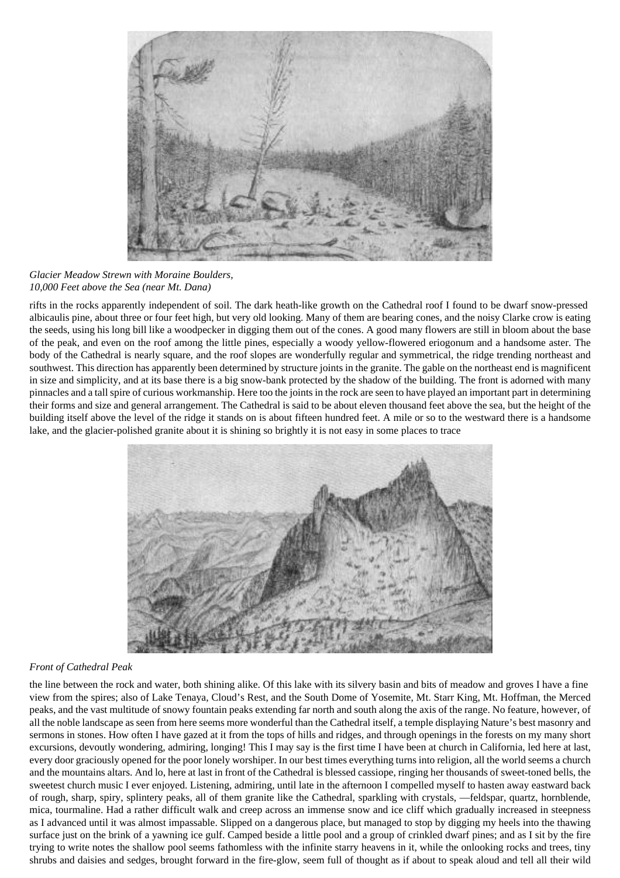*Glacier Meadow Strewn with Moraine Boulders,*
*10,000 Feet above the Sea (near Mt. Dana)*

rifts in the rocks apparently independent of soil. The dark heath-like growth on the Cathedral roof I found to be dwarf snow-pressed albicaulis pine, about three or four feet high, but very old looking. Many of them are bearing cones, and the noisy Clarke crow is eating the seeds, using his long bill like a woodpecker in digging them out of the cones. A good many flowers are still in bloom about the base of the peak, and even on the roof among the little pines, especially a woody yellow-flowered eriogonum and a handsome aster. The body of the Cathedral is nearly square, and the roof slopes are wonderfully regular and symmetrical, the ridge trending northeast and southwest. This direction has apparently been determined by structure joints in the granite. The gable on the northeast end is magnificent in size and simplicity, and at its base there is a big snow-bank protected by the shadow of the building. The front is adorned with many pinnacles and a tall spire of curious workmanship. Here too the joints in the rock are seen to have played an important part in determining their forms and size and general arrangement. The Cathedral is said to be about eleven thousand feet above the sea, but the height of the building itself above the level of the ridge it stands on is about fifteen hundred feet. A mile or so to the westward there is a handsome lake, and the glacier-polished granite about it is shining so brightly it is not easy in some places to trace

*Front of Cathedral Peak*

the line between the rock and water, both shining alike. Of this lake with its silvery basin and bits of meadow and groves I have a fine view from the spires; also of Lake Tenaya, Cloud's Rest, and the South Dome of Yosemite, Mt. Starr King, Mt. Hoffman, the Merced peaks, and the vast multitude of snowy fountain peaks extending far north and south along the axis of the range. No feature, however, of all the noble landscape as seen from here seems more wonderful than the Cathedral itself, a temple displaying Nature's best masonry and sermons in stones. How often I have gazed at it from the tops of hills and ridges, and through openings in the forests on my many short excursions, devoutly wondering, admiring, longing! This I may say is the first time I have been at church in California, led here at last, every door graciously opened for the poor lonely worshiper. In our best times everything turns into religion, all the world seems a church and the mountains altars. And lo, here at last in front of the Cathedral is blessed cassiope, ringing her thousands of sweet-toned bells, the sweetest church music I ever enjoyed. Listening, admiring, until late in the afternoon I compelled myself to hasten away eastward back of rough, sharp, spiry, splintery peaks, all of them granite like the Cathedral, sparkling with crystals, —feldspar, quartz, hornblende, mica, tourmaline. Had a rather difficult walk and creep across an immense snow and ice cliff which gradually increased in steepness as I advanced until it was almost impassable. Slipped on a dangerous place, but managed to stop by digging my heels into the thawing surface just on the brink of a yawning ice gulf. Camped beside a little pool and a group of crinkled dwarf pines; and as I sit by the fire trying to write notes the shallow pool seems fathomless with the infinite starry heavens in it, while the onlooking rocks and trees, tiny shrubs and daisies and sedges, brought forward in the fire-glow, seem full of thought as if about to speak aloud and tell all their wild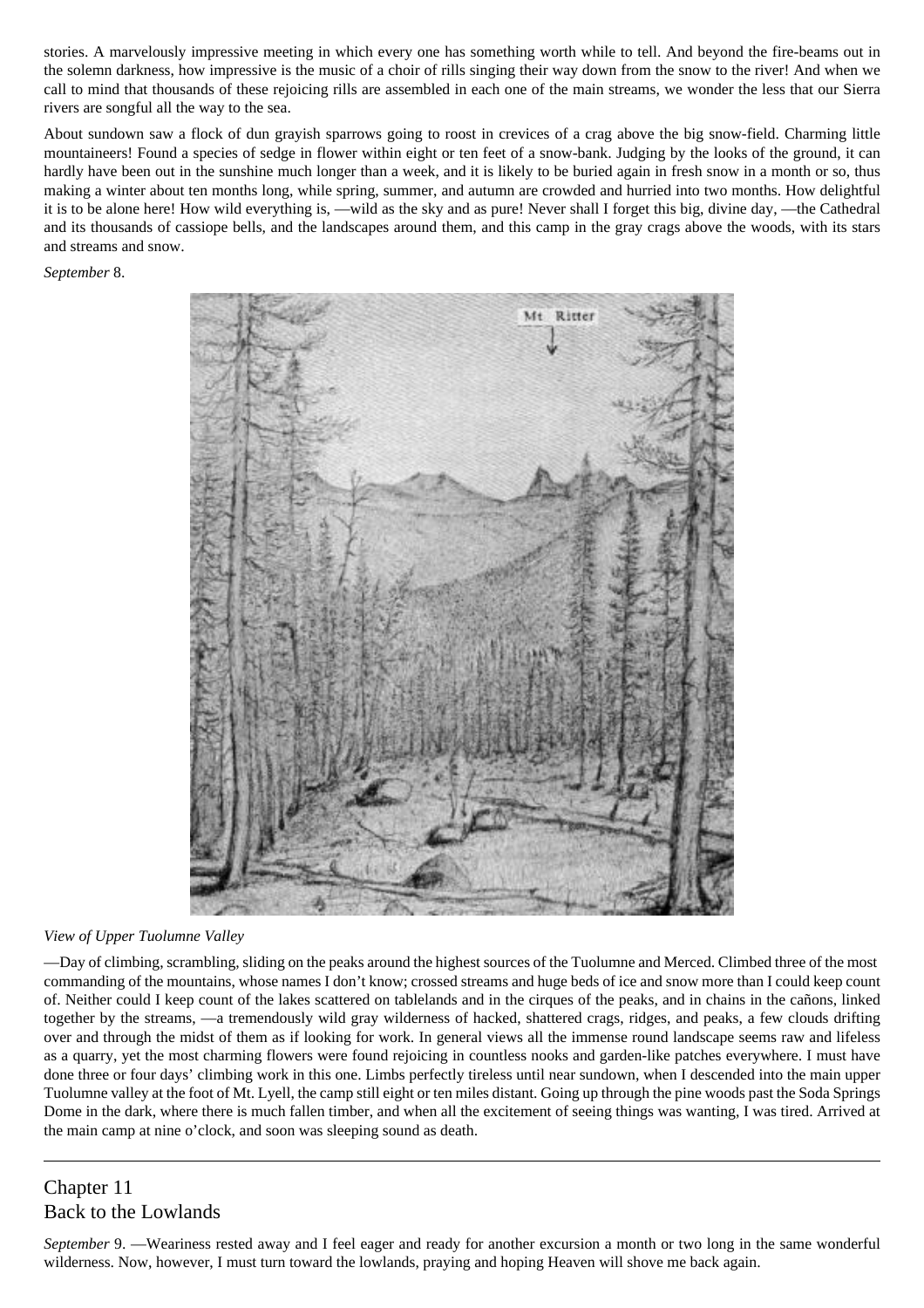stories. A marvelously impressive meeting in which every one has something worth while to tell. And beyond the fire-beams out in the solemn darkness, how impressive is the music of a choir of rills singing their way down from the snow to the river! And when we call to mind that thousands of these rejoicing rills are assembled in each one of the main streams, we wonder the less that our Sierra rivers are songful all the way to the sea.

About sundown saw a flock of dun grayish sparrows going to roost in crevices of a crag above the big snow-field. Charming little mountaineers! Found a species of sedge in flower within eight or ten feet of a snow-bank. Judging by the looks of the ground, it can hardly have been out in the sunshine much longer than a week, and it is likely to be buried again in fresh snow in a month or so, thus making a winter about ten months long, while spring, summer, and autumn are crowded and hurried into two months. How delightful it is to be alone here! How wild everything is, —wild as the sky and as pure! Never shall I forget this big, divine day, —the Cathedral and its thousands of cassiope bells, and the landscapes around them, and this camp in the gray crags above the woods, with its stars and streams and snow.

*September* 8.

Mt Ritter

*View of Upper Tuolumne Valley*

—Day of climbing, scrambling, sliding on the peaks around the highest sources of the Tuolumne and Merced. Climbed three of the most commanding of the mountains, whose names I don't know; crossed streams and huge beds of ice and snow more than I could keep count of. Neither could I keep count of the lakes scattered on tablelands and in the cirques of the peaks, and in chains in the cañons, linked together by the streams, —a tremendously wild gray wilderness of hacked, shattered crags, ridges, and peaks, a few clouds drifting over and through the midst of them as if looking for work. In general views all the immense round landscape seems raw and lifeless as a quarry, yet the most charming flowers were found rejoicing in countless nooks and garden-like patches everywhere. I must have done three or four days' climbing work in this one. Limbs perfectly tireless until near sundown, when I descended into the main upper Tuolumne valley at the foot of Mt. Lyell, the camp still eight or ten miles distant. Going up through the pine woods past the Soda Springs Dome in the dark, where there is much fallen timber, and when all the excitement of seeing things was wanting, I was tired. Arrived at the main camp at nine o'clock, and soon was sleeping sound as death.

---

## Chapter 11
## Back to the Lowlands

*September* 9. —Weariness rested away and I feel eager and ready for another excursion a month or two long in the same wonderful wilderness. Now, however, I must turn toward the lowlands, praying and hoping Heaven will shove me back again.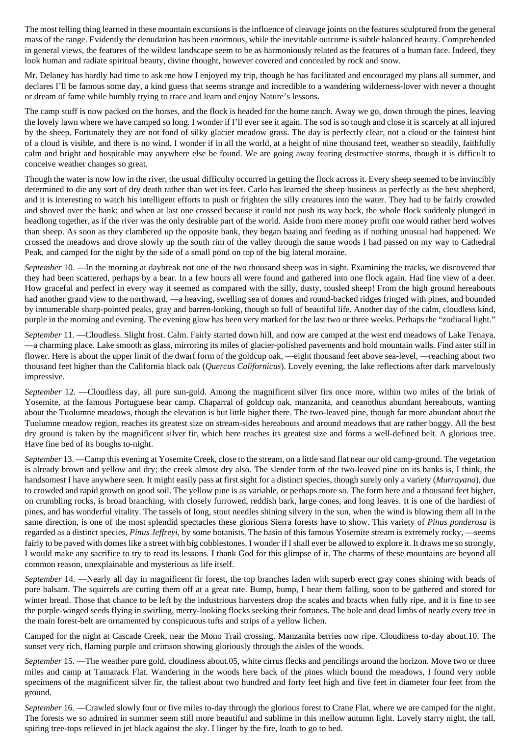The most telling thing learned in these mountain excursions is the influence of cleavage joints on the features sculptured from the general mass of the range. Evidently the denudation has been enormous, while the inevitable outcome is subtle balanced beauty. Comprehended in general views, the features of the wildest landscape seem to be as harmoniously related as the features of a human face. Indeed, they look human and radiate spiritual beauty, divine thought, however covered and concealed by rock and snow.

Mr. Delaney has hardly had time to ask me how I enjoyed my trip, though he has facilitated and encouraged my plans all summer, and declares I'll be famous some day, a kind guess that seems strange and incredible to a wandering wilderness-lover with never a thought or dream of fame while humbly trying to trace and learn and enjoy Nature's lessons.

The camp stuff is now packed on the horses, and the flock is headed for the home ranch. Away we go, down through the pines, leaving the lovely lawn where we have camped so long. I wonder if I'll ever see it again. The sod is so tough and close it is scarcely at all injured by the sheep. Fortunately they are not fond of silky glacier meadow grass. The day is perfectly clear, not a cloud or the faintest hint of a cloud is visible, and there is no wind. I wonder if in all the world, at a height of nine thousand feet, weather so steadily, faithfully calm and bright and hospitable may anywhere else be found. We are going away fearing destructive storms, though it is difficult to conceive weather changes so great.

Though the water is now low in the river, the usual difficulty occurred in getting the flock across it. Every sheep seemed to be invincibly determined to die any sort of dry death rather than wet its feet. Carlo has learned the sheep business as perfectly as the best shepherd, and it is interesting to watch his intelligent efforts to push or frighten the silly creatures into the water. They had to be fairly crowded and shoved over the bank; and when at last one crossed because it could not push its way back, the whole flock suddenly plunged in headlong together, as if the river was the only desirable part of the world. Aside from mere money profit one would rather herd wolves than sheep. As soon as they clambered up the opposite bank, they began baaing and feeding as if nothing unusual had happened. We crossed the meadows and drove slowly up the south rim of the valley through the same woods I had passed on my way to Cathedral Peak, and camped for the night by the side of a small pond on top of the big lateral moraine.

*September* 10. —In the morning at daybreak not one of the two thousand sheep was in sight. Examining the tracks, we discovered that they had been scattered, perhaps by a bear. In a few hours all were found and gathered into one flock again. Had fine view of a deer. How graceful and perfect in every way it seemed as compared with the silly, dusty, tousled sheep! From the high ground hereabouts had another grand view to the northward, —a heaving, swelling sea of domes and round-backed ridges fringed with pines, and bounded by innumerable sharp-pointed peaks, gray and barren-looking, though so full of beautiful life. Another day of the calm, cloudless kind, purple in the morning and evening. The evening glow has been very marked for the last two or three weeks. Perhaps the "zodiacal light."

*September* 11. —Cloudless. Slight frost. Calm. Fairly started down hill, and now are camped at the west end meadows of Lake Tenaya, —a charming place. Lake smooth as glass, mirroring its miles of glacier-polished pavements and bold mountain walls. Find aster still in flower. Here is about the upper limit of the dwarf form of the goldcup oak, —eight thousand feet above sea-level, —reaching about two thousand feet higher than the California black oak (*Quercus Californicus*). Lovely evening, the lake reflections after dark marvelously impressive.

*September* 12. —Cloudless day, all pure sun-gold. Among the magnificent silver firs once more, within two miles of the brink of Yosemite, at the famous Portuguese bear camp. Chaparral of goldcup oak, manzanita, and ceanothus abundant hereabouts, wanting about the Tuolumne meadows, though the elevation is but little higher there. The two-leaved pine, though far more abundant about the Tuolumne meadow region, reaches its greatest size on stream-sides hereabouts and around meadows that are rather boggy. All the best dry ground is taken by the magnificent silver fir, which here reaches its greatest size and forms a well-defined belt. A glorious tree. Have fine bed of its boughs to-night.

*September* 13. —Camp this evening at Yosemite Creek, close to the stream, on a little sand flat near our old camp-ground. The vegetation is already brown and yellow and dry; the creek almost dry also. The slender form of the two-leaved pine on its banks is, I think, the handsomest I have anywhere seen. It might easily pass at first sight for a distinct species, though surely only a variety (*Murrayana*), due to crowded and rapid growth on good soil. The yellow pine is as variable, or perhaps more so. The form here and a thousand feet higher, on crumbling rocks, is broad branching, with closely furrowed, reddish bark, large cones, and long leaves. It is one of the hardiest of pines, and has wonderful vitality. The tassels of long, stout needles shining silvery in the sun, when the wind is blowing them all in the same direction, is one of the most splendid spectacles these glorious Sierra forests have to show. This variety of *Pinus ponderosa* is regarded as a distinct species, *Pinus Jeffreyi*, by some botanists. The basin of this famous Yosemite stream is extremely rocky, —seems fairly to be paved with domes like a street with big cobblestones. I wonder if I shall ever be allowed to explore it. It draws me so strongly, I would make any sacrifice to try to read its lessons. I thank God for this glimpse of it. The charms of these mountains are beyond all common reason, unexplainable and mysterious as life itself.

*September* 14. —Nearly all day in magnificent fir forest, the top branches laden with superb erect gray cones shining with beads of pure balsam. The squirrels are cutting them off at a great rate. Bump, bump, I hear them falling, soon to be gathered and stored for winter bread. Those that chance to be left by the industrious harvesters drop the scales and bracts when fully ripe, and it is fine to see the purple-winged seeds flying in swirling, merry-looking flocks seeking their fortunes. The bole and dead limbs of nearly every tree in the main forest-belt are ornamented by conspicuous tufts and strips of a yellow lichen.

Camped for the night at Cascade Creek, near the Mono Trail crossing. Manzanita berries now ripe. Cloudiness to-day about.10. The sunset very rich, flaming purple and crimson showing gloriously through the aisles of the woods.

*September* 15. —The weather pure gold, cloudiness about.05, white cirrus flecks and pencilings around the horizon. Move two or three miles and camp at Tamarack Flat. Wandering in the woods here back of the pines which bound the meadows, I found very noble specimens of the magnificent silver fir, the tallest about two hundred and forty feet high and five feet in diameter four feet from the ground.

*September* 16. —Crawled slowly four or five miles to-day through the glorious forest to Crane Flat, where we are camped for the night. The forests we so admired in summer seem still more beautiful and sublime in this mellow autumn light. Lovely starry night, the tall, spiring tree-tops relieved in jet black against the sky. I linger by the fire, loath to go to bed.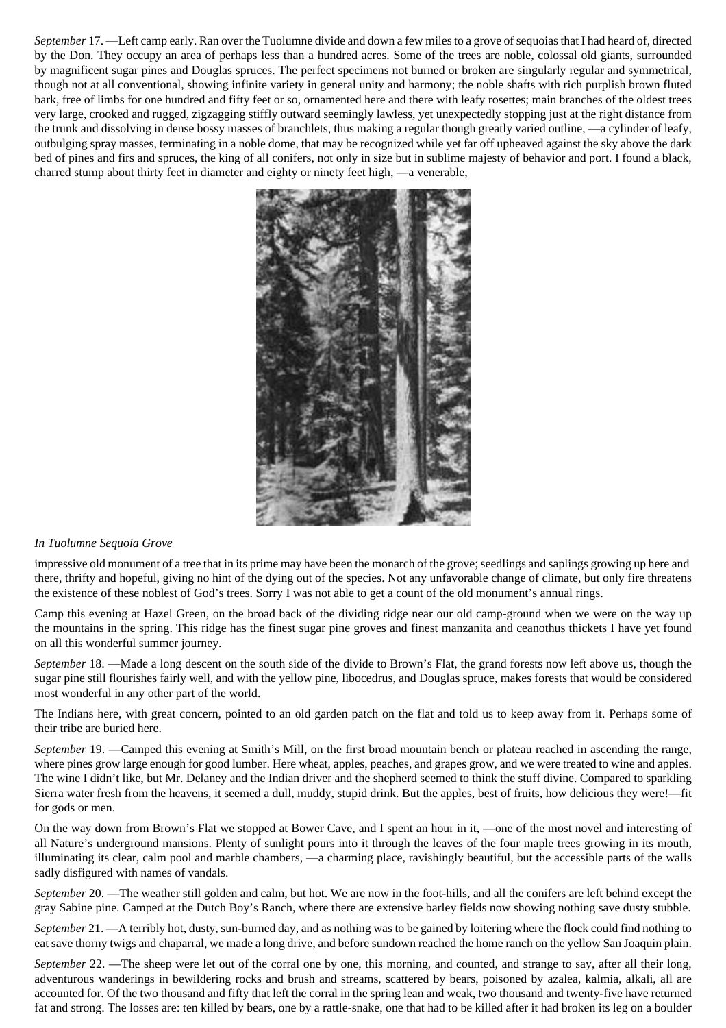*September* 17. —Left camp early. Ran over the Tuolumne divide and down a few miles to a grove of sequoias that I had heard of, directed by the Don. They occupy an area of perhaps less than a hundred acres. Some of the trees are noble, colossal old giants, surrounded by magnificent sugar pines and Douglas spruces. The perfect specimens not burned or broken are singularly regular and symmetrical, though not at all conventional, showing infinite variety in general unity and harmony; the noble shafts with rich purplish brown fluted bark, free of limbs for one hundred and fifty feet or so, ornamented here and there with leafy rosettes; main branches of the oldest trees very large, crooked and rugged, zigzagging stiffly outward seemingly lawless, yet unexpectedly stopping just at the right distance from the trunk and dissolving in dense bossy masses of branchlets, thus making a regular though greatly varied outline, —a cylinder of leafy, outbulging spray masses, terminating in a noble dome, that may be recognized while yet far off upheaved against the sky above the dark bed of pines and firs and spruces, the king of all conifers, not only in size but in sublime majesty of behavior and port. I found a black, charred stump about thirty feet in diameter and eighty or ninety feet high, —a venerable,

*In Tuolumne Sequoia Grove*

impressive old monument of a tree that in its prime may have been the monarch of the grove; seedlings and saplings growing up here and there, thrifty and hopeful, giving no hint of the dying out of the species. Not any unfavorable change of climate, but only fire threatens the existence of these noblest of God's trees. Sorry I was not able to get a count of the old monument's annual rings.

Camp this evening at Hazel Green, on the broad back of the dividing ridge near our old camp-ground when we were on the way up the mountains in the spring. This ridge has the finest sugar pine groves and finest manzanita and ceanothus thickets I have yet found on all this wonderful summer journey.

*September* 18. —Made a long descent on the south side of the divide to Brown's Flat, the grand forests now left above us, though the sugar pine still flourishes fairly well, and with the yellow pine, libocedrus, and Douglas spruce, makes forests that would be considered most wonderful in any other part of the world.

The Indians here, with great concern, pointed to an old garden patch on the flat and told us to keep away from it. Perhaps some of their tribe are buried here.

*September* 19. —Camped this evening at Smith's Mill, on the first broad mountain bench or plateau reached in ascending the range, where pines grow large enough for good lumber. Here wheat, apples, peaches, and grapes grow, and we were treated to wine and apples. The wine I didn't like, but Mr. Delaney and the Indian driver and the shepherd seemed to think the stuff divine. Compared to sparkling Sierra water fresh from the heavens, it seemed a dull, muddy, stupid drink. But the apples, best of fruits, how delicious they were!—fit for gods or men.

On the way down from Brown's Flat we stopped at Bower Cave, and I spent an hour in it, —one of the most novel and interesting of all Nature's underground mansions. Plenty of sunlight pours into it through the leaves of the four maple trees growing in its mouth, illuminating its clear, calm pool and marble chambers, —a charming place, ravishingly beautiful, but the accessible parts of the walls sadly disfigured with names of vandals.

*September* 20. —The weather still golden and calm, but hot. We are now in the foot-hills, and all the conifers are left behind except the gray Sabine pine. Camped at the Dutch Boy's Ranch, where there are extensive barley fields now showing nothing save dusty stubble.

*September* 21. —A terribly hot, dusty, sun-burned day, and as nothing was to be gained by loitering where the flock could find nothing to eat save thorny twigs and chaparral, we made a long drive, and before sundown reached the home ranch on the yellow San Joaquin plain.

*September* 22. —The sheep were let out of the corral one by one, this morning, and counted, and strange to say, after all their long, adventurous wanderings in bewildering rocks and brush and streams, scattered by bears, poisoned by azalea, kalmia, alkali, all are accounted for. Of the two thousand and fifty that left the corral in the spring lean and weak, two thousand and twenty-five have returned fat and strong. The losses are: ten killed by bears, one by a rattle-snake, one that had to be killed after it had broken its leg on a boulder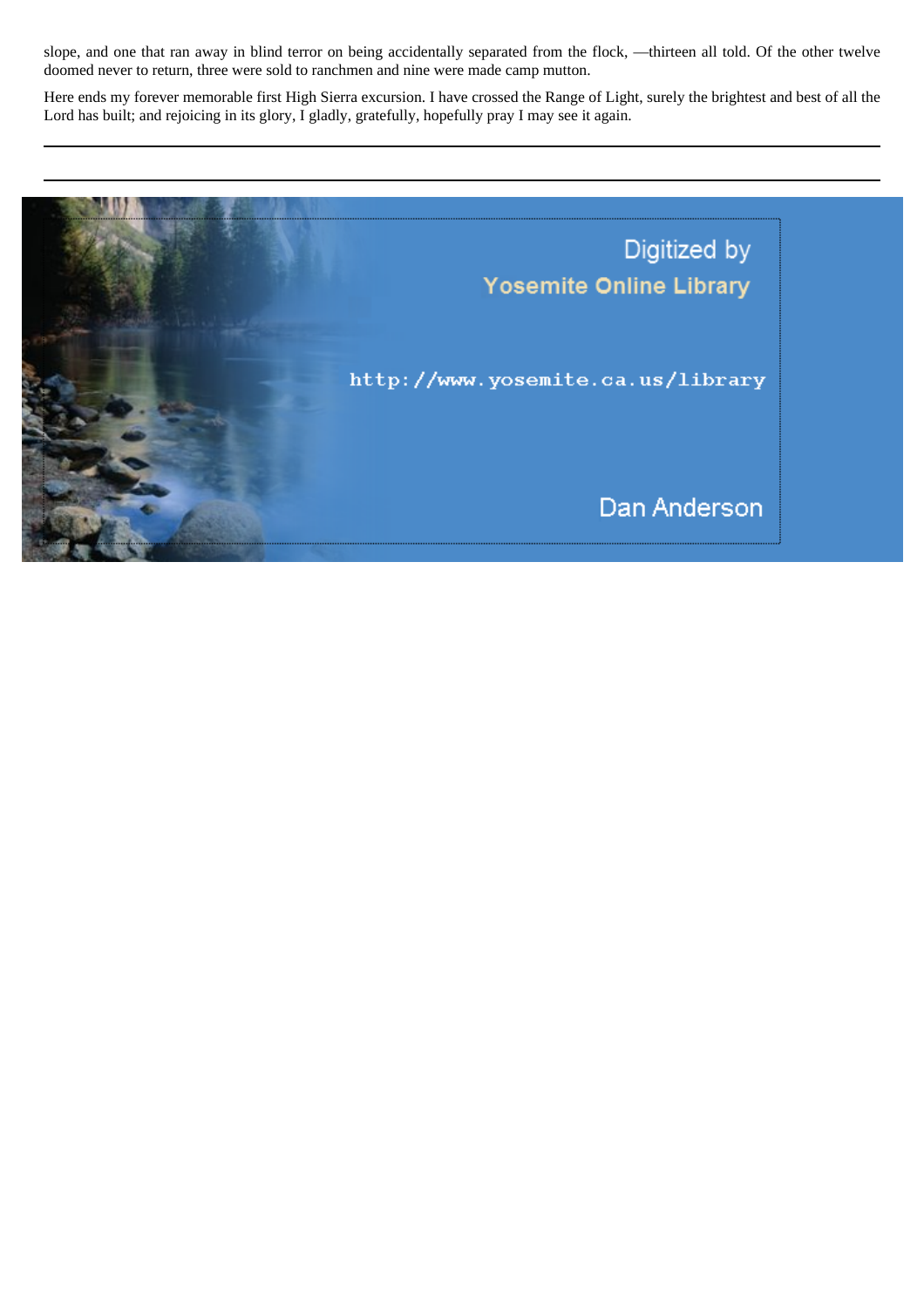slope, and one that ran away in blind terror on being accidentally separated from the flock, —thirteen all told. Of the other twelve doomed never to return, three were sold to ranchmen and nine were made camp mutton.

Here ends my forever memorable first High Sierra excursion. I have crossed the Range of Light, surely the brightest and best of all the Lord has built; and rejoicing in its glory, I gladly, gratefully, hopefully pray I may see it again.

---

---

Digitized by
Yosemite Online Library

http://www.yosemite.ca.us/library

Dan Anderson